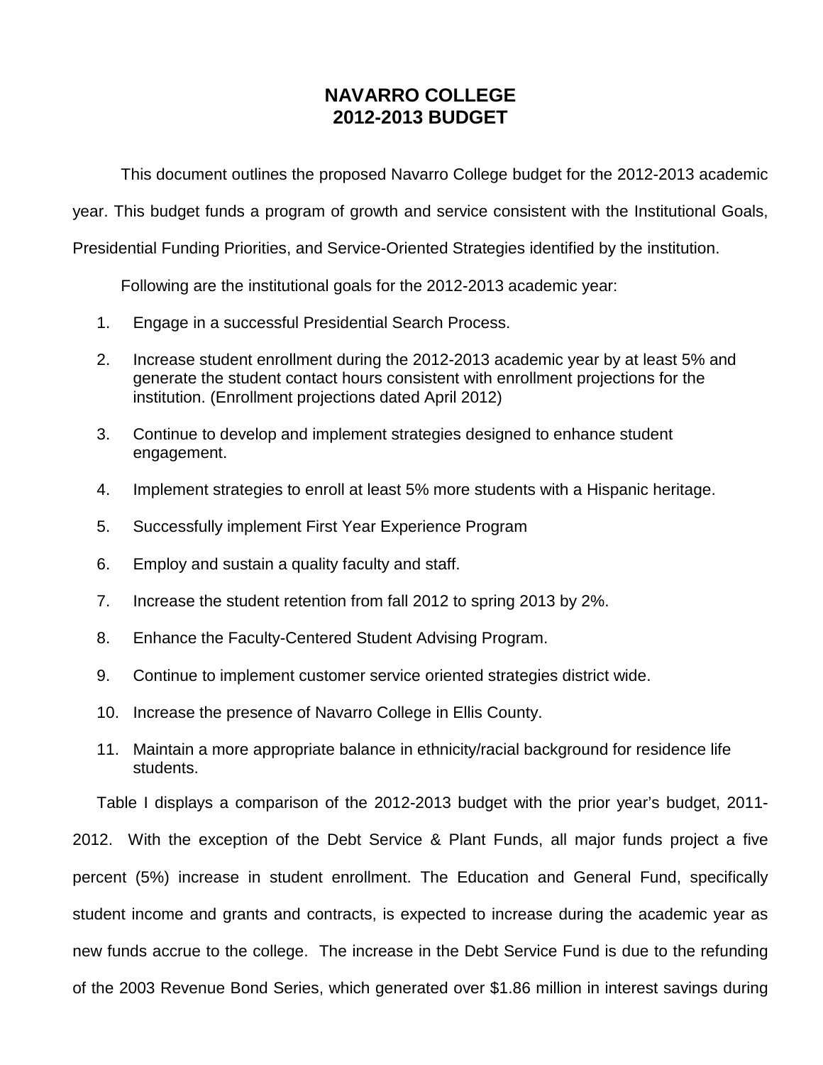# NAVARRO COLLEGE
# 2012-2013 BUDGET

This document outlines the proposed Navarro College budget for the 2012-2013 academic year. This budget funds a program of growth and service consistent with the Institutional Goals, Presidential Funding Priorities, and Service-Oriented Strategies identified by the institution.

Following are the institutional goals for the 2012-2013 academic year:

1. Engage in a successful Presidential Search Process.
2. Increase student enrollment during the 2012-2013 academic year by at least 5% and generate the student contact hours consistent with enrollment projections for the institution. (Enrollment projections dated April 2012)
3. Continue to develop and implement strategies designed to enhance student engagement.
4. Implement strategies to enroll at least 5% more students with a Hispanic heritage.
5. Successfully implement First Year Experience Program
6. Employ and sustain a quality faculty and staff.
7. Increase the student retention from fall 2012 to spring 2013 by 2%.
8. Enhance the Faculty-Centered Student Advising Program.
9. Continue to implement customer service oriented strategies district wide.
10. Increase the presence of Navarro College in Ellis County.
11. Maintain a more appropriate balance in ethnicity/racial background for residence life students.

Table I displays a comparison of the 2012-2013 budget with the prior year's budget, 2011-2012. With the exception of the Debt Service & Plant Funds, all major funds project a five percent (5%) increase in student enrollment. The Education and General Fund, specifically student income and grants and contracts, is expected to increase during the academic year as new funds accrue to the college. The increase in the Debt Service Fund is due to the refunding of the 2003 Revenue Bond Series, which generated over $1.86 million in interest savings during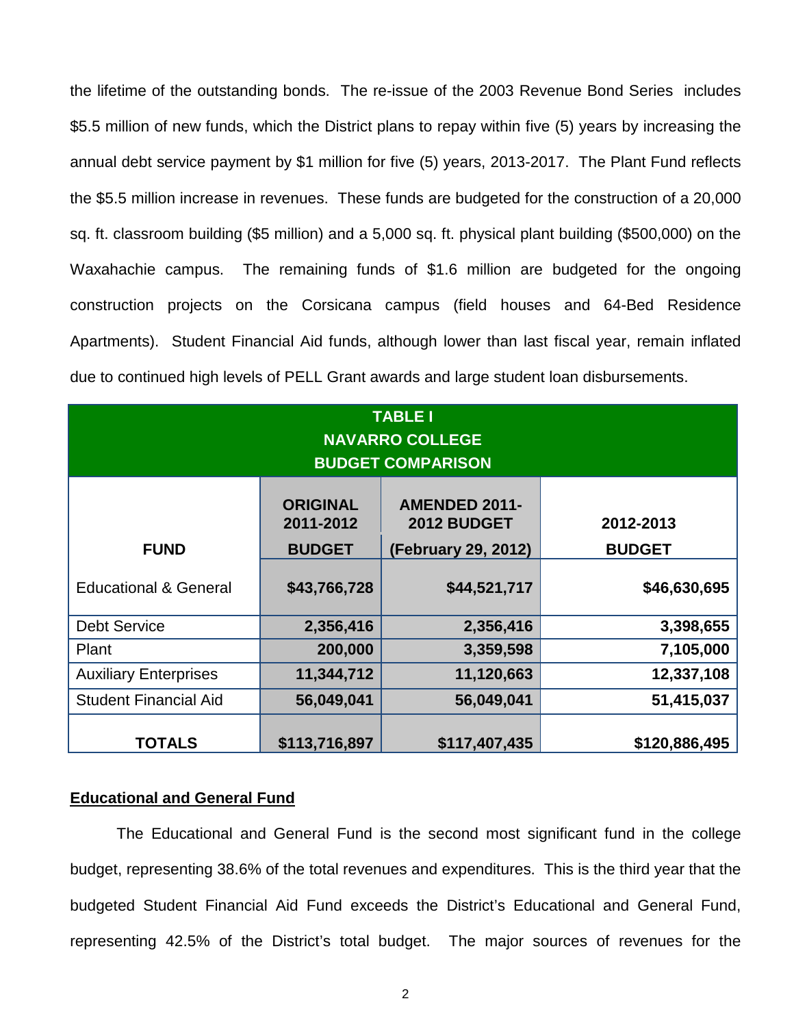the lifetime of the outstanding bonds. The re-issue of the 2003 Revenue Bond Series includes $5.5 million of new funds, which the District plans to repay within five (5) years by increasing the annual debt service payment by $1 million for five (5) years, 2013-2017. The Plant Fund reflects the $5.5 million increase in revenues. These funds are budgeted for the construction of a 20,000 sq. ft. classroom building ($5 million) and a 5,000 sq. ft. physical plant building ($500,000) on the Waxahachie campus. The remaining funds of $1.6 million are budgeted for the ongoing construction projects on the Corsicana campus (field houses and 64-Bed Residence Apartments). Student Financial Aid funds, although lower than last fiscal year, remain inflated due to continued high levels of PELL Grant awards and large student loan disbursements.

**TABLE I**
**NAVARRO COLLEGE**
**BUDGET COMPARISON**

| FUND | ORIGINAL 2011-2012 BUDGET | AMENDED 2011-2012 BUDGET (February 29, 2012) | 2012-2013 BUDGET |
|---|---|---|---|
| Educational & General | $43,766,728 | $44,521,717 | $46,630,695 |
| Debt Service | 2,356,416 | 2,356,416 | 3,398,655 |
| Plant | 200,000 | 3,359,598 | 7,105,000 |
| Auxiliary Enterprises | 11,344,712 | 11,120,663 | 12,337,108 |
| Student Financial Aid | 56,049,041 | 56,049,041 | 51,415,037 |
| **TOTALS** | **$113,716,897** | **$117,407,435** | **$120,886,495** |

## Educational and General Fund

The Educational and General Fund is the second most significant fund in the college budget, representing 38.6% of the total revenues and expenditures. This is the third year that the budgeted Student Financial Aid Fund exceeds the District's Educational and General Fund, representing 42.5% of the District's total budget. The major sources of revenues for the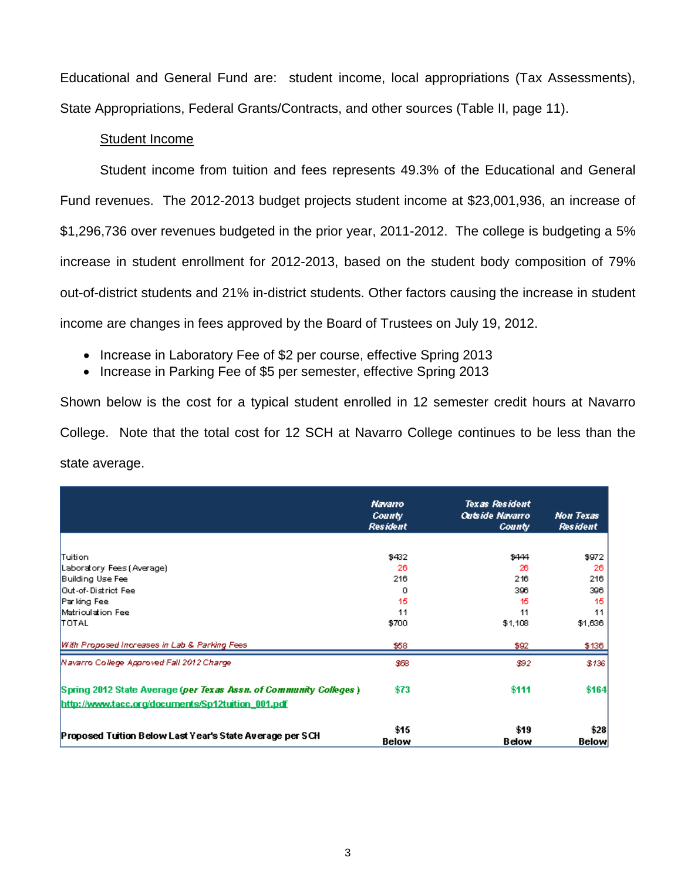Educational and General Fund are: student income, local appropriations (Tax Assessments), State Appropriations, Federal Grants/Contracts, and other sources (Table II, page 11).

Student Income

Student income from tuition and fees represents 49.3% of the Educational and General Fund revenues. The 2012-2013 budget projects student income at $23,001,936, an increase of $1,296,736 over revenues budgeted in the prior year, 2011-2012. The college is budgeting a 5% increase in student enrollment for 2012-2013, based on the student body composition of 79% out-of-district students and 21% in-district students. Other factors causing the increase in student income are changes in fees approved by the Board of Trustees on July 19, 2012.

- Increase in Laboratory Fee of $2 per course, effective Spring 2013
- Increase in Parking Fee of $5 per semester, effective Spring 2013

Shown below is the cost for a typical student enrolled in 12 semester credit hours at Navarro College. Note that the total cost for 12 SCH at Navarro College continues to be less than the state average.

| | *Navarro County Resident* | *Texas Resident Outside Navarro County* | *Non Texas Resident* |
|---|---|---|---|
| Tuition | $432 | $444 | $972 |
| Laboratory Fees (Average) | 26 | 26 | 26 |
| Building Use Fee | 216 | 216 | 216 |
| Out-of-District Fee | 0 | 396 | 396 |
| Parking Fee | 15 | 15 | 15 |
| Matriculation Fee | 11 | 11 | 11 |
| TOTAL | $700 | $1,108 | $1,636 |
| *With Proposed Increases in Lab & Parking Fees* | $58 | $92 | $136 |
| *Navarro College Approved Fall 2012 Charge* | *$58* | *$92* | *$136* |
| **Spring 2012 State Average (*per Texas Assn. of Community Colleges*)** http://www.tacc.org/documents/Sp12tuition_001.pdf | **$73** | **$111** | **$164** |
| **Proposed Tuition Below Last Year's State Average per SCH** | **$15 Below** | **$19 Below** | **$28 Below** |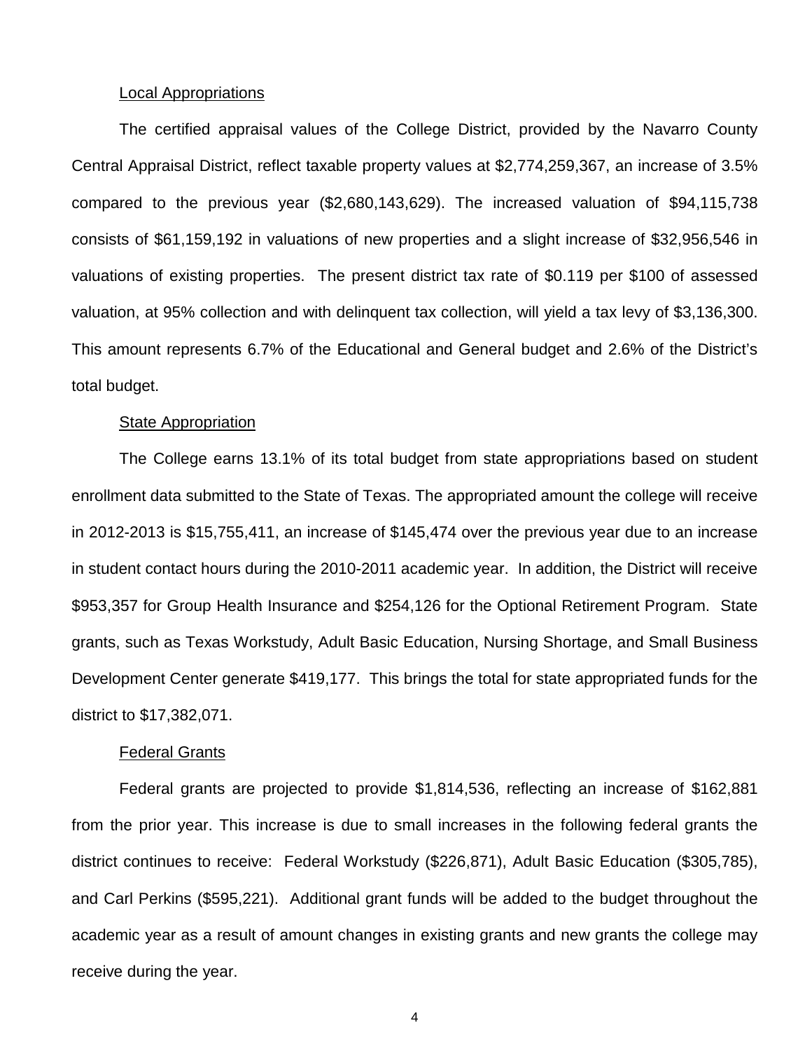<u>Local Appropriations</u>

The certified appraisal values of the College District, provided by the Navarro County Central Appraisal District, reflect taxable property values at $2,774,259,367, an increase of 3.5% compared to the previous year ($2,680,143,629). The increased valuation of $94,115,738 consists of $61,159,192 in valuations of new properties and a slight increase of $32,956,546 in valuations of existing properties. The present district tax rate of $0.119 per $100 of assessed valuation, at 95% collection and with delinquent tax collection, will yield a tax levy of $3,136,300. This amount represents 6.7% of the Educational and General budget and 2.6% of the District's total budget.

<u>State Appropriation</u>

The College earns 13.1% of its total budget from state appropriations based on student enrollment data submitted to the State of Texas. The appropriated amount the college will receive in 2012-2013 is $15,755,411, an increase of $145,474 over the previous year due to an increase in student contact hours during the 2010-2011 academic year. In addition, the District will receive $953,357 for Group Health Insurance and $254,126 for the Optional Retirement Program. State grants, such as Texas Workstudy, Adult Basic Education, Nursing Shortage, and Small Business Development Center generate $419,177. This brings the total for state appropriated funds for the district to $17,382,071.

<u>Federal Grants</u>

Federal grants are projected to provide $1,814,536, reflecting an increase of $162,881 from the prior year. This increase is due to small increases in the following federal grants the district continues to receive: Federal Workstudy ($226,871), Adult Basic Education ($305,785), and Carl Perkins ($595,221). Additional grant funds will be added to the budget throughout the academic year as a result of amount changes in existing grants and new grants the college may receive during the year.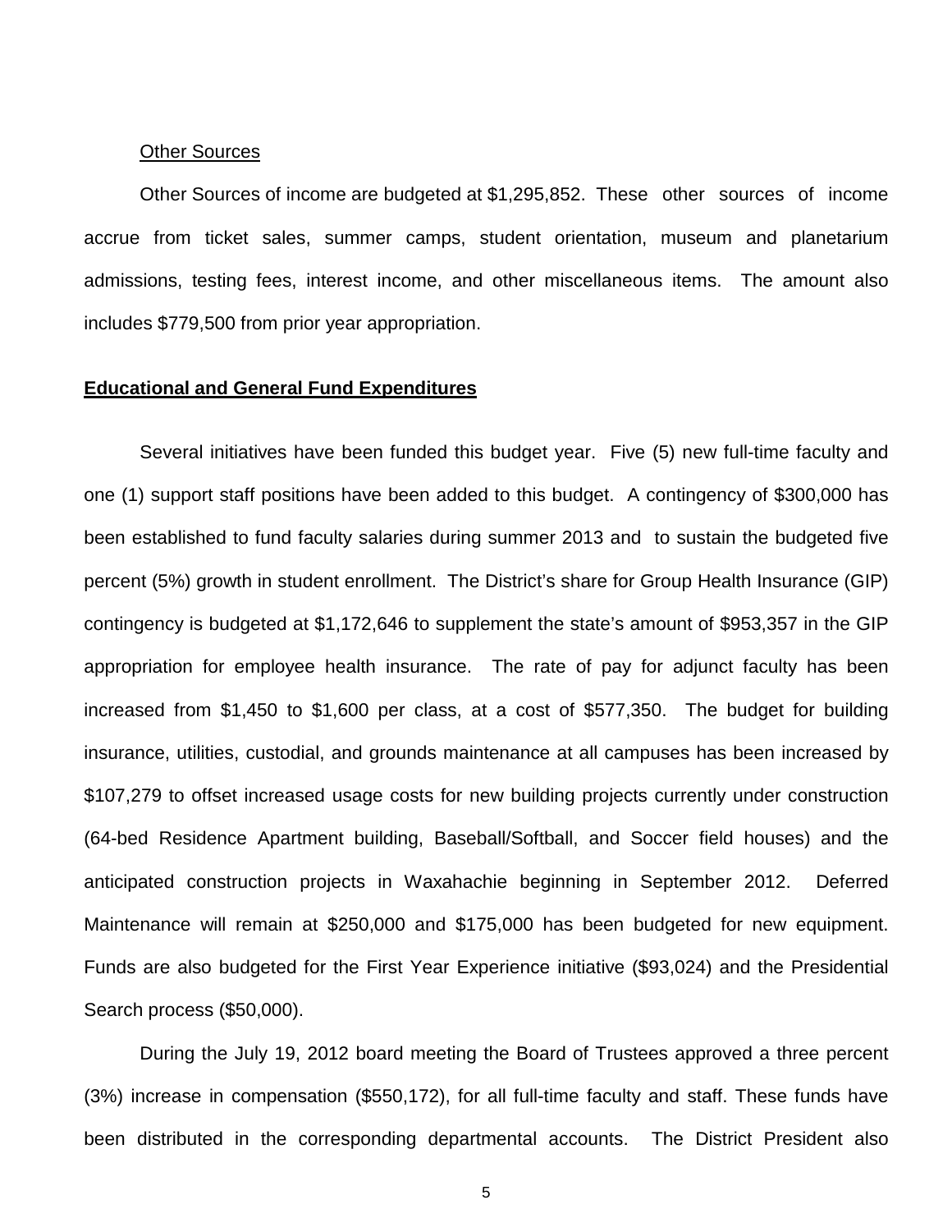Other Sources

Other Sources of income are budgeted at $1,295,852. These other sources of income accrue from ticket sales, summer camps, student orientation, museum and planetarium admissions, testing fees, interest income, and other miscellaneous items. The amount also includes $779,500 from prior year appropriation.

**Educational and General Fund Expenditures**

Several initiatives have been funded this budget year. Five (5) new full-time faculty and one (1) support staff positions have been added to this budget. A contingency of $300,000 has been established to fund faculty salaries during summer 2013 and to sustain the budgeted five percent (5%) growth in student enrollment. The District's share for Group Health Insurance (GIP) contingency is budgeted at $1,172,646 to supplement the state's amount of $953,357 in the GIP appropriation for employee health insurance. The rate of pay for adjunct faculty has been increased from $1,450 to $1,600 per class, at a cost of $577,350. The budget for building insurance, utilities, custodial, and grounds maintenance at all campuses has been increased by $107,279 to offset increased usage costs for new building projects currently under construction (64-bed Residence Apartment building, Baseball/Softball, and Soccer field houses) and the anticipated construction projects in Waxahachie beginning in September 2012. Deferred Maintenance will remain at $250,000 and $175,000 has been budgeted for new equipment. Funds are also budgeted for the First Year Experience initiative ($93,024) and the Presidential Search process ($50,000).

During the July 19, 2012 board meeting the Board of Trustees approved a three percent (3%) increase in compensation ($550,172), for all full-time faculty and staff. These funds have been distributed in the corresponding departmental accounts. The District President also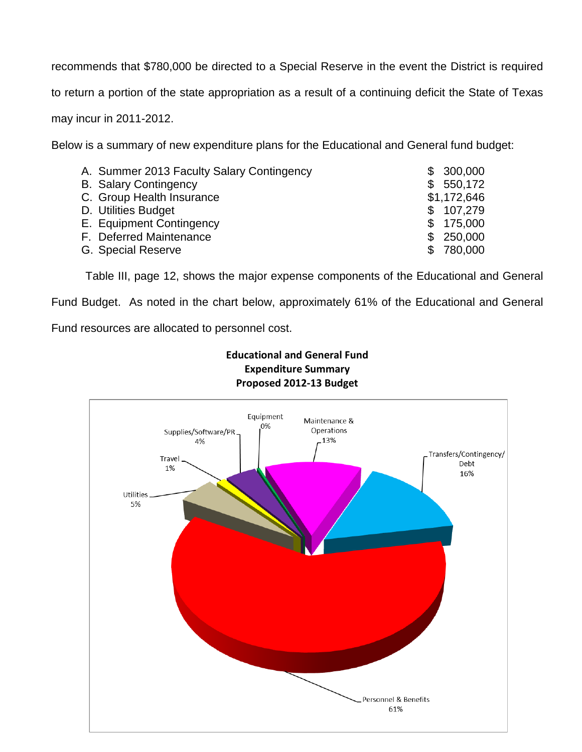recommends that $780,000 be directed to a Special Reserve in the event the District is required to return a portion of the state appropriation as a result of a continuing deficit the State of Texas may incur in 2011-2012.

Below is a summary of new expenditure plans for the Educational and General fund budget:

| | |
|---|---|
| A. Summer 2013 Faculty Salary Contingency | $ 300,000 |
| B. Salary Contingency | $ 550,172 |
| C. Group Health Insurance | $1,172,646 |
| D. Utilities Budget | $ 107,279 |
| E. Equipment Contingency | $ 175,000 |
| F. Deferred Maintenance | $ 250,000 |
| G. Special Reserve | $ 780,000 |

Table III, page 12, shows the major expense components of the Educational and General Fund Budget. As noted in the chart below, approximately 61% of the Educational and General Fund resources are allocated to personnel cost.

**Educational and General Fund**
**Expenditure Summary**
**Proposed 2012-13 Budget**

| Category | Percentage |
|---|---|
| Personnel & Benefits | 61% |
| Transfers/Contingency/Debt | 16% |
| Maintenance & Operations | 13% |
| Utilities | 5% |
| Supplies/Software/PR | 4% |
| Travel | 1% |
| Equipment | 0% |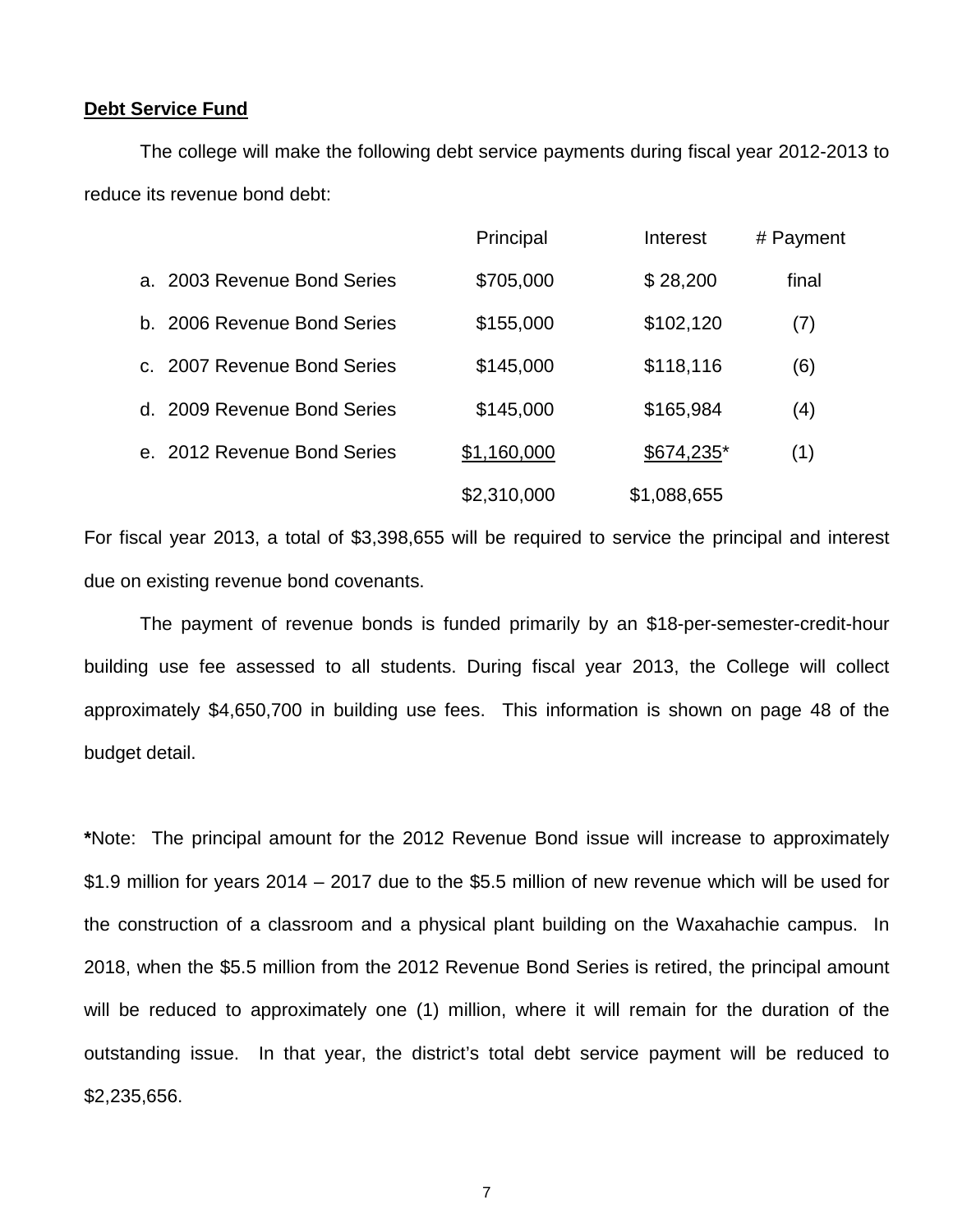**Debt Service Fund**

The college will make the following debt service payments during fiscal year 2012-2013 to reduce its revenue bond debt:

| | Principal | Interest | # Payment |
|---|---|---|---|
| a. 2003 Revenue Bond Series | $705,000 | $ 28,200 | final |
| b. 2006 Revenue Bond Series | $155,000 | $102,120 | (7) |
| c. 2007 Revenue Bond Series | $145,000 | $118,116 | (6) |
| d. 2009 Revenue Bond Series | $145,000 | $165,984 | (4) |
| e. 2012 Revenue Bond Series | $1,160,000 | $674,235* | (1) |
| | $2,310,000 | $1,088,655 | |

For fiscal year 2013, a total of $3,398,655 will be required to service the principal and interest due on existing revenue bond covenants.

The payment of revenue bonds is funded primarily by an $18-per-semester-credit-hour building use fee assessed to all students. During fiscal year 2013, the College will collect approximately $4,650,700 in building use fees. This information is shown on page 48 of the budget detail.

**\***Note: The principal amount for the 2012 Revenue Bond issue will increase to approximately $1.9 million for years 2014 – 2017 due to the $5.5 million of new revenue which will be used for the construction of a classroom and a physical plant building on the Waxahachie campus. In 2018, when the $5.5 million from the 2012 Revenue Bond Series is retired, the principal amount will be reduced to approximately one (1) million, where it will remain for the duration of the outstanding issue. In that year, the district's total debt service payment will be reduced to $2,235,656.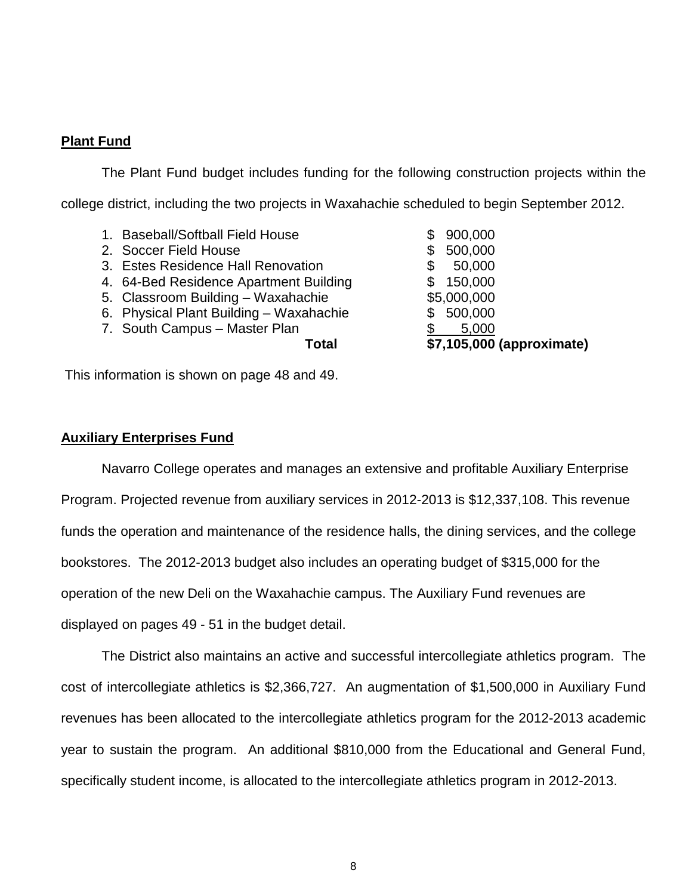**Plant Fund**

The Plant Fund budget includes funding for the following construction projects within the college district, including the two projects in Waxahachie scheduled to begin September 2012.

| Project | Amount |
|---|---|
| 1. Baseball/Softball Field House | $ 900,000 |
| 2. Soccer Field House | $ 500,000 |
| 3. Estes Residence Hall Renovation | $ 50,000 |
| 4. 64-Bed Residence Apartment Building | $ 150,000 |
| 5. Classroom Building – Waxahachie | $5,000,000 |
| 6. Physical Plant Building – Waxahachie | $ 500,000 |
| 7. South Campus – Master Plan | $ 5,000 |
| **Total** | **$7,105,000 (approximate)** |

This information is shown on page 48 and 49.

**Auxiliary Enterprises Fund**

Navarro College operates and manages an extensive and profitable Auxiliary Enterprise Program. Projected revenue from auxiliary services in 2012-2013 is $12,337,108. This revenue funds the operation and maintenance of the residence halls, the dining services, and the college bookstores. The 2012-2013 budget also includes an operating budget of $315,000 for the operation of the new Deli on the Waxahachie campus. The Auxiliary Fund revenues are displayed on pages 49 - 51 in the budget detail.

The District also maintains an active and successful intercollegiate athletics program. The cost of intercollegiate athletics is $2,366,727. An augmentation of $1,500,000 in Auxiliary Fund revenues has been allocated to the intercollegiate athletics program for the 2012-2013 academic year to sustain the program. An additional $810,000 from the Educational and General Fund, specifically student income, is allocated to the intercollegiate athletics program in 2012-2013.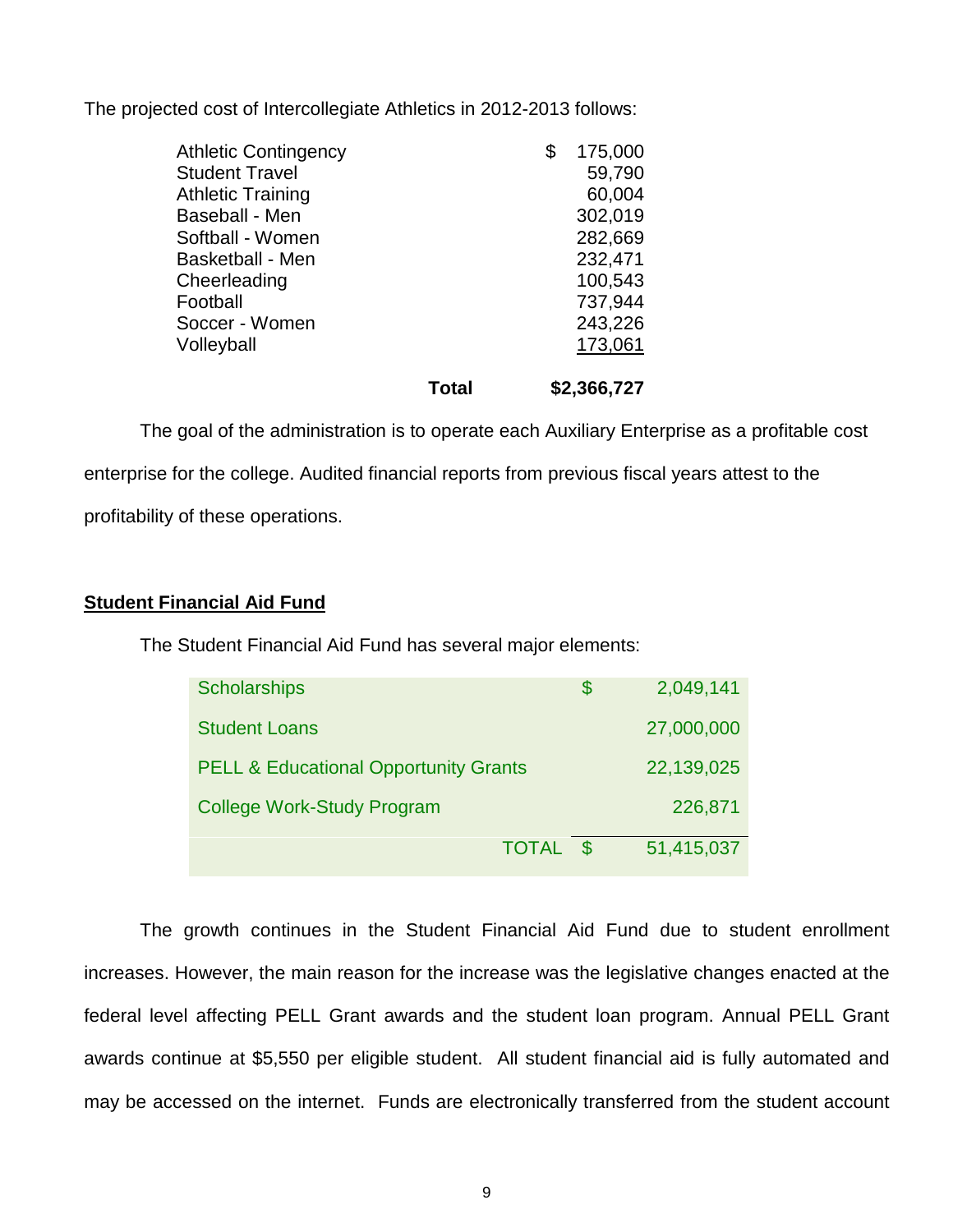The projected cost of Intercollegiate Athletics in 2012-2013 follows:

| | |
|---|---|
| Athletic Contingency | $ 175,000 |
| Student Travel | 59,790 |
| Athletic Training | 60,004 |
| Baseball - Men | 302,019 |
| Softball - Women | 282,669 |
| Basketball - Men | 232,471 |
| Cheerleading | 100,543 |
| Football | 737,944 |
| Soccer - Women | 243,226 |
| Volleyball | 173,061 |
| **Total** | **$2,366,727** |

The goal of the administration is to operate each Auxiliary Enterprise as a profitable cost enterprise for the college. Audited financial reports from previous fiscal years attest to the profitability of these operations.

## Student Financial Aid Fund

The Student Financial Aid Fund has several major elements:

| | | |
|---|---|---|
| Scholarships | $ | 2,049,141 |
| Student Loans | | 27,000,000 |
| PELL & Educational Opportunity Grants | | 22,139,025 |
| College Work-Study Program | | 226,871 |
| TOTAL | $ | 51,415,037 |

The growth continues in the Student Financial Aid Fund due to student enrollment increases. However, the main reason for the increase was the legislative changes enacted at the federal level affecting PELL Grant awards and the student loan program. Annual PELL Grant awards continue at $5,550 per eligible student. All student financial aid is fully automated and may be accessed on the internet. Funds are electronically transferred from the student account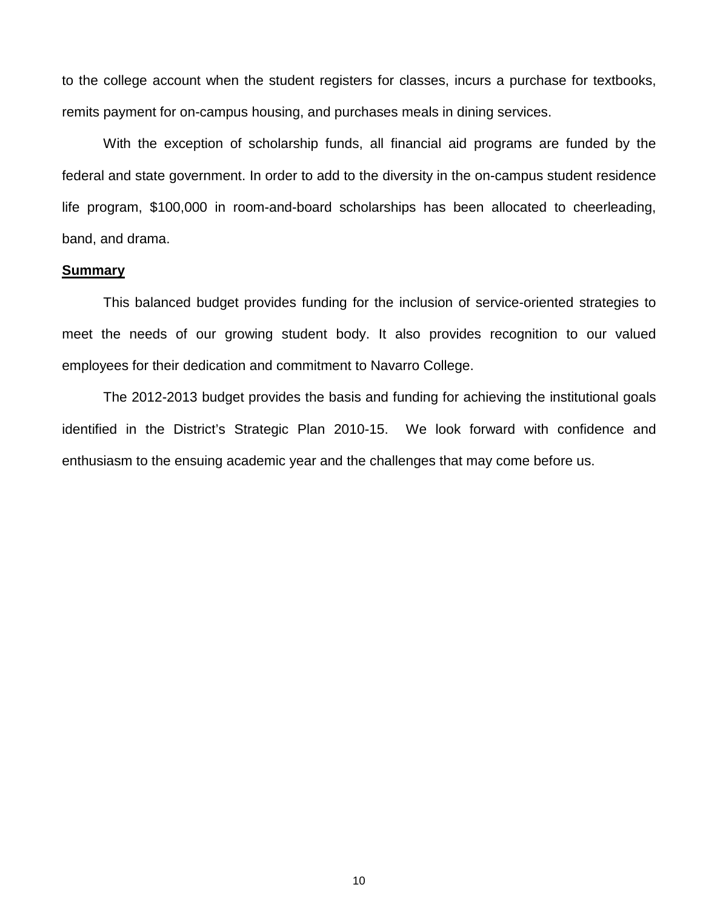to the college account when the student registers for classes, incurs a purchase for textbooks, remits payment for on-campus housing, and purchases meals in dining services.

With the exception of scholarship funds, all financial aid programs are funded by the federal and state government. In order to add to the diversity in the on-campus student residence life program, $100,000 in room-and-board scholarships has been allocated to cheerleading, band, and drama.

**Summary**

This balanced budget provides funding for the inclusion of service-oriented strategies to meet the needs of our growing student body. It also provides recognition to our valued employees for their dedication and commitment to Navarro College.

The 2012-2013 budget provides the basis and funding for achieving the institutional goals identified in the District's Strategic Plan 2010-15. We look forward with confidence and enthusiasm to the ensuing academic year and the challenges that may come before us.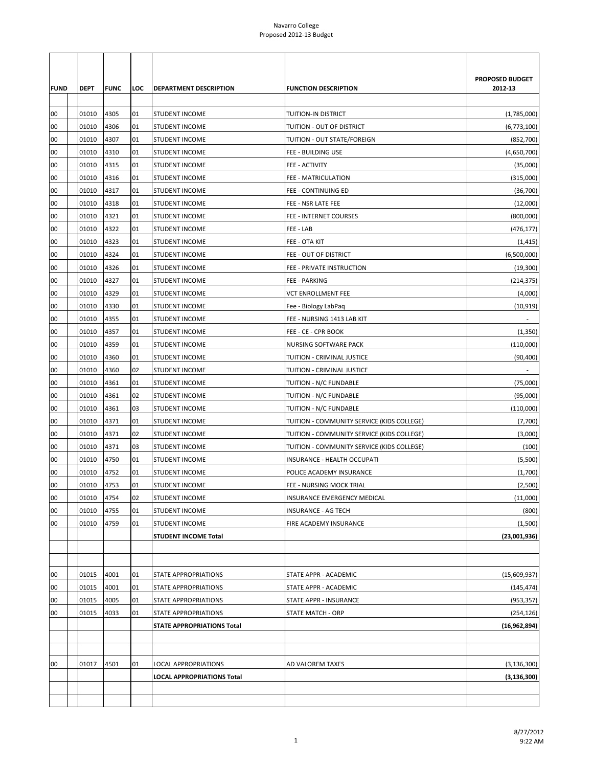# Navarro College
## Proposed 2012-13 Budget

| FUND | DEPT | FUNC | LOC | DEPARTMENT DESCRIPTION | FUNCTION DESCRIPTION | PROPOSED BUDGET 2012-13 |
|---|---|---|---|---|---|---|
| 00 | 01010 | 4305 | 01 | STUDENT INCOME | TUITION-IN DISTRICT | (1,785,000) |
| 00 | 01010 | 4306 | 01 | STUDENT INCOME | TUITION - OUT OF DISTRICT | (6,773,100) |
| 00 | 01010 | 4307 | 01 | STUDENT INCOME | TUITION - OUT STATE/FOREIGN | (852,700) |
| 00 | 01010 | 4310 | 01 | STUDENT INCOME | FEE - BUILDING USE | (4,650,700) |
| 00 | 01010 | 4315 | 01 | STUDENT INCOME | FEE - ACTIVITY | (35,000) |
| 00 | 01010 | 4316 | 01 | STUDENT INCOME | FEE - MATRICULATION | (315,000) |
| 00 | 01010 | 4317 | 01 | STUDENT INCOME | FEE - CONTINUING ED | (36,700) |
| 00 | 01010 | 4318 | 01 | STUDENT INCOME | FEE - NSR LATE FEE | (12,000) |
| 00 | 01010 | 4321 | 01 | STUDENT INCOME | FEE - INTERNET COURSES | (800,000) |
| 00 | 01010 | 4322 | 01 | STUDENT INCOME | FEE - LAB | (476,177) |
| 00 | 01010 | 4323 | 01 | STUDENT INCOME | FEE - OTA KIT | (1,415) |
| 00 | 01010 | 4324 | 01 | STUDENT INCOME | FEE - OUT OF DISTRICT | (6,500,000) |
| 00 | 01010 | 4326 | 01 | STUDENT INCOME | FEE - PRIVATE INSTRUCTION | (19,300) |
| 00 | 01010 | 4327 | 01 | STUDENT INCOME | FEE - PARKING | (214,375) |
| 00 | 01010 | 4329 | 01 | STUDENT INCOME | VCT ENROLLMENT FEE | (4,000) |
| 00 | 01010 | 4330 | 01 | STUDENT INCOME | Fee - Biology LabPaq | (10,919) |
| 00 | 01010 | 4355 | 01 | STUDENT INCOME | FEE - NURSING 1413 LAB KIT | - |
| 00 | 01010 | 4357 | 01 | STUDENT INCOME | FEE - CE - CPR BOOK | (1,350) |
| 00 | 01010 | 4359 | 01 | STUDENT INCOME | NURSING SOFTWARE PACK | (110,000) |
| 00 | 01010 | 4360 | 01 | STUDENT INCOME | TUITION - CRIMINAL JUSTICE | (90,400) |
| 00 | 01010 | 4360 | 02 | STUDENT INCOME | TUITION - CRIMINAL JUSTICE | - |
| 00 | 01010 | 4361 | 01 | STUDENT INCOME | TUITION - N/C FUNDABLE | (75,000) |
| 00 | 01010 | 4361 | 02 | STUDENT INCOME | TUITION - N/C FUNDABLE | (95,000) |
| 00 | 01010 | 4361 | 03 | STUDENT INCOME | TUITION - N/C FUNDABLE | (110,000) |
| 00 | 01010 | 4371 | 01 | STUDENT INCOME | TUITION - COMMUNITY SERVICE (KIDS COLLEGE) | (7,700) |
| 00 | 01010 | 4371 | 02 | STUDENT INCOME | TUITION - COMMUNITY SERVICE (KIDS COLLEGE) | (3,000) |
| 00 | 01010 | 4371 | 03 | STUDENT INCOME | TUITION - COMMUNITY SERVICE (KIDS COLLEGE) | (100) |
| 00 | 01010 | 4750 | 01 | STUDENT INCOME | INSURANCE - HEALTH OCCUPATI | (5,500) |
| 00 | 01010 | 4752 | 01 | STUDENT INCOME | POLICE ACADEMY INSURANCE | (1,700) |
| 00 | 01010 | 4753 | 01 | STUDENT INCOME | FEE - NURSING MOCK TRIAL | (2,500) |
| 00 | 01010 | 4754 | 02 | STUDENT INCOME | INSURANCE EMERGENCY MEDICAL | (11,000) |
| 00 | 01010 | 4755 | 01 | STUDENT INCOME | INSURANCE - AG TECH | (800) |
| 00 | 01010 | 4759 | 01 | STUDENT INCOME | FIRE ACADEMY INSURANCE | (1,500) |
| | | | | **STUDENT INCOME Total** | | **(23,001,936)** |
| | | | | | | |
| | | | | | | |
| 00 | 01015 | 4001 | 01 | STATE APPROPRIATIONS | STATE APPR - ACADEMIC | (15,609,937) |
| 00 | 01015 | 4001 | 01 | STATE APPROPRIATIONS | STATE APPR - ACADEMIC | (145,474) |
| 00 | 01015 | 4005 | 01 | STATE APPROPRIATIONS | STATE APPR - INSURANCE | (953,357) |
| 00 | 01015 | 4033 | 01 | STATE APPROPRIATIONS | STATE MATCH - ORP | (254,126) |
| | | | | **STATE APPROPRIATIONS Total** | | **(16,962,894)** |
| | | | | | | |
| | | | | | | |
| 00 | 01017 | 4501 | 01 | LOCAL APPROPRIATIONS | AD VALOREM TAXES | (3,136,300) |
| | | | | **LOCAL APPROPRIATIONS Total** | | **(3,136,300)** |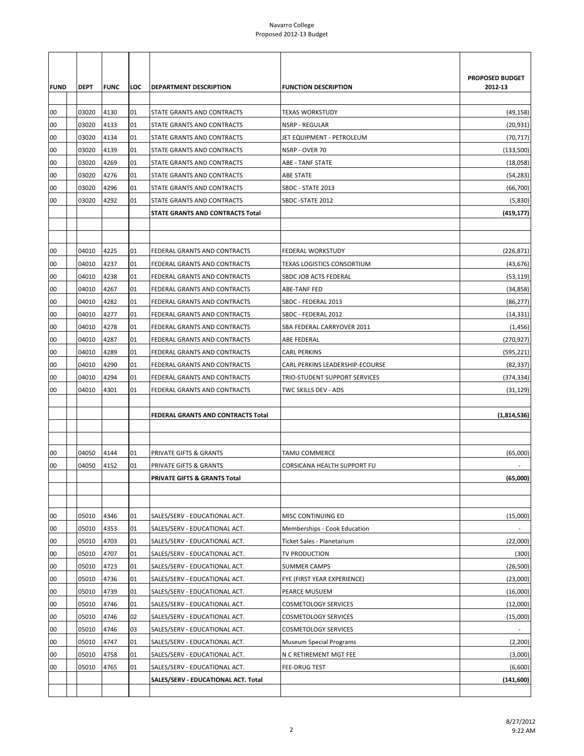| FUND | DEPT | FUNC | LOC | DEPARTMENT DESCRIPTION | FUNCTION DESCRIPTION | PROPOSED BUDGET 2012-13 |
|---|---|---|---|---|---|---|
| 00 | 03020 | 4130 | 01 | STATE GRANTS AND CONTRACTS | TEXAS WORKSTUDY | (49,158) |
| 00 | 03020 | 4133 | 01 | STATE GRANTS AND CONTRACTS | NSRP - REGULAR | (20,931) |
| 00 | 03020 | 4134 | 01 | STATE GRANTS AND CONTRACTS | JET EQUIPMENT - PETROLEUM | (70,717) |
| 00 | 03020 | 4139 | 01 | STATE GRANTS AND CONTRACTS | NSRP - OVER 70 | (133,500) |
| 00 | 03020 | 4269 | 01 | STATE GRANTS AND CONTRACTS | ABE - TANF STATE | (18,058) |
| 00 | 03020 | 4276 | 01 | STATE GRANTS AND CONTRACTS | ABE STATE | (54,283) |
| 00 | 03020 | 4296 | 01 | STATE GRANTS AND CONTRACTS | SBDC - STATE 2013 | (66,700) |
| 00 | 03020 | 4292 | 01 | STATE GRANTS AND CONTRACTS | SBDC -STATE 2012 | (5,830) |
| | | | | **STATE GRANTS AND CONTRACTS Total** | | **(419,177)** |
| 00 | 04010 | 4225 | 01 | FEDERAL GRANTS AND CONTRACTS | FEDERAL WORKSTUDY | (226,871) |
| 00 | 04010 | 4237 | 01 | FEDERAL GRANTS AND CONTRACTS | TEXAS LOGISTICS CONSORTIUM | (43,676) |
| 00 | 04010 | 4238 | 01 | FEDERAL GRANTS AND CONTRACTS | SBDC JOB ACTS FEDERAL | (53,119) |
| 00 | 04010 | 4267 | 01 | FEDERAL GRANTS AND CONTRACTS | ABE-TANF FED | (34,858) |
| 00 | 04010 | 4282 | 01 | FEDERAL GRANTS AND CONTRACTS | SBDC - FEDERAL 2013 | (86,277) |
| 00 | 04010 | 4277 | 01 | FEDERAL GRANTS AND CONTRACTS | SBDC - FEDERAL 2012 | (14,331) |
| 00 | 04010 | 4278 | 01 | FEDERAL GRANTS AND CONTRACTS | SBA FEDERAL CARRYOVER 2011 | (1,456) |
| 00 | 04010 | 4287 | 01 | FEDERAL GRANTS AND CONTRACTS | ABE FEDERAL | (270,927) |
| 00 | 04010 | 4289 | 01 | FEDERAL GRANTS AND CONTRACTS | CARL PERKINS | (595,221) |
| 00 | 04010 | 4290 | 01 | FEDERAL GRANTS AND CONTRACTS | CARL PERKINS LEADERSHIP-ECOURSE | (82,337) |
| 00 | 04010 | 4294 | 01 | FEDERAL GRANTS AND CONTRACTS | TRIO-STUDENT SUPPORT SERVICES | (374,334) |
| 00 | 04010 | 4301 | 01 | FEDERAL GRANTS AND CONTRACTS | TWC SKILLS DEV - ADS | (31,129) |
| | | | | **FEDERAL GRANTS AND CONTRACTS Total** | | **(1,814,536)** |
| 00 | 04050 | 4144 | 01 | PRIVATE GIFTS & GRANTS | TAMU COMMERCE | (65,000) |
| 00 | 04050 | 4152 | 01 | PRIVATE GIFTS & GRANTS | CORSICANA HEALTH SUPPORT FU | - |
| | | | | **PRIVATE GIFTS & GRANTS Total** | | **(65,000)** |
| 00 | 05010 | 4346 | 01 | SALES/SERV - EDUCATIONAL ACT. | MISC CONTINUING ED | (15,000) |
| 00 | 05010 | 4353 | 01 | SALES/SERV - EDUCATIONAL ACT. | Memberships - Cook Education | - |
| 00 | 05010 | 4703 | 01 | SALES/SERV - EDUCATIONAL ACT. | Ticket Sales - Planetarium | (22,000) |
| 00 | 05010 | 4707 | 01 | SALES/SERV - EDUCATIONAL ACT. | TV PRODUCTION | (300) |
| 00 | 05010 | 4723 | 01 | SALES/SERV - EDUCATIONAL ACT. | SUMMER CAMPS | (26,500) |
| 00 | 05010 | 4736 | 01 | SALES/SERV - EDUCATIONAL ACT. | FYE (FIRST YEAR EXPERIENCE) | (23,000) |
| 00 | 05010 | 4739 | 01 | SALES/SERV - EDUCATIONAL ACT. | PEARCE MUSUEM | (16,000) |
| 00 | 05010 | 4746 | 01 | SALES/SERV - EDUCATIONAL ACT. | COSMETOLOGY SERVICES | (12,000) |
| 00 | 05010 | 4746 | 02 | SALES/SERV - EDUCATIONAL ACT. | COSMETOLOGY SERVICES | (15,000) |
| 00 | 05010 | 4746 | 03 | SALES/SERV - EDUCATIONAL ACT. | COSMETOLOGY SERVICES | - |
| 00 | 05010 | 4747 | 01 | SALES/SERV - EDUCATIONAL ACT. | Museum Special Programs | (2,200) |
| 00 | 05010 | 4758 | 01 | SALES/SERV - EDUCATIONAL ACT. | N C RETIREMENT MGT FEE | (3,000) |
| 00 | 05010 | 4765 | 01 | SALES/SERV - EDUCATIONAL ACT. | FEE-DRUG TEST | (6,600) |
| | | | | **SALES/SERV - EDUCATIONAL ACT. Total** | | **(141,600)** |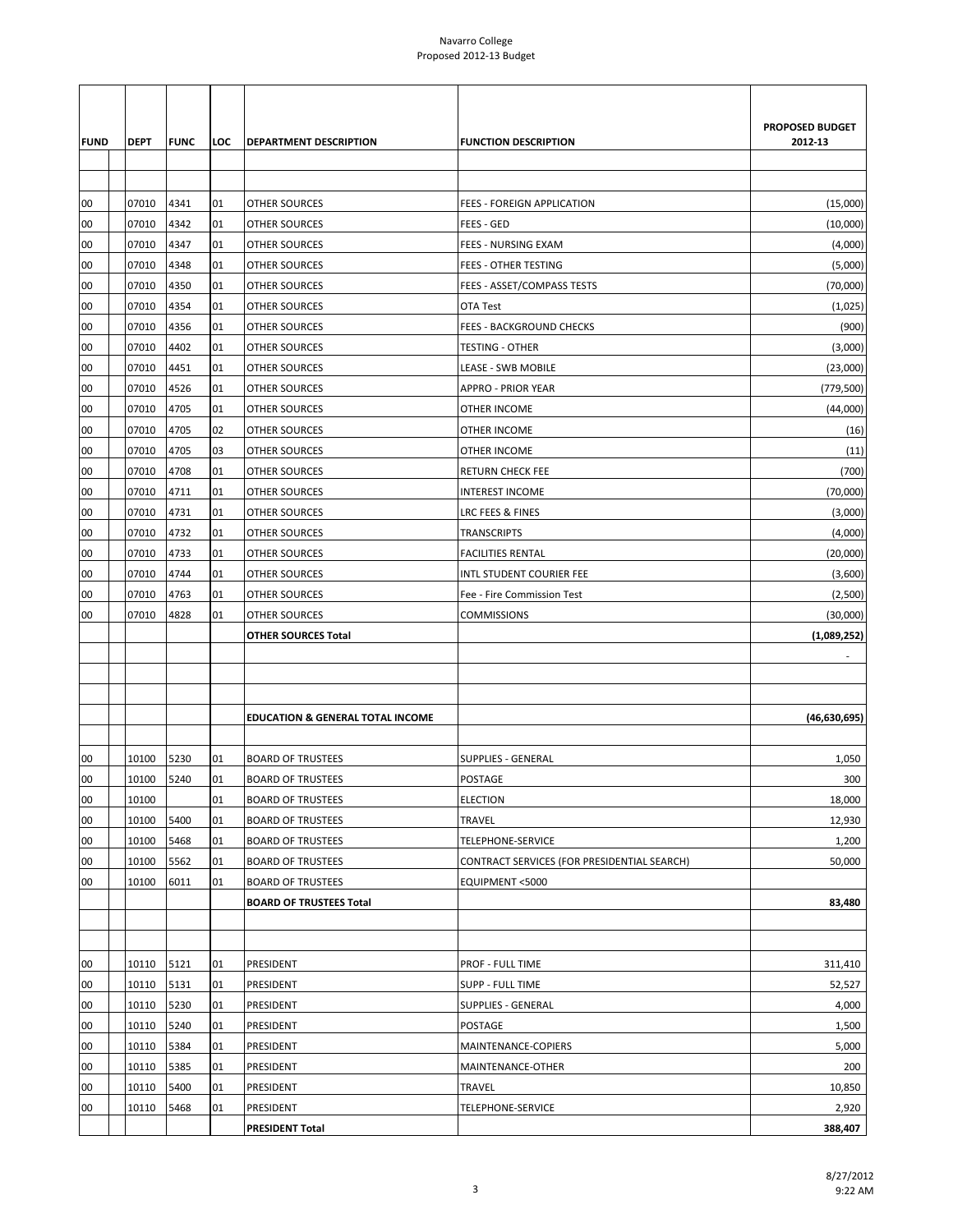Navarro College
Proposed 2012-13 Budget

| FUND | DEPT | FUNC | LOC | DEPARTMENT DESCRIPTION | FUNCTION DESCRIPTION | PROPOSED BUDGET 2012-13 |
|---|---|---|---|---|---|---|
| | | | | | | |
| | | | | | | |
| 00 | 07010 | 4341 | 01 | OTHER SOURCES | FEES - FOREIGN APPLICATION | (15,000) |
| 00 | 07010 | 4342 | 01 | OTHER SOURCES | FEES - GED | (10,000) |
| 00 | 07010 | 4347 | 01 | OTHER SOURCES | FEES - NURSING EXAM | (4,000) |
| 00 | 07010 | 4348 | 01 | OTHER SOURCES | FEES - OTHER TESTING | (5,000) |
| 00 | 07010 | 4350 | 01 | OTHER SOURCES | FEES - ASSET/COMPASS TESTS | (70,000) |
| 00 | 07010 | 4354 | 01 | OTHER SOURCES | OTA Test | (1,025) |
| 00 | 07010 | 4356 | 01 | OTHER SOURCES | FEES - BACKGROUND CHECKS | (900) |
| 00 | 07010 | 4402 | 01 | OTHER SOURCES | TESTING - OTHER | (3,000) |
| 00 | 07010 | 4451 | 01 | OTHER SOURCES | LEASE - SWB MOBILE | (23,000) |
| 00 | 07010 | 4526 | 01 | OTHER SOURCES | APPRO - PRIOR YEAR | (779,500) |
| 00 | 07010 | 4705 | 01 | OTHER SOURCES | OTHER INCOME | (44,000) |
| 00 | 07010 | 4705 | 02 | OTHER SOURCES | OTHER INCOME | (16) |
| 00 | 07010 | 4705 | 03 | OTHER SOURCES | OTHER INCOME | (11) |
| 00 | 07010 | 4708 | 01 | OTHER SOURCES | RETURN CHECK FEE | (700) |
| 00 | 07010 | 4711 | 01 | OTHER SOURCES | INTEREST INCOME | (70,000) |
| 00 | 07010 | 4731 | 01 | OTHER SOURCES | LRC FEES & FINES | (3,000) |
| 00 | 07010 | 4732 | 01 | OTHER SOURCES | TRANSCRIPTS | (4,000) |
| 00 | 07010 | 4733 | 01 | OTHER SOURCES | FACILITIES RENTAL | (20,000) |
| 00 | 07010 | 4744 | 01 | OTHER SOURCES | INTL STUDENT COURIER FEE | (3,600) |
| 00 | 07010 | 4763 | 01 | OTHER SOURCES | Fee - Fire Commission Test | (2,500) |
| 00 | 07010 | 4828 | 01 | OTHER SOURCES | COMMISSIONS | (30,000) |
| | | | | **OTHER SOURCES Total** | | **(1,089,252)** |
| | | | | | | - |
| | | | | | | |
| | | | | | | |
| | | | | **EDUCATION & GENERAL TOTAL INCOME** | | **(46,630,695)** |
| | | | | | | |
| 00 | 10100 | 5230 | 01 | BOARD OF TRUSTEES | SUPPLIES - GENERAL | 1,050 |
| 00 | 10100 | 5240 | 01 | BOARD OF TRUSTEES | POSTAGE | 300 |
| 00 | 10100 | | 01 | BOARD OF TRUSTEES | ELECTION | 18,000 |
| 00 | 10100 | 5400 | 01 | BOARD OF TRUSTEES | TRAVEL | 12,930 |
| 00 | 10100 | 5468 | 01 | BOARD OF TRUSTEES | TELEPHONE-SERVICE | 1,200 |
| 00 | 10100 | 5562 | 01 | BOARD OF TRUSTEES | CONTRACT SERVICES (FOR PRESIDENTIAL SEARCH) | 50,000 |
| 00 | 10100 | 6011 | 01 | BOARD OF TRUSTEES | EQUIPMENT <5000 | |
| | | | | **BOARD OF TRUSTEES Total** | | **83,480** |
| | | | | | | |
| | | | | | | |
| 00 | 10110 | 5121 | 01 | PRESIDENT | PROF - FULL TIME | 311,410 |
| 00 | 10110 | 5131 | 01 | PRESIDENT | SUPP - FULL TIME | 52,527 |
| 00 | 10110 | 5230 | 01 | PRESIDENT | SUPPLIES - GENERAL | 4,000 |
| 00 | 10110 | 5240 | 01 | PRESIDENT | POSTAGE | 1,500 |
| 00 | 10110 | 5384 | 01 | PRESIDENT | MAINTENANCE-COPIERS | 5,000 |
| 00 | 10110 | 5385 | 01 | PRESIDENT | MAINTENANCE-OTHER | 200 |
| 00 | 10110 | 5400 | 01 | PRESIDENT | TRAVEL | 10,850 |
| 00 | 10110 | 5468 | 01 | PRESIDENT | TELEPHONE-SERVICE | 2,920 |
| | | | | **PRESIDENT Total** | | **388,407** |

8/27/2012
9:22 AM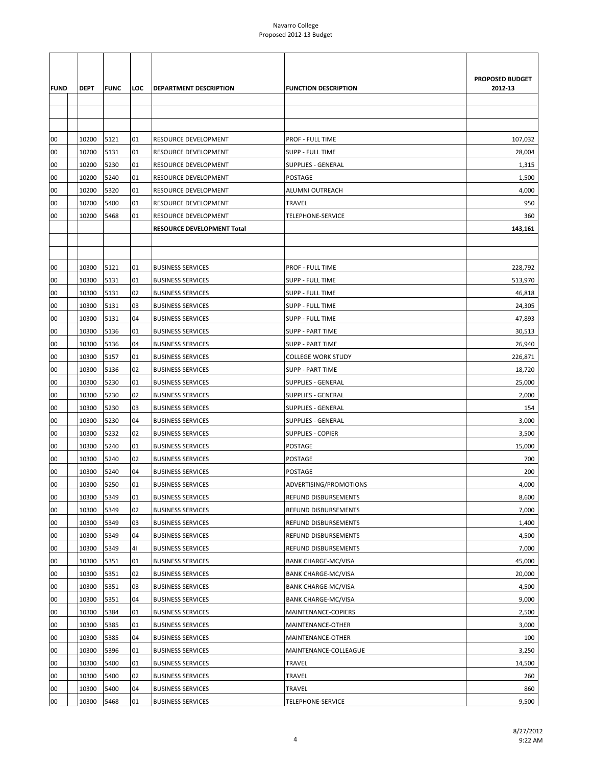| FUND | DEPT | FUNC | LOC | DEPARTMENT DESCRIPTION | FUNCTION DESCRIPTION | PROPOSED BUDGET 2012-13 |
|---|---|---|---|---|---|---|
| | | | | | | |
| | | | | | | |
| 00 | 10200 | 5121 | 01 | RESOURCE DEVELOPMENT | PROF - FULL TIME | 107,032 |
| 00 | 10200 | 5131 | 01 | RESOURCE DEVELOPMENT | SUPP - FULL TIME | 28,004 |
| 00 | 10200 | 5230 | 01 | RESOURCE DEVELOPMENT | SUPPLIES - GENERAL | 1,315 |
| 00 | 10200 | 5240 | 01 | RESOURCE DEVELOPMENT | POSTAGE | 1,500 |
| 00 | 10200 | 5320 | 01 | RESOURCE DEVELOPMENT | ALUMNI OUTREACH | 4,000 |
| 00 | 10200 | 5400 | 01 | RESOURCE DEVELOPMENT | TRAVEL | 950 |
| 00 | 10200 | 5468 | 01 | RESOURCE DEVELOPMENT | TELEPHONE-SERVICE | 360 |
| | | | | **RESOURCE DEVELOPMENT Total** | | **143,161** |
| | | | | | | |
| | | | | | | |
| 00 | 10300 | 5121 | 01 | BUSINESS SERVICES | PROF - FULL TIME | 228,792 |
| 00 | 10300 | 5131 | 01 | BUSINESS SERVICES | SUPP - FULL TIME | 513,970 |
| 00 | 10300 | 5131 | 02 | BUSINESS SERVICES | SUPP - FULL TIME | 46,818 |
| 00 | 10300 | 5131 | 03 | BUSINESS SERVICES | SUPP - FULL TIME | 24,305 |
| 00 | 10300 | 5131 | 04 | BUSINESS SERVICES | SUPP - FULL TIME | 47,893 |
| 00 | 10300 | 5136 | 01 | BUSINESS SERVICES | SUPP - PART TIME | 30,513 |
| 00 | 10300 | 5136 | 04 | BUSINESS SERVICES | SUPP - PART TIME | 26,940 |
| 00 | 10300 | 5157 | 01 | BUSINESS SERVICES | COLLEGE WORK STUDY | 226,871 |
| 00 | 10300 | 5136 | 02 | BUSINESS SERVICES | SUPP - PART TIME | 18,720 |
| 00 | 10300 | 5230 | 01 | BUSINESS SERVICES | SUPPLIES - GENERAL | 25,000 |
| 00 | 10300 | 5230 | 02 | BUSINESS SERVICES | SUPPLIES - GENERAL | 2,000 |
| 00 | 10300 | 5230 | 03 | BUSINESS SERVICES | SUPPLIES - GENERAL | 154 |
| 00 | 10300 | 5230 | 04 | BUSINESS SERVICES | SUPPLIES - GENERAL | 3,000 |
| 00 | 10300 | 5232 | 02 | BUSINESS SERVICES | SUPPLIES - COPIER | 3,500 |
| 00 | 10300 | 5240 | 01 | BUSINESS SERVICES | POSTAGE | 15,000 |
| 00 | 10300 | 5240 | 02 | BUSINESS SERVICES | POSTAGE | 700 |
| 00 | 10300 | 5240 | 04 | BUSINESS SERVICES | POSTAGE | 200 |
| 00 | 10300 | 5250 | 01 | BUSINESS SERVICES | ADVERTISING/PROMOTIONS | 4,000 |
| 00 | 10300 | 5349 | 01 | BUSINESS SERVICES | REFUND DISBURSEMENTS | 8,600 |
| 00 | 10300 | 5349 | 02 | BUSINESS SERVICES | REFUND DISBURSEMENTS | 7,000 |
| 00 | 10300 | 5349 | 03 | BUSINESS SERVICES | REFUND DISBURSEMENTS | 1,400 |
| 00 | 10300 | 5349 | 04 | BUSINESS SERVICES | REFUND DISBURSEMENTS | 4,500 |
| 00 | 10300 | 5349 | 4I | BUSINESS SERVICES | REFUND DISBURSEMENTS | 7,000 |
| 00 | 10300 | 5351 | 01 | BUSINESS SERVICES | BANK CHARGE-MC/VISA | 45,000 |
| 00 | 10300 | 5351 | 02 | BUSINESS SERVICES | BANK CHARGE-MC/VISA | 20,000 |
| 00 | 10300 | 5351 | 03 | BUSINESS SERVICES | BANK CHARGE-MC/VISA | 4,500 |
| 00 | 10300 | 5351 | 04 | BUSINESS SERVICES | BANK CHARGE-MC/VISA | 9,000 |
| 00 | 10300 | 5384 | 01 | BUSINESS SERVICES | MAINTENANCE-COPIERS | 2,500 |
| 00 | 10300 | 5385 | 01 | BUSINESS SERVICES | MAINTENANCE-OTHER | 3,000 |
| 00 | 10300 | 5385 | 04 | BUSINESS SERVICES | MAINTENANCE-OTHER | 100 |
| 00 | 10300 | 5396 | 01 | BUSINESS SERVICES | MAINTENANCE-COLLEAGUE | 3,250 |
| 00 | 10300 | 5400 | 01 | BUSINESS SERVICES | TRAVEL | 14,500 |
| 00 | 10300 | 5400 | 02 | BUSINESS SERVICES | TRAVEL | 260 |
| 00 | 10300 | 5400 | 04 | BUSINESS SERVICES | TRAVEL | 860 |
| 00 | 10300 | 5468 | 01 | BUSINESS SERVICES | TELEPHONE-SERVICE | 9,500 |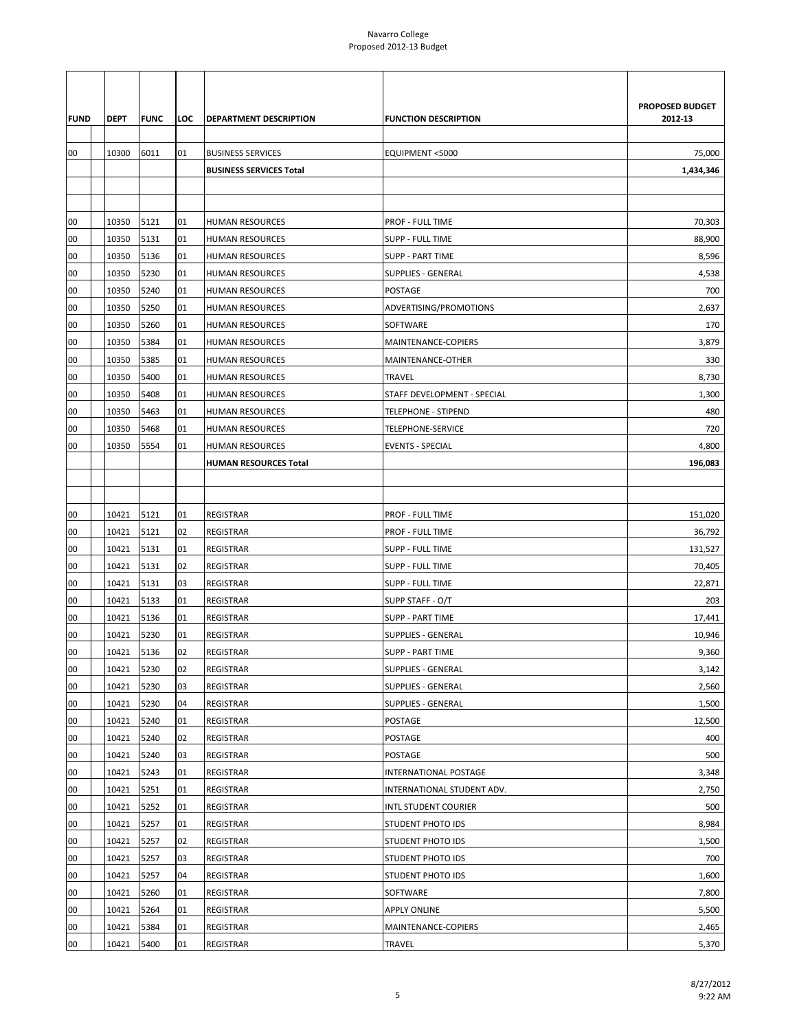Navarro College
Proposed 2012-13 Budget

| FUND | DEPT | FUNC | LOC | DEPARTMENT DESCRIPTION | FUNCTION DESCRIPTION | PROPOSED BUDGET 2012-13 |
|---|---|---|---|---|---|---|
| 00 | 10300 | 6011 | 01 | BUSINESS SERVICES | EQUIPMENT <5000 | 75,000 |
| | | | | **BUSINESS SERVICES Total** | | **1,434,346** |
| | | | | | | |
| | | | | | | |
| 00 | 10350 | 5121 | 01 | HUMAN RESOURCES | PROF - FULL TIME | 70,303 |
| 00 | 10350 | 5131 | 01 | HUMAN RESOURCES | SUPP - FULL TIME | 88,900 |
| 00 | 10350 | 5136 | 01 | HUMAN RESOURCES | SUPP - PART TIME | 8,596 |
| 00 | 10350 | 5230 | 01 | HUMAN RESOURCES | SUPPLIES - GENERAL | 4,538 |
| 00 | 10350 | 5240 | 01 | HUMAN RESOURCES | POSTAGE | 700 |
| 00 | 10350 | 5250 | 01 | HUMAN RESOURCES | ADVERTISING/PROMOTIONS | 2,637 |
| 00 | 10350 | 5260 | 01 | HUMAN RESOURCES | SOFTWARE | 170 |
| 00 | 10350 | 5384 | 01 | HUMAN RESOURCES | MAINTENANCE-COPIERS | 3,879 |
| 00 | 10350 | 5385 | 01 | HUMAN RESOURCES | MAINTENANCE-OTHER | 330 |
| 00 | 10350 | 5400 | 01 | HUMAN RESOURCES | TRAVEL | 8,730 |
| 00 | 10350 | 5408 | 01 | HUMAN RESOURCES | STAFF DEVELOPMENT - SPECIAL | 1,300 |
| 00 | 10350 | 5463 | 01 | HUMAN RESOURCES | TELEPHONE - STIPEND | 480 |
| 00 | 10350 | 5468 | 01 | HUMAN RESOURCES | TELEPHONE-SERVICE | 720 |
| 00 | 10350 | 5554 | 01 | HUMAN RESOURCES | EVENTS - SPECIAL | 4,800 |
| | | | | **HUMAN RESOURCES Total** | | **196,083** |
| | | | | | | |
| | | | | | | |
| 00 | 10421 | 5121 | 01 | REGISTRAR | PROF - FULL TIME | 151,020 |
| 00 | 10421 | 5121 | 02 | REGISTRAR | PROF - FULL TIME | 36,792 |
| 00 | 10421 | 5131 | 01 | REGISTRAR | SUPP - FULL TIME | 131,527 |
| 00 | 10421 | 5131 | 02 | REGISTRAR | SUPP - FULL TIME | 70,405 |
| 00 | 10421 | 5131 | 03 | REGISTRAR | SUPP - FULL TIME | 22,871 |
| 00 | 10421 | 5133 | 01 | REGISTRAR | SUPP STAFF - O/T | 203 |
| 00 | 10421 | 5136 | 01 | REGISTRAR | SUPP - PART TIME | 17,441 |
| 00 | 10421 | 5230 | 01 | REGISTRAR | SUPPLIES - GENERAL | 10,946 |
| 00 | 10421 | 5136 | 02 | REGISTRAR | SUPP - PART TIME | 9,360 |
| 00 | 10421 | 5230 | 02 | REGISTRAR | SUPPLIES - GENERAL | 3,142 |
| 00 | 10421 | 5230 | 03 | REGISTRAR | SUPPLIES - GENERAL | 2,560 |
| 00 | 10421 | 5230 | 04 | REGISTRAR | SUPPLIES - GENERAL | 1,500 |
| 00 | 10421 | 5240 | 01 | REGISTRAR | POSTAGE | 12,500 |
| 00 | 10421 | 5240 | 02 | REGISTRAR | POSTAGE | 400 |
| 00 | 10421 | 5240 | 03 | REGISTRAR | POSTAGE | 500 |
| 00 | 10421 | 5243 | 01 | REGISTRAR | INTERNATIONAL POSTAGE | 3,348 |
| 00 | 10421 | 5251 | 01 | REGISTRAR | INTERNATIONAL STUDENT ADV. | 2,750 |
| 00 | 10421 | 5252 | 01 | REGISTRAR | INTL STUDENT COURIER | 500 |
| 00 | 10421 | 5257 | 01 | REGISTRAR | STUDENT PHOTO IDS | 8,984 |
| 00 | 10421 | 5257 | 02 | REGISTRAR | STUDENT PHOTO IDS | 1,500 |
| 00 | 10421 | 5257 | 03 | REGISTRAR | STUDENT PHOTO IDS | 700 |
| 00 | 10421 | 5257 | 04 | REGISTRAR | STUDENT PHOTO IDS | 1,600 |
| 00 | 10421 | 5260 | 01 | REGISTRAR | SOFTWARE | 7,800 |
| 00 | 10421 | 5264 | 01 | REGISTRAR | APPLY ONLINE | 5,500 |
| 00 | 10421 | 5384 | 01 | REGISTRAR | MAINTENANCE-COPIERS | 2,465 |
| 00 | 10421 | 5400 | 01 | REGISTRAR | TRAVEL | 5,370 |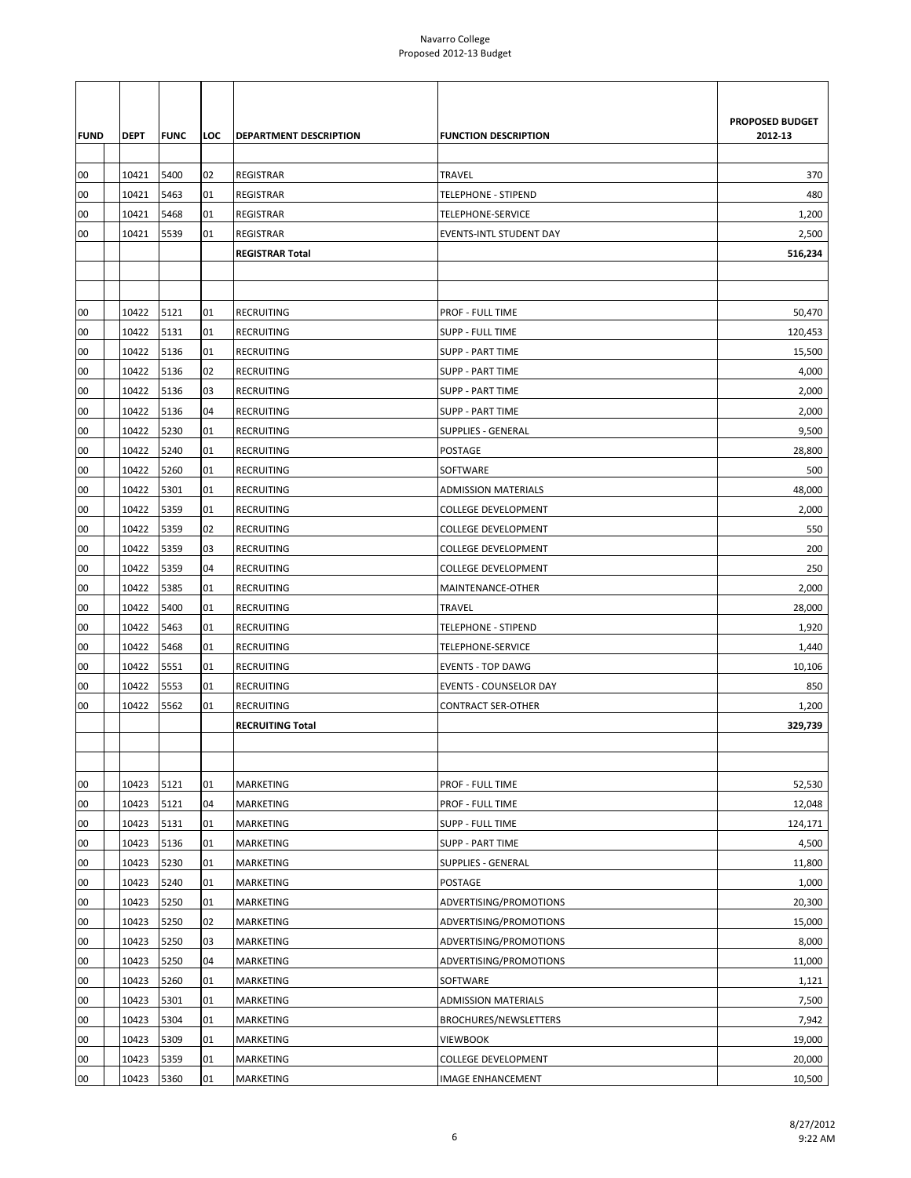Navarro College
Proposed 2012-13 Budget

| FUND | DEPT | FUNC | LOC | DEPARTMENT DESCRIPTION | FUNCTION DESCRIPTION | PROPOSED BUDGET 2012-13 |
|---|---|---|---|---|---|---|
| 00 | 10421 | 5400 | 02 | REGISTRAR | TRAVEL | 370 |
| 00 | 10421 | 5463 | 01 | REGISTRAR | TELEPHONE - STIPEND | 480 |
| 00 | 10421 | 5468 | 01 | REGISTRAR | TELEPHONE-SERVICE | 1,200 |
| 00 | 10421 | 5539 | 01 | REGISTRAR | EVENTS-INTL STUDENT DAY | 2,500 |
| | | | | **REGISTRAR Total** | | **516,234** |
| | | | | | | |
| | | | | | | |
| 00 | 10422 | 5121 | 01 | RECRUITING | PROF - FULL TIME | 50,470 |
| 00 | 10422 | 5131 | 01 | RECRUITING | SUPP - FULL TIME | 120,453 |
| 00 | 10422 | 5136 | 01 | RECRUITING | SUPP - PART TIME | 15,500 |
| 00 | 10422 | 5136 | 02 | RECRUITING | SUPP - PART TIME | 4,000 |
| 00 | 10422 | 5136 | 03 | RECRUITING | SUPP - PART TIME | 2,000 |
| 00 | 10422 | 5136 | 04 | RECRUITING | SUPP - PART TIME | 2,000 |
| 00 | 10422 | 5230 | 01 | RECRUITING | SUPPLIES - GENERAL | 9,500 |
| 00 | 10422 | 5240 | 01 | RECRUITING | POSTAGE | 28,800 |
| 00 | 10422 | 5260 | 01 | RECRUITING | SOFTWARE | 500 |
| 00 | 10422 | 5301 | 01 | RECRUITING | ADMISSION MATERIALS | 48,000 |
| 00 | 10422 | 5359 | 01 | RECRUITING | COLLEGE DEVELOPMENT | 2,000 |
| 00 | 10422 | 5359 | 02 | RECRUITING | COLLEGE DEVELOPMENT | 550 |
| 00 | 10422 | 5359 | 03 | RECRUITING | COLLEGE DEVELOPMENT | 200 |
| 00 | 10422 | 5359 | 04 | RECRUITING | COLLEGE DEVELOPMENT | 250 |
| 00 | 10422 | 5385 | 01 | RECRUITING | MAINTENANCE-OTHER | 2,000 |
| 00 | 10422 | 5400 | 01 | RECRUITING | TRAVEL | 28,000 |
| 00 | 10422 | 5463 | 01 | RECRUITING | TELEPHONE - STIPEND | 1,920 |
| 00 | 10422 | 5468 | 01 | RECRUITING | TELEPHONE-SERVICE | 1,440 |
| 00 | 10422 | 5551 | 01 | RECRUITING | EVENTS - TOP DAWG | 10,106 |
| 00 | 10422 | 5553 | 01 | RECRUITING | EVENTS - COUNSELOR DAY | 850 |
| 00 | 10422 | 5562 | 01 | RECRUITING | CONTRACT SER-OTHER | 1,200 |
| | | | | **RECRUITING Total** | | **329,739** |
| | | | | | | |
| | | | | | | |
| 00 | 10423 | 5121 | 01 | MARKETING | PROF - FULL TIME | 52,530 |
| 00 | 10423 | 5121 | 04 | MARKETING | PROF - FULL TIME | 12,048 |
| 00 | 10423 | 5131 | 01 | MARKETING | SUPP - FULL TIME | 124,171 |
| 00 | 10423 | 5136 | 01 | MARKETING | SUPP - PART TIME | 4,500 |
| 00 | 10423 | 5230 | 01 | MARKETING | SUPPLIES - GENERAL | 11,800 |
| 00 | 10423 | 5240 | 01 | MARKETING | POSTAGE | 1,000 |
| 00 | 10423 | 5250 | 01 | MARKETING | ADVERTISING/PROMOTIONS | 20,300 |
| 00 | 10423 | 5250 | 02 | MARKETING | ADVERTISING/PROMOTIONS | 15,000 |
| 00 | 10423 | 5250 | 03 | MARKETING | ADVERTISING/PROMOTIONS | 8,000 |
| 00 | 10423 | 5250 | 04 | MARKETING | ADVERTISING/PROMOTIONS | 11,000 |
| 00 | 10423 | 5260 | 01 | MARKETING | SOFTWARE | 1,121 |
| 00 | 10423 | 5301 | 01 | MARKETING | ADMISSION MATERIALS | 7,500 |
| 00 | 10423 | 5304 | 01 | MARKETING | BROCHURES/NEWSLETTERS | 7,942 |
| 00 | 10423 | 5309 | 01 | MARKETING | VIEWBOOK | 19,000 |
| 00 | 10423 | 5359 | 01 | MARKETING | COLLEGE DEVELOPMENT | 20,000 |
| 00 | 10423 | 5360 | 01 | MARKETING | IMAGE ENHANCEMENT | 10,500 |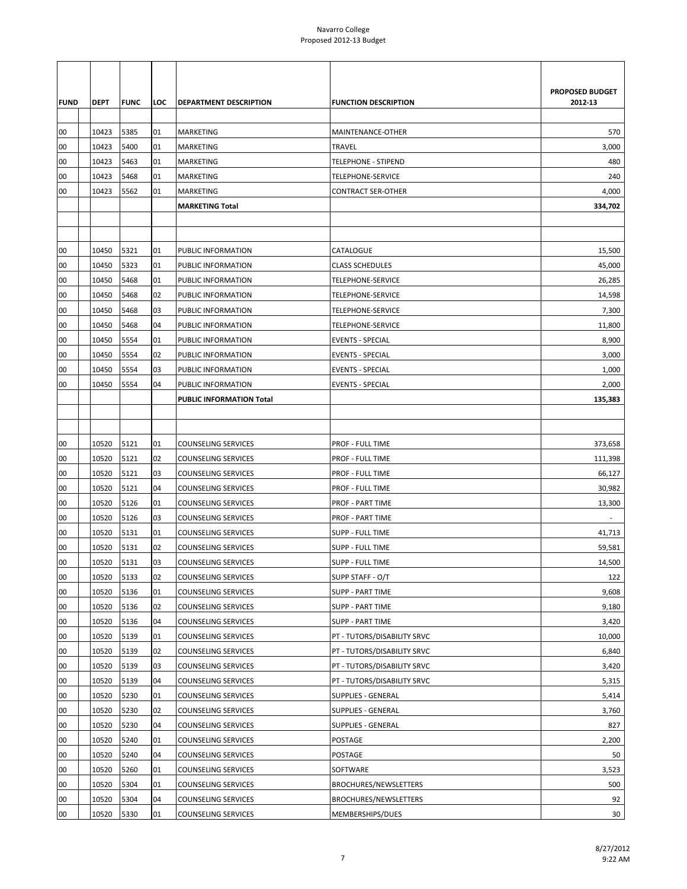Navarro College
Proposed 2012-13 Budget

| FUND | DEPT | FUNC | LOC | DEPARTMENT DESCRIPTION | FUNCTION DESCRIPTION | PROPOSED BUDGET 2012-13 |
|---|---|---|---|---|---|---|
| 00 | 10423 | 5385 | 01 | MARKETING | MAINTENANCE-OTHER | 570 |
| 00 | 10423 | 5400 | 01 | MARKETING | TRAVEL | 3,000 |
| 00 | 10423 | 5463 | 01 | MARKETING | TELEPHONE - STIPEND | 480 |
| 00 | 10423 | 5468 | 01 | MARKETING | TELEPHONE-SERVICE | 240 |
| 00 | 10423 | 5562 | 01 | MARKETING | CONTRACT SER-OTHER | 4,000 |
| | | | | **MARKETING Total** | | **334,702** |
| | | | | | | |
| | | | | | | |
| 00 | 10450 | 5321 | 01 | PUBLIC INFORMATION | CATALOGUE | 15,500 |
| 00 | 10450 | 5323 | 01 | PUBLIC INFORMATION | CLASS SCHEDULES | 45,000 |
| 00 | 10450 | 5468 | 01 | PUBLIC INFORMATION | TELEPHONE-SERVICE | 26,285 |
| 00 | 10450 | 5468 | 02 | PUBLIC INFORMATION | TELEPHONE-SERVICE | 14,598 |
| 00 | 10450 | 5468 | 03 | PUBLIC INFORMATION | TELEPHONE-SERVICE | 7,300 |
| 00 | 10450 | 5468 | 04 | PUBLIC INFORMATION | TELEPHONE-SERVICE | 11,800 |
| 00 | 10450 | 5554 | 01 | PUBLIC INFORMATION | EVENTS - SPECIAL | 8,900 |
| 00 | 10450 | 5554 | 02 | PUBLIC INFORMATION | EVENTS - SPECIAL | 3,000 |
| 00 | 10450 | 5554 | 03 | PUBLIC INFORMATION | EVENTS - SPECIAL | 1,000 |
| 00 | 10450 | 5554 | 04 | PUBLIC INFORMATION | EVENTS - SPECIAL | 2,000 |
| | | | | **PUBLIC INFORMATION Total** | | **135,383** |
| | | | | | | |
| | | | | | | |
| 00 | 10520 | 5121 | 01 | COUNSELING SERVICES | PROF - FULL TIME | 373,658 |
| 00 | 10520 | 5121 | 02 | COUNSELING SERVICES | PROF - FULL TIME | 111,398 |
| 00 | 10520 | 5121 | 03 | COUNSELING SERVICES | PROF - FULL TIME | 66,127 |
| 00 | 10520 | 5121 | 04 | COUNSELING SERVICES | PROF - FULL TIME | 30,982 |
| 00 | 10520 | 5126 | 01 | COUNSELING SERVICES | PROF - PART TIME | 13,300 |
| 00 | 10520 | 5126 | 03 | COUNSELING SERVICES | PROF - PART TIME | - |
| 00 | 10520 | 5131 | 01 | COUNSELING SERVICES | SUPP - FULL TIME | 41,713 |
| 00 | 10520 | 5131 | 02 | COUNSELING SERVICES | SUPP - FULL TIME | 59,581 |
| 00 | 10520 | 5131 | 03 | COUNSELING SERVICES | SUPP - FULL TIME | 14,500 |
| 00 | 10520 | 5133 | 02 | COUNSELING SERVICES | SUPP STAFF - O/T | 122 |
| 00 | 10520 | 5136 | 01 | COUNSELING SERVICES | SUPP - PART TIME | 9,608 |
| 00 | 10520 | 5136 | 02 | COUNSELING SERVICES | SUPP - PART TIME | 9,180 |
| 00 | 10520 | 5136 | 04 | COUNSELING SERVICES | SUPP - PART TIME | 3,420 |
| 00 | 10520 | 5139 | 01 | COUNSELING SERVICES | PT - TUTORS/DISABILITY SRVC | 10,000 |
| 00 | 10520 | 5139 | 02 | COUNSELING SERVICES | PT - TUTORS/DISABILITY SRVC | 6,840 |
| 00 | 10520 | 5139 | 03 | COUNSELING SERVICES | PT - TUTORS/DISABILITY SRVC | 3,420 |
| 00 | 10520 | 5139 | 04 | COUNSELING SERVICES | PT - TUTORS/DISABILITY SRVC | 5,315 |
| 00 | 10520 | 5230 | 01 | COUNSELING SERVICES | SUPPLIES - GENERAL | 5,414 |
| 00 | 10520 | 5230 | 02 | COUNSELING SERVICES | SUPPLIES - GENERAL | 3,760 |
| 00 | 10520 | 5230 | 04 | COUNSELING SERVICES | SUPPLIES - GENERAL | 827 |
| 00 | 10520 | 5240 | 01 | COUNSELING SERVICES | POSTAGE | 2,200 |
| 00 | 10520 | 5240 | 04 | COUNSELING SERVICES | POSTAGE | 50 |
| 00 | 10520 | 5260 | 01 | COUNSELING SERVICES | SOFTWARE | 3,523 |
| 00 | 10520 | 5304 | 01 | COUNSELING SERVICES | BROCHURES/NEWSLETTERS | 500 |
| 00 | 10520 | 5304 | 04 | COUNSELING SERVICES | BROCHURES/NEWSLETTERS | 92 |
| 00 | 10520 | 5330 | 01 | COUNSELING SERVICES | MEMBERSHIPS/DUES | 30 |

8/27/2012
9:22 AM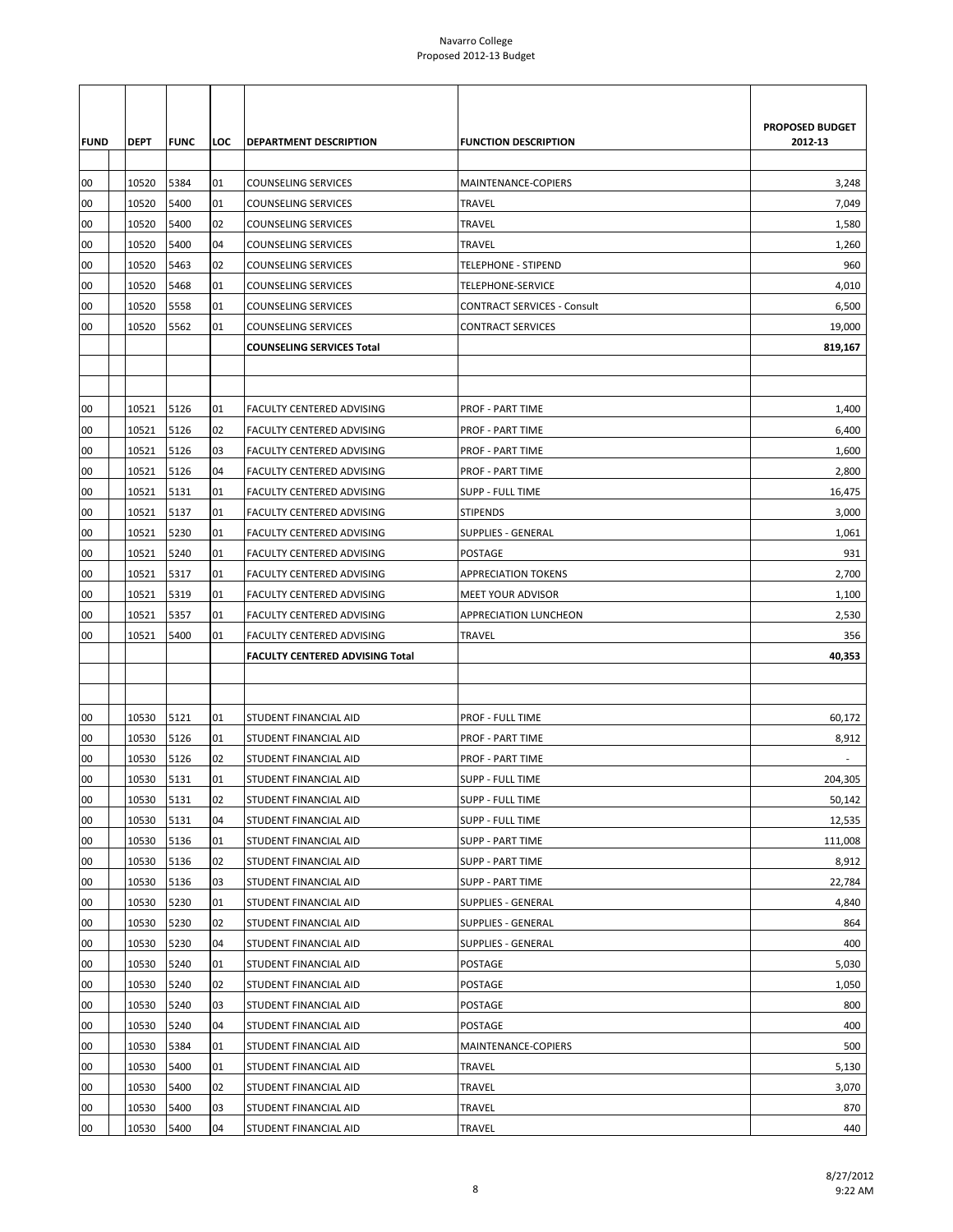Navarro College
Proposed 2012-13 Budget

| FUND | DEPT | FUNC | LOC | DEPARTMENT DESCRIPTION | FUNCTION DESCRIPTION | PROPOSED BUDGET 2012-13 |
|---|---|---|---|---|---|---|
| 00 | 10520 | 5384 | 01 | COUNSELING SERVICES | MAINTENANCE-COPIERS | 3,248 |
| 00 | 10520 | 5400 | 01 | COUNSELING SERVICES | TRAVEL | 7,049 |
| 00 | 10520 | 5400 | 02 | COUNSELING SERVICES | TRAVEL | 1,580 |
| 00 | 10520 | 5400 | 04 | COUNSELING SERVICES | TRAVEL | 1,260 |
| 00 | 10520 | 5463 | 02 | COUNSELING SERVICES | TELEPHONE - STIPEND | 960 |
| 00 | 10520 | 5468 | 01 | COUNSELING SERVICES | TELEPHONE-SERVICE | 4,010 |
| 00 | 10520 | 5558 | 01 | COUNSELING SERVICES | CONTRACT SERVICES - Consult | 6,500 |
| 00 | 10520 | 5562 | 01 | COUNSELING SERVICES | CONTRACT SERVICES | 19,000 |
| | | | | **COUNSELING SERVICES Total** | | **819,167** |
| | | | | | | |
| | | | | | | |
| 00 | 10521 | 5126 | 01 | FACULTY CENTERED ADVISING | PROF - PART TIME | 1,400 |
| 00 | 10521 | 5126 | 02 | FACULTY CENTERED ADVISING | PROF - PART TIME | 6,400 |
| 00 | 10521 | 5126 | 03 | FACULTY CENTERED ADVISING | PROF - PART TIME | 1,600 |
| 00 | 10521 | 5126 | 04 | FACULTY CENTERED ADVISING | PROF - PART TIME | 2,800 |
| 00 | 10521 | 5131 | 01 | FACULTY CENTERED ADVISING | SUPP - FULL TIME | 16,475 |
| 00 | 10521 | 5137 | 01 | FACULTY CENTERED ADVISING | STIPENDS | 3,000 |
| 00 | 10521 | 5230 | 01 | FACULTY CENTERED ADVISING | SUPPLIES - GENERAL | 1,061 |
| 00 | 10521 | 5240 | 01 | FACULTY CENTERED ADVISING | POSTAGE | 931 |
| 00 | 10521 | 5317 | 01 | FACULTY CENTERED ADVISING | APPRECIATION TOKENS | 2,700 |
| 00 | 10521 | 5319 | 01 | FACULTY CENTERED ADVISING | MEET YOUR ADVISOR | 1,100 |
| 00 | 10521 | 5357 | 01 | FACULTY CENTERED ADVISING | APPRECIATION LUNCHEON | 2,530 |
| 00 | 10521 | 5400 | 01 | FACULTY CENTERED ADVISING | TRAVEL | 356 |
| | | | | **FACULTY CENTERED ADVISING Total** | | **40,353** |
| | | | | | | |
| | | | | | | |
| 00 | 10530 | 5121 | 01 | STUDENT FINANCIAL AID | PROF - FULL TIME | 60,172 |
| 00 | 10530 | 5126 | 01 | STUDENT FINANCIAL AID | PROF - PART TIME | 8,912 |
| 00 | 10530 | 5126 | 02 | STUDENT FINANCIAL AID | PROF - PART TIME | - |
| 00 | 10530 | 5131 | 01 | STUDENT FINANCIAL AID | SUPP - FULL TIME | 204,305 |
| 00 | 10530 | 5131 | 02 | STUDENT FINANCIAL AID | SUPP - FULL TIME | 50,142 |
| 00 | 10530 | 5131 | 04 | STUDENT FINANCIAL AID | SUPP - FULL TIME | 12,535 |
| 00 | 10530 | 5136 | 01 | STUDENT FINANCIAL AID | SUPP - PART TIME | 111,008 |
| 00 | 10530 | 5136 | 02 | STUDENT FINANCIAL AID | SUPP - PART TIME | 8,912 |
| 00 | 10530 | 5136 | 03 | STUDENT FINANCIAL AID | SUPP - PART TIME | 22,784 |
| 00 | 10530 | 5230 | 01 | STUDENT FINANCIAL AID | SUPPLIES - GENERAL | 4,840 |
| 00 | 10530 | 5230 | 02 | STUDENT FINANCIAL AID | SUPPLIES - GENERAL | 864 |
| 00 | 10530 | 5230 | 04 | STUDENT FINANCIAL AID | SUPPLIES - GENERAL | 400 |
| 00 | 10530 | 5240 | 01 | STUDENT FINANCIAL AID | POSTAGE | 5,030 |
| 00 | 10530 | 5240 | 02 | STUDENT FINANCIAL AID | POSTAGE | 1,050 |
| 00 | 10530 | 5240 | 03 | STUDENT FINANCIAL AID | POSTAGE | 800 |
| 00 | 10530 | 5240 | 04 | STUDENT FINANCIAL AID | POSTAGE | 400 |
| 00 | 10530 | 5384 | 01 | STUDENT FINANCIAL AID | MAINTENANCE-COPIERS | 500 |
| 00 | 10530 | 5400 | 01 | STUDENT FINANCIAL AID | TRAVEL | 5,130 |
| 00 | 10530 | 5400 | 02 | STUDENT FINANCIAL AID | TRAVEL | 3,070 |
| 00 | 10530 | 5400 | 03 | STUDENT FINANCIAL AID | TRAVEL | 870 |
| 00 | 10530 | 5400 | 04 | STUDENT FINANCIAL AID | TRAVEL | 440 |

8/27/2012
9:22 AM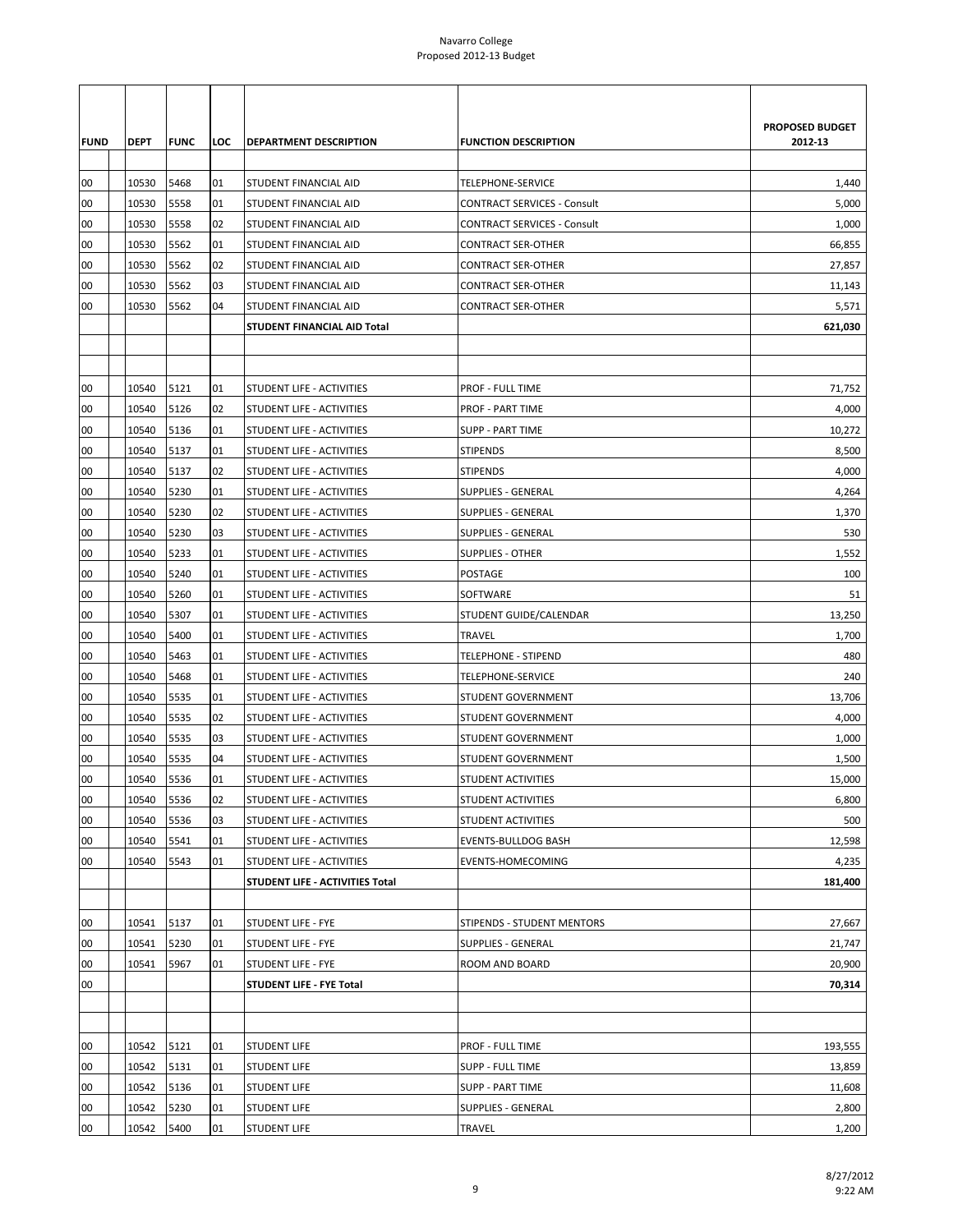Navarro College
Proposed 2012-13 Budget

| FUND | DEPT | FUNC | LOC | DEPARTMENT DESCRIPTION | FUNCTION DESCRIPTION | PROPOSED BUDGET 2012-13 |
|---|---|---|---|---|---|---|
| 00 | 10530 | 5468 | 01 | STUDENT FINANCIAL AID | TELEPHONE-SERVICE | 1,440 |
| 00 | 10530 | 5558 | 01 | STUDENT FINANCIAL AID | CONTRACT SERVICES - Consult | 5,000 |
| 00 | 10530 | 5558 | 02 | STUDENT FINANCIAL AID | CONTRACT SERVICES - Consult | 1,000 |
| 00 | 10530 | 5562 | 01 | STUDENT FINANCIAL AID | CONTRACT SER-OTHER | 66,855 |
| 00 | 10530 | 5562 | 02 | STUDENT FINANCIAL AID | CONTRACT SER-OTHER | 27,857 |
| 00 | 10530 | 5562 | 03 | STUDENT FINANCIAL AID | CONTRACT SER-OTHER | 11,143 |
| 00 | 10530 | 5562 | 04 | STUDENT FINANCIAL AID | CONTRACT SER-OTHER | 5,571 |
| | | | | **STUDENT FINANCIAL AID Total** | | **621,030** |
| | | | | | | |
| | | | | | | |
| 00 | 10540 | 5121 | 01 | STUDENT LIFE - ACTIVITIES | PROF - FULL TIME | 71,752 |
| 00 | 10540 | 5126 | 02 | STUDENT LIFE - ACTIVITIES | PROF - PART TIME | 4,000 |
| 00 | 10540 | 5136 | 01 | STUDENT LIFE - ACTIVITIES | SUPP - PART TIME | 10,272 |
| 00 | 10540 | 5137 | 01 | STUDENT LIFE - ACTIVITIES | STIPENDS | 8,500 |
| 00 | 10540 | 5137 | 02 | STUDENT LIFE - ACTIVITIES | STIPENDS | 4,000 |
| 00 | 10540 | 5230 | 01 | STUDENT LIFE - ACTIVITIES | SUPPLIES - GENERAL | 4,264 |
| 00 | 10540 | 5230 | 02 | STUDENT LIFE - ACTIVITIES | SUPPLIES - GENERAL | 1,370 |
| 00 | 10540 | 5230 | 03 | STUDENT LIFE - ACTIVITIES | SUPPLIES - GENERAL | 530 |
| 00 | 10540 | 5233 | 01 | STUDENT LIFE - ACTIVITIES | SUPPLIES - OTHER | 1,552 |
| 00 | 10540 | 5240 | 01 | STUDENT LIFE - ACTIVITIES | POSTAGE | 100 |
| 00 | 10540 | 5260 | 01 | STUDENT LIFE - ACTIVITIES | SOFTWARE | 51 |
| 00 | 10540 | 5307 | 01 | STUDENT LIFE - ACTIVITIES | STUDENT GUIDE/CALENDAR | 13,250 |
| 00 | 10540 | 5400 | 01 | STUDENT LIFE - ACTIVITIES | TRAVEL | 1,700 |
| 00 | 10540 | 5463 | 01 | STUDENT LIFE - ACTIVITIES | TELEPHONE - STIPEND | 480 |
| 00 | 10540 | 5468 | 01 | STUDENT LIFE - ACTIVITIES | TELEPHONE-SERVICE | 240 |
| 00 | 10540 | 5535 | 01 | STUDENT LIFE - ACTIVITIES | STUDENT GOVERNMENT | 13,706 |
| 00 | 10540 | 5535 | 02 | STUDENT LIFE - ACTIVITIES | STUDENT GOVERNMENT | 4,000 |
| 00 | 10540 | 5535 | 03 | STUDENT LIFE - ACTIVITIES | STUDENT GOVERNMENT | 1,000 |
| 00 | 10540 | 5535 | 04 | STUDENT LIFE - ACTIVITIES | STUDENT GOVERNMENT | 1,500 |
| 00 | 10540 | 5536 | 01 | STUDENT LIFE - ACTIVITIES | STUDENT ACTIVITIES | 15,000 |
| 00 | 10540 | 5536 | 02 | STUDENT LIFE - ACTIVITIES | STUDENT ACTIVITIES | 6,800 |
| 00 | 10540 | 5536 | 03 | STUDENT LIFE - ACTIVITIES | STUDENT ACTIVITIES | 500 |
| 00 | 10540 | 5541 | 01 | STUDENT LIFE - ACTIVITIES | EVENTS-BULLDOG BASH | 12,598 |
| 00 | 10540 | 5543 | 01 | STUDENT LIFE - ACTIVITIES | EVENTS-HOMECOMING | 4,235 |
| | | | | **STUDENT LIFE - ACTIVITIES Total** | | **181,400** |
| | | | | | | |
| 00 | 10541 | 5137 | 01 | STUDENT LIFE - FYE | STIPENDS - STUDENT MENTORS | 27,667 |
| 00 | 10541 | 5230 | 01 | STUDENT LIFE - FYE | SUPPLIES - GENERAL | 21,747 |
| 00 | 10541 | 5967 | 01 | STUDENT LIFE - FYE | ROOM AND BOARD | 20,900 |
| 00 | | | | **STUDENT LIFE - FYE Total** | | **70,314** |
| | | | | | | |
| | | | | | | |
| 00 | 10542 | 5121 | 01 | STUDENT LIFE | PROF - FULL TIME | 193,555 |
| 00 | 10542 | 5131 | 01 | STUDENT LIFE | SUPP - FULL TIME | 13,859 |
| 00 | 10542 | 5136 | 01 | STUDENT LIFE | SUPP - PART TIME | 11,608 |
| 00 | 10542 | 5230 | 01 | STUDENT LIFE | SUPPLIES - GENERAL | 2,800 |
| 00 | 10542 | 5400 | 01 | STUDENT LIFE | TRAVEL | 1,200 |

8/27/2012
9:22 AM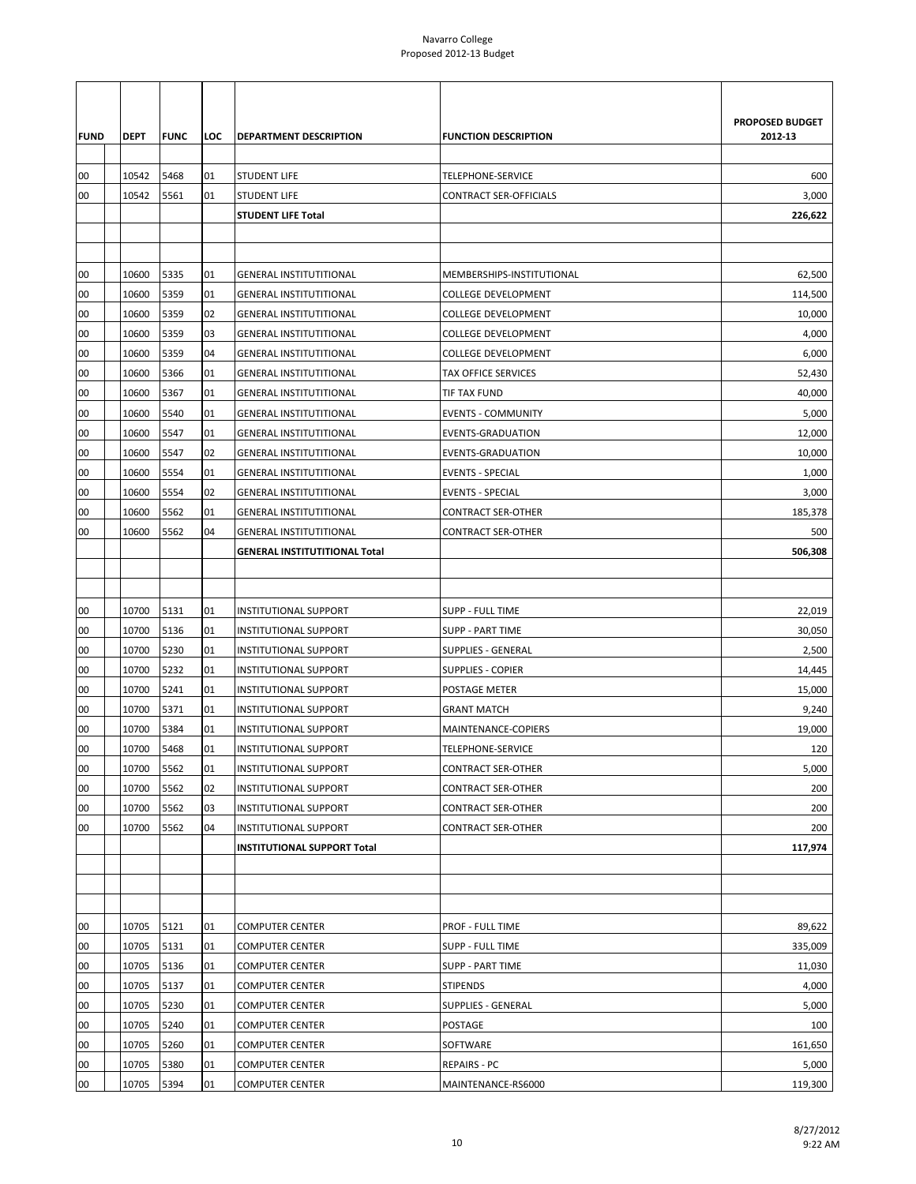Navarro College
Proposed 2012-13 Budget

| FUND | DEPT | FUNC | LOC | DEPARTMENT DESCRIPTION | FUNCTION DESCRIPTION | PROPOSED BUDGET 2012-13 |
|---|---|---|---|---|---|---|
| 00 | 10542 | 5468 | 01 | STUDENT LIFE | TELEPHONE-SERVICE | 600 |
| 00 | 10542 | 5561 | 01 | STUDENT LIFE | CONTRACT SER-OFFICIALS | 3,000 |
| | | | | **STUDENT LIFE Total** | | **226,622** |
| | | | | | | |
| | | | | | | |
| 00 | 10600 | 5335 | 01 | GENERAL INSTITUTITIONAL | MEMBERSHIPS-INSTITUTIONAL | 62,500 |
| 00 | 10600 | 5359 | 01 | GENERAL INSTITUTITIONAL | COLLEGE DEVELOPMENT | 114,500 |
| 00 | 10600 | 5359 | 02 | GENERAL INSTITUTITIONAL | COLLEGE DEVELOPMENT | 10,000 |
| 00 | 10600 | 5359 | 03 | GENERAL INSTITUTITIONAL | COLLEGE DEVELOPMENT | 4,000 |
| 00 | 10600 | 5359 | 04 | GENERAL INSTITUTITIONAL | COLLEGE DEVELOPMENT | 6,000 |
| 00 | 10600 | 5366 | 01 | GENERAL INSTITUTITIONAL | TAX OFFICE SERVICES | 52,430 |
| 00 | 10600 | 5367 | 01 | GENERAL INSTITUTITIONAL | TIF TAX FUND | 40,000 |
| 00 | 10600 | 5540 | 01 | GENERAL INSTITUTITIONAL | EVENTS - COMMUNITY | 5,000 |
| 00 | 10600 | 5547 | 01 | GENERAL INSTITUTITIONAL | EVENTS-GRADUATION | 12,000 |
| 00 | 10600 | 5547 | 02 | GENERAL INSTITUTITIONAL | EVENTS-GRADUATION | 10,000 |
| 00 | 10600 | 5554 | 01 | GENERAL INSTITUTITIONAL | EVENTS - SPECIAL | 1,000 |
| 00 | 10600 | 5554 | 02 | GENERAL INSTITUTITIONAL | EVENTS - SPECIAL | 3,000 |
| 00 | 10600 | 5562 | 01 | GENERAL INSTITUTITIONAL | CONTRACT SER-OTHER | 185,378 |
| 00 | 10600 | 5562 | 04 | GENERAL INSTITUTITIONAL | CONTRACT SER-OTHER | 500 |
| | | | | **GENERAL INSTITUTITIONAL Total** | | **506,308** |
| | | | | | | |
| | | | | | | |
| 00 | 10700 | 5131 | 01 | INSTITUTIONAL SUPPORT | SUPP - FULL TIME | 22,019 |
| 00 | 10700 | 5136 | 01 | INSTITUTIONAL SUPPORT | SUPP - PART TIME | 30,050 |
| 00 | 10700 | 5230 | 01 | INSTITUTIONAL SUPPORT | SUPPLIES - GENERAL | 2,500 |
| 00 | 10700 | 5232 | 01 | INSTITUTIONAL SUPPORT | SUPPLIES - COPIER | 14,445 |
| 00 | 10700 | 5241 | 01 | INSTITUTIONAL SUPPORT | POSTAGE METER | 15,000 |
| 00 | 10700 | 5371 | 01 | INSTITUTIONAL SUPPORT | GRANT MATCH | 9,240 |
| 00 | 10700 | 5384 | 01 | INSTITUTIONAL SUPPORT | MAINTENANCE-COPIERS | 19,000 |
| 00 | 10700 | 5468 | 01 | INSTITUTIONAL SUPPORT | TELEPHONE-SERVICE | 120 |
| 00 | 10700 | 5562 | 01 | INSTITUTIONAL SUPPORT | CONTRACT SER-OTHER | 5,000 |
| 00 | 10700 | 5562 | 02 | INSTITUTIONAL SUPPORT | CONTRACT SER-OTHER | 200 |
| 00 | 10700 | 5562 | 03 | INSTITUTIONAL SUPPORT | CONTRACT SER-OTHER | 200 |
| 00 | 10700 | 5562 | 04 | INSTITUTIONAL SUPPORT | CONTRACT SER-OTHER | 200 |
| | | | | **INSTITUTIONAL SUPPORT Total** | | **117,974** |
| | | | | | | |
| | | | | | | |
| | | | | | | |
| 00 | 10705 | 5121 | 01 | COMPUTER CENTER | PROF - FULL TIME | 89,622 |
| 00 | 10705 | 5131 | 01 | COMPUTER CENTER | SUPP - FULL TIME | 335,009 |
| 00 | 10705 | 5136 | 01 | COMPUTER CENTER | SUPP - PART TIME | 11,030 |
| 00 | 10705 | 5137 | 01 | COMPUTER CENTER | STIPENDS | 4,000 |
| 00 | 10705 | 5230 | 01 | COMPUTER CENTER | SUPPLIES - GENERAL | 5,000 |
| 00 | 10705 | 5240 | 01 | COMPUTER CENTER | POSTAGE | 100 |
| 00 | 10705 | 5260 | 01 | COMPUTER CENTER | SOFTWARE | 161,650 |
| 00 | 10705 | 5380 | 01 | COMPUTER CENTER | REPAIRS - PC | 5,000 |
| 00 | 10705 | 5394 | 01 | COMPUTER CENTER | MAINTENANCE-RS6000 | 119,300 |

8/27/2012
9:22 AM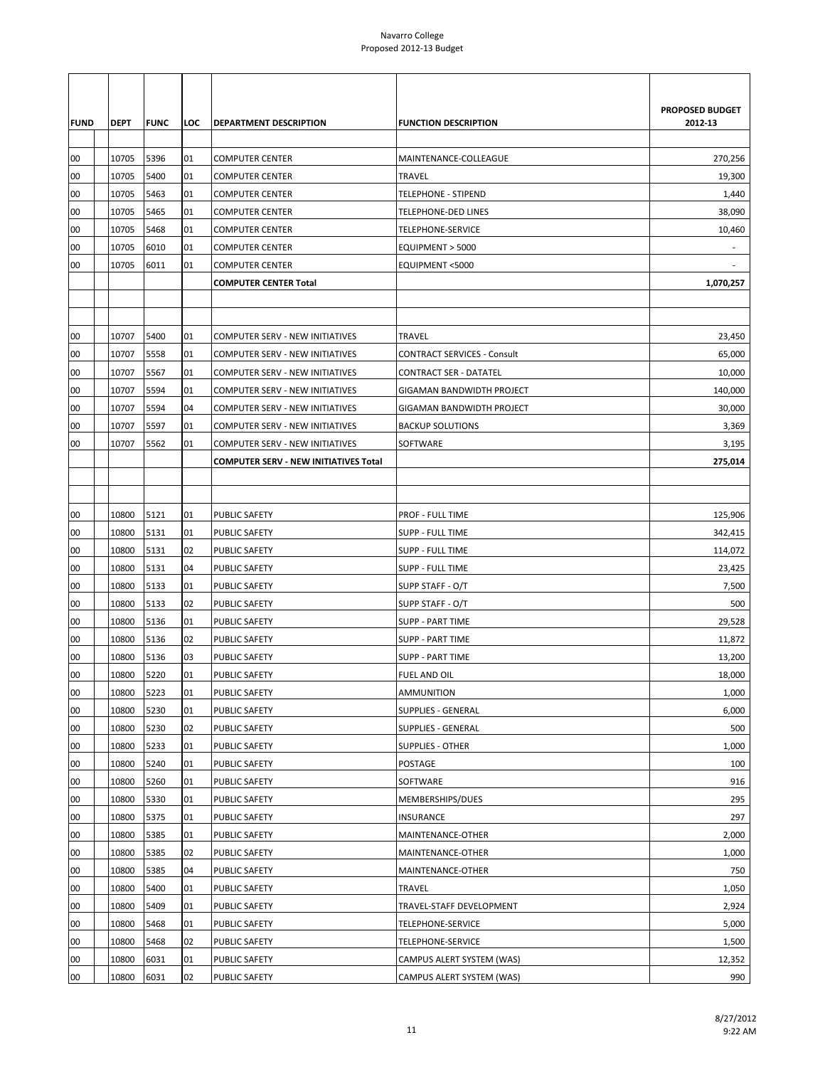Navarro College
Proposed 2012-13 Budget

| FUND | DEPT | FUNC | LOC | DEPARTMENT DESCRIPTION | FUNCTION DESCRIPTION | PROPOSED BUDGET 2012-13 |
|---|---|---|---|---|---|---|
| 00 | 10705 | 5396 | 01 | COMPUTER CENTER | MAINTENANCE-COLLEAGUE | 270,256 |
| 00 | 10705 | 5400 | 01 | COMPUTER CENTER | TRAVEL | 19,300 |
| 00 | 10705 | 5463 | 01 | COMPUTER CENTER | TELEPHONE - STIPEND | 1,440 |
| 00 | 10705 | 5465 | 01 | COMPUTER CENTER | TELEPHONE-DED LINES | 38,090 |
| 00 | 10705 | 5468 | 01 | COMPUTER CENTER | TELEPHONE-SERVICE | 10,460 |
| 00 | 10705 | 6010 | 01 | COMPUTER CENTER | EQUIPMENT > 5000 | - |
| 00 | 10705 | 6011 | 01 | COMPUTER CENTER | EQUIPMENT <5000 | - |
| | | | | **COMPUTER CENTER Total** | | **1,070,257** |
| | | | | | | |
| | | | | | | |
| 00 | 10707 | 5400 | 01 | COMPUTER SERV - NEW INITIATIVES | TRAVEL | 23,450 |
| 00 | 10707 | 5558 | 01 | COMPUTER SERV - NEW INITIATIVES | CONTRACT SERVICES - Consult | 65,000 |
| 00 | 10707 | 5567 | 01 | COMPUTER SERV - NEW INITIATIVES | CONTRACT SER - DATATEL | 10,000 |
| 00 | 10707 | 5594 | 01 | COMPUTER SERV - NEW INITIATIVES | GIGAMAN BANDWIDTH PROJECT | 140,000 |
| 00 | 10707 | 5594 | 04 | COMPUTER SERV - NEW INITIATIVES | GIGAMAN BANDWIDTH PROJECT | 30,000 |
| 00 | 10707 | 5597 | 01 | COMPUTER SERV - NEW INITIATIVES | BACKUP SOLUTIONS | 3,369 |
| 00 | 10707 | 5562 | 01 | COMPUTER SERV - NEW INITIATIVES | SOFTWARE | 3,195 |
| | | | | **COMPUTER SERV - NEW INITIATIVES Total** | | **275,014** |
| | | | | | | |
| | | | | | | |
| 00 | 10800 | 5121 | 01 | PUBLIC SAFETY | PROF - FULL TIME | 125,906 |
| 00 | 10800 | 5131 | 01 | PUBLIC SAFETY | SUPP - FULL TIME | 342,415 |
| 00 | 10800 | 5131 | 02 | PUBLIC SAFETY | SUPP - FULL TIME | 114,072 |
| 00 | 10800 | 5131 | 04 | PUBLIC SAFETY | SUPP - FULL TIME | 23,425 |
| 00 | 10800 | 5133 | 01 | PUBLIC SAFETY | SUPP STAFF - O/T | 7,500 |
| 00 | 10800 | 5133 | 02 | PUBLIC SAFETY | SUPP STAFF - O/T | 500 |
| 00 | 10800 | 5136 | 01 | PUBLIC SAFETY | SUPP - PART TIME | 29,528 |
| 00 | 10800 | 5136 | 02 | PUBLIC SAFETY | SUPP - PART TIME | 11,872 |
| 00 | 10800 | 5136 | 03 | PUBLIC SAFETY | SUPP - PART TIME | 13,200 |
| 00 | 10800 | 5220 | 01 | PUBLIC SAFETY | FUEL AND OIL | 18,000 |
| 00 | 10800 | 5223 | 01 | PUBLIC SAFETY | AMMUNITION | 1,000 |
| 00 | 10800 | 5230 | 01 | PUBLIC SAFETY | SUPPLIES - GENERAL | 6,000 |
| 00 | 10800 | 5230 | 02 | PUBLIC SAFETY | SUPPLIES - GENERAL | 500 |
| 00 | 10800 | 5233 | 01 | PUBLIC SAFETY | SUPPLIES - OTHER | 1,000 |
| 00 | 10800 | 5240 | 01 | PUBLIC SAFETY | POSTAGE | 100 |
| 00 | 10800 | 5260 | 01 | PUBLIC SAFETY | SOFTWARE | 916 |
| 00 | 10800 | 5330 | 01 | PUBLIC SAFETY | MEMBERSHIPS/DUES | 295 |
| 00 | 10800 | 5375 | 01 | PUBLIC SAFETY | INSURANCE | 297 |
| 00 | 10800 | 5385 | 01 | PUBLIC SAFETY | MAINTENANCE-OTHER | 2,000 |
| 00 | 10800 | 5385 | 02 | PUBLIC SAFETY | MAINTENANCE-OTHER | 1,000 |
| 00 | 10800 | 5385 | 04 | PUBLIC SAFETY | MAINTENANCE-OTHER | 750 |
| 00 | 10800 | 5400 | 01 | PUBLIC SAFETY | TRAVEL | 1,050 |
| 00 | 10800 | 5409 | 01 | PUBLIC SAFETY | TRAVEL-STAFF DEVELOPMENT | 2,924 |
| 00 | 10800 | 5468 | 01 | PUBLIC SAFETY | TELEPHONE-SERVICE | 5,000 |
| 00 | 10800 | 5468 | 02 | PUBLIC SAFETY | TELEPHONE-SERVICE | 1,500 |
| 00 | 10800 | 6031 | 01 | PUBLIC SAFETY | CAMPUS ALERT SYSTEM (WAS) | 12,352 |
| 00 | 10800 | 6031 | 02 | PUBLIC SAFETY | CAMPUS ALERT SYSTEM (WAS) | 990 |

8/27/2012
9:22 AM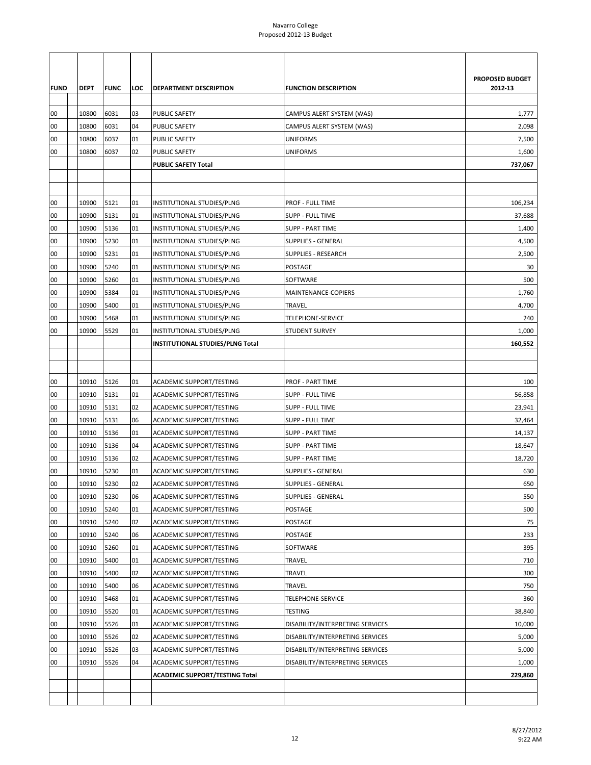Navarro College
Proposed 2012-13 Budget

| FUND | DEPT | FUNC | LOC | DEPARTMENT DESCRIPTION | FUNCTION DESCRIPTION | PROPOSED BUDGET 2012-13 |
|---|---|---|---|---|---|---|
| 00 | 10800 | 6031 | 03 | PUBLIC SAFETY | CAMPUS ALERT SYSTEM (WAS) | 1,777 |
| 00 | 10800 | 6031 | 04 | PUBLIC SAFETY | CAMPUS ALERT SYSTEM (WAS) | 2,098 |
| 00 | 10800 | 6037 | 01 | PUBLIC SAFETY | UNIFORMS | 7,500 |
| 00 | 10800 | 6037 | 02 | PUBLIC SAFETY | UNIFORMS | 1,600 |
| | | | | **PUBLIC SAFETY Total** | | **737,067** |
| | | | | | | |
| | | | | | | |
| 00 | 10900 | 5121 | 01 | INSTITUTIONAL STUDIES/PLNG | PROF - FULL TIME | 106,234 |
| 00 | 10900 | 5131 | 01 | INSTITUTIONAL STUDIES/PLNG | SUPP - FULL TIME | 37,688 |
| 00 | 10900 | 5136 | 01 | INSTITUTIONAL STUDIES/PLNG | SUPP - PART TIME | 1,400 |
| 00 | 10900 | 5230 | 01 | INSTITUTIONAL STUDIES/PLNG | SUPPLIES - GENERAL | 4,500 |
| 00 | 10900 | 5231 | 01 | INSTITUTIONAL STUDIES/PLNG | SUPPLIES - RESEARCH | 2,500 |
| 00 | 10900 | 5240 | 01 | INSTITUTIONAL STUDIES/PLNG | POSTAGE | 30 |
| 00 | 10900 | 5260 | 01 | INSTITUTIONAL STUDIES/PLNG | SOFTWARE | 500 |
| 00 | 10900 | 5384 | 01 | INSTITUTIONAL STUDIES/PLNG | MAINTENANCE-COPIERS | 1,760 |
| 00 | 10900 | 5400 | 01 | INSTITUTIONAL STUDIES/PLNG | TRAVEL | 4,700 |
| 00 | 10900 | 5468 | 01 | INSTITUTIONAL STUDIES/PLNG | TELEPHONE-SERVICE | 240 |
| 00 | 10900 | 5529 | 01 | INSTITUTIONAL STUDIES/PLNG | STUDENT SURVEY | 1,000 |
| | | | | **INSTITUTIONAL STUDIES/PLNG Total** | | **160,552** |
| | | | | | | |
| | | | | | | |
| 00 | 10910 | 5126 | 01 | ACADEMIC SUPPORT/TESTING | PROF - PART TIME | 100 |
| 00 | 10910 | 5131 | 01 | ACADEMIC SUPPORT/TESTING | SUPP - FULL TIME | 56,858 |
| 00 | 10910 | 5131 | 02 | ACADEMIC SUPPORT/TESTING | SUPP - FULL TIME | 23,941 |
| 00 | 10910 | 5131 | 06 | ACADEMIC SUPPORT/TESTING | SUPP - FULL TIME | 32,464 |
| 00 | 10910 | 5136 | 01 | ACADEMIC SUPPORT/TESTING | SUPP - PART TIME | 14,137 |
| 00 | 10910 | 5136 | 04 | ACADEMIC SUPPORT/TESTING | SUPP - PART TIME | 18,647 |
| 00 | 10910 | 5136 | 02 | ACADEMIC SUPPORT/TESTING | SUPP - PART TIME | 18,720 |
| 00 | 10910 | 5230 | 01 | ACADEMIC SUPPORT/TESTING | SUPPLIES - GENERAL | 630 |
| 00 | 10910 | 5230 | 02 | ACADEMIC SUPPORT/TESTING | SUPPLIES - GENERAL | 650 |
| 00 | 10910 | 5230 | 06 | ACADEMIC SUPPORT/TESTING | SUPPLIES - GENERAL | 550 |
| 00 | 10910 | 5240 | 01 | ACADEMIC SUPPORT/TESTING | POSTAGE | 500 |
| 00 | 10910 | 5240 | 02 | ACADEMIC SUPPORT/TESTING | POSTAGE | 75 |
| 00 | 10910 | 5240 | 06 | ACADEMIC SUPPORT/TESTING | POSTAGE | 233 |
| 00 | 10910 | 5260 | 01 | ACADEMIC SUPPORT/TESTING | SOFTWARE | 395 |
| 00 | 10910 | 5400 | 01 | ACADEMIC SUPPORT/TESTING | TRAVEL | 710 |
| 00 | 10910 | 5400 | 02 | ACADEMIC SUPPORT/TESTING | TRAVEL | 300 |
| 00 | 10910 | 5400 | 06 | ACADEMIC SUPPORT/TESTING | TRAVEL | 750 |
| 00 | 10910 | 5468 | 01 | ACADEMIC SUPPORT/TESTING | TELEPHONE-SERVICE | 360 |
| 00 | 10910 | 5520 | 01 | ACADEMIC SUPPORT/TESTING | TESTING | 38,840 |
| 00 | 10910 | 5526 | 01 | ACADEMIC SUPPORT/TESTING | DISABILITY/INTERPRETING SERVICES | 10,000 |
| 00 | 10910 | 5526 | 02 | ACADEMIC SUPPORT/TESTING | DISABILITY/INTERPRETING SERVICES | 5,000 |
| 00 | 10910 | 5526 | 03 | ACADEMIC SUPPORT/TESTING | DISABILITY/INTERPRETING SERVICES | 5,000 |
| 00 | 10910 | 5526 | 04 | ACADEMIC SUPPORT/TESTING | DISABILITY/INTERPRETING SERVICES | 1,000 |
| | | | | **ACADEMIC SUPPORT/TESTING Total** | | **229,860** |
| | | | | | | |
| | | | | | | |

8/27/2012
9:22 AM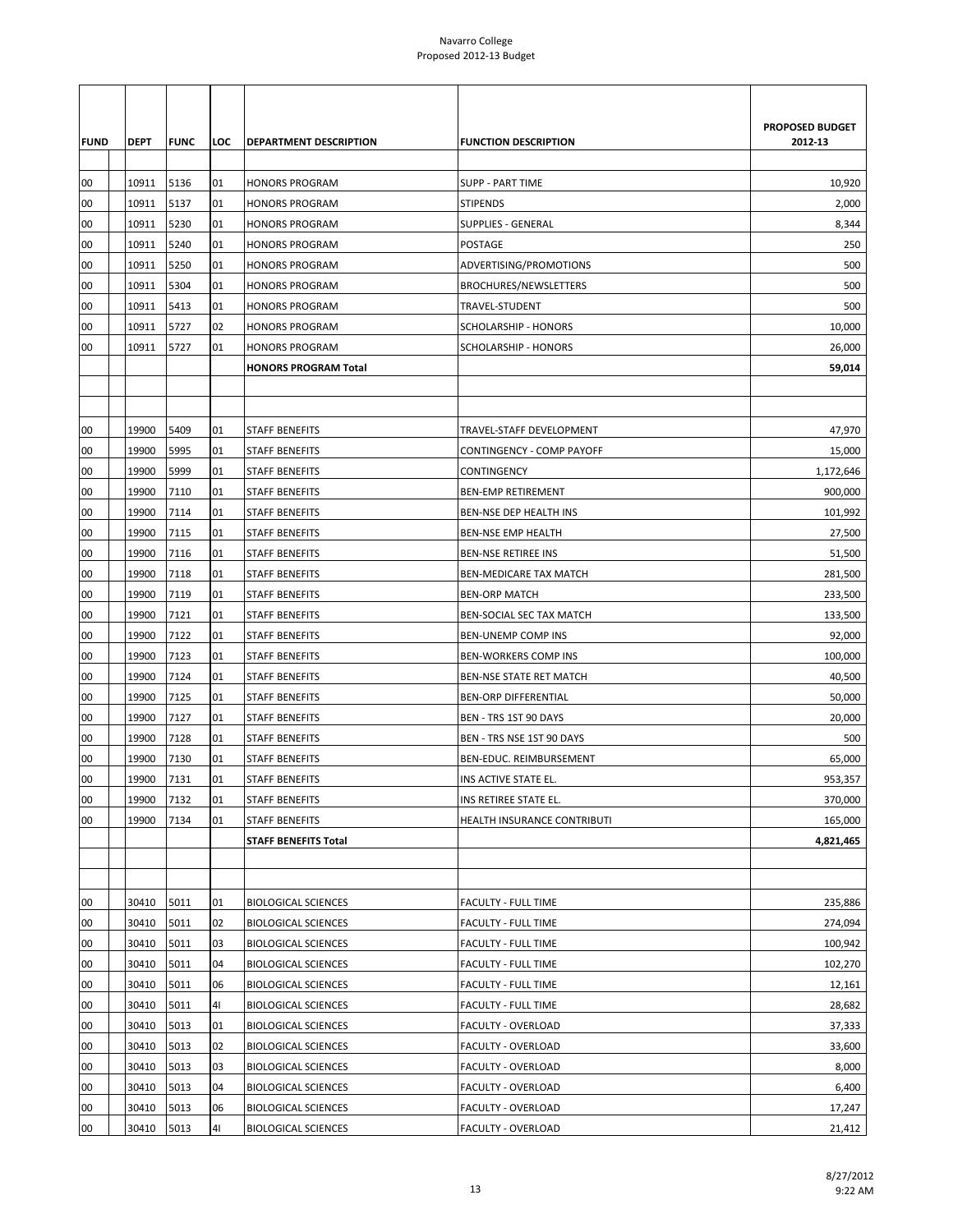Navarro College
Proposed 2012-13 Budget

| FUND | DEPT | FUNC | LOC | DEPARTMENT DESCRIPTION | FUNCTION DESCRIPTION | PROPOSED BUDGET 2012-13 |
|---|---|---|---|---|---|---|
| 00 | 10911 | 5136 | 01 | HONORS PROGRAM | SUPP - PART TIME | 10,920 |
| 00 | 10911 | 5137 | 01 | HONORS PROGRAM | STIPENDS | 2,000 |
| 00 | 10911 | 5230 | 01 | HONORS PROGRAM | SUPPLIES - GENERAL | 8,344 |
| 00 | 10911 | 5240 | 01 | HONORS PROGRAM | POSTAGE | 250 |
| 00 | 10911 | 5250 | 01 | HONORS PROGRAM | ADVERTISING/PROMOTIONS | 500 |
| 00 | 10911 | 5304 | 01 | HONORS PROGRAM | BROCHURES/NEWSLETTERS | 500 |
| 00 | 10911 | 5413 | 01 | HONORS PROGRAM | TRAVEL-STUDENT | 500 |
| 00 | 10911 | 5727 | 02 | HONORS PROGRAM | SCHOLARSHIP - HONORS | 10,000 |
| 00 | 10911 | 5727 | 01 | HONORS PROGRAM | SCHOLARSHIP - HONORS | 26,000 |
| | | | | **HONORS PROGRAM Total** | | **59,014** |
| | | | | | | |
| | | | | | | |
| 00 | 19900 | 5409 | 01 | STAFF BENEFITS | TRAVEL-STAFF DEVELOPMENT | 47,970 |
| 00 | 19900 | 5995 | 01 | STAFF BENEFITS | CONTINGENCY - COMP PAYOFF | 15,000 |
| 00 | 19900 | 5999 | 01 | STAFF BENEFITS | CONTINGENCY | 1,172,646 |
| 00 | 19900 | 7110 | 01 | STAFF BENEFITS | BEN-EMP RETIREMENT | 900,000 |
| 00 | 19900 | 7114 | 01 | STAFF BENEFITS | BEN-NSE DEP HEALTH INS | 101,992 |
| 00 | 19900 | 7115 | 01 | STAFF BENEFITS | BEN-NSE EMP HEALTH | 27,500 |
| 00 | 19900 | 7116 | 01 | STAFF BENEFITS | BEN-NSE RETIREE INS | 51,500 |
| 00 | 19900 | 7118 | 01 | STAFF BENEFITS | BEN-MEDICARE TAX MATCH | 281,500 |
| 00 | 19900 | 7119 | 01 | STAFF BENEFITS | BEN-ORP MATCH | 233,500 |
| 00 | 19900 | 7121 | 01 | STAFF BENEFITS | BEN-SOCIAL SEC TAX MATCH | 133,500 |
| 00 | 19900 | 7122 | 01 | STAFF BENEFITS | BEN-UNEMP COMP INS | 92,000 |
| 00 | 19900 | 7123 | 01 | STAFF BENEFITS | BEN-WORKERS COMP INS | 100,000 |
| 00 | 19900 | 7124 | 01 | STAFF BENEFITS | BEN-NSE STATE RET MATCH | 40,500 |
| 00 | 19900 | 7125 | 01 | STAFF BENEFITS | BEN-ORP DIFFERENTIAL | 50,000 |
| 00 | 19900 | 7127 | 01 | STAFF BENEFITS | BEN - TRS 1ST 90 DAYS | 20,000 |
| 00 | 19900 | 7128 | 01 | STAFF BENEFITS | BEN - TRS NSE 1ST 90 DAYS | 500 |
| 00 | 19900 | 7130 | 01 | STAFF BENEFITS | BEN-EDUC. REIMBURSEMENT | 65,000 |
| 00 | 19900 | 7131 | 01 | STAFF BENEFITS | INS ACTIVE STATE EL. | 953,357 |
| 00 | 19900 | 7132 | 01 | STAFF BENEFITS | INS RETIREE STATE EL. | 370,000 |
| 00 | 19900 | 7134 | 01 | STAFF BENEFITS | HEALTH INSURANCE CONTRIBUTI | 165,000 |
| | | | | **STAFF BENEFITS Total** | | **4,821,465** |
| | | | | | | |
| | | | | | | |
| 00 | 30410 | 5011 | 01 | BIOLOGICAL SCIENCES | FACULTY - FULL TIME | 235,886 |
| 00 | 30410 | 5011 | 02 | BIOLOGICAL SCIENCES | FACULTY - FULL TIME | 274,094 |
| 00 | 30410 | 5011 | 03 | BIOLOGICAL SCIENCES | FACULTY - FULL TIME | 100,942 |
| 00 | 30410 | 5011 | 04 | BIOLOGICAL SCIENCES | FACULTY - FULL TIME | 102,270 |
| 00 | 30410 | 5011 | 06 | BIOLOGICAL SCIENCES | FACULTY - FULL TIME | 12,161 |
| 00 | 30410 | 5011 | 4I | BIOLOGICAL SCIENCES | FACULTY - FULL TIME | 28,682 |
| 00 | 30410 | 5013 | 01 | BIOLOGICAL SCIENCES | FACULTY - OVERLOAD | 37,333 |
| 00 | 30410 | 5013 | 02 | BIOLOGICAL SCIENCES | FACULTY - OVERLOAD | 33,600 |
| 00 | 30410 | 5013 | 03 | BIOLOGICAL SCIENCES | FACULTY - OVERLOAD | 8,000 |
| 00 | 30410 | 5013 | 04 | BIOLOGICAL SCIENCES | FACULTY - OVERLOAD | 6,400 |
| 00 | 30410 | 5013 | 06 | BIOLOGICAL SCIENCES | FACULTY - OVERLOAD | 17,247 |
| 00 | 30410 | 5013 | 4I | BIOLOGICAL SCIENCES | FACULTY - OVERLOAD | 21,412 |

8/27/2012
9:22 AM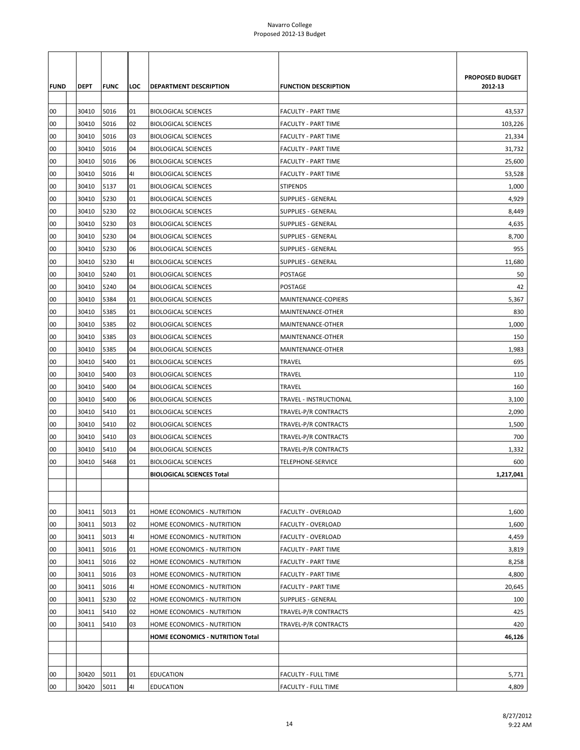Navarro College
Proposed 2012-13 Budget

| FUND | DEPT | FUNC | LOC | DEPARTMENT DESCRIPTION | FUNCTION DESCRIPTION | PROPOSED BUDGET 2012-13 |
|---|---|---|---|---|---|---|
| 00 | 30410 | 5016 | 01 | BIOLOGICAL SCIENCES | FACULTY - PART TIME | 43,537 |
| 00 | 30410 | 5016 | 02 | BIOLOGICAL SCIENCES | FACULTY - PART TIME | 103,226 |
| 00 | 30410 | 5016 | 03 | BIOLOGICAL SCIENCES | FACULTY - PART TIME | 21,334 |
| 00 | 30410 | 5016 | 04 | BIOLOGICAL SCIENCES | FACULTY - PART TIME | 31,732 |
| 00 | 30410 | 5016 | 06 | BIOLOGICAL SCIENCES | FACULTY - PART TIME | 25,600 |
| 00 | 30410 | 5016 | 4I | BIOLOGICAL SCIENCES | FACULTY - PART TIME | 53,528 |
| 00 | 30410 | 5137 | 01 | BIOLOGICAL SCIENCES | STIPENDS | 1,000 |
| 00 | 30410 | 5230 | 01 | BIOLOGICAL SCIENCES | SUPPLIES - GENERAL | 4,929 |
| 00 | 30410 | 5230 | 02 | BIOLOGICAL SCIENCES | SUPPLIES - GENERAL | 8,449 |
| 00 | 30410 | 5230 | 03 | BIOLOGICAL SCIENCES | SUPPLIES - GENERAL | 4,635 |
| 00 | 30410 | 5230 | 04 | BIOLOGICAL SCIENCES | SUPPLIES - GENERAL | 8,700 |
| 00 | 30410 | 5230 | 06 | BIOLOGICAL SCIENCES | SUPPLIES - GENERAL | 955 |
| 00 | 30410 | 5230 | 4I | BIOLOGICAL SCIENCES | SUPPLIES - GENERAL | 11,680 |
| 00 | 30410 | 5240 | 01 | BIOLOGICAL SCIENCES | POSTAGE | 50 |
| 00 | 30410 | 5240 | 04 | BIOLOGICAL SCIENCES | POSTAGE | 42 |
| 00 | 30410 | 5384 | 01 | BIOLOGICAL SCIENCES | MAINTENANCE-COPIERS | 5,367 |
| 00 | 30410 | 5385 | 01 | BIOLOGICAL SCIENCES | MAINTENANCE-OTHER | 830 |
| 00 | 30410 | 5385 | 02 | BIOLOGICAL SCIENCES | MAINTENANCE-OTHER | 1,000 |
| 00 | 30410 | 5385 | 03 | BIOLOGICAL SCIENCES | MAINTENANCE-OTHER | 150 |
| 00 | 30410 | 5385 | 04 | BIOLOGICAL SCIENCES | MAINTENANCE-OTHER | 1,983 |
| 00 | 30410 | 5400 | 01 | BIOLOGICAL SCIENCES | TRAVEL | 695 |
| 00 | 30410 | 5400 | 03 | BIOLOGICAL SCIENCES | TRAVEL | 110 |
| 00 | 30410 | 5400 | 04 | BIOLOGICAL SCIENCES | TRAVEL | 160 |
| 00 | 30410 | 5400 | 06 | BIOLOGICAL SCIENCES | TRAVEL - INSTRUCTIONAL | 3,100 |
| 00 | 30410 | 5410 | 01 | BIOLOGICAL SCIENCES | TRAVEL-P/R CONTRACTS | 2,090 |
| 00 | 30410 | 5410 | 02 | BIOLOGICAL SCIENCES | TRAVEL-P/R CONTRACTS | 1,500 |
| 00 | 30410 | 5410 | 03 | BIOLOGICAL SCIENCES | TRAVEL-P/R CONTRACTS | 700 |
| 00 | 30410 | 5410 | 04 | BIOLOGICAL SCIENCES | TRAVEL-P/R CONTRACTS | 1,332 |
| 00 | 30410 | 5468 | 01 | BIOLOGICAL SCIENCES | TELEPHONE-SERVICE | 600 |
| | | | | **BIOLOGICAL SCIENCES Total** | | **1,217,041** |
| | | | | | | |
| | | | | | | |
| 00 | 30411 | 5013 | 01 | HOME ECONOMICS - NUTRITION | FACULTY - OVERLOAD | 1,600 |
| 00 | 30411 | 5013 | 02 | HOME ECONOMICS - NUTRITION | FACULTY - OVERLOAD | 1,600 |
| 00 | 30411 | 5013 | 4I | HOME ECONOMICS - NUTRITION | FACULTY - OVERLOAD | 4,459 |
| 00 | 30411 | 5016 | 01 | HOME ECONOMICS - NUTRITION | FACULTY - PART TIME | 3,819 |
| 00 | 30411 | 5016 | 02 | HOME ECONOMICS - NUTRITION | FACULTY - PART TIME | 8,258 |
| 00 | 30411 | 5016 | 03 | HOME ECONOMICS - NUTRITION | FACULTY - PART TIME | 4,800 |
| 00 | 30411 | 5016 | 4I | HOME ECONOMICS - NUTRITION | FACULTY - PART TIME | 20,645 |
| 00 | 30411 | 5230 | 02 | HOME ECONOMICS - NUTRITION | SUPPLIES - GENERAL | 100 |
| 00 | 30411 | 5410 | 02 | HOME ECONOMICS - NUTRITION | TRAVEL-P/R CONTRACTS | 425 |
| 00 | 30411 | 5410 | 03 | HOME ECONOMICS - NUTRITION | TRAVEL-P/R CONTRACTS | 420 |
| | | | | **HOME ECONOMICS - NUTRITION Total** | | **46,126** |
| | | | | | | |
| | | | | | | |
| 00 | 30420 | 5011 | 01 | EDUCATION | FACULTY - FULL TIME | 5,771 |
| 00 | 30420 | 5011 | 4I | EDUCATION | FACULTY - FULL TIME | 4,809 |

8/27/2012
9:22 AM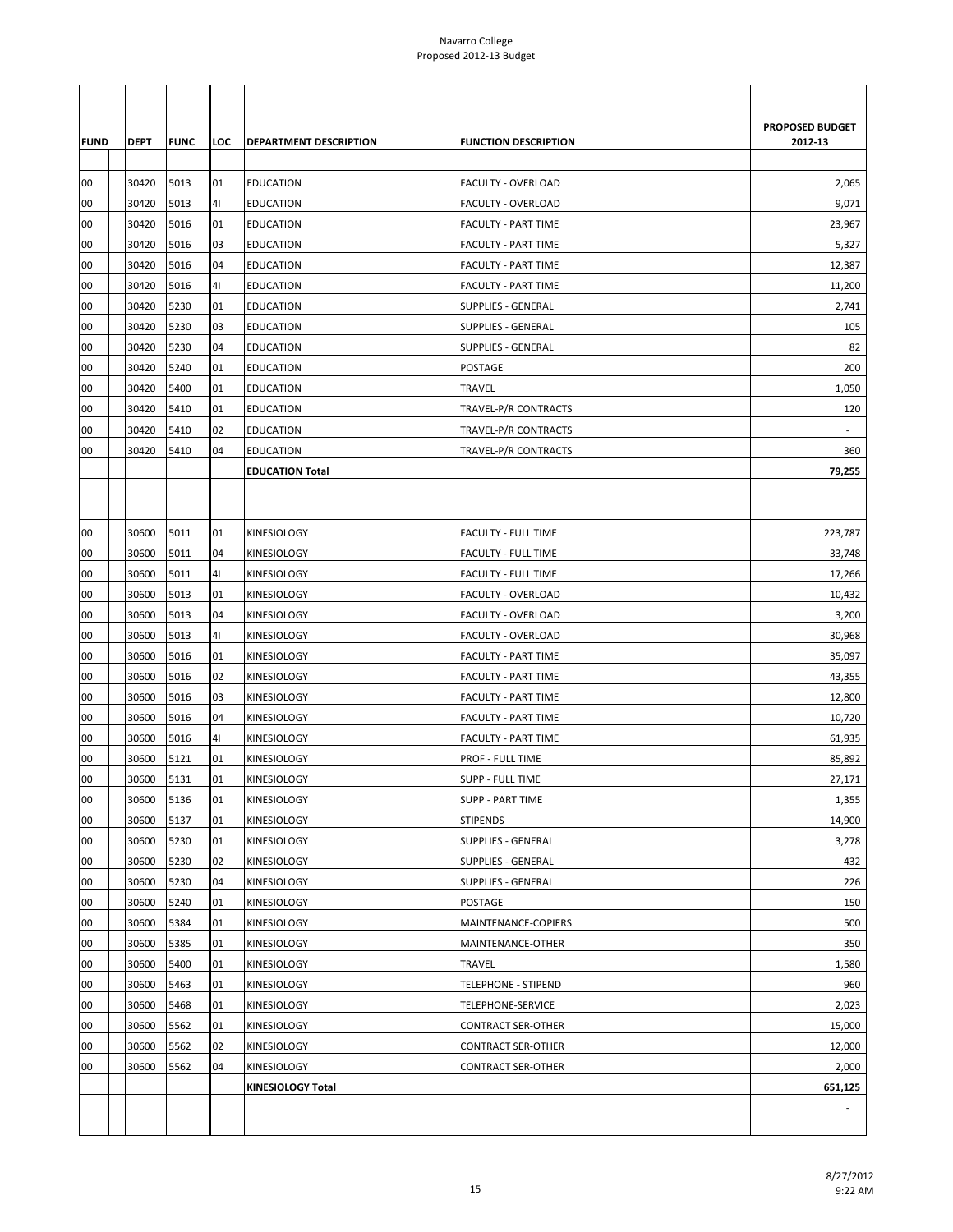# Navarro College
## Proposed 2012-13 Budget

| FUND | DEPT | FUNC | LOC | DEPARTMENT DESCRIPTION | FUNCTION DESCRIPTION | PROPOSED BUDGET 2012-13 |
|---|---|---|---|---|---|---|
| 00 | 30420 | 5013 | 01 | EDUCATION | FACULTY - OVERLOAD | 2,065 |
| 00 | 30420 | 5013 | 4I | EDUCATION | FACULTY - OVERLOAD | 9,071 |
| 00 | 30420 | 5016 | 01 | EDUCATION | FACULTY - PART TIME | 23,967 |
| 00 | 30420 | 5016 | 03 | EDUCATION | FACULTY - PART TIME | 5,327 |
| 00 | 30420 | 5016 | 04 | EDUCATION | FACULTY - PART TIME | 12,387 |
| 00 | 30420 | 5016 | 4I | EDUCATION | FACULTY - PART TIME | 11,200 |
| 00 | 30420 | 5230 | 01 | EDUCATION | SUPPLIES - GENERAL | 2,741 |
| 00 | 30420 | 5230 | 03 | EDUCATION | SUPPLIES - GENERAL | 105 |
| 00 | 30420 | 5230 | 04 | EDUCATION | SUPPLIES - GENERAL | 82 |
| 00 | 30420 | 5240 | 01 | EDUCATION | POSTAGE | 200 |
| 00 | 30420 | 5400 | 01 | EDUCATION | TRAVEL | 1,050 |
| 00 | 30420 | 5410 | 01 | EDUCATION | TRAVEL-P/R CONTRACTS | 120 |
| 00 | 30420 | 5410 | 02 | EDUCATION | TRAVEL-P/R CONTRACTS | - |
| 00 | 30420 | 5410 | 04 | EDUCATION | TRAVEL-P/R CONTRACTS | 360 |
| | | | | **EDUCATION Total** | | **79,255** |
| | | | | | | |
| | | | | | | |
| 00 | 30600 | 5011 | 01 | KINESIOLOGY | FACULTY - FULL TIME | 223,787 |
| 00 | 30600 | 5011 | 04 | KINESIOLOGY | FACULTY - FULL TIME | 33,748 |
| 00 | 30600 | 5011 | 4I | KINESIOLOGY | FACULTY - FULL TIME | 17,266 |
| 00 | 30600 | 5013 | 01 | KINESIOLOGY | FACULTY - OVERLOAD | 10,432 |
| 00 | 30600 | 5013 | 04 | KINESIOLOGY | FACULTY - OVERLOAD | 3,200 |
| 00 | 30600 | 5013 | 4I | KINESIOLOGY | FACULTY - OVERLOAD | 30,968 |
| 00 | 30600 | 5016 | 01 | KINESIOLOGY | FACULTY - PART TIME | 35,097 |
| 00 | 30600 | 5016 | 02 | KINESIOLOGY | FACULTY - PART TIME | 43,355 |
| 00 | 30600 | 5016 | 03 | KINESIOLOGY | FACULTY - PART TIME | 12,800 |
| 00 | 30600 | 5016 | 04 | KINESIOLOGY | FACULTY - PART TIME | 10,720 |
| 00 | 30600 | 5016 | 4I | KINESIOLOGY | FACULTY - PART TIME | 61,935 |
| 00 | 30600 | 5121 | 01 | KINESIOLOGY | PROF - FULL TIME | 85,892 |
| 00 | 30600 | 5131 | 01 | KINESIOLOGY | SUPP - FULL TIME | 27,171 |
| 00 | 30600 | 5136 | 01 | KINESIOLOGY | SUPP - PART TIME | 1,355 |
| 00 | 30600 | 5137 | 01 | KINESIOLOGY | STIPENDS | 14,900 |
| 00 | 30600 | 5230 | 01 | KINESIOLOGY | SUPPLIES - GENERAL | 3,278 |
| 00 | 30600 | 5230 | 02 | KINESIOLOGY | SUPPLIES - GENERAL | 432 |
| 00 | 30600 | 5230 | 04 | KINESIOLOGY | SUPPLIES - GENERAL | 226 |
| 00 | 30600 | 5240 | 01 | KINESIOLOGY | POSTAGE | 150 |
| 00 | 30600 | 5384 | 01 | KINESIOLOGY | MAINTENANCE-COPIERS | 500 |
| 00 | 30600 | 5385 | 01 | KINESIOLOGY | MAINTENANCE-OTHER | 350 |
| 00 | 30600 | 5400 | 01 | KINESIOLOGY | TRAVEL | 1,580 |
| 00 | 30600 | 5463 | 01 | KINESIOLOGY | TELEPHONE - STIPEND | 960 |
| 00 | 30600 | 5468 | 01 | KINESIOLOGY | TELEPHONE-SERVICE | 2,023 |
| 00 | 30600 | 5562 | 01 | KINESIOLOGY | CONTRACT SER-OTHER | 15,000 |
| 00 | 30600 | 5562 | 02 | KINESIOLOGY | CONTRACT SER-OTHER | 12,000 |
| 00 | 30600 | 5562 | 04 | KINESIOLOGY | CONTRACT SER-OTHER | 2,000 |
| | | | | **KINESIOLOGY Total** | | **651,125** |
| | | | | | | - |
| | | | | | | |

8/27/2012
9:22 AM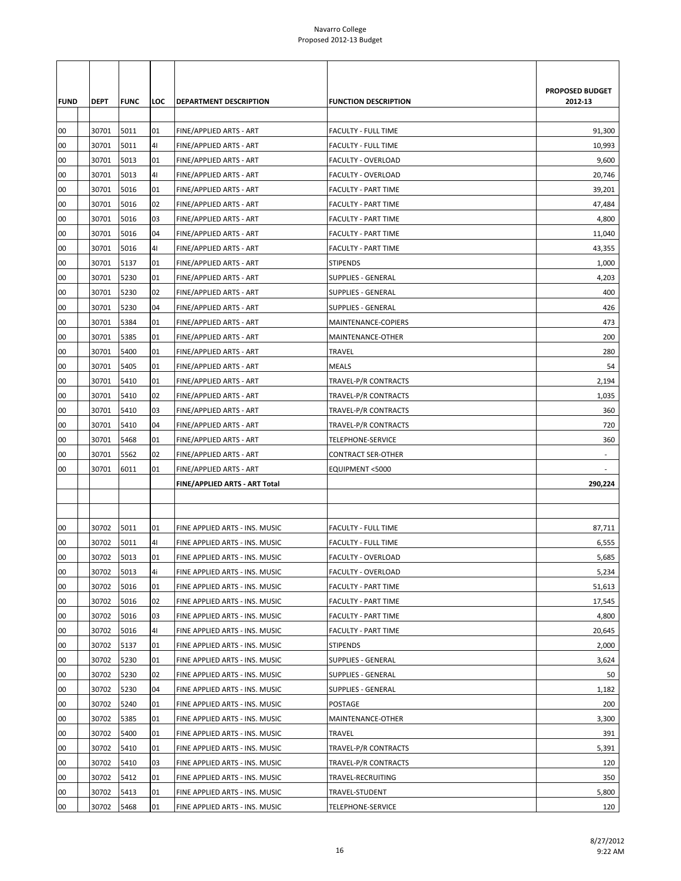Navarro College
Proposed 2012-13 Budget

| FUND | DEPT | FUNC | LOC | DEPARTMENT DESCRIPTION | FUNCTION DESCRIPTION | PROPOSED BUDGET 2012-13 |
|---|---|---|---|---|---|---|
| 00 | 30701 | 5011 | 01 | FINE/APPLIED ARTS - ART | FACULTY - FULL TIME | 91,300 |
| 00 | 30701 | 5011 | 4I | FINE/APPLIED ARTS - ART | FACULTY - FULL TIME | 10,993 |
| 00 | 30701 | 5013 | 01 | FINE/APPLIED ARTS - ART | FACULTY - OVERLOAD | 9,600 |
| 00 | 30701 | 5013 | 4I | FINE/APPLIED ARTS - ART | FACULTY - OVERLOAD | 20,746 |
| 00 | 30701 | 5016 | 01 | FINE/APPLIED ARTS - ART | FACULTY - PART TIME | 39,201 |
| 00 | 30701 | 5016 | 02 | FINE/APPLIED ARTS - ART | FACULTY - PART TIME | 47,484 |
| 00 | 30701 | 5016 | 03 | FINE/APPLIED ARTS - ART | FACULTY - PART TIME | 4,800 |
| 00 | 30701 | 5016 | 04 | FINE/APPLIED ARTS - ART | FACULTY - PART TIME | 11,040 |
| 00 | 30701 | 5016 | 4I | FINE/APPLIED ARTS - ART | FACULTY - PART TIME | 43,355 |
| 00 | 30701 | 5137 | 01 | FINE/APPLIED ARTS - ART | STIPENDS | 1,000 |
| 00 | 30701 | 5230 | 01 | FINE/APPLIED ARTS - ART | SUPPLIES - GENERAL | 4,203 |
| 00 | 30701 | 5230 | 02 | FINE/APPLIED ARTS - ART | SUPPLIES - GENERAL | 400 |
| 00 | 30701 | 5230 | 04 | FINE/APPLIED ARTS - ART | SUPPLIES - GENERAL | 426 |
| 00 | 30701 | 5384 | 01 | FINE/APPLIED ARTS - ART | MAINTENANCE-COPIERS | 473 |
| 00 | 30701 | 5385 | 01 | FINE/APPLIED ARTS - ART | MAINTENANCE-OTHER | 200 |
| 00 | 30701 | 5400 | 01 | FINE/APPLIED ARTS - ART | TRAVEL | 280 |
| 00 | 30701 | 5405 | 01 | FINE/APPLIED ARTS - ART | MEALS | 54 |
| 00 | 30701 | 5410 | 01 | FINE/APPLIED ARTS - ART | TRAVEL-P/R CONTRACTS | 2,194 |
| 00 | 30701 | 5410 | 02 | FINE/APPLIED ARTS - ART | TRAVEL-P/R CONTRACTS | 1,035 |
| 00 | 30701 | 5410 | 03 | FINE/APPLIED ARTS - ART | TRAVEL-P/R CONTRACTS | 360 |
| 00 | 30701 | 5410 | 04 | FINE/APPLIED ARTS - ART | TRAVEL-P/R CONTRACTS | 720 |
| 00 | 30701 | 5468 | 01 | FINE/APPLIED ARTS - ART | TELEPHONE-SERVICE | 360 |
| 00 | 30701 | 5562 | 02 | FINE/APPLIED ARTS - ART | CONTRACT SER-OTHER | - |
| 00 | 30701 | 6011 | 01 | FINE/APPLIED ARTS - ART | EQUIPMENT <5000 | - |
| | | | | **FINE/APPLIED ARTS - ART Total** | | **290,224** |
| | | | | | | |
| | | | | | | |
| 00 | 30702 | 5011 | 01 | FINE APPLIED ARTS - INS. MUSIC | FACULTY - FULL TIME | 87,711 |
| 00 | 30702 | 5011 | 4I | FINE APPLIED ARTS - INS. MUSIC | FACULTY - FULL TIME | 6,555 |
| 00 | 30702 | 5013 | 01 | FINE APPLIED ARTS - INS. MUSIC | FACULTY - OVERLOAD | 5,685 |
| 00 | 30702 | 5013 | 4i | FINE APPLIED ARTS - INS. MUSIC | FACULTY - OVERLOAD | 5,234 |
| 00 | 30702 | 5016 | 01 | FINE APPLIED ARTS - INS. MUSIC | FACULTY - PART TIME | 51,613 |
| 00 | 30702 | 5016 | 02 | FINE APPLIED ARTS - INS. MUSIC | FACULTY - PART TIME | 17,545 |
| 00 | 30702 | 5016 | 03 | FINE APPLIED ARTS - INS. MUSIC | FACULTY - PART TIME | 4,800 |
| 00 | 30702 | 5016 | 4I | FINE APPLIED ARTS - INS. MUSIC | FACULTY - PART TIME | 20,645 |
| 00 | 30702 | 5137 | 01 | FINE APPLIED ARTS - INS. MUSIC | STIPENDS | 2,000 |
| 00 | 30702 | 5230 | 01 | FINE APPLIED ARTS - INS. MUSIC | SUPPLIES - GENERAL | 3,624 |
| 00 | 30702 | 5230 | 02 | FINE APPLIED ARTS - INS. MUSIC | SUPPLIES - GENERAL | 50 |
| 00 | 30702 | 5230 | 04 | FINE APPLIED ARTS - INS. MUSIC | SUPPLIES - GENERAL | 1,182 |
| 00 | 30702 | 5240 | 01 | FINE APPLIED ARTS - INS. MUSIC | POSTAGE | 200 |
| 00 | 30702 | 5385 | 01 | FINE APPLIED ARTS - INS. MUSIC | MAINTENANCE-OTHER | 3,300 |
| 00 | 30702 | 5400 | 01 | FINE APPLIED ARTS - INS. MUSIC | TRAVEL | 391 |
| 00 | 30702 | 5410 | 01 | FINE APPLIED ARTS - INS. MUSIC | TRAVEL-P/R CONTRACTS | 5,391 |
| 00 | 30702 | 5410 | 03 | FINE APPLIED ARTS - INS. MUSIC | TRAVEL-P/R CONTRACTS | 120 |
| 00 | 30702 | 5412 | 01 | FINE APPLIED ARTS - INS. MUSIC | TRAVEL-RECRUITING | 350 |
| 00 | 30702 | 5413 | 01 | FINE APPLIED ARTS - INS. MUSIC | TRAVEL-STUDENT | 5,800 |
| 00 | 30702 | 5468 | 01 | FINE APPLIED ARTS - INS. MUSIC | TELEPHONE-SERVICE | 120 |

8/27/2012
9:22 AM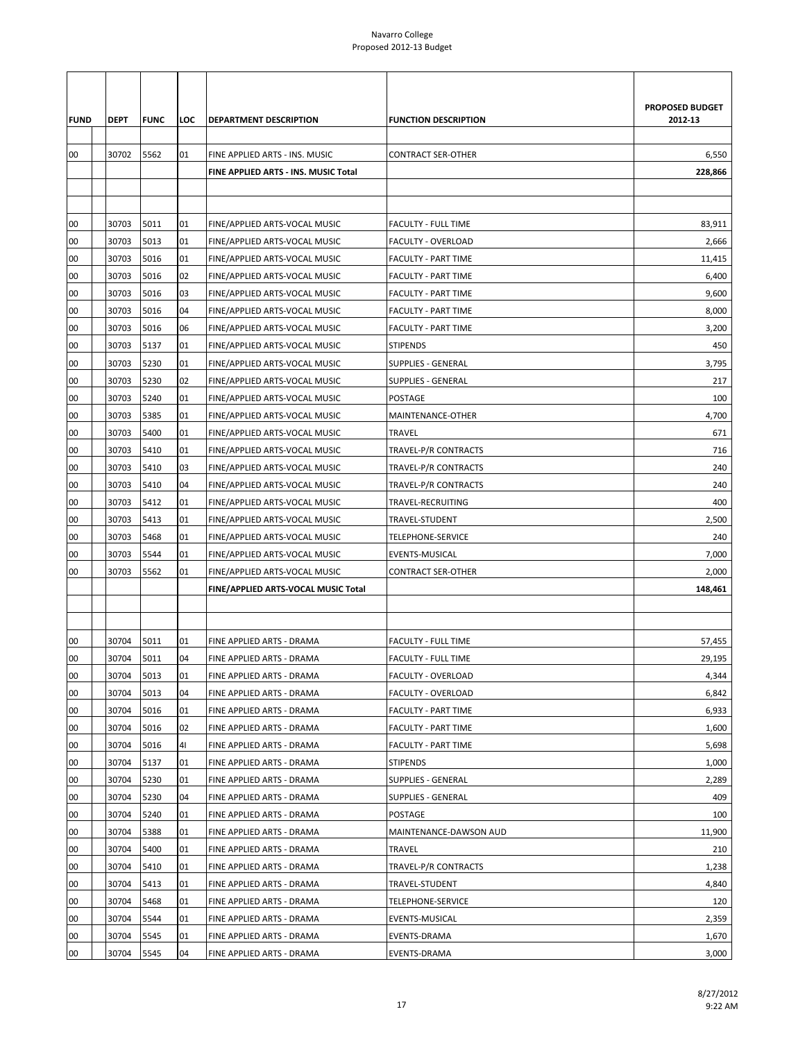Navarro College
Proposed 2012-13 Budget

| FUND | DEPT | FUNC | LOC | DEPARTMENT DESCRIPTION | FUNCTION DESCRIPTION | PROPOSED BUDGET 2012-13 |
|---|---|---|---|---|---|---|
| 00 | 30702 | 5562 | 01 | FINE APPLIED ARTS - INS. MUSIC | CONTRACT SER-OTHER | 6,550 |
| | | | | **FINE APPLIED ARTS - INS. MUSIC Total** | | **228,866** |
| | | | | | | |
| | | | | | | |
| 00 | 30703 | 5011 | 01 | FINE/APPLIED ARTS-VOCAL MUSIC | FACULTY - FULL TIME | 83,911 |
| 00 | 30703 | 5013 | 01 | FINE/APPLIED ARTS-VOCAL MUSIC | FACULTY - OVERLOAD | 2,666 |
| 00 | 30703 | 5016 | 01 | FINE/APPLIED ARTS-VOCAL MUSIC | FACULTY - PART TIME | 11,415 |
| 00 | 30703 | 5016 | 02 | FINE/APPLIED ARTS-VOCAL MUSIC | FACULTY - PART TIME | 6,400 |
| 00 | 30703 | 5016 | 03 | FINE/APPLIED ARTS-VOCAL MUSIC | FACULTY - PART TIME | 9,600 |
| 00 | 30703 | 5016 | 04 | FINE/APPLIED ARTS-VOCAL MUSIC | FACULTY - PART TIME | 8,000 |
| 00 | 30703 | 5016 | 06 | FINE/APPLIED ARTS-VOCAL MUSIC | FACULTY - PART TIME | 3,200 |
| 00 | 30703 | 5137 | 01 | FINE/APPLIED ARTS-VOCAL MUSIC | STIPENDS | 450 |
| 00 | 30703 | 5230 | 01 | FINE/APPLIED ARTS-VOCAL MUSIC | SUPPLIES - GENERAL | 3,795 |
| 00 | 30703 | 5230 | 02 | FINE/APPLIED ARTS-VOCAL MUSIC | SUPPLIES - GENERAL | 217 |
| 00 | 30703 | 5240 | 01 | FINE/APPLIED ARTS-VOCAL MUSIC | POSTAGE | 100 |
| 00 | 30703 | 5385 | 01 | FINE/APPLIED ARTS-VOCAL MUSIC | MAINTENANCE-OTHER | 4,700 |
| 00 | 30703 | 5400 | 01 | FINE/APPLIED ARTS-VOCAL MUSIC | TRAVEL | 671 |
| 00 | 30703 | 5410 | 01 | FINE/APPLIED ARTS-VOCAL MUSIC | TRAVEL-P/R CONTRACTS | 716 |
| 00 | 30703 | 5410 | 03 | FINE/APPLIED ARTS-VOCAL MUSIC | TRAVEL-P/R CONTRACTS | 240 |
| 00 | 30703 | 5410 | 04 | FINE/APPLIED ARTS-VOCAL MUSIC | TRAVEL-P/R CONTRACTS | 240 |
| 00 | 30703 | 5412 | 01 | FINE/APPLIED ARTS-VOCAL MUSIC | TRAVEL-RECRUITING | 400 |
| 00 | 30703 | 5413 | 01 | FINE/APPLIED ARTS-VOCAL MUSIC | TRAVEL-STUDENT | 2,500 |
| 00 | 30703 | 5468 | 01 | FINE/APPLIED ARTS-VOCAL MUSIC | TELEPHONE-SERVICE | 240 |
| 00 | 30703 | 5544 | 01 | FINE/APPLIED ARTS-VOCAL MUSIC | EVENTS-MUSICAL | 7,000 |
| 00 | 30703 | 5562 | 01 | FINE/APPLIED ARTS-VOCAL MUSIC | CONTRACT SER-OTHER | 2,000 |
| | | | | **FINE/APPLIED ARTS-VOCAL MUSIC Total** | | **148,461** |
| | | | | | | |
| | | | | | | |
| 00 | 30704 | 5011 | 01 | FINE APPLIED ARTS - DRAMA | FACULTY - FULL TIME | 57,455 |
| 00 | 30704 | 5011 | 04 | FINE APPLIED ARTS - DRAMA | FACULTY - FULL TIME | 29,195 |
| 00 | 30704 | 5013 | 01 | FINE APPLIED ARTS - DRAMA | FACULTY - OVERLOAD | 4,344 |
| 00 | 30704 | 5013 | 04 | FINE APPLIED ARTS - DRAMA | FACULTY - OVERLOAD | 6,842 |
| 00 | 30704 | 5016 | 01 | FINE APPLIED ARTS - DRAMA | FACULTY - PART TIME | 6,933 |
| 00 | 30704 | 5016 | 02 | FINE APPLIED ARTS - DRAMA | FACULTY - PART TIME | 1,600 |
| 00 | 30704 | 5016 | 4I | FINE APPLIED ARTS - DRAMA | FACULTY - PART TIME | 5,698 |
| 00 | 30704 | 5137 | 01 | FINE APPLIED ARTS - DRAMA | STIPENDS | 1,000 |
| 00 | 30704 | 5230 | 01 | FINE APPLIED ARTS - DRAMA | SUPPLIES - GENERAL | 2,289 |
| 00 | 30704 | 5230 | 04 | FINE APPLIED ARTS - DRAMA | SUPPLIES - GENERAL | 409 |
| 00 | 30704 | 5240 | 01 | FINE APPLIED ARTS - DRAMA | POSTAGE | 100 |
| 00 | 30704 | 5388 | 01 | FINE APPLIED ARTS - DRAMA | MAINTENANCE-DAWSON AUD | 11,900 |
| 00 | 30704 | 5400 | 01 | FINE APPLIED ARTS - DRAMA | TRAVEL | 210 |
| 00 | 30704 | 5410 | 01 | FINE APPLIED ARTS - DRAMA | TRAVEL-P/R CONTRACTS | 1,238 |
| 00 | 30704 | 5413 | 01 | FINE APPLIED ARTS - DRAMA | TRAVEL-STUDENT | 4,840 |
| 00 | 30704 | 5468 | 01 | FINE APPLIED ARTS - DRAMA | TELEPHONE-SERVICE | 120 |
| 00 | 30704 | 5544 | 01 | FINE APPLIED ARTS - DRAMA | EVENTS-MUSICAL | 2,359 |
| 00 | 30704 | 5545 | 01 | FINE APPLIED ARTS - DRAMA | EVENTS-DRAMA | 1,670 |
| 00 | 30704 | 5545 | 04 | FINE APPLIED ARTS - DRAMA | EVENTS-DRAMA | 3,000 |

8/27/2012
9:22 AM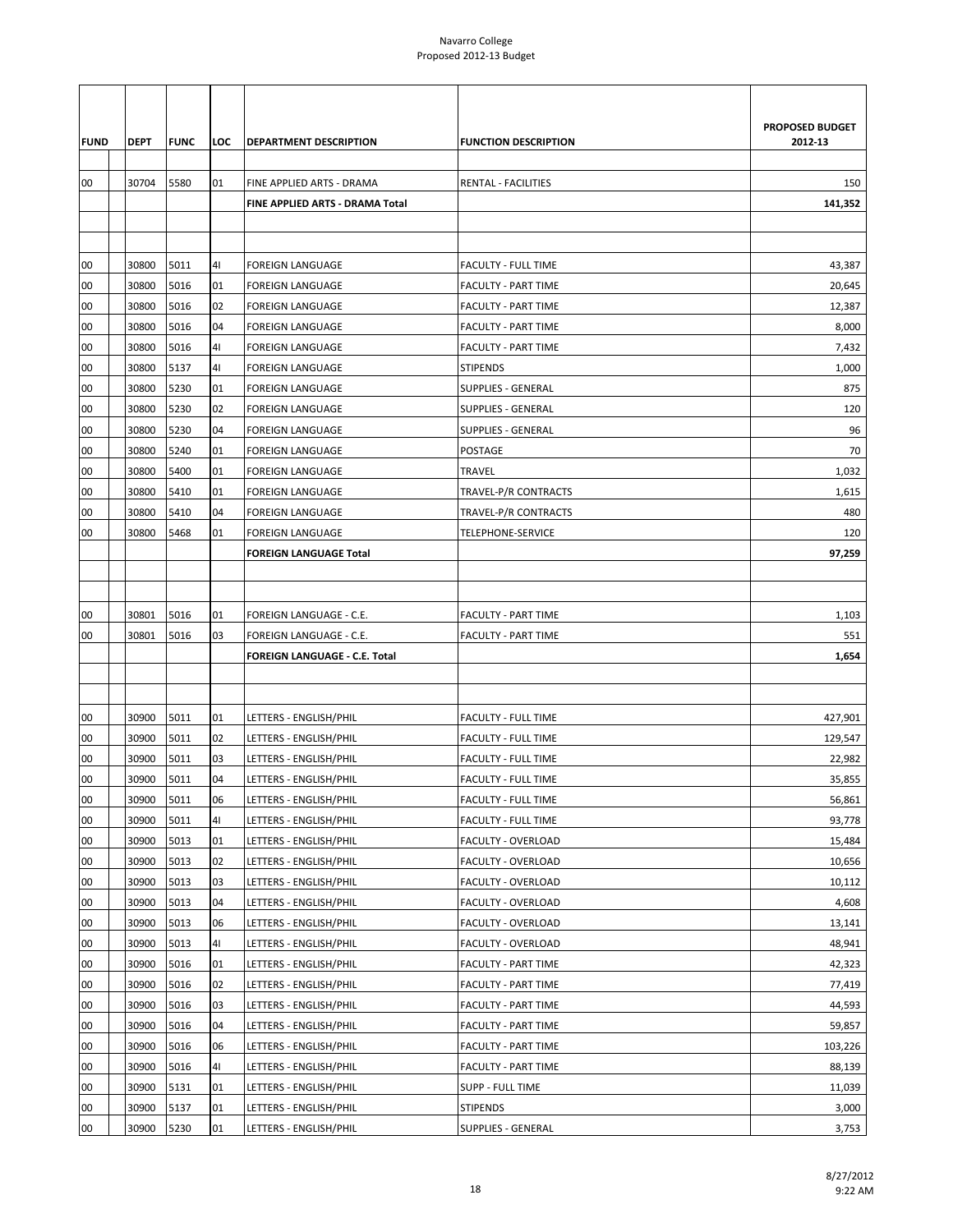Navarro College
Proposed 2012-13 Budget

| FUND | DEPT | FUNC | LOC | DEPARTMENT DESCRIPTION | FUNCTION DESCRIPTION | PROPOSED BUDGET 2012-13 |
|---|---|---|---|---|---|---|
| 00 | 30704 | 5580 | 01 | FINE APPLIED ARTS - DRAMA | RENTAL - FACILITIES | 150 |
| | | | | **FINE APPLIED ARTS - DRAMA Total** | | **141,352** |
| | | | | | | |
| | | | | | | |
| 00 | 30800 | 5011 | 4I | FOREIGN LANGUAGE | FACULTY - FULL TIME | 43,387 |
| 00 | 30800 | 5016 | 01 | FOREIGN LANGUAGE | FACULTY - PART TIME | 20,645 |
| 00 | 30800 | 5016 | 02 | FOREIGN LANGUAGE | FACULTY - PART TIME | 12,387 |
| 00 | 30800 | 5016 | 04 | FOREIGN LANGUAGE | FACULTY - PART TIME | 8,000 |
| 00 | 30800 | 5016 | 4I | FOREIGN LANGUAGE | FACULTY - PART TIME | 7,432 |
| 00 | 30800 | 5137 | 4I | FOREIGN LANGUAGE | STIPENDS | 1,000 |
| 00 | 30800 | 5230 | 01 | FOREIGN LANGUAGE | SUPPLIES - GENERAL | 875 |
| 00 | 30800 | 5230 | 02 | FOREIGN LANGUAGE | SUPPLIES - GENERAL | 120 |
| 00 | 30800 | 5230 | 04 | FOREIGN LANGUAGE | SUPPLIES - GENERAL | 96 |
| 00 | 30800 | 5240 | 01 | FOREIGN LANGUAGE | POSTAGE | 70 |
| 00 | 30800 | 5400 | 01 | FOREIGN LANGUAGE | TRAVEL | 1,032 |
| 00 | 30800 | 5410 | 01 | FOREIGN LANGUAGE | TRAVEL-P/R CONTRACTS | 1,615 |
| 00 | 30800 | 5410 | 04 | FOREIGN LANGUAGE | TRAVEL-P/R CONTRACTS | 480 |
| 00 | 30800 | 5468 | 01 | FOREIGN LANGUAGE | TELEPHONE-SERVICE | 120 |
| | | | | **FOREIGN LANGUAGE Total** | | **97,259** |
| | | | | | | |
| | | | | | | |
| 00 | 30801 | 5016 | 01 | FOREIGN LANGUAGE - C.E. | FACULTY - PART TIME | 1,103 |
| 00 | 30801 | 5016 | 03 | FOREIGN LANGUAGE - C.E. | FACULTY - PART TIME | 551 |
| | | | | **FOREIGN LANGUAGE - C.E. Total** | | **1,654** |
| | | | | | | |
| | | | | | | |
| 00 | 30900 | 5011 | 01 | LETTERS - ENGLISH/PHIL | FACULTY - FULL TIME | 427,901 |
| 00 | 30900 | 5011 | 02 | LETTERS - ENGLISH/PHIL | FACULTY - FULL TIME | 129,547 |
| 00 | 30900 | 5011 | 03 | LETTERS - ENGLISH/PHIL | FACULTY - FULL TIME | 22,982 |
| 00 | 30900 | 5011 | 04 | LETTERS - ENGLISH/PHIL | FACULTY - FULL TIME | 35,855 |
| 00 | 30900 | 5011 | 06 | LETTERS - ENGLISH/PHIL | FACULTY - FULL TIME | 56,861 |
| 00 | 30900 | 5011 | 4I | LETTERS - ENGLISH/PHIL | FACULTY - FULL TIME | 93,778 |
| 00 | 30900 | 5013 | 01 | LETTERS - ENGLISH/PHIL | FACULTY - OVERLOAD | 15,484 |
| 00 | 30900 | 5013 | 02 | LETTERS - ENGLISH/PHIL | FACULTY - OVERLOAD | 10,656 |
| 00 | 30900 | 5013 | 03 | LETTERS - ENGLISH/PHIL | FACULTY - OVERLOAD | 10,112 |
| 00 | 30900 | 5013 | 04 | LETTERS - ENGLISH/PHIL | FACULTY - OVERLOAD | 4,608 |
| 00 | 30900 | 5013 | 06 | LETTERS - ENGLISH/PHIL | FACULTY - OVERLOAD | 13,141 |
| 00 | 30900 | 5013 | 4I | LETTERS - ENGLISH/PHIL | FACULTY - OVERLOAD | 48,941 |
| 00 | 30900 | 5016 | 01 | LETTERS - ENGLISH/PHIL | FACULTY - PART TIME | 42,323 |
| 00 | 30900 | 5016 | 02 | LETTERS - ENGLISH/PHIL | FACULTY - PART TIME | 77,419 |
| 00 | 30900 | 5016 | 03 | LETTERS - ENGLISH/PHIL | FACULTY - PART TIME | 44,593 |
| 00 | 30900 | 5016 | 04 | LETTERS - ENGLISH/PHIL | FACULTY - PART TIME | 59,857 |
| 00 | 30900 | 5016 | 06 | LETTERS - ENGLISH/PHIL | FACULTY - PART TIME | 103,226 |
| 00 | 30900 | 5016 | 4I | LETTERS - ENGLISH/PHIL | FACULTY - PART TIME | 88,139 |
| 00 | 30900 | 5131 | 01 | LETTERS - ENGLISH/PHIL | SUPP - FULL TIME | 11,039 |
| 00 | 30900 | 5137 | 01 | LETTERS - ENGLISH/PHIL | STIPENDS | 3,000 |
| 00 | 30900 | 5230 | 01 | LETTERS - ENGLISH/PHIL | SUPPLIES - GENERAL | 3,753 |

8/27/2012
9:22 AM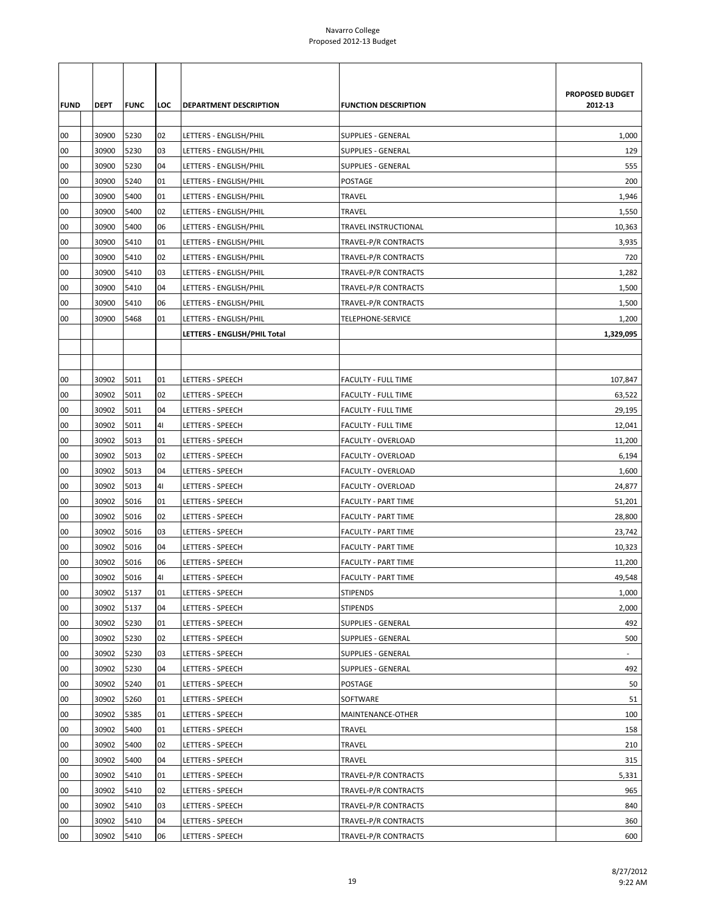| FUND | DEPT | FUNC | LOC | DEPARTMENT DESCRIPTION | FUNCTION DESCRIPTION | PROPOSED BUDGET 2012-13 |
|---|---|---|---|---|---|---|
| 00 | 30900 | 5230 | 02 | LETTERS - ENGLISH/PHIL | SUPPLIES - GENERAL | 1,000 |
| 00 | 30900 | 5230 | 03 | LETTERS - ENGLISH/PHIL | SUPPLIES - GENERAL | 129 |
| 00 | 30900 | 5230 | 04 | LETTERS - ENGLISH/PHIL | SUPPLIES - GENERAL | 555 |
| 00 | 30900 | 5240 | 01 | LETTERS - ENGLISH/PHIL | POSTAGE | 200 |
| 00 | 30900 | 5400 | 01 | LETTERS - ENGLISH/PHIL | TRAVEL | 1,946 |
| 00 | 30900 | 5400 | 02 | LETTERS - ENGLISH/PHIL | TRAVEL | 1,550 |
| 00 | 30900 | 5400 | 06 | LETTERS - ENGLISH/PHIL | TRAVEL INSTRUCTIONAL | 10,363 |
| 00 | 30900 | 5410 | 01 | LETTERS - ENGLISH/PHIL | TRAVEL-P/R CONTRACTS | 3,935 |
| 00 | 30900 | 5410 | 02 | LETTERS - ENGLISH/PHIL | TRAVEL-P/R CONTRACTS | 720 |
| 00 | 30900 | 5410 | 03 | LETTERS - ENGLISH/PHIL | TRAVEL-P/R CONTRACTS | 1,282 |
| 00 | 30900 | 5410 | 04 | LETTERS - ENGLISH/PHIL | TRAVEL-P/R CONTRACTS | 1,500 |
| 00 | 30900 | 5410 | 06 | LETTERS - ENGLISH/PHIL | TRAVEL-P/R CONTRACTS | 1,500 |
| 00 | 30900 | 5468 | 01 | LETTERS - ENGLISH/PHIL | TELEPHONE-SERVICE | 1,200 |
| | | | | **LETTERS - ENGLISH/PHIL Total** | | **1,329,095** |
| | | | | | | |
| | | | | | | |
| 00 | 30902 | 5011 | 01 | LETTERS - SPEECH | FACULTY - FULL TIME | 107,847 |
| 00 | 30902 | 5011 | 02 | LETTERS - SPEECH | FACULTY - FULL TIME | 63,522 |
| 00 | 30902 | 5011 | 04 | LETTERS - SPEECH | FACULTY - FULL TIME | 29,195 |
| 00 | 30902 | 5011 | 4I | LETTERS - SPEECH | FACULTY - FULL TIME | 12,041 |
| 00 | 30902 | 5013 | 01 | LETTERS - SPEECH | FACULTY - OVERLOAD | 11,200 |
| 00 | 30902 | 5013 | 02 | LETTERS - SPEECH | FACULTY - OVERLOAD | 6,194 |
| 00 | 30902 | 5013 | 04 | LETTERS - SPEECH | FACULTY - OVERLOAD | 1,600 |
| 00 | 30902 | 5013 | 4I | LETTERS - SPEECH | FACULTY - OVERLOAD | 24,877 |
| 00 | 30902 | 5016 | 01 | LETTERS - SPEECH | FACULTY - PART TIME | 51,201 |
| 00 | 30902 | 5016 | 02 | LETTERS - SPEECH | FACULTY - PART TIME | 28,800 |
| 00 | 30902 | 5016 | 03 | LETTERS - SPEECH | FACULTY - PART TIME | 23,742 |
| 00 | 30902 | 5016 | 04 | LETTERS - SPEECH | FACULTY - PART TIME | 10,323 |
| 00 | 30902 | 5016 | 06 | LETTERS - SPEECH | FACULTY - PART TIME | 11,200 |
| 00 | 30902 | 5016 | 4I | LETTERS - SPEECH | FACULTY - PART TIME | 49,548 |
| 00 | 30902 | 5137 | 01 | LETTERS - SPEECH | STIPENDS | 1,000 |
| 00 | 30902 | 5137 | 04 | LETTERS - SPEECH | STIPENDS | 2,000 |
| 00 | 30902 | 5230 | 01 | LETTERS - SPEECH | SUPPLIES - GENERAL | 492 |
| 00 | 30902 | 5230 | 02 | LETTERS - SPEECH | SUPPLIES - GENERAL | 500 |
| 00 | 30902 | 5230 | 03 | LETTERS - SPEECH | SUPPLIES - GENERAL | - |
| 00 | 30902 | 5230 | 04 | LETTERS - SPEECH | SUPPLIES - GENERAL | 492 |
| 00 | 30902 | 5240 | 01 | LETTERS - SPEECH | POSTAGE | 50 |
| 00 | 30902 | 5260 | 01 | LETTERS - SPEECH | SOFTWARE | 51 |
| 00 | 30902 | 5385 | 01 | LETTERS - SPEECH | MAINTENANCE-OTHER | 100 |
| 00 | 30902 | 5400 | 01 | LETTERS - SPEECH | TRAVEL | 158 |
| 00 | 30902 | 5400 | 02 | LETTERS - SPEECH | TRAVEL | 210 |
| 00 | 30902 | 5400 | 04 | LETTERS - SPEECH | TRAVEL | 315 |
| 00 | 30902 | 5410 | 01 | LETTERS - SPEECH | TRAVEL-P/R CONTRACTS | 5,331 |
| 00 | 30902 | 5410 | 02 | LETTERS - SPEECH | TRAVEL-P/R CONTRACTS | 965 |
| 00 | 30902 | 5410 | 03 | LETTERS - SPEECH | TRAVEL-P/R CONTRACTS | 840 |
| 00 | 30902 | 5410 | 04 | LETTERS - SPEECH | TRAVEL-P/R CONTRACTS | 360 |
| 00 | 30902 | 5410 | 06 | LETTERS - SPEECH | TRAVEL-P/R CONTRACTS | 600 |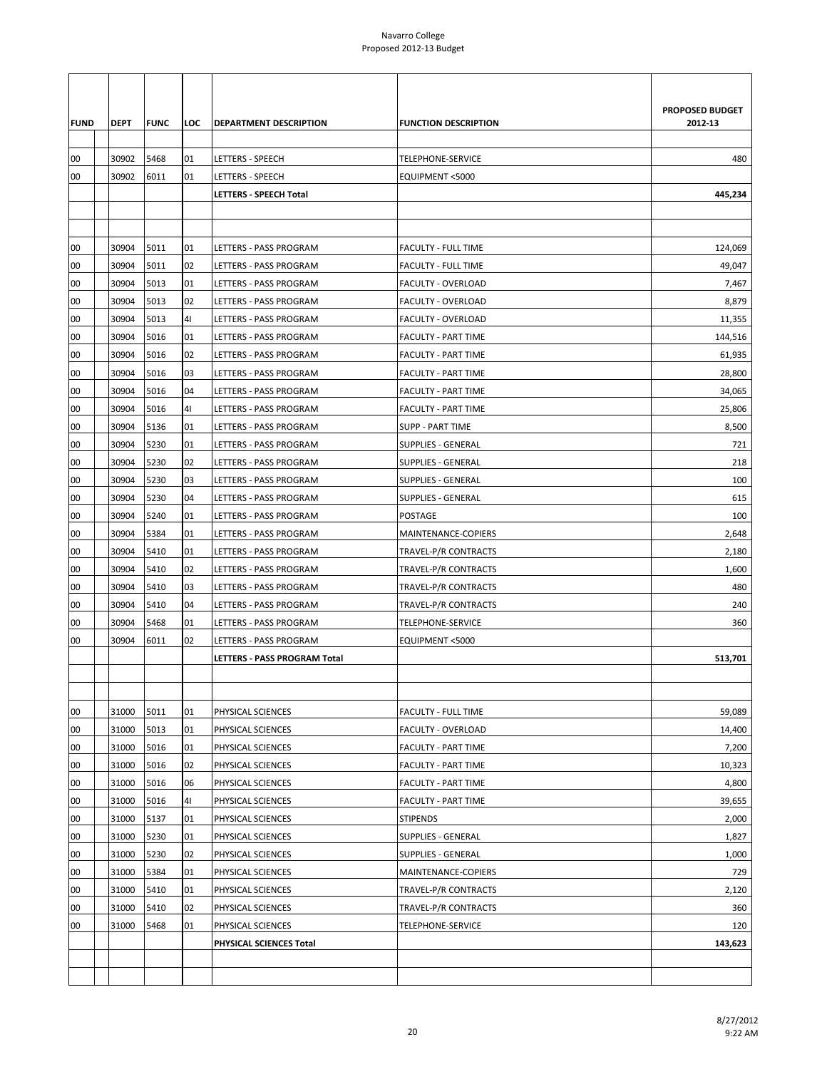Navarro College
Proposed 2012-13 Budget

| FUND | DEPT | FUNC | LOC | DEPARTMENT DESCRIPTION | FUNCTION DESCRIPTION | PROPOSED BUDGET 2012-13 |
|---|---|---|---|---|---|---|
| 00 | 30902 | 5468 | 01 | LETTERS - SPEECH | TELEPHONE-SERVICE | 480 |
| 00 | 30902 | 6011 | 01 | LETTERS - SPEECH | EQUIPMENT <5000 | |
| | | | | **LETTERS - SPEECH Total** | | **445,234** |
| | | | | | | |
| | | | | | | |
| 00 | 30904 | 5011 | 01 | LETTERS - PASS PROGRAM | FACULTY - FULL TIME | 124,069 |
| 00 | 30904 | 5011 | 02 | LETTERS - PASS PROGRAM | FACULTY - FULL TIME | 49,047 |
| 00 | 30904 | 5013 | 01 | LETTERS - PASS PROGRAM | FACULTY - OVERLOAD | 7,467 |
| 00 | 30904 | 5013 | 02 | LETTERS - PASS PROGRAM | FACULTY - OVERLOAD | 8,879 |
| 00 | 30904 | 5013 | 4I | LETTERS - PASS PROGRAM | FACULTY - OVERLOAD | 11,355 |
| 00 | 30904 | 5016 | 01 | LETTERS - PASS PROGRAM | FACULTY - PART TIME | 144,516 |
| 00 | 30904 | 5016 | 02 | LETTERS - PASS PROGRAM | FACULTY - PART TIME | 61,935 |
| 00 | 30904 | 5016 | 03 | LETTERS - PASS PROGRAM | FACULTY - PART TIME | 28,800 |
| 00 | 30904 | 5016 | 04 | LETTERS - PASS PROGRAM | FACULTY - PART TIME | 34,065 |
| 00 | 30904 | 5016 | 4I | LETTERS - PASS PROGRAM | FACULTY - PART TIME | 25,806 |
| 00 | 30904 | 5136 | 01 | LETTERS - PASS PROGRAM | SUPP - PART TIME | 8,500 |
| 00 | 30904 | 5230 | 01 | LETTERS - PASS PROGRAM | SUPPLIES - GENERAL | 721 |
| 00 | 30904 | 5230 | 02 | LETTERS - PASS PROGRAM | SUPPLIES - GENERAL | 218 |
| 00 | 30904 | 5230 | 03 | LETTERS - PASS PROGRAM | SUPPLIES - GENERAL | 100 |
| 00 | 30904 | 5230 | 04 | LETTERS - PASS PROGRAM | SUPPLIES - GENERAL | 615 |
| 00 | 30904 | 5240 | 01 | LETTERS - PASS PROGRAM | POSTAGE | 100 |
| 00 | 30904 | 5384 | 01 | LETTERS - PASS PROGRAM | MAINTENANCE-COPIERS | 2,648 |
| 00 | 30904 | 5410 | 01 | LETTERS - PASS PROGRAM | TRAVEL-P/R CONTRACTS | 2,180 |
| 00 | 30904 | 5410 | 02 | LETTERS - PASS PROGRAM | TRAVEL-P/R CONTRACTS | 1,600 |
| 00 | 30904 | 5410 | 03 | LETTERS - PASS PROGRAM | TRAVEL-P/R CONTRACTS | 480 |
| 00 | 30904 | 5410 | 04 | LETTERS - PASS PROGRAM | TRAVEL-P/R CONTRACTS | 240 |
| 00 | 30904 | 5468 | 01 | LETTERS - PASS PROGRAM | TELEPHONE-SERVICE | 360 |
| 00 | 30904 | 6011 | 02 | LETTERS - PASS PROGRAM | EQUIPMENT <5000 | |
| | | | | **LETTERS - PASS PROGRAM Total** | | **513,701** |
| | | | | | | |
| | | | | | | |
| 00 | 31000 | 5011 | 01 | PHYSICAL SCIENCES | FACULTY - FULL TIME | 59,089 |
| 00 | 31000 | 5013 | 01 | PHYSICAL SCIENCES | FACULTY - OVERLOAD | 14,400 |
| 00 | 31000 | 5016 | 01 | PHYSICAL SCIENCES | FACULTY - PART TIME | 7,200 |
| 00 | 31000 | 5016 | 02 | PHYSICAL SCIENCES | FACULTY - PART TIME | 10,323 |
| 00 | 31000 | 5016 | 06 | PHYSICAL SCIENCES | FACULTY - PART TIME | 4,800 |
| 00 | 31000 | 5016 | 4I | PHYSICAL SCIENCES | FACULTY - PART TIME | 39,655 |
| 00 | 31000 | 5137 | 01 | PHYSICAL SCIENCES | STIPENDS | 2,000 |
| 00 | 31000 | 5230 | 01 | PHYSICAL SCIENCES | SUPPLIES - GENERAL | 1,827 |
| 00 | 31000 | 5230 | 02 | PHYSICAL SCIENCES | SUPPLIES - GENERAL | 1,000 |
| 00 | 31000 | 5384 | 01 | PHYSICAL SCIENCES | MAINTENANCE-COPIERS | 729 |
| 00 | 31000 | 5410 | 01 | PHYSICAL SCIENCES | TRAVEL-P/R CONTRACTS | 2,120 |
| 00 | 31000 | 5410 | 02 | PHYSICAL SCIENCES | TRAVEL-P/R CONTRACTS | 360 |
| 00 | 31000 | 5468 | 01 | PHYSICAL SCIENCES | TELEPHONE-SERVICE | 120 |
| | | | | **PHYSICAL SCIENCES Total** | | **143,623** |
| | | | | | | |
| | | | | | | |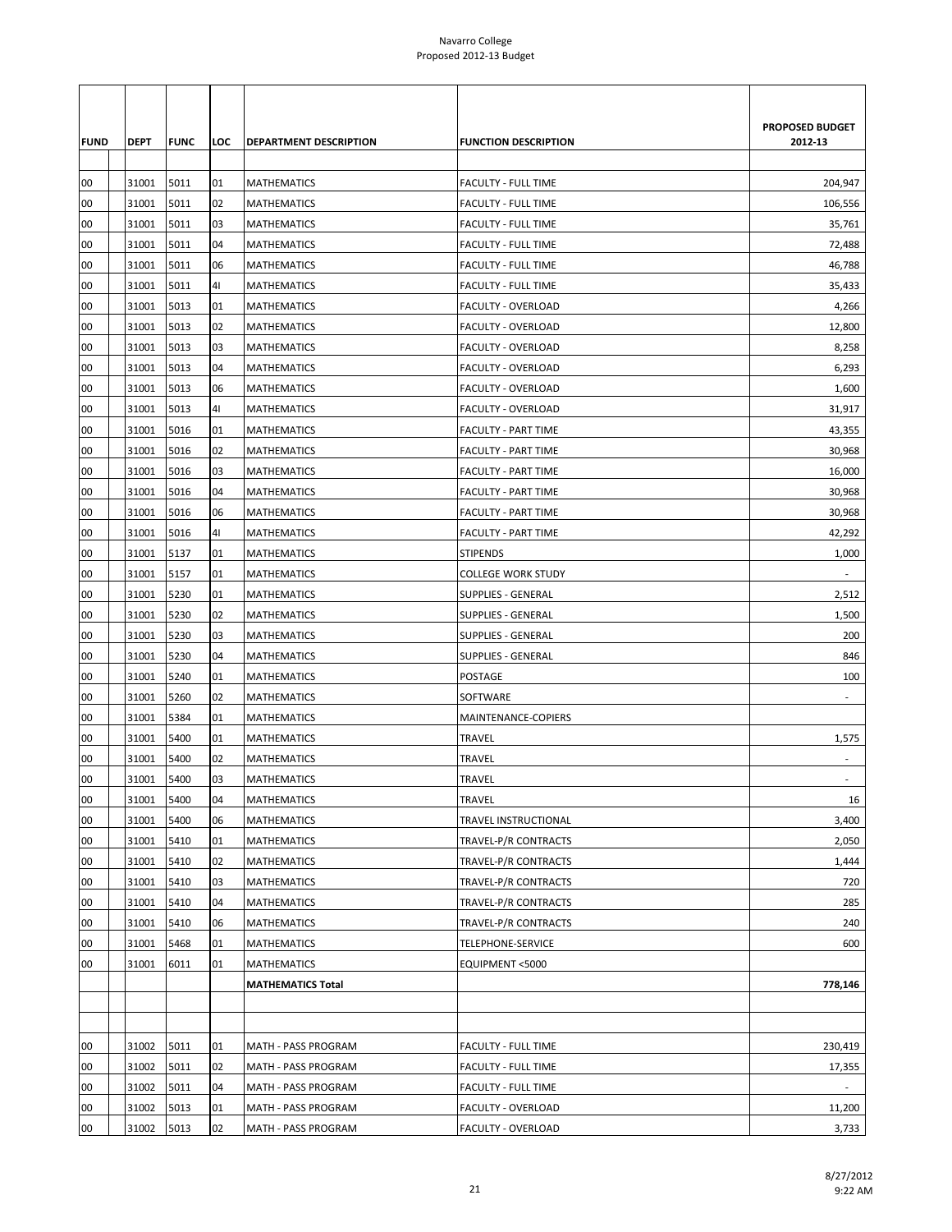Navarro College
Proposed 2012-13 Budget

| FUND | DEPT | FUNC | LOC | DEPARTMENT DESCRIPTION | FUNCTION DESCRIPTION | PROPOSED BUDGET 2012-13 |
|---|---|---|---|---|---|---|
| 00 | 31001 | 5011 | 01 | MATHEMATICS | FACULTY - FULL TIME | 204,947 |
| 00 | 31001 | 5011 | 02 | MATHEMATICS | FACULTY - FULL TIME | 106,556 |
| 00 | 31001 | 5011 | 03 | MATHEMATICS | FACULTY - FULL TIME | 35,761 |
| 00 | 31001 | 5011 | 04 | MATHEMATICS | FACULTY - FULL TIME | 72,488 |
| 00 | 31001 | 5011 | 06 | MATHEMATICS | FACULTY - FULL TIME | 46,788 |
| 00 | 31001 | 5011 | 4I | MATHEMATICS | FACULTY - FULL TIME | 35,433 |
| 00 | 31001 | 5013 | 01 | MATHEMATICS | FACULTY - OVERLOAD | 4,266 |
| 00 | 31001 | 5013 | 02 | MATHEMATICS | FACULTY - OVERLOAD | 12,800 |
| 00 | 31001 | 5013 | 03 | MATHEMATICS | FACULTY - OVERLOAD | 8,258 |
| 00 | 31001 | 5013 | 04 | MATHEMATICS | FACULTY - OVERLOAD | 6,293 |
| 00 | 31001 | 5013 | 06 | MATHEMATICS | FACULTY - OVERLOAD | 1,600 |
| 00 | 31001 | 5013 | 4I | MATHEMATICS | FACULTY - OVERLOAD | 31,917 |
| 00 | 31001 | 5016 | 01 | MATHEMATICS | FACULTY - PART TIME | 43,355 |
| 00 | 31001 | 5016 | 02 | MATHEMATICS | FACULTY - PART TIME | 30,968 |
| 00 | 31001 | 5016 | 03 | MATHEMATICS | FACULTY - PART TIME | 16,000 |
| 00 | 31001 | 5016 | 04 | MATHEMATICS | FACULTY - PART TIME | 30,968 |
| 00 | 31001 | 5016 | 06 | MATHEMATICS | FACULTY - PART TIME | 30,968 |
| 00 | 31001 | 5016 | 4I | MATHEMATICS | FACULTY - PART TIME | 42,292 |
| 00 | 31001 | 5137 | 01 | MATHEMATICS | STIPENDS | 1,000 |
| 00 | 31001 | 5157 | 01 | MATHEMATICS | COLLEGE WORK STUDY | - |
| 00 | 31001 | 5230 | 01 | MATHEMATICS | SUPPLIES - GENERAL | 2,512 |
| 00 | 31001 | 5230 | 02 | MATHEMATICS | SUPPLIES - GENERAL | 1,500 |
| 00 | 31001 | 5230 | 03 | MATHEMATICS | SUPPLIES - GENERAL | 200 |
| 00 | 31001 | 5230 | 04 | MATHEMATICS | SUPPLIES - GENERAL | 846 |
| 00 | 31001 | 5240 | 01 | MATHEMATICS | POSTAGE | 100 |
| 00 | 31001 | 5260 | 02 | MATHEMATICS | SOFTWARE | - |
| 00 | 31001 | 5384 | 01 | MATHEMATICS | MAINTENANCE-COPIERS | |
| 00 | 31001 | 5400 | 01 | MATHEMATICS | TRAVEL | 1,575 |
| 00 | 31001 | 5400 | 02 | MATHEMATICS | TRAVEL | - |
| 00 | 31001 | 5400 | 03 | MATHEMATICS | TRAVEL | - |
| 00 | 31001 | 5400 | 04 | MATHEMATICS | TRAVEL | 16 |
| 00 | 31001 | 5400 | 06 | MATHEMATICS | TRAVEL INSTRUCTIONAL | 3,400 |
| 00 | 31001 | 5410 | 01 | MATHEMATICS | TRAVEL-P/R CONTRACTS | 2,050 |
| 00 | 31001 | 5410 | 02 | MATHEMATICS | TRAVEL-P/R CONTRACTS | 1,444 |
| 00 | 31001 | 5410 | 03 | MATHEMATICS | TRAVEL-P/R CONTRACTS | 720 |
| 00 | 31001 | 5410 | 04 | MATHEMATICS | TRAVEL-P/R CONTRACTS | 285 |
| 00 | 31001 | 5410 | 06 | MATHEMATICS | TRAVEL-P/R CONTRACTS | 240 |
| 00 | 31001 | 5468 | 01 | MATHEMATICS | TELEPHONE-SERVICE | 600 |
| 00 | 31001 | 6011 | 01 | MATHEMATICS | EQUIPMENT <5000 | |
| | | | | **MATHEMATICS Total** | | **778,146** |
| | | | | | | |
| | | | | | | |
| 00 | 31002 | 5011 | 01 | MATH - PASS PROGRAM | FACULTY - FULL TIME | 230,419 |
| 00 | 31002 | 5011 | 02 | MATH - PASS PROGRAM | FACULTY - FULL TIME | 17,355 |
| 00 | 31002 | 5011 | 04 | MATH - PASS PROGRAM | FACULTY - FULL TIME | - |
| 00 | 31002 | 5013 | 01 | MATH - PASS PROGRAM | FACULTY - OVERLOAD | 11,200 |
| 00 | 31002 | 5013 | 02 | MATH - PASS PROGRAM | FACULTY - OVERLOAD | 3,733 |

8/27/2012
9:22 AM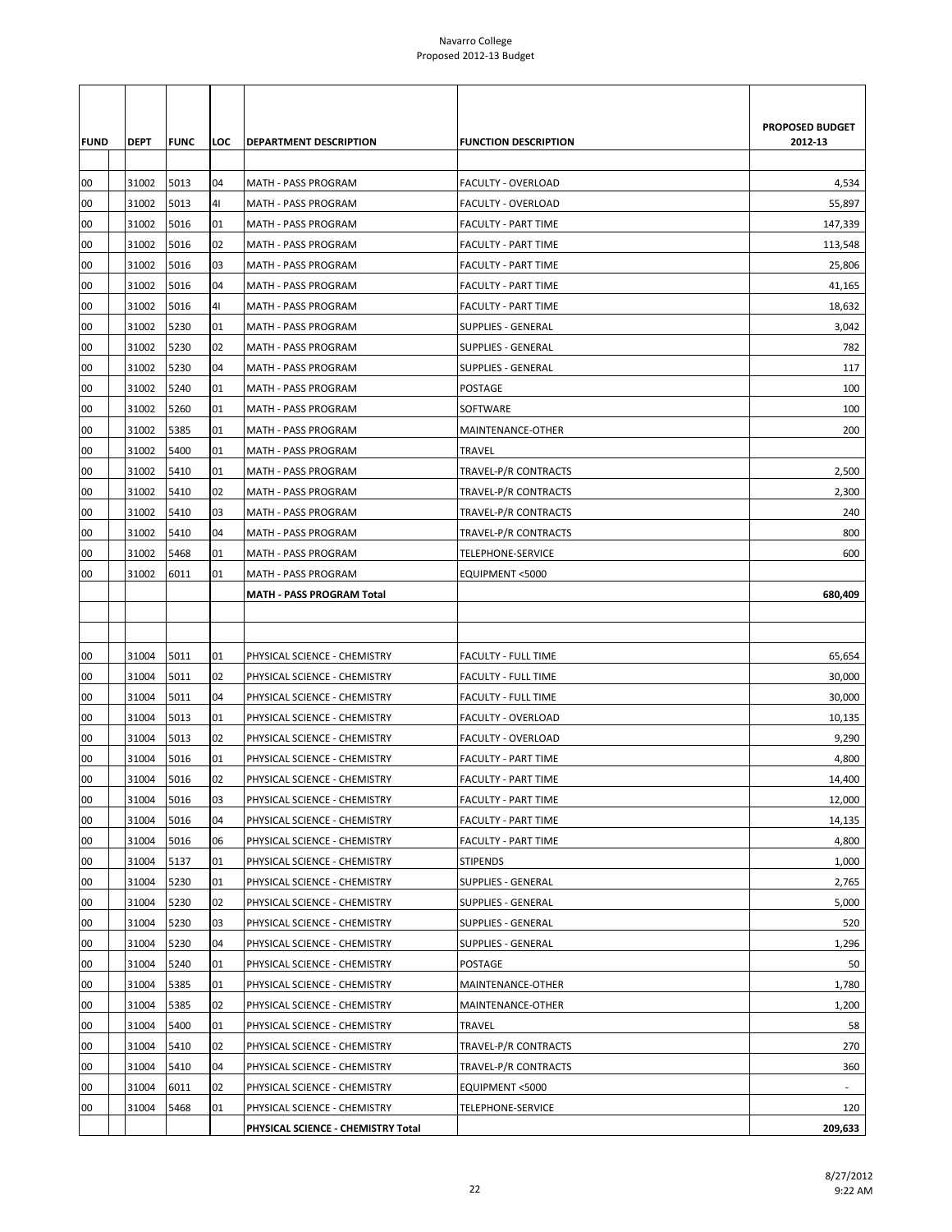Navarro College
Proposed 2012-13 Budget

| FUND | DEPT | FUNC | LOC | DEPARTMENT DESCRIPTION | FUNCTION DESCRIPTION | PROPOSED BUDGET 2012-13 |
|---|---|---|---|---|---|---|
| 00 | 31002 | 5013 | 04 | MATH - PASS PROGRAM | FACULTY - OVERLOAD | 4,534 |
| 00 | 31002 | 5013 | 4I | MATH - PASS PROGRAM | FACULTY - OVERLOAD | 55,897 |
| 00 | 31002 | 5016 | 01 | MATH - PASS PROGRAM | FACULTY - PART TIME | 147,339 |
| 00 | 31002 | 5016 | 02 | MATH - PASS PROGRAM | FACULTY - PART TIME | 113,548 |
| 00 | 31002 | 5016 | 03 | MATH - PASS PROGRAM | FACULTY - PART TIME | 25,806 |
| 00 | 31002 | 5016 | 04 | MATH - PASS PROGRAM | FACULTY - PART TIME | 41,165 |
| 00 | 31002 | 5016 | 4I | MATH - PASS PROGRAM | FACULTY - PART TIME | 18,632 |
| 00 | 31002 | 5230 | 01 | MATH - PASS PROGRAM | SUPPLIES - GENERAL | 3,042 |
| 00 | 31002 | 5230 | 02 | MATH - PASS PROGRAM | SUPPLIES - GENERAL | 782 |
| 00 | 31002 | 5230 | 04 | MATH - PASS PROGRAM | SUPPLIES - GENERAL | 117 |
| 00 | 31002 | 5240 | 01 | MATH - PASS PROGRAM | POSTAGE | 100 |
| 00 | 31002 | 5260 | 01 | MATH - PASS PROGRAM | SOFTWARE | 100 |
| 00 | 31002 | 5385 | 01 | MATH - PASS PROGRAM | MAINTENANCE-OTHER | 200 |
| 00 | 31002 | 5400 | 01 | MATH - PASS PROGRAM | TRAVEL | |
| 00 | 31002 | 5410 | 01 | MATH - PASS PROGRAM | TRAVEL-P/R CONTRACTS | 2,500 |
| 00 | 31002 | 5410 | 02 | MATH - PASS PROGRAM | TRAVEL-P/R CONTRACTS | 2,300 |
| 00 | 31002 | 5410 | 03 | MATH - PASS PROGRAM | TRAVEL-P/R CONTRACTS | 240 |
| 00 | 31002 | 5410 | 04 | MATH - PASS PROGRAM | TRAVEL-P/R CONTRACTS | 800 |
| 00 | 31002 | 5468 | 01 | MATH - PASS PROGRAM | TELEPHONE-SERVICE | 600 |
| 00 | 31002 | 6011 | 01 | MATH - PASS PROGRAM | EQUIPMENT <5000 | |
| | | | | **MATH - PASS PROGRAM Total** | | **680,409** |
| | | | | | | |
| | | | | | | |
| 00 | 31004 | 5011 | 01 | PHYSICAL SCIENCE - CHEMISTRY | FACULTY - FULL TIME | 65,654 |
| 00 | 31004 | 5011 | 02 | PHYSICAL SCIENCE - CHEMISTRY | FACULTY - FULL TIME | 30,000 |
| 00 | 31004 | 5011 | 04 | PHYSICAL SCIENCE - CHEMISTRY | FACULTY - FULL TIME | 30,000 |
| 00 | 31004 | 5013 | 01 | PHYSICAL SCIENCE - CHEMISTRY | FACULTY - OVERLOAD | 10,135 |
| 00 | 31004 | 5013 | 02 | PHYSICAL SCIENCE - CHEMISTRY | FACULTY - OVERLOAD | 9,290 |
| 00 | 31004 | 5016 | 01 | PHYSICAL SCIENCE - CHEMISTRY | FACULTY - PART TIME | 4,800 |
| 00 | 31004 | 5016 | 02 | PHYSICAL SCIENCE - CHEMISTRY | FACULTY - PART TIME | 14,400 |
| 00 | 31004 | 5016 | 03 | PHYSICAL SCIENCE - CHEMISTRY | FACULTY - PART TIME | 12,000 |
| 00 | 31004 | 5016 | 04 | PHYSICAL SCIENCE - CHEMISTRY | FACULTY - PART TIME | 14,135 |
| 00 | 31004 | 5016 | 06 | PHYSICAL SCIENCE - CHEMISTRY | FACULTY - PART TIME | 4,800 |
| 00 | 31004 | 5137 | 01 | PHYSICAL SCIENCE - CHEMISTRY | STIPENDS | 1,000 |
| 00 | 31004 | 5230 | 01 | PHYSICAL SCIENCE - CHEMISTRY | SUPPLIES - GENERAL | 2,765 |
| 00 | 31004 | 5230 | 02 | PHYSICAL SCIENCE - CHEMISTRY | SUPPLIES - GENERAL | 5,000 |
| 00 | 31004 | 5230 | 03 | PHYSICAL SCIENCE - CHEMISTRY | SUPPLIES - GENERAL | 520 |
| 00 | 31004 | 5230 | 04 | PHYSICAL SCIENCE - CHEMISTRY | SUPPLIES - GENERAL | 1,296 |
| 00 | 31004 | 5240 | 01 | PHYSICAL SCIENCE - CHEMISTRY | POSTAGE | 50 |
| 00 | 31004 | 5385 | 01 | PHYSICAL SCIENCE - CHEMISTRY | MAINTENANCE-OTHER | 1,780 |
| 00 | 31004 | 5385 | 02 | PHYSICAL SCIENCE - CHEMISTRY | MAINTENANCE-OTHER | 1,200 |
| 00 | 31004 | 5400 | 01 | PHYSICAL SCIENCE - CHEMISTRY | TRAVEL | 58 |
| 00 | 31004 | 5410 | 02 | PHYSICAL SCIENCE - CHEMISTRY | TRAVEL-P/R CONTRACTS | 270 |
| 00 | 31004 | 5410 | 04 | PHYSICAL SCIENCE - CHEMISTRY | TRAVEL-P/R CONTRACTS | 360 |
| 00 | 31004 | 6011 | 02 | PHYSICAL SCIENCE - CHEMISTRY | EQUIPMENT <5000 | - |
| 00 | 31004 | 5468 | 01 | PHYSICAL SCIENCE - CHEMISTRY | TELEPHONE-SERVICE | 120 |
| | | | | **PHYSICAL SCIENCE - CHEMISTRY Total** | | **209,633** |

8/27/2012
9:22 AM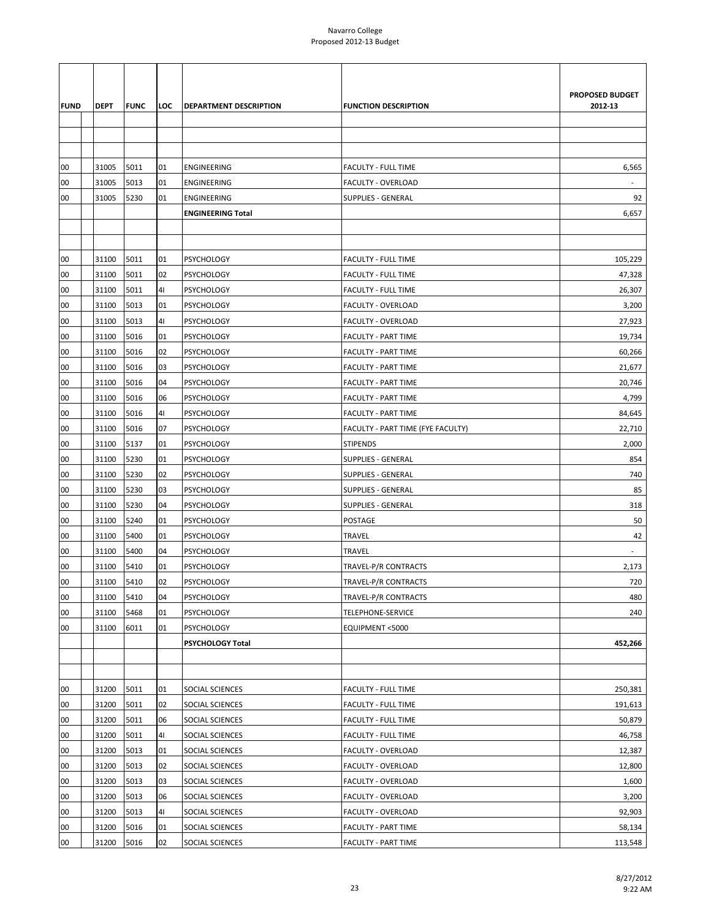# Navarro College
## Proposed 2012-13 Budget

| FUND | | DEPT | FUNC | LOC | DEPARTMENT DESCRIPTION | FUNCTION DESCRIPTION | PROPOSED BUDGET 2012-13 |
|---|---|---|---|---|---|---|---|
| | | | | | | | |
| | | | | | | | |
| | | | | | | | |
| 00 | | 31005 | 5011 | 01 | ENGINEERING | FACULTY - FULL TIME | 6,565 |
| 00 | | 31005 | 5013 | 01 | ENGINEERING | FACULTY - OVERLOAD | - |
| 00 | | 31005 | 5230 | 01 | ENGINEERING | SUPPLIES - GENERAL | 92 |
| | | | | | **ENGINEERING Total** | | 6,657 |
| | | | | | | | |
| | | | | | | | |
| 00 | | 31100 | 5011 | 01 | PSYCHOLOGY | FACULTY - FULL TIME | 105,229 |
| 00 | | 31100 | 5011 | 02 | PSYCHOLOGY | FACULTY - FULL TIME | 47,328 |
| 00 | | 31100 | 5011 | 4I | PSYCHOLOGY | FACULTY - FULL TIME | 26,307 |
| 00 | | 31100 | 5013 | 01 | PSYCHOLOGY | FACULTY - OVERLOAD | 3,200 |
| 00 | | 31100 | 5013 | 4I | PSYCHOLOGY | FACULTY - OVERLOAD | 27,923 |
| 00 | | 31100 | 5016 | 01 | PSYCHOLOGY | FACULTY - PART TIME | 19,734 |
| 00 | | 31100 | 5016 | 02 | PSYCHOLOGY | FACULTY - PART TIME | 60,266 |
| 00 | | 31100 | 5016 | 03 | PSYCHOLOGY | FACULTY - PART TIME | 21,677 |
| 00 | | 31100 | 5016 | 04 | PSYCHOLOGY | FACULTY - PART TIME | 20,746 |
| 00 | | 31100 | 5016 | 06 | PSYCHOLOGY | FACULTY - PART TIME | 4,799 |
| 00 | | 31100 | 5016 | 4I | PSYCHOLOGY | FACULTY - PART TIME | 84,645 |
| 00 | | 31100 | 5016 | 07 | PSYCHOLOGY | FACULTY - PART TIME (FYE FACULTY) | 22,710 |
| 00 | | 31100 | 5137 | 01 | PSYCHOLOGY | STIPENDS | 2,000 |
| 00 | | 31100 | 5230 | 01 | PSYCHOLOGY | SUPPLIES - GENERAL | 854 |
| 00 | | 31100 | 5230 | 02 | PSYCHOLOGY | SUPPLIES - GENERAL | 740 |
| 00 | | 31100 | 5230 | 03 | PSYCHOLOGY | SUPPLIES - GENERAL | 85 |
| 00 | | 31100 | 5230 | 04 | PSYCHOLOGY | SUPPLIES - GENERAL | 318 |
| 00 | | 31100 | 5240 | 01 | PSYCHOLOGY | POSTAGE | 50 |
| 00 | | 31100 | 5400 | 01 | PSYCHOLOGY | TRAVEL | 42 |
| 00 | | 31100 | 5400 | 04 | PSYCHOLOGY | TRAVEL | - |
| 00 | | 31100 | 5410 | 01 | PSYCHOLOGY | TRAVEL-P/R CONTRACTS | 2,173 |
| 00 | | 31100 | 5410 | 02 | PSYCHOLOGY | TRAVEL-P/R CONTRACTS | 720 |
| 00 | | 31100 | 5410 | 04 | PSYCHOLOGY | TRAVEL-P/R CONTRACTS | 480 |
| 00 | | 31100 | 5468 | 01 | PSYCHOLOGY | TELEPHONE-SERVICE | 240 |
| 00 | | 31100 | 6011 | 01 | PSYCHOLOGY | EQUIPMENT <5000 | |
| | | | | | **PSYCHOLOGY Total** | | **452,266** |
| | | | | | | | |
| | | | | | | | |
| 00 | | 31200 | 5011 | 01 | SOCIAL SCIENCES | FACULTY - FULL TIME | 250,381 |
| 00 | | 31200 | 5011 | 02 | SOCIAL SCIENCES | FACULTY - FULL TIME | 191,613 |
| 00 | | 31200 | 5011 | 06 | SOCIAL SCIENCES | FACULTY - FULL TIME | 50,879 |
| 00 | | 31200 | 5011 | 4I | SOCIAL SCIENCES | FACULTY - FULL TIME | 46,758 |
| 00 | | 31200 | 5013 | 01 | SOCIAL SCIENCES | FACULTY - OVERLOAD | 12,387 |
| 00 | | 31200 | 5013 | 02 | SOCIAL SCIENCES | FACULTY - OVERLOAD | 12,800 |
| 00 | | 31200 | 5013 | 03 | SOCIAL SCIENCES | FACULTY - OVERLOAD | 1,600 |
| 00 | | 31200 | 5013 | 06 | SOCIAL SCIENCES | FACULTY - OVERLOAD | 3,200 |
| 00 | | 31200 | 5013 | 4I | SOCIAL SCIENCES | FACULTY - OVERLOAD | 92,903 |
| 00 | | 31200 | 5016 | 01 | SOCIAL SCIENCES | FACULTY - PART TIME | 58,134 |
| 00 | | 31200 | 5016 | 02 | SOCIAL SCIENCES | FACULTY - PART TIME | 113,548 |

8/27/2012
9:22 AM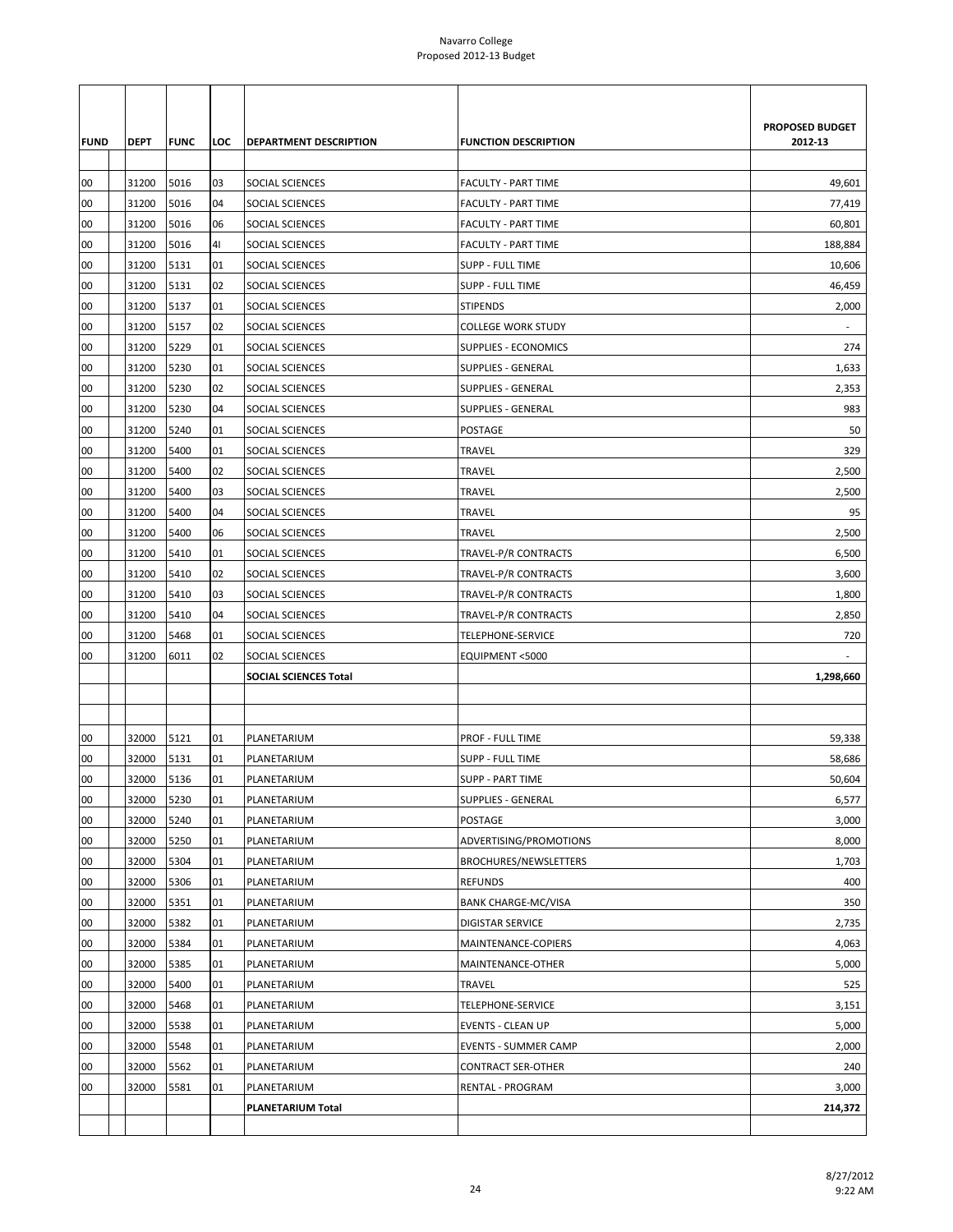Navarro College
Proposed 2012-13 Budget

| FUND | DEPT | FUNC | LOC | DEPARTMENT DESCRIPTION | FUNCTION DESCRIPTION | PROPOSED BUDGET 2012-13 |
|---|---|---|---|---|---|---|
| 00 | 31200 | 5016 | 03 | SOCIAL SCIENCES | FACULTY - PART TIME | 49,601 |
| 00 | 31200 | 5016 | 04 | SOCIAL SCIENCES | FACULTY - PART TIME | 77,419 |
| 00 | 31200 | 5016 | 06 | SOCIAL SCIENCES | FACULTY - PART TIME | 60,801 |
| 00 | 31200 | 5016 | 4I | SOCIAL SCIENCES | FACULTY - PART TIME | 188,884 |
| 00 | 31200 | 5131 | 01 | SOCIAL SCIENCES | SUPP - FULL TIME | 10,606 |
| 00 | 31200 | 5131 | 02 | SOCIAL SCIENCES | SUPP - FULL TIME | 46,459 |
| 00 | 31200 | 5137 | 01 | SOCIAL SCIENCES | STIPENDS | 2,000 |
| 00 | 31200 | 5157 | 02 | SOCIAL SCIENCES | COLLEGE WORK STUDY | - |
| 00 | 31200 | 5229 | 01 | SOCIAL SCIENCES | SUPPLIES - ECONOMICS | 274 |
| 00 | 31200 | 5230 | 01 | SOCIAL SCIENCES | SUPPLIES - GENERAL | 1,633 |
| 00 | 31200 | 5230 | 02 | SOCIAL SCIENCES | SUPPLIES - GENERAL | 2,353 |
| 00 | 31200 | 5230 | 04 | SOCIAL SCIENCES | SUPPLIES - GENERAL | 983 |
| 00 | 31200 | 5240 | 01 | SOCIAL SCIENCES | POSTAGE | 50 |
| 00 | 31200 | 5400 | 01 | SOCIAL SCIENCES | TRAVEL | 329 |
| 00 | 31200 | 5400 | 02 | SOCIAL SCIENCES | TRAVEL | 2,500 |
| 00 | 31200 | 5400 | 03 | SOCIAL SCIENCES | TRAVEL | 2,500 |
| 00 | 31200 | 5400 | 04 | SOCIAL SCIENCES | TRAVEL | 95 |
| 00 | 31200 | 5400 | 06 | SOCIAL SCIENCES | TRAVEL | 2,500 |
| 00 | 31200 | 5410 | 01 | SOCIAL SCIENCES | TRAVEL-P/R CONTRACTS | 6,500 |
| 00 | 31200 | 5410 | 02 | SOCIAL SCIENCES | TRAVEL-P/R CONTRACTS | 3,600 |
| 00 | 31200 | 5410 | 03 | SOCIAL SCIENCES | TRAVEL-P/R CONTRACTS | 1,800 |
| 00 | 31200 | 5410 | 04 | SOCIAL SCIENCES | TRAVEL-P/R CONTRACTS | 2,850 |
| 00 | 31200 | 5468 | 01 | SOCIAL SCIENCES | TELEPHONE-SERVICE | 720 |
| 00 | 31200 | 6011 | 02 | SOCIAL SCIENCES | EQUIPMENT <5000 | - |
| | | | | **SOCIAL SCIENCES Total** | | **1,298,660** |
| | | | | | | |
| | | | | | | |
| 00 | 32000 | 5121 | 01 | PLANETARIUM | PROF - FULL TIME | 59,338 |
| 00 | 32000 | 5131 | 01 | PLANETARIUM | SUPP - FULL TIME | 58,686 |
| 00 | 32000 | 5136 | 01 | PLANETARIUM | SUPP - PART TIME | 50,604 |
| 00 | 32000 | 5230 | 01 | PLANETARIUM | SUPPLIES - GENERAL | 6,577 |
| 00 | 32000 | 5240 | 01 | PLANETARIUM | POSTAGE | 3,000 |
| 00 | 32000 | 5250 | 01 | PLANETARIUM | ADVERTISING/PROMOTIONS | 8,000 |
| 00 | 32000 | 5304 | 01 | PLANETARIUM | BROCHURES/NEWSLETTERS | 1,703 |
| 00 | 32000 | 5306 | 01 | PLANETARIUM | REFUNDS | 400 |
| 00 | 32000 | 5351 | 01 | PLANETARIUM | BANK CHARGE-MC/VISA | 350 |
| 00 | 32000 | 5382 | 01 | PLANETARIUM | DIGISTAR SERVICE | 2,735 |
| 00 | 32000 | 5384 | 01 | PLANETARIUM | MAINTENANCE-COPIERS | 4,063 |
| 00 | 32000 | 5385 | 01 | PLANETARIUM | MAINTENANCE-OTHER | 5,000 |
| 00 | 32000 | 5400 | 01 | PLANETARIUM | TRAVEL | 525 |
| 00 | 32000 | 5468 | 01 | PLANETARIUM | TELEPHONE-SERVICE | 3,151 |
| 00 | 32000 | 5538 | 01 | PLANETARIUM | EVENTS - CLEAN UP | 5,000 |
| 00 | 32000 | 5548 | 01 | PLANETARIUM | EVENTS - SUMMER CAMP | 2,000 |
| 00 | 32000 | 5562 | 01 | PLANETARIUM | CONTRACT SER-OTHER | 240 |
| 00 | 32000 | 5581 | 01 | PLANETARIUM | RENTAL - PROGRAM | 3,000 |
| | | | | **PLANETARIUM Total** | | **214,372** |

8/27/2012
9:22 AM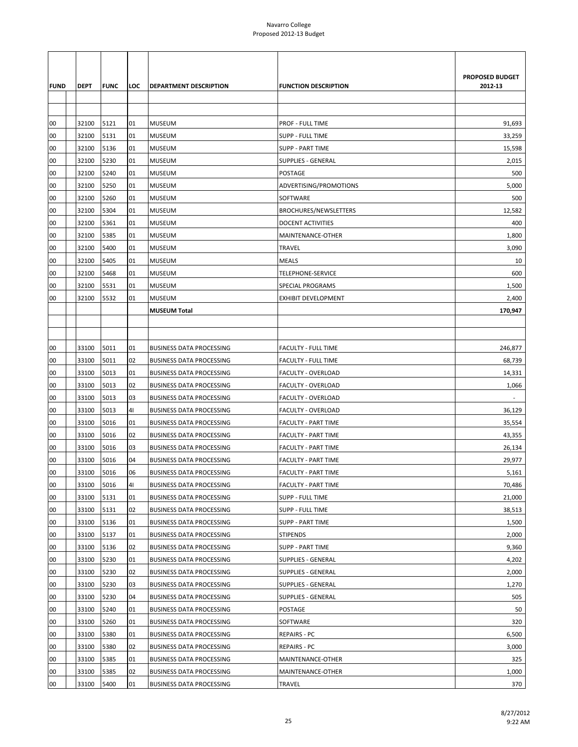Navarro College
Proposed 2012-13 Budget

| FUND | DEPT | FUNC | LOC | DEPARTMENT DESCRIPTION | FUNCTION DESCRIPTION | PROPOSED BUDGET 2012-13 |
|---|---|---|---|---|---|---|
| | | | | | | |
| | | | | | | |
| 00 | 32100 | 5121 | 01 | MUSEUM | PROF - FULL TIME | 91,693 |
| 00 | 32100 | 5131 | 01 | MUSEUM | SUPP - FULL TIME | 33,259 |
| 00 | 32100 | 5136 | 01 | MUSEUM | SUPP - PART TIME | 15,598 |
| 00 | 32100 | 5230 | 01 | MUSEUM | SUPPLIES - GENERAL | 2,015 |
| 00 | 32100 | 5240 | 01 | MUSEUM | POSTAGE | 500 |
| 00 | 32100 | 5250 | 01 | MUSEUM | ADVERTISING/PROMOTIONS | 5,000 |
| 00 | 32100 | 5260 | 01 | MUSEUM | SOFTWARE | 500 |
| 00 | 32100 | 5304 | 01 | MUSEUM | BROCHURES/NEWSLETTERS | 12,582 |
| 00 | 32100 | 5361 | 01 | MUSEUM | DOCENT ACTIVITIES | 400 |
| 00 | 32100 | 5385 | 01 | MUSEUM | MAINTENANCE-OTHER | 1,800 |
| 00 | 32100 | 5400 | 01 | MUSEUM | TRAVEL | 3,090 |
| 00 | 32100 | 5405 | 01 | MUSEUM | MEALS | 10 |
| 00 | 32100 | 5468 | 01 | MUSEUM | TELEPHONE-SERVICE | 600 |
| 00 | 32100 | 5531 | 01 | MUSEUM | SPECIAL PROGRAMS | 1,500 |
| 00 | 32100 | 5532 | 01 | MUSEUM | EXHIBIT DEVELOPMENT | 2,400 |
| | | | | **MUSEUM Total** | | **170,947** |
| | | | | | | |
| | | | | | | |
| 00 | 33100 | 5011 | 01 | BUSINESS DATA PROCESSING | FACULTY - FULL TIME | 246,877 |
| 00 | 33100 | 5011 | 02 | BUSINESS DATA PROCESSING | FACULTY - FULL TIME | 68,739 |
| 00 | 33100 | 5013 | 01 | BUSINESS DATA PROCESSING | FACULTY - OVERLOAD | 14,331 |
| 00 | 33100 | 5013 | 02 | BUSINESS DATA PROCESSING | FACULTY - OVERLOAD | 1,066 |
| 00 | 33100 | 5013 | 03 | BUSINESS DATA PROCESSING | FACULTY - OVERLOAD | - |
| 00 | 33100 | 5013 | 4I | BUSINESS DATA PROCESSING | FACULTY - OVERLOAD | 36,129 |
| 00 | 33100 | 5016 | 01 | BUSINESS DATA PROCESSING | FACULTY - PART TIME | 35,554 |
| 00 | 33100 | 5016 | 02 | BUSINESS DATA PROCESSING | FACULTY - PART TIME | 43,355 |
| 00 | 33100 | 5016 | 03 | BUSINESS DATA PROCESSING | FACULTY - PART TIME | 26,134 |
| 00 | 33100 | 5016 | 04 | BUSINESS DATA PROCESSING | FACULTY - PART TIME | 29,977 |
| 00 | 33100 | 5016 | 06 | BUSINESS DATA PROCESSING | FACULTY - PART TIME | 5,161 |
| 00 | 33100 | 5016 | 4I | BUSINESS DATA PROCESSING | FACULTY - PART TIME | 70,486 |
| 00 | 33100 | 5131 | 01 | BUSINESS DATA PROCESSING | SUPP - FULL TIME | 21,000 |
| 00 | 33100 | 5131 | 02 | BUSINESS DATA PROCESSING | SUPP - FULL TIME | 38,513 |
| 00 | 33100 | 5136 | 01 | BUSINESS DATA PROCESSING | SUPP - PART TIME | 1,500 |
| 00 | 33100 | 5137 | 01 | BUSINESS DATA PROCESSING | STIPENDS | 2,000 |
| 00 | 33100 | 5136 | 02 | BUSINESS DATA PROCESSING | SUPP - PART TIME | 9,360 |
| 00 | 33100 | 5230 | 01 | BUSINESS DATA PROCESSING | SUPPLIES - GENERAL | 4,202 |
| 00 | 33100 | 5230 | 02 | BUSINESS DATA PROCESSING | SUPPLIES - GENERAL | 2,000 |
| 00 | 33100 | 5230 | 03 | BUSINESS DATA PROCESSING | SUPPLIES - GENERAL | 1,270 |
| 00 | 33100 | 5230 | 04 | BUSINESS DATA PROCESSING | SUPPLIES - GENERAL | 505 |
| 00 | 33100 | 5240 | 01 | BUSINESS DATA PROCESSING | POSTAGE | 50 |
| 00 | 33100 | 5260 | 01 | BUSINESS DATA PROCESSING | SOFTWARE | 320 |
| 00 | 33100 | 5380 | 01 | BUSINESS DATA PROCESSING | REPAIRS - PC | 6,500 |
| 00 | 33100 | 5380 | 02 | BUSINESS DATA PROCESSING | REPAIRS - PC | 3,000 |
| 00 | 33100 | 5385 | 01 | BUSINESS DATA PROCESSING | MAINTENANCE-OTHER | 325 |
| 00 | 33100 | 5385 | 02 | BUSINESS DATA PROCESSING | MAINTENANCE-OTHER | 1,000 |
| 00 | 33100 | 5400 | 01 | BUSINESS DATA PROCESSING | TRAVEL | 370 |

8/27/2012
9:22 AM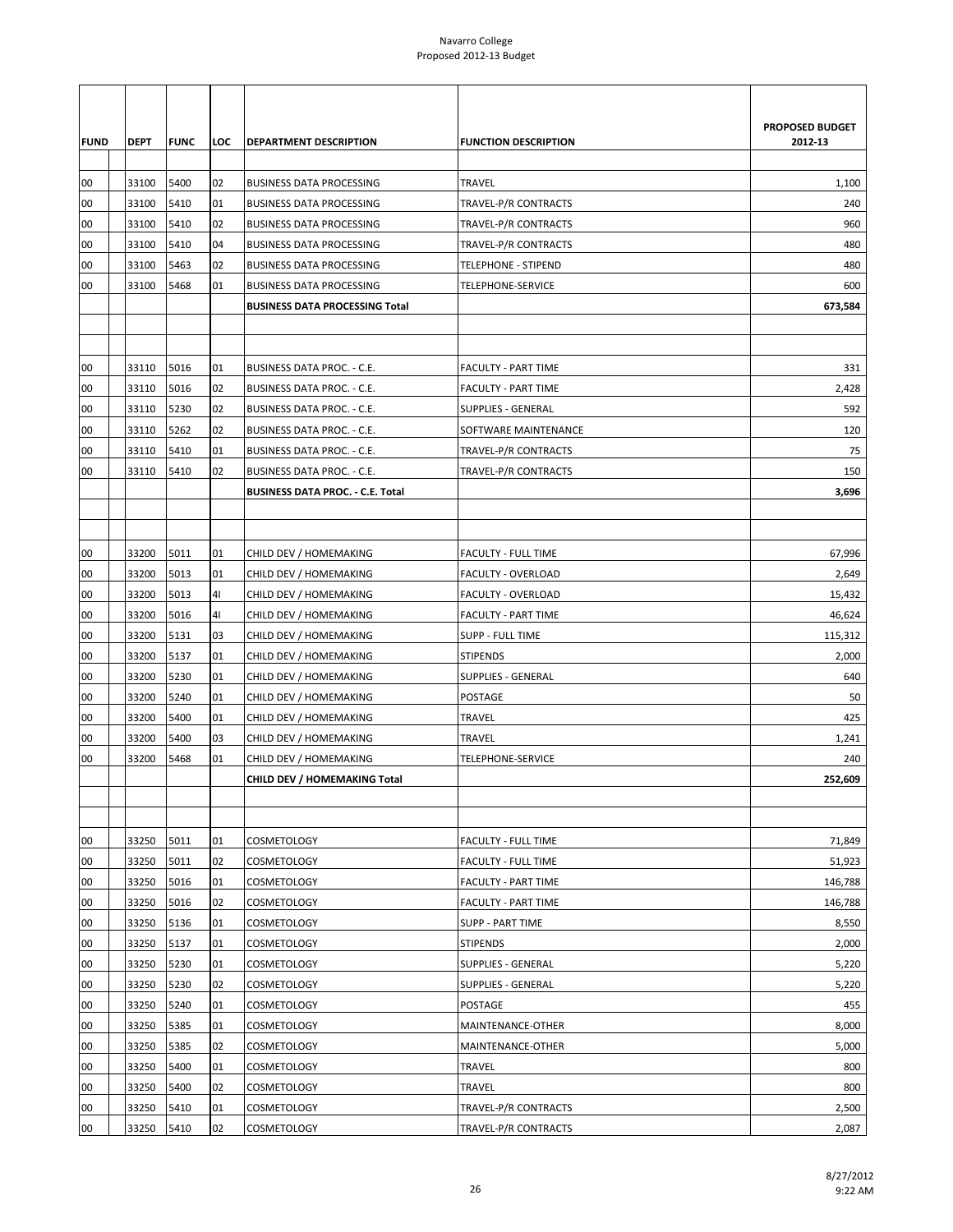Navarro College
Proposed 2012-13 Budget

| FUND | DEPT | FUNC | LOC | DEPARTMENT DESCRIPTION | FUNCTION DESCRIPTION | PROPOSED BUDGET 2012-13 |
|---|---|---|---|---|---|---|
| 00 | 33100 | 5400 | 02 | BUSINESS DATA PROCESSING | TRAVEL | 1,100 |
| 00 | 33100 | 5410 | 01 | BUSINESS DATA PROCESSING | TRAVEL-P/R CONTRACTS | 240 |
| 00 | 33100 | 5410 | 02 | BUSINESS DATA PROCESSING | TRAVEL-P/R CONTRACTS | 960 |
| 00 | 33100 | 5410 | 04 | BUSINESS DATA PROCESSING | TRAVEL-P/R CONTRACTS | 480 |
| 00 | 33100 | 5463 | 02 | BUSINESS DATA PROCESSING | TELEPHONE - STIPEND | 480 |
| 00 | 33100 | 5468 | 01 | BUSINESS DATA PROCESSING | TELEPHONE-SERVICE | 600 |
| | | | | **BUSINESS DATA PROCESSING Total** | | **673,584** |
| | | | | | | |
| | | | | | | |
| 00 | 33110 | 5016 | 01 | BUSINESS DATA PROC. - C.E. | FACULTY - PART TIME | 331 |
| 00 | 33110 | 5016 | 02 | BUSINESS DATA PROC. - C.E. | FACULTY - PART TIME | 2,428 |
| 00 | 33110 | 5230 | 02 | BUSINESS DATA PROC. - C.E. | SUPPLIES - GENERAL | 592 |
| 00 | 33110 | 5262 | 02 | BUSINESS DATA PROC. - C.E. | SOFTWARE MAINTENANCE | 120 |
| 00 | 33110 | 5410 | 01 | BUSINESS DATA PROC. - C.E. | TRAVEL-P/R CONTRACTS | 75 |
| 00 | 33110 | 5410 | 02 | BUSINESS DATA PROC. - C.E. | TRAVEL-P/R CONTRACTS | 150 |
| | | | | **BUSINESS DATA PROC. - C.E. Total** | | **3,696** |
| | | | | | | |
| | | | | | | |
| 00 | 33200 | 5011 | 01 | CHILD DEV / HOMEMAKING | FACULTY - FULL TIME | 67,996 |
| 00 | 33200 | 5013 | 01 | CHILD DEV / HOMEMAKING | FACULTY - OVERLOAD | 2,649 |
| 00 | 33200 | 5013 | 4I | CHILD DEV / HOMEMAKING | FACULTY - OVERLOAD | 15,432 |
| 00 | 33200 | 5016 | 4I | CHILD DEV / HOMEMAKING | FACULTY - PART TIME | 46,624 |
| 00 | 33200 | 5131 | 03 | CHILD DEV / HOMEMAKING | SUPP - FULL TIME | 115,312 |
| 00 | 33200 | 5137 | 01 | CHILD DEV / HOMEMAKING | STIPENDS | 2,000 |
| 00 | 33200 | 5230 | 01 | CHILD DEV / HOMEMAKING | SUPPLIES - GENERAL | 640 |
| 00 | 33200 | 5240 | 01 | CHILD DEV / HOMEMAKING | POSTAGE | 50 |
| 00 | 33200 | 5400 | 01 | CHILD DEV / HOMEMAKING | TRAVEL | 425 |
| 00 | 33200 | 5400 | 03 | CHILD DEV / HOMEMAKING | TRAVEL | 1,241 |
| 00 | 33200 | 5468 | 01 | CHILD DEV / HOMEMAKING | TELEPHONE-SERVICE | 240 |
| | | | | **CHILD DEV / HOMEMAKING Total** | | **252,609** |
| | | | | | | |
| | | | | | | |
| 00 | 33250 | 5011 | 01 | COSMETOLOGY | FACULTY - FULL TIME | 71,849 |
| 00 | 33250 | 5011 | 02 | COSMETOLOGY | FACULTY - FULL TIME | 51,923 |
| 00 | 33250 | 5016 | 01 | COSMETOLOGY | FACULTY - PART TIME | 146,788 |
| 00 | 33250 | 5016 | 02 | COSMETOLOGY | FACULTY - PART TIME | 146,788 |
| 00 | 33250 | 5136 | 01 | COSMETOLOGY | SUPP - PART TIME | 8,550 |
| 00 | 33250 | 5137 | 01 | COSMETOLOGY | STIPENDS | 2,000 |
| 00 | 33250 | 5230 | 01 | COSMETOLOGY | SUPPLIES - GENERAL | 5,220 |
| 00 | 33250 | 5230 | 02 | COSMETOLOGY | SUPPLIES - GENERAL | 5,220 |
| 00 | 33250 | 5240 | 01 | COSMETOLOGY | POSTAGE | 455 |
| 00 | 33250 | 5385 | 01 | COSMETOLOGY | MAINTENANCE-OTHER | 8,000 |
| 00 | 33250 | 5385 | 02 | COSMETOLOGY | MAINTENANCE-OTHER | 5,000 |
| 00 | 33250 | 5400 | 01 | COSMETOLOGY | TRAVEL | 800 |
| 00 | 33250 | 5400 | 02 | COSMETOLOGY | TRAVEL | 800 |
| 00 | 33250 | 5410 | 01 | COSMETOLOGY | TRAVEL-P/R CONTRACTS | 2,500 |
| 00 | 33250 | 5410 | 02 | COSMETOLOGY | TRAVEL-P/R CONTRACTS | 2,087 |

8/27/2012
9:22 AM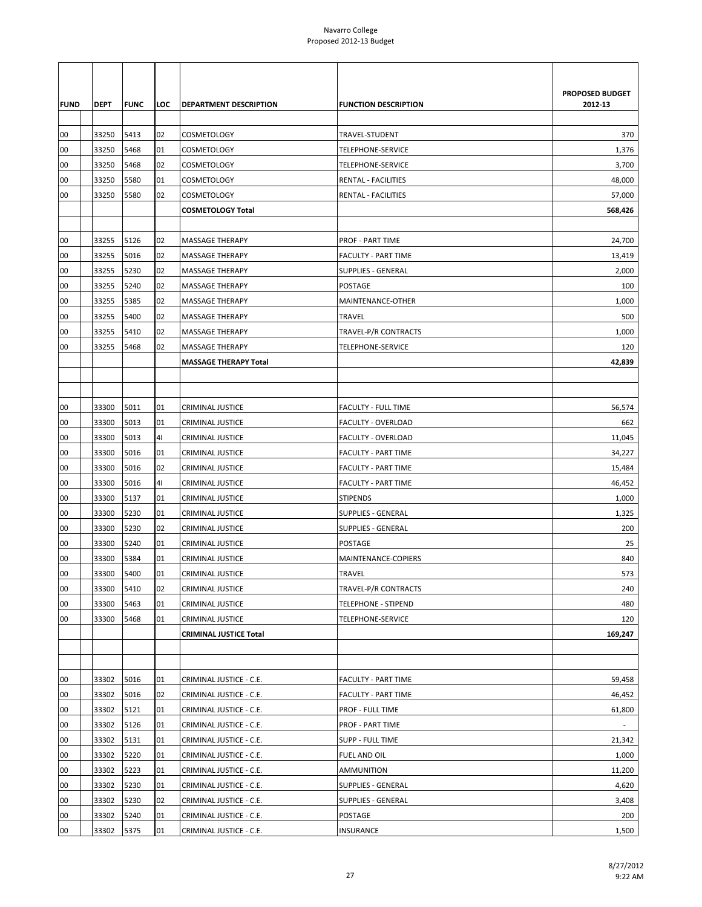Navarro College
Proposed 2012-13 Budget

| FUND | DEPT | FUNC | LOC | DEPARTMENT DESCRIPTION | FUNCTION DESCRIPTION | PROPOSED BUDGET 2012-13 |
|---|---|---|---|---|---|---|
| 00 | 33250 | 5413 | 02 | COSMETOLOGY | TRAVEL-STUDENT | 370 |
| 00 | 33250 | 5468 | 01 | COSMETOLOGY | TELEPHONE-SERVICE | 1,376 |
| 00 | 33250 | 5468 | 02 | COSMETOLOGY | TELEPHONE-SERVICE | 3,700 |
| 00 | 33250 | 5580 | 01 | COSMETOLOGY | RENTAL - FACILITIES | 48,000 |
| 00 | 33250 | 5580 | 02 | COSMETOLOGY | RENTAL - FACILITIES | 57,000 |
| | | | | **COSMETOLOGY Total** | | **568,426** |
| | | | | | | |
| 00 | 33255 | 5126 | 02 | MASSAGE THERAPY | PROF - PART TIME | 24,700 |
| 00 | 33255 | 5016 | 02 | MASSAGE THERAPY | FACULTY - PART TIME | 13,419 |
| 00 | 33255 | 5230 | 02 | MASSAGE THERAPY | SUPPLIES - GENERAL | 2,000 |
| 00 | 33255 | 5240 | 02 | MASSAGE THERAPY | POSTAGE | 100 |
| 00 | 33255 | 5385 | 02 | MASSAGE THERAPY | MAINTENANCE-OTHER | 1,000 |
| 00 | 33255 | 5400 | 02 | MASSAGE THERAPY | TRAVEL | 500 |
| 00 | 33255 | 5410 | 02 | MASSAGE THERAPY | TRAVEL-P/R CONTRACTS | 1,000 |
| 00 | 33255 | 5468 | 02 | MASSAGE THERAPY | TELEPHONE-SERVICE | 120 |
| | | | | **MASSAGE THERAPY Total** | | **42,839** |
| | | | | | | |
| | | | | | | |
| 00 | 33300 | 5011 | 01 | CRIMINAL JUSTICE | FACULTY - FULL TIME | 56,574 |
| 00 | 33300 | 5013 | 01 | CRIMINAL JUSTICE | FACULTY - OVERLOAD | 662 |
| 00 | 33300 | 5013 | 4I | CRIMINAL JUSTICE | FACULTY - OVERLOAD | 11,045 |
| 00 | 33300 | 5016 | 01 | CRIMINAL JUSTICE | FACULTY - PART TIME | 34,227 |
| 00 | 33300 | 5016 | 02 | CRIMINAL JUSTICE | FACULTY - PART TIME | 15,484 |
| 00 | 33300 | 5016 | 4I | CRIMINAL JUSTICE | FACULTY - PART TIME | 46,452 |
| 00 | 33300 | 5137 | 01 | CRIMINAL JUSTICE | STIPENDS | 1,000 |
| 00 | 33300 | 5230 | 01 | CRIMINAL JUSTICE | SUPPLIES - GENERAL | 1,325 |
| 00 | 33300 | 5230 | 02 | CRIMINAL JUSTICE | SUPPLIES - GENERAL | 200 |
| 00 | 33300 | 5240 | 01 | CRIMINAL JUSTICE | POSTAGE | 25 |
| 00 | 33300 | 5384 | 01 | CRIMINAL JUSTICE | MAINTENANCE-COPIERS | 840 |
| 00 | 33300 | 5400 | 01 | CRIMINAL JUSTICE | TRAVEL | 573 |
| 00 | 33300 | 5410 | 02 | CRIMINAL JUSTICE | TRAVEL-P/R CONTRACTS | 240 |
| 00 | 33300 | 5463 | 01 | CRIMINAL JUSTICE | TELEPHONE - STIPEND | 480 |
| 00 | 33300 | 5468 | 01 | CRIMINAL JUSTICE | TELEPHONE-SERVICE | 120 |
| | | | | **CRIMINAL JUSTICE Total** | | **169,247** |
| | | | | | | |
| | | | | | | |
| 00 | 33302 | 5016 | 01 | CRIMINAL JUSTICE - C.E. | FACULTY - PART TIME | 59,458 |
| 00 | 33302 | 5016 | 02 | CRIMINAL JUSTICE - C.E. | FACULTY - PART TIME | 46,452 |
| 00 | 33302 | 5121 | 01 | CRIMINAL JUSTICE - C.E. | PROF - FULL TIME | 61,800 |
| 00 | 33302 | 5126 | 01 | CRIMINAL JUSTICE - C.E. | PROF - PART TIME | - |
| 00 | 33302 | 5131 | 01 | CRIMINAL JUSTICE - C.E. | SUPP - FULL TIME | 21,342 |
| 00 | 33302 | 5220 | 01 | CRIMINAL JUSTICE - C.E. | FUEL AND OIL | 1,000 |
| 00 | 33302 | 5223 | 01 | CRIMINAL JUSTICE - C.E. | AMMUNITION | 11,200 |
| 00 | 33302 | 5230 | 01 | CRIMINAL JUSTICE - C.E. | SUPPLIES - GENERAL | 4,620 |
| 00 | 33302 | 5230 | 02 | CRIMINAL JUSTICE - C.E. | SUPPLIES - GENERAL | 3,408 |
| 00 | 33302 | 5240 | 01 | CRIMINAL JUSTICE - C.E. | POSTAGE | 200 |
| 00 | 33302 | 5375 | 01 | CRIMINAL JUSTICE - C.E. | INSURANCE | 1,500 |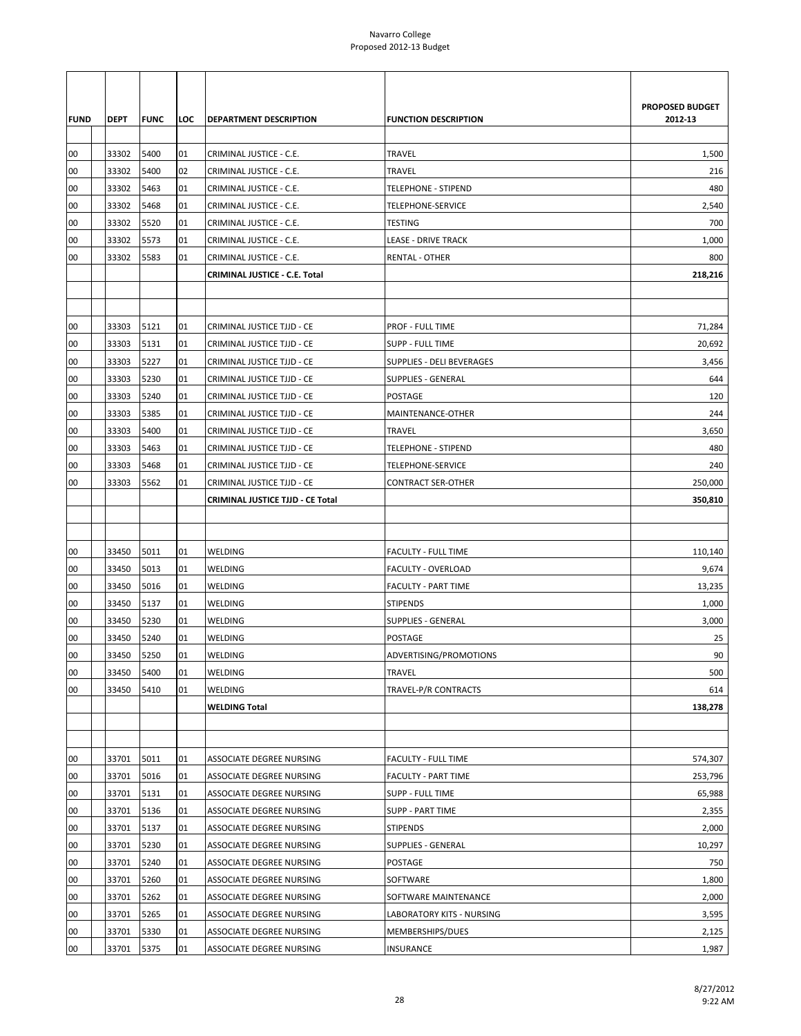| FUND | DEPT | FUNC | LOC | DEPARTMENT DESCRIPTION | FUNCTION DESCRIPTION | PROPOSED BUDGET 2012-13 |
|---|---|---|---|---|---|---|
| 00 | 33302 | 5400 | 01 | CRIMINAL JUSTICE - C.E. | TRAVEL | 1,500 |
| 00 | 33302 | 5400 | 02 | CRIMINAL JUSTICE - C.E. | TRAVEL | 216 |
| 00 | 33302 | 5463 | 01 | CRIMINAL JUSTICE - C.E. | TELEPHONE - STIPEND | 480 |
| 00 | 33302 | 5468 | 01 | CRIMINAL JUSTICE - C.E. | TELEPHONE-SERVICE | 2,540 |
| 00 | 33302 | 5520 | 01 | CRIMINAL JUSTICE - C.E. | TESTING | 700 |
| 00 | 33302 | 5573 | 01 | CRIMINAL JUSTICE - C.E. | LEASE - DRIVE TRACK | 1,000 |
| 00 | 33302 | 5583 | 01 | CRIMINAL JUSTICE - C.E. | RENTAL - OTHER | 800 |
| | | | | **CRIMINAL JUSTICE - C.E. Total** | | **218,216** |
| | | | | | | |
| | | | | | | |
| 00 | 33303 | 5121 | 01 | CRIMINAL JUSTICE TJJD - CE | PROF - FULL TIME | 71,284 |
| 00 | 33303 | 5131 | 01 | CRIMINAL JUSTICE TJJD - CE | SUPP - FULL TIME | 20,692 |
| 00 | 33303 | 5227 | 01 | CRIMINAL JUSTICE TJJD - CE | SUPPLIES - DELI BEVERAGES | 3,456 |
| 00 | 33303 | 5230 | 01 | CRIMINAL JUSTICE TJJD - CE | SUPPLIES - GENERAL | 644 |
| 00 | 33303 | 5240 | 01 | CRIMINAL JUSTICE TJJD - CE | POSTAGE | 120 |
| 00 | 33303 | 5385 | 01 | CRIMINAL JUSTICE TJJD - CE | MAINTENANCE-OTHER | 244 |
| 00 | 33303 | 5400 | 01 | CRIMINAL JUSTICE TJJD - CE | TRAVEL | 3,650 |
| 00 | 33303 | 5463 | 01 | CRIMINAL JUSTICE TJJD - CE | TELEPHONE - STIPEND | 480 |
| 00 | 33303 | 5468 | 01 | CRIMINAL JUSTICE TJJD - CE | TELEPHONE-SERVICE | 240 |
| 00 | 33303 | 5562 | 01 | CRIMINAL JUSTICE TJJD - CE | CONTRACT SER-OTHER | 250,000 |
| | | | | **CRIMINAL JUSTICE TJJD - CE Total** | | **350,810** |
| | | | | | | |
| | | | | | | |
| 00 | 33450 | 5011 | 01 | WELDING | FACULTY - FULL TIME | 110,140 |
| 00 | 33450 | 5013 | 01 | WELDING | FACULTY - OVERLOAD | 9,674 |
| 00 | 33450 | 5016 | 01 | WELDING | FACULTY - PART TIME | 13,235 |
| 00 | 33450 | 5137 | 01 | WELDING | STIPENDS | 1,000 |
| 00 | 33450 | 5230 | 01 | WELDING | SUPPLIES - GENERAL | 3,000 |
| 00 | 33450 | 5240 | 01 | WELDING | POSTAGE | 25 |
| 00 | 33450 | 5250 | 01 | WELDING | ADVERTISING/PROMOTIONS | 90 |
| 00 | 33450 | 5400 | 01 | WELDING | TRAVEL | 500 |
| 00 | 33450 | 5410 | 01 | WELDING | TRAVEL-P/R CONTRACTS | 614 |
| | | | | **WELDING Total** | | **138,278** |
| | | | | | | |
| | | | | | | |
| 00 | 33701 | 5011 | 01 | ASSOCIATE DEGREE NURSING | FACULTY - FULL TIME | 574,307 |
| 00 | 33701 | 5016 | 01 | ASSOCIATE DEGREE NURSING | FACULTY - PART TIME | 253,796 |
| 00 | 33701 | 5131 | 01 | ASSOCIATE DEGREE NURSING | SUPP - FULL TIME | 65,988 |
| 00 | 33701 | 5136 | 01 | ASSOCIATE DEGREE NURSING | SUPP - PART TIME | 2,355 |
| 00 | 33701 | 5137 | 01 | ASSOCIATE DEGREE NURSING | STIPENDS | 2,000 |
| 00 | 33701 | 5230 | 01 | ASSOCIATE DEGREE NURSING | SUPPLIES - GENERAL | 10,297 |
| 00 | 33701 | 5240 | 01 | ASSOCIATE DEGREE NURSING | POSTAGE | 750 |
| 00 | 33701 | 5260 | 01 | ASSOCIATE DEGREE NURSING | SOFTWARE | 1,800 |
| 00 | 33701 | 5262 | 01 | ASSOCIATE DEGREE NURSING | SOFTWARE MAINTENANCE | 2,000 |
| 00 | 33701 | 5265 | 01 | ASSOCIATE DEGREE NURSING | LABORATORY KITS - NURSING | 3,595 |
| 00 | 33701 | 5330 | 01 | ASSOCIATE DEGREE NURSING | MEMBERSHIPS/DUES | 2,125 |
| 00 | 33701 | 5375 | 01 | ASSOCIATE DEGREE NURSING | INSURANCE | 1,987 |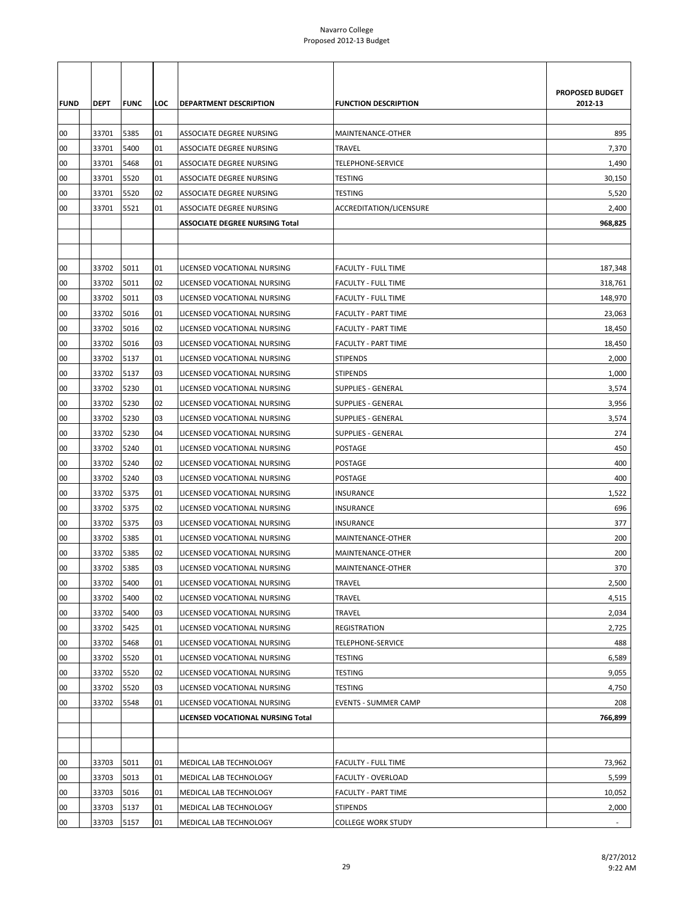Navarro College
Proposed 2012-13 Budget

| FUND | DEPT | FUNC | LOC | DEPARTMENT DESCRIPTION | FUNCTION DESCRIPTION | PROPOSED BUDGET 2012-13 |
|---|---|---|---|---|---|---|
| 00 | 33701 | 5385 | 01 | ASSOCIATE DEGREE NURSING | MAINTENANCE-OTHER | 895 |
| 00 | 33701 | 5400 | 01 | ASSOCIATE DEGREE NURSING | TRAVEL | 7,370 |
| 00 | 33701 | 5468 | 01 | ASSOCIATE DEGREE NURSING | TELEPHONE-SERVICE | 1,490 |
| 00 | 33701 | 5520 | 01 | ASSOCIATE DEGREE NURSING | TESTING | 30,150 |
| 00 | 33701 | 5520 | 02 | ASSOCIATE DEGREE NURSING | TESTING | 5,520 |
| 00 | 33701 | 5521 | 01 | ASSOCIATE DEGREE NURSING | ACCREDITATION/LICENSURE | 2,400 |
| | | | | **ASSOCIATE DEGREE NURSING Total** | | **968,825** |
| | | | | | | |
| | | | | | | |
| 00 | 33702 | 5011 | 01 | LICENSED VOCATIONAL NURSING | FACULTY - FULL TIME | 187,348 |
| 00 | 33702 | 5011 | 02 | LICENSED VOCATIONAL NURSING | FACULTY - FULL TIME | 318,761 |
| 00 | 33702 | 5011 | 03 | LICENSED VOCATIONAL NURSING | FACULTY - FULL TIME | 148,970 |
| 00 | 33702 | 5016 | 01 | LICENSED VOCATIONAL NURSING | FACULTY - PART TIME | 23,063 |
| 00 | 33702 | 5016 | 02 | LICENSED VOCATIONAL NURSING | FACULTY - PART TIME | 18,450 |
| 00 | 33702 | 5016 | 03 | LICENSED VOCATIONAL NURSING | FACULTY - PART TIME | 18,450 |
| 00 | 33702 | 5137 | 01 | LICENSED VOCATIONAL NURSING | STIPENDS | 2,000 |
| 00 | 33702 | 5137 | 03 | LICENSED VOCATIONAL NURSING | STIPENDS | 1,000 |
| 00 | 33702 | 5230 | 01 | LICENSED VOCATIONAL NURSING | SUPPLIES - GENERAL | 3,574 |
| 00 | 33702 | 5230 | 02 | LICENSED VOCATIONAL NURSING | SUPPLIES - GENERAL | 3,956 |
| 00 | 33702 | 5230 | 03 | LICENSED VOCATIONAL NURSING | SUPPLIES - GENERAL | 3,574 |
| 00 | 33702 | 5230 | 04 | LICENSED VOCATIONAL NURSING | SUPPLIES - GENERAL | 274 |
| 00 | 33702 | 5240 | 01 | LICENSED VOCATIONAL NURSING | POSTAGE | 450 |
| 00 | 33702 | 5240 | 02 | LICENSED VOCATIONAL NURSING | POSTAGE | 400 |
| 00 | 33702 | 5240 | 03 | LICENSED VOCATIONAL NURSING | POSTAGE | 400 |
| 00 | 33702 | 5375 | 01 | LICENSED VOCATIONAL NURSING | INSURANCE | 1,522 |
| 00 | 33702 | 5375 | 02 | LICENSED VOCATIONAL NURSING | INSURANCE | 696 |
| 00 | 33702 | 5375 | 03 | LICENSED VOCATIONAL NURSING | INSURANCE | 377 |
| 00 | 33702 | 5385 | 01 | LICENSED VOCATIONAL NURSING | MAINTENANCE-OTHER | 200 |
| 00 | 33702 | 5385 | 02 | LICENSED VOCATIONAL NURSING | MAINTENANCE-OTHER | 200 |
| 00 | 33702 | 5385 | 03 | LICENSED VOCATIONAL NURSING | MAINTENANCE-OTHER | 370 |
| 00 | 33702 | 5400 | 01 | LICENSED VOCATIONAL NURSING | TRAVEL | 2,500 |
| 00 | 33702 | 5400 | 02 | LICENSED VOCATIONAL NURSING | TRAVEL | 4,515 |
| 00 | 33702 | 5400 | 03 | LICENSED VOCATIONAL NURSING | TRAVEL | 2,034 |
| 00 | 33702 | 5425 | 01 | LICENSED VOCATIONAL NURSING | REGISTRATION | 2,725 |
| 00 | 33702 | 5468 | 01 | LICENSED VOCATIONAL NURSING | TELEPHONE-SERVICE | 488 |
| 00 | 33702 | 5520 | 01 | LICENSED VOCATIONAL NURSING | TESTING | 6,589 |
| 00 | 33702 | 5520 | 02 | LICENSED VOCATIONAL NURSING | TESTING | 9,055 |
| 00 | 33702 | 5520 | 03 | LICENSED VOCATIONAL NURSING | TESTING | 4,750 |
| 00 | 33702 | 5548 | 01 | LICENSED VOCATIONAL NURSING | EVENTS - SUMMER CAMP | 208 |
| | | | | **LICENSED VOCATIONAL NURSING Total** | | **766,899** |
| | | | | | | |
| | | | | | | |
| 00 | 33703 | 5011 | 01 | MEDICAL LAB TECHNOLOGY | FACULTY - FULL TIME | 73,962 |
| 00 | 33703 | 5013 | 01 | MEDICAL LAB TECHNOLOGY | FACULTY - OVERLOAD | 5,599 |
| 00 | 33703 | 5016 | 01 | MEDICAL LAB TECHNOLOGY | FACULTY - PART TIME | 10,052 |
| 00 | 33703 | 5137 | 01 | MEDICAL LAB TECHNOLOGY | STIPENDS | 2,000 |
| 00 | 33703 | 5157 | 01 | MEDICAL LAB TECHNOLOGY | COLLEGE WORK STUDY | - |

8/27/2012
9:22 AM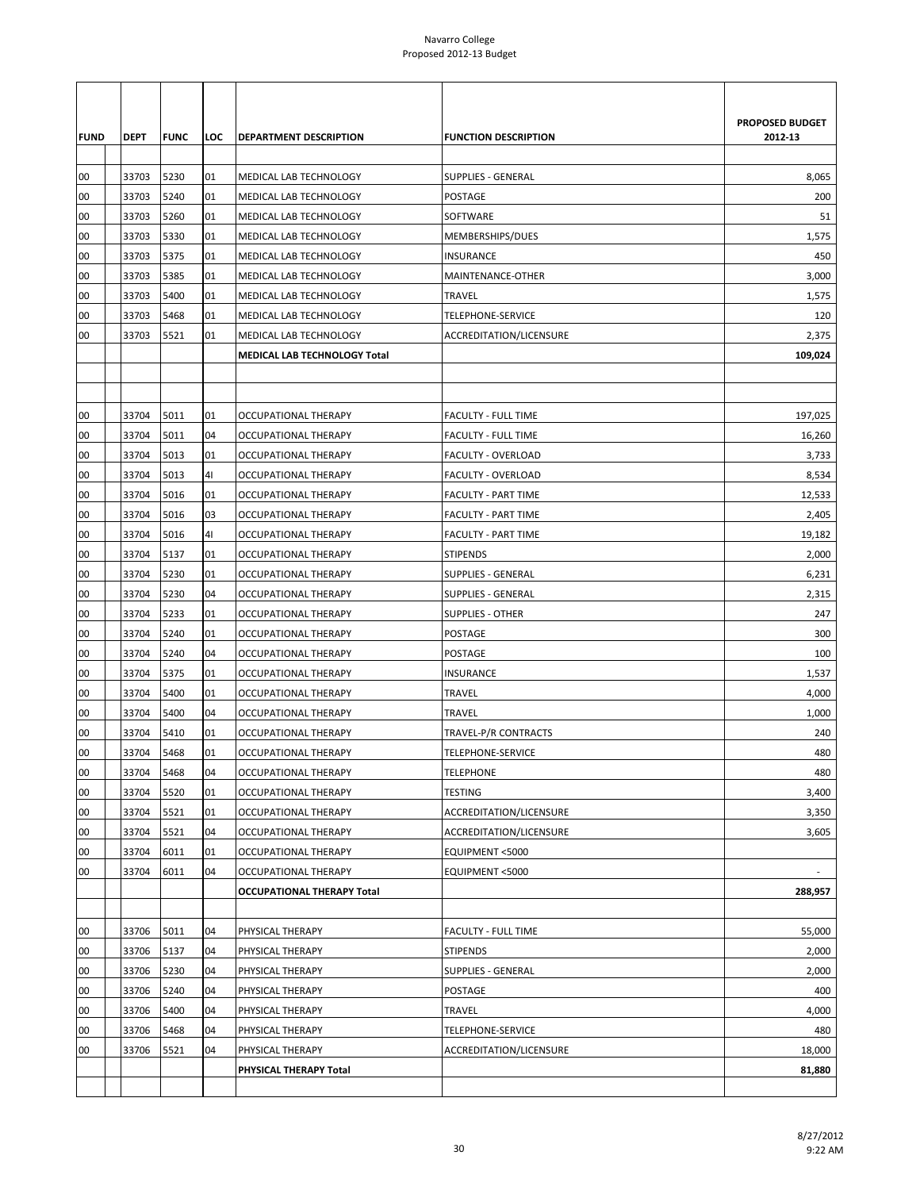Navarro College
Proposed 2012-13 Budget

| FUND | DEPT | FUNC | LOC | DEPARTMENT DESCRIPTION | FUNCTION DESCRIPTION | PROPOSED BUDGET 2012-13 |
|---|---|---|---|---|---|---|
| 00 | 33703 | 5230 | 01 | MEDICAL LAB TECHNOLOGY | SUPPLIES - GENERAL | 8,065 |
| 00 | 33703 | 5240 | 01 | MEDICAL LAB TECHNOLOGY | POSTAGE | 200 |
| 00 | 33703 | 5260 | 01 | MEDICAL LAB TECHNOLOGY | SOFTWARE | 51 |
| 00 | 33703 | 5330 | 01 | MEDICAL LAB TECHNOLOGY | MEMBERSHIPS/DUES | 1,575 |
| 00 | 33703 | 5375 | 01 | MEDICAL LAB TECHNOLOGY | INSURANCE | 450 |
| 00 | 33703 | 5385 | 01 | MEDICAL LAB TECHNOLOGY | MAINTENANCE-OTHER | 3,000 |
| 00 | 33703 | 5400 | 01 | MEDICAL LAB TECHNOLOGY | TRAVEL | 1,575 |
| 00 | 33703 | 5468 | 01 | MEDICAL LAB TECHNOLOGY | TELEPHONE-SERVICE | 120 |
| 00 | 33703 | 5521 | 01 | MEDICAL LAB TECHNOLOGY | ACCREDITATION/LICENSURE | 2,375 |
| | | | | **MEDICAL LAB TECHNOLOGY Total** | | **109,024** |
| | | | | | | |
| | | | | | | |
| 00 | 33704 | 5011 | 01 | OCCUPATIONAL THERAPY | FACULTY - FULL TIME | 197,025 |
| 00 | 33704 | 5011 | 04 | OCCUPATIONAL THERAPY | FACULTY - FULL TIME | 16,260 |
| 00 | 33704 | 5013 | 01 | OCCUPATIONAL THERAPY | FACULTY - OVERLOAD | 3,733 |
| 00 | 33704 | 5013 | 4I | OCCUPATIONAL THERAPY | FACULTY - OVERLOAD | 8,534 |
| 00 | 33704 | 5016 | 01 | OCCUPATIONAL THERAPY | FACULTY - PART TIME | 12,533 |
| 00 | 33704 | 5016 | 03 | OCCUPATIONAL THERAPY | FACULTY - PART TIME | 2,405 |
| 00 | 33704 | 5016 | 4I | OCCUPATIONAL THERAPY | FACULTY - PART TIME | 19,182 |
| 00 | 33704 | 5137 | 01 | OCCUPATIONAL THERAPY | STIPENDS | 2,000 |
| 00 | 33704 | 5230 | 01 | OCCUPATIONAL THERAPY | SUPPLIES - GENERAL | 6,231 |
| 00 | 33704 | 5230 | 04 | OCCUPATIONAL THERAPY | SUPPLIES - GENERAL | 2,315 |
| 00 | 33704 | 5233 | 01 | OCCUPATIONAL THERAPY | SUPPLIES - OTHER | 247 |
| 00 | 33704 | 5240 | 01 | OCCUPATIONAL THERAPY | POSTAGE | 300 |
| 00 | 33704 | 5240 | 04 | OCCUPATIONAL THERAPY | POSTAGE | 100 |
| 00 | 33704 | 5375 | 01 | OCCUPATIONAL THERAPY | INSURANCE | 1,537 |
| 00 | 33704 | 5400 | 01 | OCCUPATIONAL THERAPY | TRAVEL | 4,000 |
| 00 | 33704 | 5400 | 04 | OCCUPATIONAL THERAPY | TRAVEL | 1,000 |
| 00 | 33704 | 5410 | 01 | OCCUPATIONAL THERAPY | TRAVEL-P/R CONTRACTS | 240 |
| 00 | 33704 | 5468 | 01 | OCCUPATIONAL THERAPY | TELEPHONE-SERVICE | 480 |
| 00 | 33704 | 5468 | 04 | OCCUPATIONAL THERAPY | TELEPHONE | 480 |
| 00 | 33704 | 5520 | 01 | OCCUPATIONAL THERAPY | TESTING | 3,400 |
| 00 | 33704 | 5521 | 01 | OCCUPATIONAL THERAPY | ACCREDITATION/LICENSURE | 3,350 |
| 00 | 33704 | 5521 | 04 | OCCUPATIONAL THERAPY | ACCREDITATION/LICENSURE | 3,605 |
| 00 | 33704 | 6011 | 01 | OCCUPATIONAL THERAPY | EQUIPMENT <5000 | |
| 00 | 33704 | 6011 | 04 | OCCUPATIONAL THERAPY | EQUIPMENT <5000 | - |
| | | | | **OCCUPATIONAL THERAPY Total** | | **288,957** |
| | | | | | | |
| 00 | 33706 | 5011 | 04 | PHYSICAL THERAPY | FACULTY - FULL TIME | 55,000 |
| 00 | 33706 | 5137 | 04 | PHYSICAL THERAPY | STIPENDS | 2,000 |
| 00 | 33706 | 5230 | 04 | PHYSICAL THERAPY | SUPPLIES - GENERAL | 2,000 |
| 00 | 33706 | 5240 | 04 | PHYSICAL THERAPY | POSTAGE | 400 |
| 00 | 33706 | 5400 | 04 | PHYSICAL THERAPY | TRAVEL | 4,000 |
| 00 | 33706 | 5468 | 04 | PHYSICAL THERAPY | TELEPHONE-SERVICE | 480 |
| 00 | 33706 | 5521 | 04 | PHYSICAL THERAPY | ACCREDITATION/LICENSURE | 18,000 |
| | | | | **PHYSICAL THERAPY Total** | | **81,880** |
| | | | | | | |

8/27/2012
9:22 AM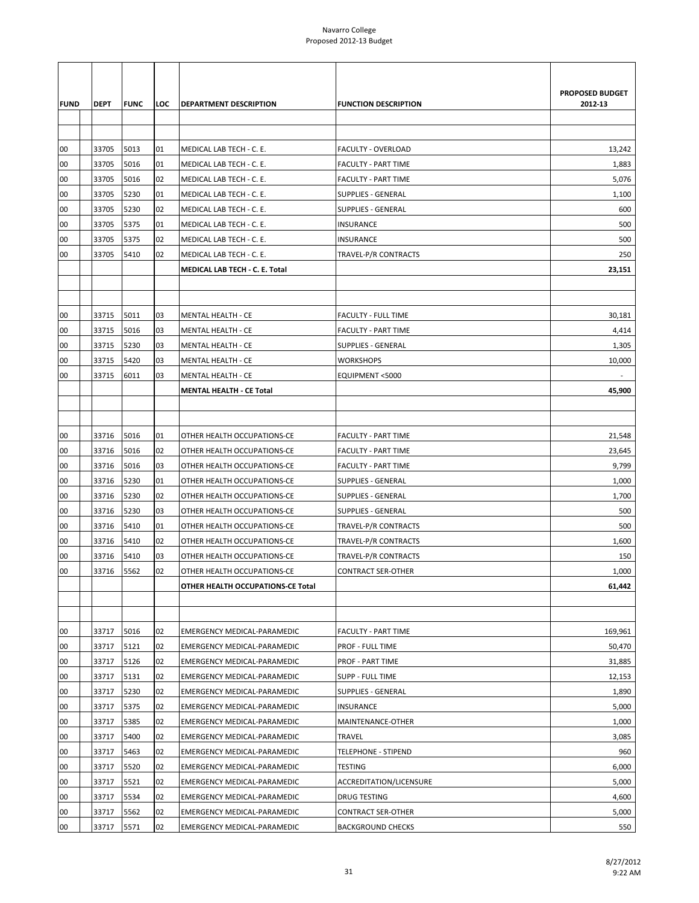Navarro College
Proposed 2012-13 Budget

| FUND | DEPT | FUNC | LOC | DEPARTMENT DESCRIPTION | FUNCTION DESCRIPTION | PROPOSED BUDGET 2012-13 |
|---|---|---|---|---|---|---|
| | | | | | | |
| 00 | 33705 | 5013 | 01 | MEDICAL LAB TECH - C. E. | FACULTY - OVERLOAD | 13,242 |
| 00 | 33705 | 5016 | 01 | MEDICAL LAB TECH - C. E. | FACULTY - PART TIME | 1,883 |
| 00 | 33705 | 5016 | 02 | MEDICAL LAB TECH - C. E. | FACULTY - PART TIME | 5,076 |
| 00 | 33705 | 5230 | 01 | MEDICAL LAB TECH - C. E. | SUPPLIES - GENERAL | 1,100 |
| 00 | 33705 | 5230 | 02 | MEDICAL LAB TECH - C. E. | SUPPLIES - GENERAL | 600 |
| 00 | 33705 | 5375 | 01 | MEDICAL LAB TECH - C. E. | INSURANCE | 500 |
| 00 | 33705 | 5375 | 02 | MEDICAL LAB TECH - C. E. | INSURANCE | 500 |
| 00 | 33705 | 5410 | 02 | MEDICAL LAB TECH - C. E. | TRAVEL-P/R CONTRACTS | 250 |
| | | | | **MEDICAL LAB TECH - C. E. Total** | | **23,151** |
| | | | | | | |
| 00 | 33715 | 5011 | 03 | MENTAL HEALTH - CE | FACULTY - FULL TIME | 30,181 |
| 00 | 33715 | 5016 | 03 | MENTAL HEALTH - CE | FACULTY - PART TIME | 4,414 |
| 00 | 33715 | 5230 | 03 | MENTAL HEALTH - CE | SUPPLIES - GENERAL | 1,305 |
| 00 | 33715 | 5420 | 03 | MENTAL HEALTH - CE | WORKSHOPS | 10,000 |
| 00 | 33715 | 6011 | 03 | MENTAL HEALTH - CE | EQUIPMENT <5000 | - |
| | | | | **MENTAL HEALTH - CE Total** | | **45,900** |
| | | | | | | |
| 00 | 33716 | 5016 | 01 | OTHER HEALTH OCCUPATIONS-CE | FACULTY - PART TIME | 21,548 |
| 00 | 33716 | 5016 | 02 | OTHER HEALTH OCCUPATIONS-CE | FACULTY - PART TIME | 23,645 |
| 00 | 33716 | 5016 | 03 | OTHER HEALTH OCCUPATIONS-CE | FACULTY - PART TIME | 9,799 |
| 00 | 33716 | 5230 | 01 | OTHER HEALTH OCCUPATIONS-CE | SUPPLIES - GENERAL | 1,000 |
| 00 | 33716 | 5230 | 02 | OTHER HEALTH OCCUPATIONS-CE | SUPPLIES - GENERAL | 1,700 |
| 00 | 33716 | 5230 | 03 | OTHER HEALTH OCCUPATIONS-CE | SUPPLIES - GENERAL | 500 |
| 00 | 33716 | 5410 | 01 | OTHER HEALTH OCCUPATIONS-CE | TRAVEL-P/R CONTRACTS | 500 |
| 00 | 33716 | 5410 | 02 | OTHER HEALTH OCCUPATIONS-CE | TRAVEL-P/R CONTRACTS | 1,600 |
| 00 | 33716 | 5410 | 03 | OTHER HEALTH OCCUPATIONS-CE | TRAVEL-P/R CONTRACTS | 150 |
| 00 | 33716 | 5562 | 02 | OTHER HEALTH OCCUPATIONS-CE | CONTRACT SER-OTHER | 1,000 |
| | | | | **OTHER HEALTH OCCUPATIONS-CE Total** | | **61,442** |
| | | | | | | |
| 00 | 33717 | 5016 | 02 | EMERGENCY MEDICAL-PARAMEDIC | FACULTY - PART TIME | 169,961 |
| 00 | 33717 | 5121 | 02 | EMERGENCY MEDICAL-PARAMEDIC | PROF - FULL TIME | 50,470 |
| 00 | 33717 | 5126 | 02 | EMERGENCY MEDICAL-PARAMEDIC | PROF - PART TIME | 31,885 |
| 00 | 33717 | 5131 | 02 | EMERGENCY MEDICAL-PARAMEDIC | SUPP - FULL TIME | 12,153 |
| 00 | 33717 | 5230 | 02 | EMERGENCY MEDICAL-PARAMEDIC | SUPPLIES - GENERAL | 1,890 |
| 00 | 33717 | 5375 | 02 | EMERGENCY MEDICAL-PARAMEDIC | INSURANCE | 5,000 |
| 00 | 33717 | 5385 | 02 | EMERGENCY MEDICAL-PARAMEDIC | MAINTENANCE-OTHER | 1,000 |
| 00 | 33717 | 5400 | 02 | EMERGENCY MEDICAL-PARAMEDIC | TRAVEL | 3,085 |
| 00 | 33717 | 5463 | 02 | EMERGENCY MEDICAL-PARAMEDIC | TELEPHONE - STIPEND | 960 |
| 00 | 33717 | 5520 | 02 | EMERGENCY MEDICAL-PARAMEDIC | TESTING | 6,000 |
| 00 | 33717 | 5521 | 02 | EMERGENCY MEDICAL-PARAMEDIC | ACCREDITATION/LICENSURE | 5,000 |
| 00 | 33717 | 5534 | 02 | EMERGENCY MEDICAL-PARAMEDIC | DRUG TESTING | 4,600 |
| 00 | 33717 | 5562 | 02 | EMERGENCY MEDICAL-PARAMEDIC | CONTRACT SER-OTHER | 5,000 |
| 00 | 33717 | 5571 | 02 | EMERGENCY MEDICAL-PARAMEDIC | BACKGROUND CHECKS | 550 |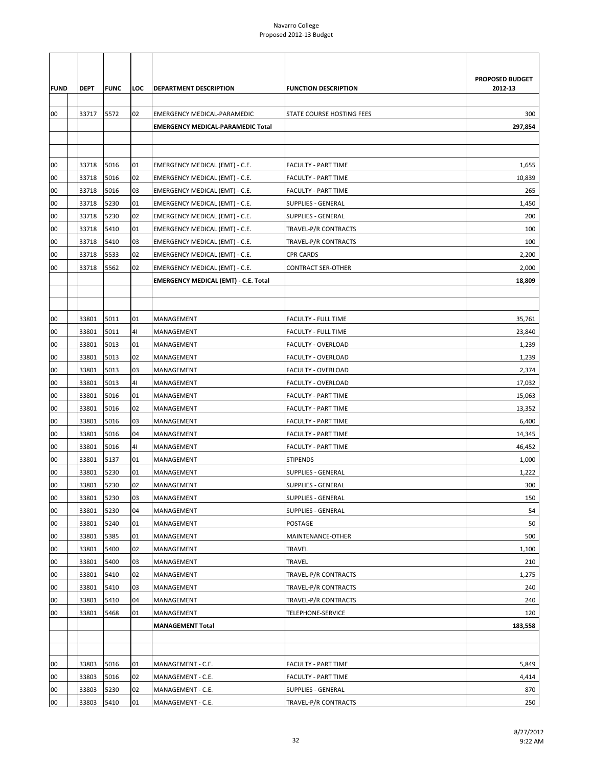| FUND | DEPT | FUNC | LOC | DEPARTMENT DESCRIPTION | FUNCTION DESCRIPTION | PROPOSED BUDGET 2012-13 |
|---|---|---|---|---|---|---|
| 00 | 33717 | 5572 | 02 | EMERGENCY MEDICAL-PARAMEDIC | STATE COURSE HOSTING FEES | 300 |
| | | | | **EMERGENCY MEDICAL-PARAMEDIC Total** | | **297,854** |
| | | | | | | |
| | | | | | | |
| 00 | 33718 | 5016 | 01 | EMERGENCY MEDICAL (EMT) - C.E. | FACULTY - PART TIME | 1,655 |
| 00 | 33718 | 5016 | 02 | EMERGENCY MEDICAL (EMT) - C.E. | FACULTY - PART TIME | 10,839 |
| 00 | 33718 | 5016 | 03 | EMERGENCY MEDICAL (EMT) - C.E. | FACULTY - PART TIME | 265 |
| 00 | 33718 | 5230 | 01 | EMERGENCY MEDICAL (EMT) - C.E. | SUPPLIES - GENERAL | 1,450 |
| 00 | 33718 | 5230 | 02 | EMERGENCY MEDICAL (EMT) - C.E. | SUPPLIES - GENERAL | 200 |
| 00 | 33718 | 5410 | 01 | EMERGENCY MEDICAL (EMT) - C.E. | TRAVEL-P/R CONTRACTS | 100 |
| 00 | 33718 | 5410 | 03 | EMERGENCY MEDICAL (EMT) - C.E. | TRAVEL-P/R CONTRACTS | 100 |
| 00 | 33718 | 5533 | 02 | EMERGENCY MEDICAL (EMT) - C.E. | CPR CARDS | 2,200 |
| 00 | 33718 | 5562 | 02 | EMERGENCY MEDICAL (EMT) - C.E. | CONTRACT SER-OTHER | 2,000 |
| | | | | **EMERGENCY MEDICAL (EMT) - C.E. Total** | | **18,809** |
| | | | | | | |
| | | | | | | |
| 00 | 33801 | 5011 | 01 | MANAGEMENT | FACULTY - FULL TIME | 35,761 |
| 00 | 33801 | 5011 | 4I | MANAGEMENT | FACULTY - FULL TIME | 23,840 |
| 00 | 33801 | 5013 | 01 | MANAGEMENT | FACULTY - OVERLOAD | 1,239 |
| 00 | 33801 | 5013 | 02 | MANAGEMENT | FACULTY - OVERLOAD | 1,239 |
| 00 | 33801 | 5013 | 03 | MANAGEMENT | FACULTY - OVERLOAD | 2,374 |
| 00 | 33801 | 5013 | 4I | MANAGEMENT | FACULTY - OVERLOAD | 17,032 |
| 00 | 33801 | 5016 | 01 | MANAGEMENT | FACULTY - PART TIME | 15,063 |
| 00 | 33801 | 5016 | 02 | MANAGEMENT | FACULTY - PART TIME | 13,352 |
| 00 | 33801 | 5016 | 03 | MANAGEMENT | FACULTY - PART TIME | 6,400 |
| 00 | 33801 | 5016 | 04 | MANAGEMENT | FACULTY - PART TIME | 14,345 |
| 00 | 33801 | 5016 | 4I | MANAGEMENT | FACULTY - PART TIME | 46,452 |
| 00 | 33801 | 5137 | 01 | MANAGEMENT | STIPENDS | 1,000 |
| 00 | 33801 | 5230 | 01 | MANAGEMENT | SUPPLIES - GENERAL | 1,222 |
| 00 | 33801 | 5230 | 02 | MANAGEMENT | SUPPLIES - GENERAL | 300 |
| 00 | 33801 | 5230 | 03 | MANAGEMENT | SUPPLIES - GENERAL | 150 |
| 00 | 33801 | 5230 | 04 | MANAGEMENT | SUPPLIES - GENERAL | 54 |
| 00 | 33801 | 5240 | 01 | MANAGEMENT | POSTAGE | 50 |
| 00 | 33801 | 5385 | 01 | MANAGEMENT | MAINTENANCE-OTHER | 500 |
| 00 | 33801 | 5400 | 02 | MANAGEMENT | TRAVEL | 1,100 |
| 00 | 33801 | 5400 | 03 | MANAGEMENT | TRAVEL | 210 |
| 00 | 33801 | 5410 | 02 | MANAGEMENT | TRAVEL-P/R CONTRACTS | 1,275 |
| 00 | 33801 | 5410 | 03 | MANAGEMENT | TRAVEL-P/R CONTRACTS | 240 |
| 00 | 33801 | 5410 | 04 | MANAGEMENT | TRAVEL-P/R CONTRACTS | 240 |
| 00 | 33801 | 5468 | 01 | MANAGEMENT | TELEPHONE-SERVICE | 120 |
| | | | | **MANAGEMENT Total** | | **183,558** |
| | | | | | | |
| | | | | | | |
| 00 | 33803 | 5016 | 01 | MANAGEMENT - C.E. | FACULTY - PART TIME | 5,849 |
| 00 | 33803 | 5016 | 02 | MANAGEMENT - C.E. | FACULTY - PART TIME | 4,414 |
| 00 | 33803 | 5230 | 02 | MANAGEMENT - C.E. | SUPPLIES - GENERAL | 870 |
| 00 | 33803 | 5410 | 01 | MANAGEMENT - C.E. | TRAVEL-P/R CONTRACTS | 250 |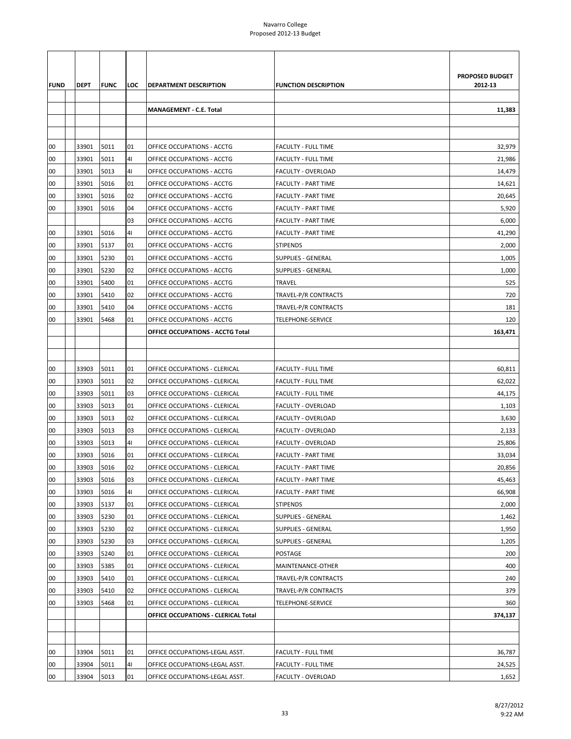# Navarro College
## Proposed 2012-13 Budget

| FUND | DEPT | FUNC | LOC | DEPARTMENT DESCRIPTION | FUNCTION DESCRIPTION | PROPOSED BUDGET 2012-13 |
|---|---|---|---|---|---|---|
| | | | | **MANAGEMENT - C.E. Total** | | **11,383** |
| | | | | | | |
| | | | | | | |
| 00 | 33901 | 5011 | 01 | OFFICE OCCUPATIONS - ACCTG | FACULTY - FULL TIME | 32,979 |
| 00 | 33901 | 5011 | 4I | OFFICE OCCUPATIONS - ACCTG | FACULTY - FULL TIME | 21,986 |
| 00 | 33901 | 5013 | 4I | OFFICE OCCUPATIONS - ACCTG | FACULTY - OVERLOAD | 14,479 |
| 00 | 33901 | 5016 | 01 | OFFICE OCCUPATIONS - ACCTG | FACULTY - PART TIME | 14,621 |
| 00 | 33901 | 5016 | 02 | OFFICE OCCUPATIONS - ACCTG | FACULTY - PART TIME | 20,645 |
| 00 | 33901 | 5016 | 04 | OFFICE OCCUPATIONS - ACCTG | FACULTY - PART TIME | 5,920 |
| | | | 03 | OFFICE OCCUPATIONS - ACCTG | FACULTY - PART TIME | 6,000 |
| 00 | 33901 | 5016 | 4I | OFFICE OCCUPATIONS - ACCTG | FACULTY - PART TIME | 41,290 |
| 00 | 33901 | 5137 | 01 | OFFICE OCCUPATIONS - ACCTG | STIPENDS | 2,000 |
| 00 | 33901 | 5230 | 01 | OFFICE OCCUPATIONS - ACCTG | SUPPLIES - GENERAL | 1,005 |
| 00 | 33901 | 5230 | 02 | OFFICE OCCUPATIONS - ACCTG | SUPPLIES - GENERAL | 1,000 |
| 00 | 33901 | 5400 | 01 | OFFICE OCCUPATIONS - ACCTG | TRAVEL | 525 |
| 00 | 33901 | 5410 | 02 | OFFICE OCCUPATIONS - ACCTG | TRAVEL-P/R CONTRACTS | 720 |
| 00 | 33901 | 5410 | 04 | OFFICE OCCUPATIONS - ACCTG | TRAVEL-P/R CONTRACTS | 181 |
| 00 | 33901 | 5468 | 01 | OFFICE OCCUPATIONS - ACCTG | TELEPHONE-SERVICE | 120 |
| | | | | **OFFICE OCCUPATIONS - ACCTG Total** | | **163,471** |
| | | | | | | |
| | | | | | | |
| 00 | 33903 | 5011 | 01 | OFFICE OCCUPATIONS - CLERICAL | FACULTY - FULL TIME | 60,811 |
| 00 | 33903 | 5011 | 02 | OFFICE OCCUPATIONS - CLERICAL | FACULTY - FULL TIME | 62,022 |
| 00 | 33903 | 5011 | 03 | OFFICE OCCUPATIONS - CLERICAL | FACULTY - FULL TIME | 44,175 |
| 00 | 33903 | 5013 | 01 | OFFICE OCCUPATIONS - CLERICAL | FACULTY - OVERLOAD | 1,103 |
| 00 | 33903 | 5013 | 02 | OFFICE OCCUPATIONS - CLERICAL | FACULTY - OVERLOAD | 3,630 |
| 00 | 33903 | 5013 | 03 | OFFICE OCCUPATIONS - CLERICAL | FACULTY - OVERLOAD | 2,133 |
| 00 | 33903 | 5013 | 4I | OFFICE OCCUPATIONS - CLERICAL | FACULTY - OVERLOAD | 25,806 |
| 00 | 33903 | 5016 | 01 | OFFICE OCCUPATIONS - CLERICAL | FACULTY - PART TIME | 33,034 |
| 00 | 33903 | 5016 | 02 | OFFICE OCCUPATIONS - CLERICAL | FACULTY - PART TIME | 20,856 |
| 00 | 33903 | 5016 | 03 | OFFICE OCCUPATIONS - CLERICAL | FACULTY - PART TIME | 45,463 |
| 00 | 33903 | 5016 | 4I | OFFICE OCCUPATIONS - CLERICAL | FACULTY - PART TIME | 66,908 |
| 00 | 33903 | 5137 | 01 | OFFICE OCCUPATIONS - CLERICAL | STIPENDS | 2,000 |
| 00 | 33903 | 5230 | 01 | OFFICE OCCUPATIONS - CLERICAL | SUPPLIES - GENERAL | 1,462 |
| 00 | 33903 | 5230 | 02 | OFFICE OCCUPATIONS - CLERICAL | SUPPLIES - GENERAL | 1,950 |
| 00 | 33903 | 5230 | 03 | OFFICE OCCUPATIONS - CLERICAL | SUPPLIES - GENERAL | 1,205 |
| 00 | 33903 | 5240 | 01 | OFFICE OCCUPATIONS - CLERICAL | POSTAGE | 200 |
| 00 | 33903 | 5385 | 01 | OFFICE OCCUPATIONS - CLERICAL | MAINTENANCE-OTHER | 400 |
| 00 | 33903 | 5410 | 01 | OFFICE OCCUPATIONS - CLERICAL | TRAVEL-P/R CONTRACTS | 240 |
| 00 | 33903 | 5410 | 02 | OFFICE OCCUPATIONS - CLERICAL | TRAVEL-P/R CONTRACTS | 379 |
| 00 | 33903 | 5468 | 01 | OFFICE OCCUPATIONS - CLERICAL | TELEPHONE-SERVICE | 360 |
| | | | | **OFFICE OCCUPATIONS - CLERICAL Total** | | **374,137** |
| | | | | | | |
| | | | | | | |
| 00 | 33904 | 5011 | 01 | OFFICE OCCUPATIONS-LEGAL ASST. | FACULTY - FULL TIME | 36,787 |
| 00 | 33904 | 5011 | 4I | OFFICE OCCUPATIONS-LEGAL ASST. | FACULTY - FULL TIME | 24,525 |
| 00 | 33904 | 5013 | 01 | OFFICE OCCUPATIONS-LEGAL ASST. | FACULTY - OVERLOAD | 1,652 |

8/27/2012
9:22 AM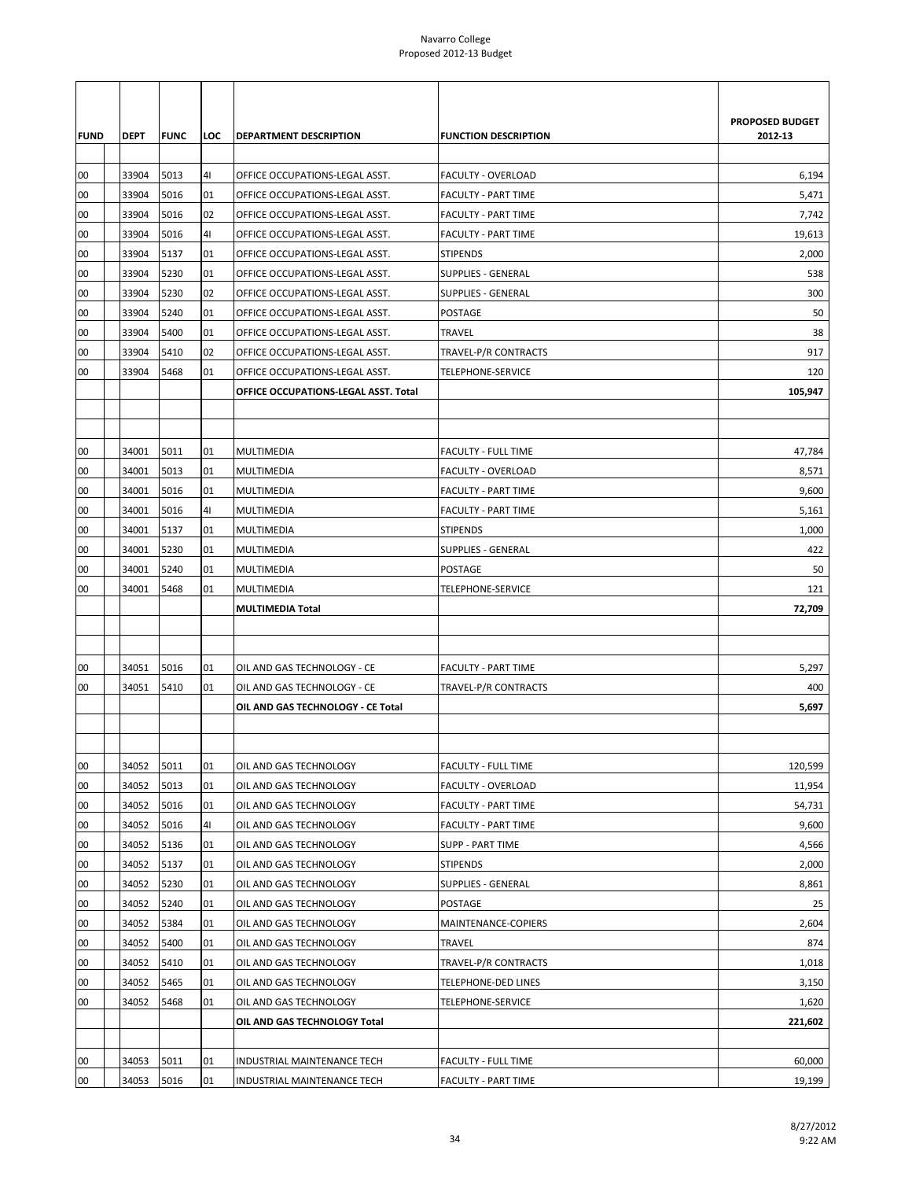| FUND | DEPT | FUNC | LOC | DEPARTMENT DESCRIPTION | FUNCTION DESCRIPTION | PROPOSED BUDGET 2012-13 |
|---|---|---|---|---|---|---|
| 00 | 33904 | 5013 | 4I | OFFICE OCCUPATIONS-LEGAL ASST. | FACULTY - OVERLOAD | 6,194 |
| 00 | 33904 | 5016 | 01 | OFFICE OCCUPATIONS-LEGAL ASST. | FACULTY - PART TIME | 5,471 |
| 00 | 33904 | 5016 | 02 | OFFICE OCCUPATIONS-LEGAL ASST. | FACULTY - PART TIME | 7,742 |
| 00 | 33904 | 5016 | 4I | OFFICE OCCUPATIONS-LEGAL ASST. | FACULTY - PART TIME | 19,613 |
| 00 | 33904 | 5137 | 01 | OFFICE OCCUPATIONS-LEGAL ASST. | STIPENDS | 2,000 |
| 00 | 33904 | 5230 | 01 | OFFICE OCCUPATIONS-LEGAL ASST. | SUPPLIES - GENERAL | 538 |
| 00 | 33904 | 5230 | 02 | OFFICE OCCUPATIONS-LEGAL ASST. | SUPPLIES - GENERAL | 300 |
| 00 | 33904 | 5240 | 01 | OFFICE OCCUPATIONS-LEGAL ASST. | POSTAGE | 50 |
| 00 | 33904 | 5400 | 01 | OFFICE OCCUPATIONS-LEGAL ASST. | TRAVEL | 38 |
| 00 | 33904 | 5410 | 02 | OFFICE OCCUPATIONS-LEGAL ASST. | TRAVEL-P/R CONTRACTS | 917 |
| 00 | 33904 | 5468 | 01 | OFFICE OCCUPATIONS-LEGAL ASST. | TELEPHONE-SERVICE | 120 |
| | | | | **OFFICE OCCUPATIONS-LEGAL ASST. Total** | | **105,947** |
| | | | | | | |
| | | | | | | |
| 00 | 34001 | 5011 | 01 | MULTIMEDIA | FACULTY - FULL TIME | 47,784 |
| 00 | 34001 | 5013 | 01 | MULTIMEDIA | FACULTY - OVERLOAD | 8,571 |
| 00 | 34001 | 5016 | 01 | MULTIMEDIA | FACULTY - PART TIME | 9,600 |
| 00 | 34001 | 5016 | 4I | MULTIMEDIA | FACULTY - PART TIME | 5,161 |
| 00 | 34001 | 5137 | 01 | MULTIMEDIA | STIPENDS | 1,000 |
| 00 | 34001 | 5230 | 01 | MULTIMEDIA | SUPPLIES - GENERAL | 422 |
| 00 | 34001 | 5240 | 01 | MULTIMEDIA | POSTAGE | 50 |
| 00 | 34001 | 5468 | 01 | MULTIMEDIA | TELEPHONE-SERVICE | 121 |
| | | | | **MULTIMEDIA Total** | | **72,709** |
| | | | | | | |
| | | | | | | |
| 00 | 34051 | 5016 | 01 | OIL AND GAS TECHNOLOGY - CE | FACULTY - PART TIME | 5,297 |
| 00 | 34051 | 5410 | 01 | OIL AND GAS TECHNOLOGY - CE | TRAVEL-P/R CONTRACTS | 400 |
| | | | | **OIL AND GAS TECHNOLOGY - CE Total** | | **5,697** |
| | | | | | | |
| | | | | | | |
| 00 | 34052 | 5011 | 01 | OIL AND GAS TECHNOLOGY | FACULTY - FULL TIME | 120,599 |
| 00 | 34052 | 5013 | 01 | OIL AND GAS TECHNOLOGY | FACULTY - OVERLOAD | 11,954 |
| 00 | 34052 | 5016 | 01 | OIL AND GAS TECHNOLOGY | FACULTY - PART TIME | 54,731 |
| 00 | 34052 | 5016 | 4I | OIL AND GAS TECHNOLOGY | FACULTY - PART TIME | 9,600 |
| 00 | 34052 | 5136 | 01 | OIL AND GAS TECHNOLOGY | SUPP - PART TIME | 4,566 |
| 00 | 34052 | 5137 | 01 | OIL AND GAS TECHNOLOGY | STIPENDS | 2,000 |
| 00 | 34052 | 5230 | 01 | OIL AND GAS TECHNOLOGY | SUPPLIES - GENERAL | 8,861 |
| 00 | 34052 | 5240 | 01 | OIL AND GAS TECHNOLOGY | POSTAGE | 25 |
| 00 | 34052 | 5384 | 01 | OIL AND GAS TECHNOLOGY | MAINTENANCE-COPIERS | 2,604 |
| 00 | 34052 | 5400 | 01 | OIL AND GAS TECHNOLOGY | TRAVEL | 874 |
| 00 | 34052 | 5410 | 01 | OIL AND GAS TECHNOLOGY | TRAVEL-P/R CONTRACTS | 1,018 |
| 00 | 34052 | 5465 | 01 | OIL AND GAS TECHNOLOGY | TELEPHONE-DED LINES | 3,150 |
| 00 | 34052 | 5468 | 01 | OIL AND GAS TECHNOLOGY | TELEPHONE-SERVICE | 1,620 |
| | | | | **OIL AND GAS TECHNOLOGY Total** | | **221,602** |
| | | | | | | |
| 00 | 34053 | 5011 | 01 | INDUSTRIAL MAINTENANCE TECH | FACULTY - FULL TIME | 60,000 |
| 00 | 34053 | 5016 | 01 | INDUSTRIAL MAINTENANCE TECH | FACULTY - PART TIME | 19,199 |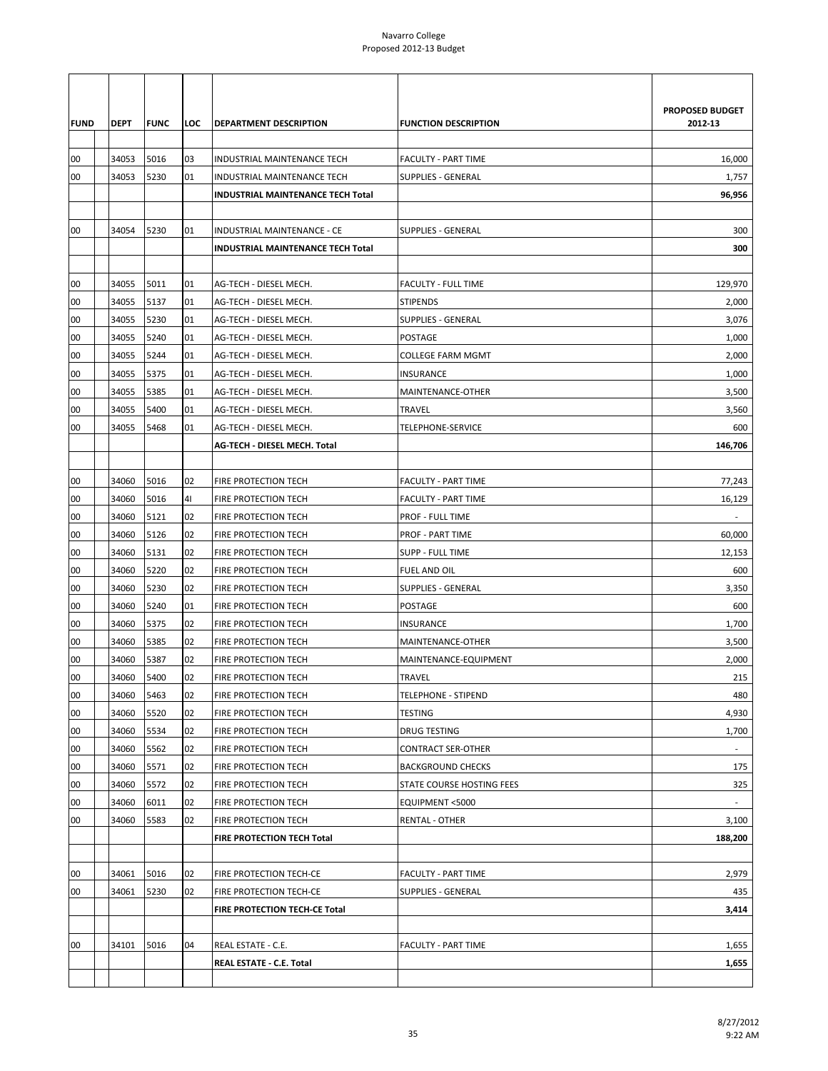Navarro College
Proposed 2012-13 Budget

| FUND | DEPT | FUNC | LOC | DEPARTMENT DESCRIPTION | FUNCTION DESCRIPTION | PROPOSED BUDGET 2012-13 |
|---|---|---|---|---|---|---|
| 00 | 34053 | 5016 | 03 | INDUSTRIAL MAINTENANCE TECH | FACULTY - PART TIME | 16,000 |
| 00 | 34053 | 5230 | 01 | INDUSTRIAL MAINTENANCE TECH | SUPPLIES - GENERAL | 1,757 |
| | | | | **INDUSTRIAL MAINTENANCE TECH Total** | | **96,956** |
| | | | | | | |
| 00 | 34054 | 5230 | 01 | INDUSTRIAL MAINTENANCE - CE | SUPPLIES - GENERAL | 300 |
| | | | | **INDUSTRIAL MAINTENANCE TECH Total** | | **300** |
| | | | | | | |
| 00 | 34055 | 5011 | 01 | AG-TECH - DIESEL MECH. | FACULTY - FULL TIME | 129,970 |
| 00 | 34055 | 5137 | 01 | AG-TECH - DIESEL MECH. | STIPENDS | 2,000 |
| 00 | 34055 | 5230 | 01 | AG-TECH - DIESEL MECH. | SUPPLIES - GENERAL | 3,076 |
| 00 | 34055 | 5240 | 01 | AG-TECH - DIESEL MECH. | POSTAGE | 1,000 |
| 00 | 34055 | 5244 | 01 | AG-TECH - DIESEL MECH. | COLLEGE FARM MGMT | 2,000 |
| 00 | 34055 | 5375 | 01 | AG-TECH - DIESEL MECH. | INSURANCE | 1,000 |
| 00 | 34055 | 5385 | 01 | AG-TECH - DIESEL MECH. | MAINTENANCE-OTHER | 3,500 |
| 00 | 34055 | 5400 | 01 | AG-TECH - DIESEL MECH. | TRAVEL | 3,560 |
| 00 | 34055 | 5468 | 01 | AG-TECH - DIESEL MECH. | TELEPHONE-SERVICE | 600 |
| | | | | **AG-TECH - DIESEL MECH. Total** | | **146,706** |
| | | | | | | |
| 00 | 34060 | 5016 | 02 | FIRE PROTECTION TECH | FACULTY - PART TIME | 77,243 |
| 00 | 34060 | 5016 | 4I | FIRE PROTECTION TECH | FACULTY - PART TIME | 16,129 |
| 00 | 34060 | 5121 | 02 | FIRE PROTECTION TECH | PROF - FULL TIME | - |
| 00 | 34060 | 5126 | 02 | FIRE PROTECTION TECH | PROF - PART TIME | 60,000 |
| 00 | 34060 | 5131 | 02 | FIRE PROTECTION TECH | SUPP - FULL TIME | 12,153 |
| 00 | 34060 | 5220 | 02 | FIRE PROTECTION TECH | FUEL AND OIL | 600 |
| 00 | 34060 | 5230 | 02 | FIRE PROTECTION TECH | SUPPLIES - GENERAL | 3,350 |
| 00 | 34060 | 5240 | 01 | FIRE PROTECTION TECH | POSTAGE | 600 |
| 00 | 34060 | 5375 | 02 | FIRE PROTECTION TECH | INSURANCE | 1,700 |
| 00 | 34060 | 5385 | 02 | FIRE PROTECTION TECH | MAINTENANCE-OTHER | 3,500 |
| 00 | 34060 | 5387 | 02 | FIRE PROTECTION TECH | MAINTENANCE-EQUIPMENT | 2,000 |
| 00 | 34060 | 5400 | 02 | FIRE PROTECTION TECH | TRAVEL | 215 |
| 00 | 34060 | 5463 | 02 | FIRE PROTECTION TECH | TELEPHONE - STIPEND | 480 |
| 00 | 34060 | 5520 | 02 | FIRE PROTECTION TECH | TESTING | 4,930 |
| 00 | 34060 | 5534 | 02 | FIRE PROTECTION TECH | DRUG TESTING | 1,700 |
| 00 | 34060 | 5562 | 02 | FIRE PROTECTION TECH | CONTRACT SER-OTHER | - |
| 00 | 34060 | 5571 | 02 | FIRE PROTECTION TECH | BACKGROUND CHECKS | 175 |
| 00 | 34060 | 5572 | 02 | FIRE PROTECTION TECH | STATE COURSE HOSTING FEES | 325 |
| 00 | 34060 | 6011 | 02 | FIRE PROTECTION TECH | EQUIPMENT <5000 | - |
| 00 | 34060 | 5583 | 02 | FIRE PROTECTION TECH | RENTAL - OTHER | 3,100 |
| | | | | **FIRE PROTECTION TECH Total** | | **188,200** |
| | | | | | | |
| 00 | 34061 | 5016 | 02 | FIRE PROTECTION TECH-CE | FACULTY - PART TIME | 2,979 |
| 00 | 34061 | 5230 | 02 | FIRE PROTECTION TECH-CE | SUPPLIES - GENERAL | 435 |
| | | | | **FIRE PROTECTION TECH-CE Total** | | **3,414** |
| | | | | | | |
| 00 | 34101 | 5016 | 04 | REAL ESTATE - C.E. | FACULTY - PART TIME | 1,655 |
| | | | | **REAL ESTATE - C.E. Total** | | **1,655** |

8/27/2012
9:22 AM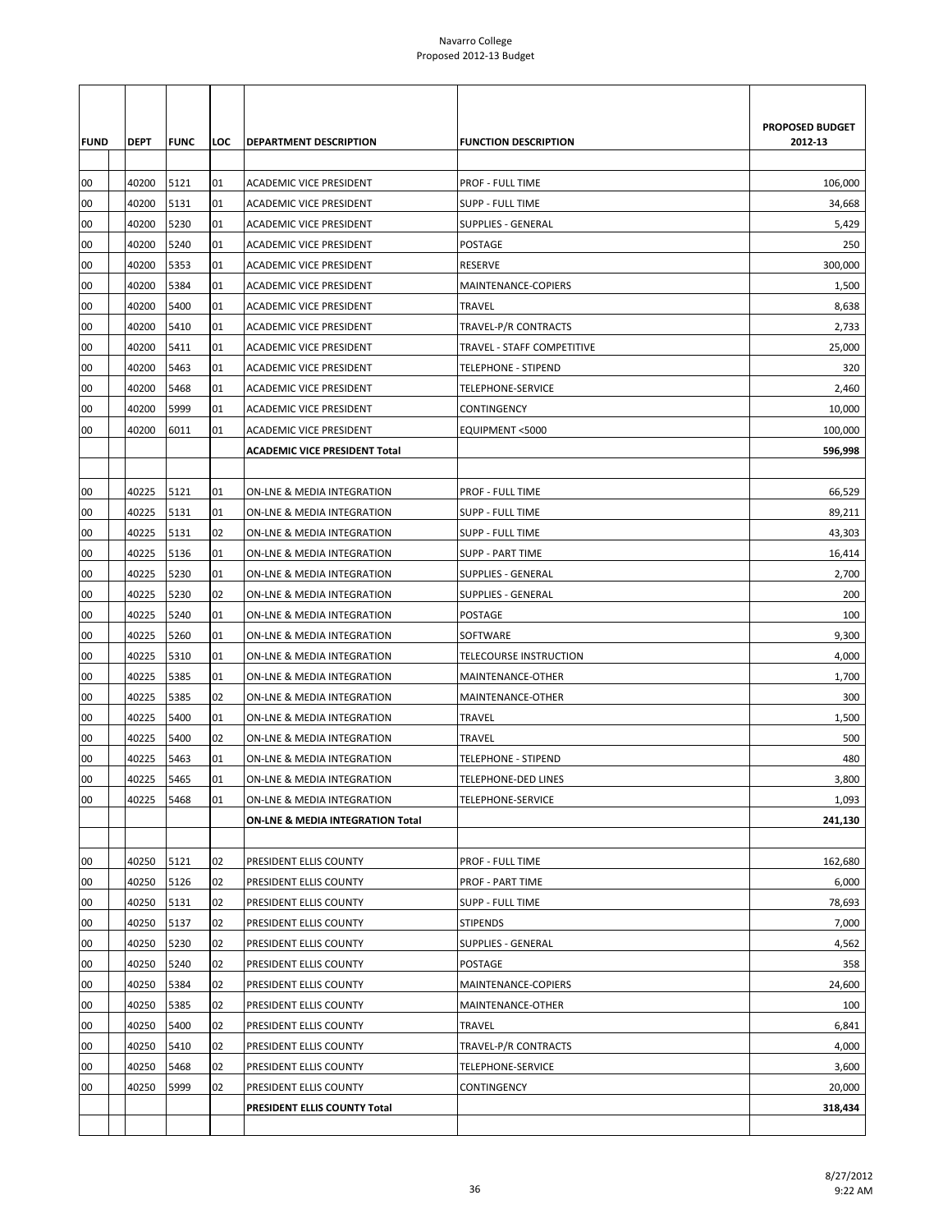Navarro College
Proposed 2012-13 Budget

| FUND | DEPT | FUNC | LOC | DEPARTMENT DESCRIPTION | FUNCTION DESCRIPTION | PROPOSED BUDGET 2012-13 |
|---|---|---|---|---|---|---|
| 00 | 40200 | 5121 | 01 | ACADEMIC VICE PRESIDENT | PROF - FULL TIME | 106,000 |
| 00 | 40200 | 5131 | 01 | ACADEMIC VICE PRESIDENT | SUPP - FULL TIME | 34,668 |
| 00 | 40200 | 5230 | 01 | ACADEMIC VICE PRESIDENT | SUPPLIES - GENERAL | 5,429 |
| 00 | 40200 | 5240 | 01 | ACADEMIC VICE PRESIDENT | POSTAGE | 250 |
| 00 | 40200 | 5353 | 01 | ACADEMIC VICE PRESIDENT | RESERVE | 300,000 |
| 00 | 40200 | 5384 | 01 | ACADEMIC VICE PRESIDENT | MAINTENANCE-COPIERS | 1,500 |
| 00 | 40200 | 5400 | 01 | ACADEMIC VICE PRESIDENT | TRAVEL | 8,638 |
| 00 | 40200 | 5410 | 01 | ACADEMIC VICE PRESIDENT | TRAVEL-P/R CONTRACTS | 2,733 |
| 00 | 40200 | 5411 | 01 | ACADEMIC VICE PRESIDENT | TRAVEL - STAFF COMPETITIVE | 25,000 |
| 00 | 40200 | 5463 | 01 | ACADEMIC VICE PRESIDENT | TELEPHONE - STIPEND | 320 |
| 00 | 40200 | 5468 | 01 | ACADEMIC VICE PRESIDENT | TELEPHONE-SERVICE | 2,460 |
| 00 | 40200 | 5999 | 01 | ACADEMIC VICE PRESIDENT | CONTINGENCY | 10,000 |
| 00 | 40200 | 6011 | 01 | ACADEMIC VICE PRESIDENT | EQUIPMENT <5000 | 100,000 |
| | | | | **ACADEMIC VICE PRESIDENT Total** | | **596,998** |
| | | | | | | |
| 00 | 40225 | 5121 | 01 | ON-LNE & MEDIA INTEGRATION | PROF - FULL TIME | 66,529 |
| 00 | 40225 | 5131 | 01 | ON-LNE & MEDIA INTEGRATION | SUPP - FULL TIME | 89,211 |
| 00 | 40225 | 5131 | 02 | ON-LNE & MEDIA INTEGRATION | SUPP - FULL TIME | 43,303 |
| 00 | 40225 | 5136 | 01 | ON-LNE & MEDIA INTEGRATION | SUPP - PART TIME | 16,414 |
| 00 | 40225 | 5230 | 01 | ON-LNE & MEDIA INTEGRATION | SUPPLIES - GENERAL | 2,700 |
| 00 | 40225 | 5230 | 02 | ON-LNE & MEDIA INTEGRATION | SUPPLIES - GENERAL | 200 |
| 00 | 40225 | 5240 | 01 | ON-LNE & MEDIA INTEGRATION | POSTAGE | 100 |
| 00 | 40225 | 5260 | 01 | ON-LNE & MEDIA INTEGRATION | SOFTWARE | 9,300 |
| 00 | 40225 | 5310 | 01 | ON-LNE & MEDIA INTEGRATION | TELECOURSE INSTRUCTION | 4,000 |
| 00 | 40225 | 5385 | 01 | ON-LNE & MEDIA INTEGRATION | MAINTENANCE-OTHER | 1,700 |
| 00 | 40225 | 5385 | 02 | ON-LNE & MEDIA INTEGRATION | MAINTENANCE-OTHER | 300 |
| 00 | 40225 | 5400 | 01 | ON-LNE & MEDIA INTEGRATION | TRAVEL | 1,500 |
| 00 | 40225 | 5400 | 02 | ON-LNE & MEDIA INTEGRATION | TRAVEL | 500 |
| 00 | 40225 | 5463 | 01 | ON-LNE & MEDIA INTEGRATION | TELEPHONE - STIPEND | 480 |
| 00 | 40225 | 5465 | 01 | ON-LNE & MEDIA INTEGRATION | TELEPHONE-DED LINES | 3,800 |
| 00 | 40225 | 5468 | 01 | ON-LNE & MEDIA INTEGRATION | TELEPHONE-SERVICE | 1,093 |
| | | | | **ON-LNE & MEDIA INTEGRATION Total** | | **241,130** |
| | | | | | | |
| 00 | 40250 | 5121 | 02 | PRESIDENT ELLIS COUNTY | PROF - FULL TIME | 162,680 |
| 00 | 40250 | 5126 | 02 | PRESIDENT ELLIS COUNTY | PROF - PART TIME | 6,000 |
| 00 | 40250 | 5131 | 02 | PRESIDENT ELLIS COUNTY | SUPP - FULL TIME | 78,693 |
| 00 | 40250 | 5137 | 02 | PRESIDENT ELLIS COUNTY | STIPENDS | 7,000 |
| 00 | 40250 | 5230 | 02 | PRESIDENT ELLIS COUNTY | SUPPLIES - GENERAL | 4,562 |
| 00 | 40250 | 5240 | 02 | PRESIDENT ELLIS COUNTY | POSTAGE | 358 |
| 00 | 40250 | 5384 | 02 | PRESIDENT ELLIS COUNTY | MAINTENANCE-COPIERS | 24,600 |
| 00 | 40250 | 5385 | 02 | PRESIDENT ELLIS COUNTY | MAINTENANCE-OTHER | 100 |
| 00 | 40250 | 5400 | 02 | PRESIDENT ELLIS COUNTY | TRAVEL | 6,841 |
| 00 | 40250 | 5410 | 02 | PRESIDENT ELLIS COUNTY | TRAVEL-P/R CONTRACTS | 4,000 |
| 00 | 40250 | 5468 | 02 | PRESIDENT ELLIS COUNTY | TELEPHONE-SERVICE | 3,600 |
| 00 | 40250 | 5999 | 02 | PRESIDENT ELLIS COUNTY | CONTINGENCY | 20,000 |
| | | | | **PRESIDENT ELLIS COUNTY Total** | | **318,434** |

8/27/2012
9:22 AM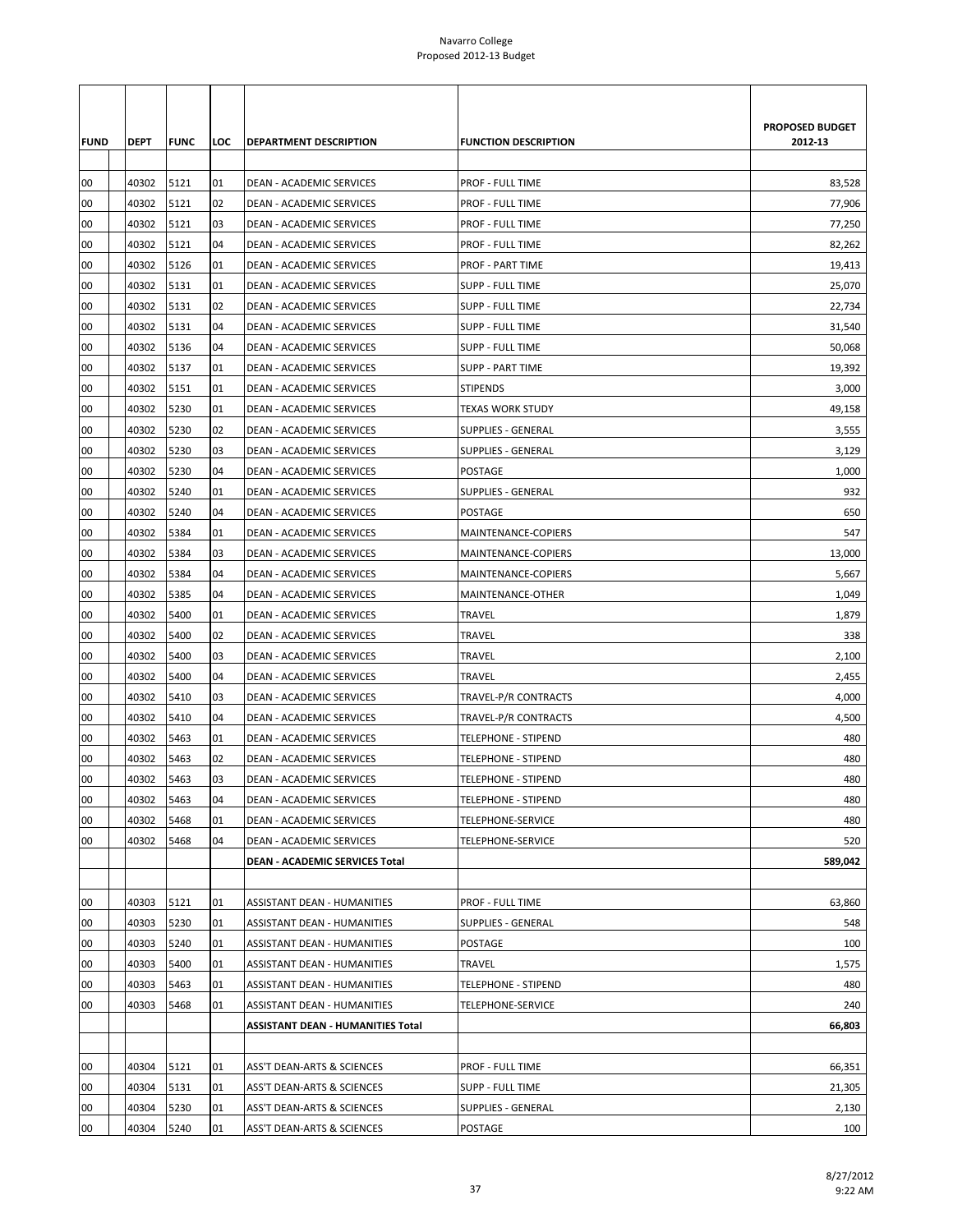Navarro College
Proposed 2012-13 Budget

| FUND | DEPT | FUNC | LOC | DEPARTMENT DESCRIPTION | FUNCTION DESCRIPTION | PROPOSED BUDGET 2012-13 |
|---|---|---|---|---|---|---|
| 00 | 40302 | 5121 | 01 | DEAN - ACADEMIC SERVICES | PROF - FULL TIME | 83,528 |
| 00 | 40302 | 5121 | 02 | DEAN - ACADEMIC SERVICES | PROF - FULL TIME | 77,906 |
| 00 | 40302 | 5121 | 03 | DEAN - ACADEMIC SERVICES | PROF - FULL TIME | 77,250 |
| 00 | 40302 | 5121 | 04 | DEAN - ACADEMIC SERVICES | PROF - FULL TIME | 82,262 |
| 00 | 40302 | 5126 | 01 | DEAN - ACADEMIC SERVICES | PROF - PART TIME | 19,413 |
| 00 | 40302 | 5131 | 01 | DEAN - ACADEMIC SERVICES | SUPP - FULL TIME | 25,070 |
| 00 | 40302 | 5131 | 02 | DEAN - ACADEMIC SERVICES | SUPP - FULL TIME | 22,734 |
| 00 | 40302 | 5131 | 04 | DEAN - ACADEMIC SERVICES | SUPP - FULL TIME | 31,540 |
| 00 | 40302 | 5136 | 04 | DEAN - ACADEMIC SERVICES | SUPP - FULL TIME | 50,068 |
| 00 | 40302 | 5137 | 01 | DEAN - ACADEMIC SERVICES | SUPP - PART TIME | 19,392 |
| 00 | 40302 | 5151 | 01 | DEAN - ACADEMIC SERVICES | STIPENDS | 3,000 |
| 00 | 40302 | 5230 | 01 | DEAN - ACADEMIC SERVICES | TEXAS WORK STUDY | 49,158 |
| 00 | 40302 | 5230 | 02 | DEAN - ACADEMIC SERVICES | SUPPLIES - GENERAL | 3,555 |
| 00 | 40302 | 5230 | 03 | DEAN - ACADEMIC SERVICES | SUPPLIES - GENERAL | 3,129 |
| 00 | 40302 | 5230 | 04 | DEAN - ACADEMIC SERVICES | POSTAGE | 1,000 |
| 00 | 40302 | 5240 | 01 | DEAN - ACADEMIC SERVICES | SUPPLIES - GENERAL | 932 |
| 00 | 40302 | 5240 | 04 | DEAN - ACADEMIC SERVICES | POSTAGE | 650 |
| 00 | 40302 | 5384 | 01 | DEAN - ACADEMIC SERVICES | MAINTENANCE-COPIERS | 547 |
| 00 | 40302 | 5384 | 03 | DEAN - ACADEMIC SERVICES | MAINTENANCE-COPIERS | 13,000 |
| 00 | 40302 | 5384 | 04 | DEAN - ACADEMIC SERVICES | MAINTENANCE-COPIERS | 5,667 |
| 00 | 40302 | 5385 | 04 | DEAN - ACADEMIC SERVICES | MAINTENANCE-OTHER | 1,049 |
| 00 | 40302 | 5400 | 01 | DEAN - ACADEMIC SERVICES | TRAVEL | 1,879 |
| 00 | 40302 | 5400 | 02 | DEAN - ACADEMIC SERVICES | TRAVEL | 338 |
| 00 | 40302 | 5400 | 03 | DEAN - ACADEMIC SERVICES | TRAVEL | 2,100 |
| 00 | 40302 | 5400 | 04 | DEAN - ACADEMIC SERVICES | TRAVEL | 2,455 |
| 00 | 40302 | 5410 | 03 | DEAN - ACADEMIC SERVICES | TRAVEL-P/R CONTRACTS | 4,000 |
| 00 | 40302 | 5410 | 04 | DEAN - ACADEMIC SERVICES | TRAVEL-P/R CONTRACTS | 4,500 |
| 00 | 40302 | 5463 | 01 | DEAN - ACADEMIC SERVICES | TELEPHONE - STIPEND | 480 |
| 00 | 40302 | 5463 | 02 | DEAN - ACADEMIC SERVICES | TELEPHONE - STIPEND | 480 |
| 00 | 40302 | 5463 | 03 | DEAN - ACADEMIC SERVICES | TELEPHONE - STIPEND | 480 |
| 00 | 40302 | 5463 | 04 | DEAN - ACADEMIC SERVICES | TELEPHONE - STIPEND | 480 |
| 00 | 40302 | 5468 | 01 | DEAN - ACADEMIC SERVICES | TELEPHONE-SERVICE | 480 |
| 00 | 40302 | 5468 | 04 | DEAN - ACADEMIC SERVICES | TELEPHONE-SERVICE | 520 |
| | | | | **DEAN - ACADEMIC SERVICES Total** | | **589,042** |
| | | | | | | |
| 00 | 40303 | 5121 | 01 | ASSISTANT DEAN - HUMANITIES | PROF - FULL TIME | 63,860 |
| 00 | 40303 | 5230 | 01 | ASSISTANT DEAN - HUMANITIES | SUPPLIES - GENERAL | 548 |
| 00 | 40303 | 5240 | 01 | ASSISTANT DEAN - HUMANITIES | POSTAGE | 100 |
| 00 | 40303 | 5400 | 01 | ASSISTANT DEAN - HUMANITIES | TRAVEL | 1,575 |
| 00 | 40303 | 5463 | 01 | ASSISTANT DEAN - HUMANITIES | TELEPHONE - STIPEND | 480 |
| 00 | 40303 | 5468 | 01 | ASSISTANT DEAN - HUMANITIES | TELEPHONE-SERVICE | 240 |
| | | | | **ASSISTANT DEAN - HUMANITIES Total** | | **66,803** |
| | | | | | | |
| 00 | 40304 | 5121 | 01 | ASS'T DEAN-ARTS & SCIENCES | PROF - FULL TIME | 66,351 |
| 00 | 40304 | 5131 | 01 | ASS'T DEAN-ARTS & SCIENCES | SUPP - FULL TIME | 21,305 |
| 00 | 40304 | 5230 | 01 | ASS'T DEAN-ARTS & SCIENCES | SUPPLIES - GENERAL | 2,130 |
| 00 | 40304 | 5240 | 01 | ASS'T DEAN-ARTS & SCIENCES | POSTAGE | 100 |

8/27/2012
9:22 AM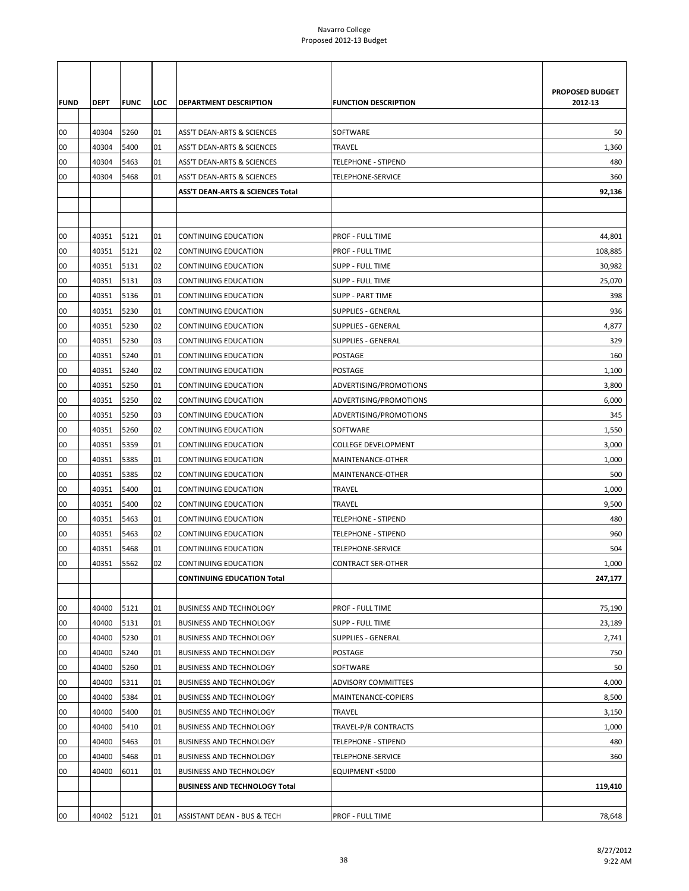Navarro College
Proposed 2012-13 Budget

| FUND | DEPT | FUNC | LOC | DEPARTMENT DESCRIPTION | FUNCTION DESCRIPTION | PROPOSED BUDGET 2012-13 |
|---|---|---|---|---|---|---|
| 00 | 40304 | 5260 | 01 | ASS'T DEAN-ARTS & SCIENCES | SOFTWARE | 50 |
| 00 | 40304 | 5400 | 01 | ASS'T DEAN-ARTS & SCIENCES | TRAVEL | 1,360 |
| 00 | 40304 | 5463 | 01 | ASS'T DEAN-ARTS & SCIENCES | TELEPHONE - STIPEND | 480 |
| 00 | 40304 | 5468 | 01 | ASS'T DEAN-ARTS & SCIENCES | TELEPHONE-SERVICE | 360 |
| | | | | **ASS'T DEAN-ARTS & SCIENCES Total** | | **92,136** |
| | | | | | | |
| | | | | | | |
| 00 | 40351 | 5121 | 01 | CONTINUING EDUCATION | PROF - FULL TIME | 44,801 |
| 00 | 40351 | 5121 | 02 | CONTINUING EDUCATION | PROF - FULL TIME | 108,885 |
| 00 | 40351 | 5131 | 02 | CONTINUING EDUCATION | SUPP - FULL TIME | 30,982 |
| 00 | 40351 | 5131 | 03 | CONTINUING EDUCATION | SUPP - FULL TIME | 25,070 |
| 00 | 40351 | 5136 | 01 | CONTINUING EDUCATION | SUPP - PART TIME | 398 |
| 00 | 40351 | 5230 | 01 | CONTINUING EDUCATION | SUPPLIES - GENERAL | 936 |
| 00 | 40351 | 5230 | 02 | CONTINUING EDUCATION | SUPPLIES - GENERAL | 4,877 |
| 00 | 40351 | 5230 | 03 | CONTINUING EDUCATION | SUPPLIES - GENERAL | 329 |
| 00 | 40351 | 5240 | 01 | CONTINUING EDUCATION | POSTAGE | 160 |
| 00 | 40351 | 5240 | 02 | CONTINUING EDUCATION | POSTAGE | 1,100 |
| 00 | 40351 | 5250 | 01 | CONTINUING EDUCATION | ADVERTISING/PROMOTIONS | 3,800 |
| 00 | 40351 | 5250 | 02 | CONTINUING EDUCATION | ADVERTISING/PROMOTIONS | 6,000 |
| 00 | 40351 | 5250 | 03 | CONTINUING EDUCATION | ADVERTISING/PROMOTIONS | 345 |
| 00 | 40351 | 5260 | 02 | CONTINUING EDUCATION | SOFTWARE | 1,550 |
| 00 | 40351 | 5359 | 01 | CONTINUING EDUCATION | COLLEGE DEVELOPMENT | 3,000 |
| 00 | 40351 | 5385 | 01 | CONTINUING EDUCATION | MAINTENANCE-OTHER | 1,000 |
| 00 | 40351 | 5385 | 02 | CONTINUING EDUCATION | MAINTENANCE-OTHER | 500 |
| 00 | 40351 | 5400 | 01 | CONTINUING EDUCATION | TRAVEL | 1,000 |
| 00 | 40351 | 5400 | 02 | CONTINUING EDUCATION | TRAVEL | 9,500 |
| 00 | 40351 | 5463 | 01 | CONTINUING EDUCATION | TELEPHONE - STIPEND | 480 |
| 00 | 40351 | 5463 | 02 | CONTINUING EDUCATION | TELEPHONE - STIPEND | 960 |
| 00 | 40351 | 5468 | 01 | CONTINUING EDUCATION | TELEPHONE-SERVICE | 504 |
| 00 | 40351 | 5562 | 02 | CONTINUING EDUCATION | CONTRACT SER-OTHER | 1,000 |
| | | | | **CONTINUING EDUCATION Total** | | **247,177** |
| | | | | | | |
| 00 | 40400 | 5121 | 01 | BUSINESS AND TECHNOLOGY | PROF - FULL TIME | 75,190 |
| 00 | 40400 | 5131 | 01 | BUSINESS AND TECHNOLOGY | SUPP - FULL TIME | 23,189 |
| 00 | 40400 | 5230 | 01 | BUSINESS AND TECHNOLOGY | SUPPLIES - GENERAL | 2,741 |
| 00 | 40400 | 5240 | 01 | BUSINESS AND TECHNOLOGY | POSTAGE | 750 |
| 00 | 40400 | 5260 | 01 | BUSINESS AND TECHNOLOGY | SOFTWARE | 50 |
| 00 | 40400 | 5311 | 01 | BUSINESS AND TECHNOLOGY | ADVISORY COMMITTEES | 4,000 |
| 00 | 40400 | 5384 | 01 | BUSINESS AND TECHNOLOGY | MAINTENANCE-COPIERS | 8,500 |
| 00 | 40400 | 5400 | 01 | BUSINESS AND TECHNOLOGY | TRAVEL | 3,150 |
| 00 | 40400 | 5410 | 01 | BUSINESS AND TECHNOLOGY | TRAVEL-P/R CONTRACTS | 1,000 |
| 00 | 40400 | 5463 | 01 | BUSINESS AND TECHNOLOGY | TELEPHONE - STIPEND | 480 |
| 00 | 40400 | 5468 | 01 | BUSINESS AND TECHNOLOGY | TELEPHONE-SERVICE | 360 |
| 00 | 40400 | 6011 | 01 | BUSINESS AND TECHNOLOGY | EQUIPMENT <5000 | |
| | | | | **BUSINESS AND TECHNOLOGY Total** | | **119,410** |
| | | | | | | |
| 00 | 40402 | 5121 | 01 | ASSISTANT DEAN - BUS & TECH | PROF - FULL TIME | 78,648 |

8/27/2012
9:22 AM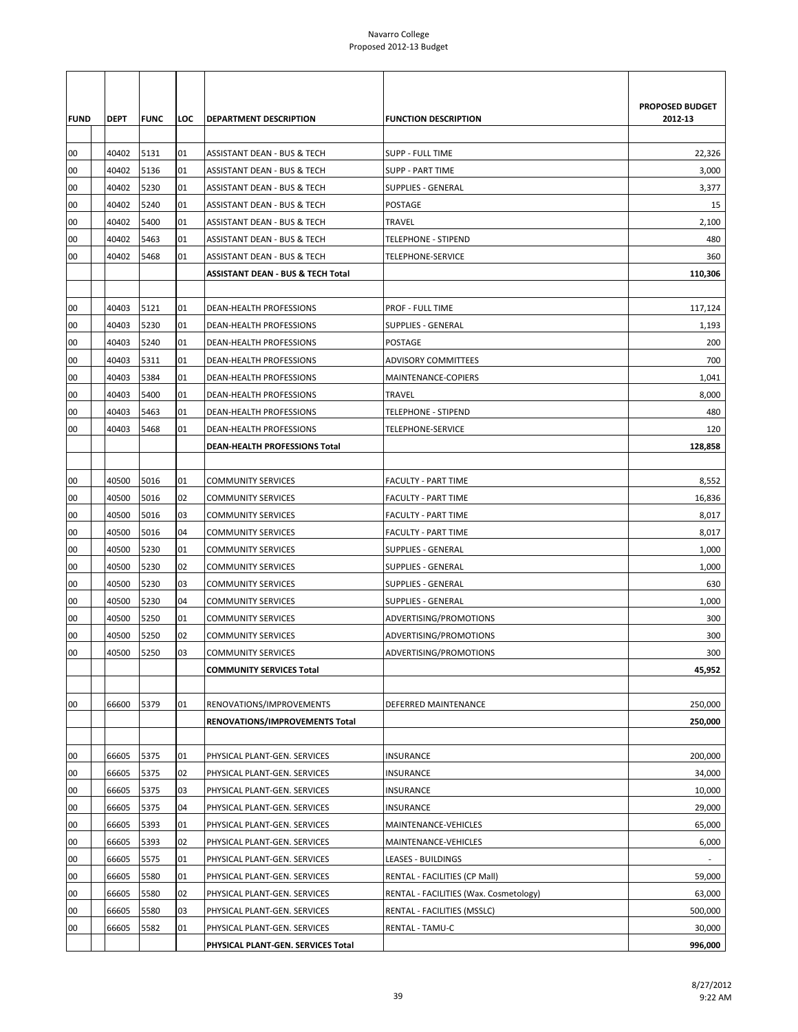Navarro College
Proposed 2012-13 Budget

| FUND | DEPT | FUNC | LOC | DEPARTMENT DESCRIPTION | FUNCTION DESCRIPTION | PROPOSED BUDGET 2012-13 |
|---|---|---|---|---|---|---|
| 00 | 40402 | 5131 | 01 | ASSISTANT DEAN - BUS & TECH | SUPP - FULL TIME | 22,326 |
| 00 | 40402 | 5136 | 01 | ASSISTANT DEAN - BUS & TECH | SUPP - PART TIME | 3,000 |
| 00 | 40402 | 5230 | 01 | ASSISTANT DEAN - BUS & TECH | SUPPLIES - GENERAL | 3,377 |
| 00 | 40402 | 5240 | 01 | ASSISTANT DEAN - BUS & TECH | POSTAGE | 15 |
| 00 | 40402 | 5400 | 01 | ASSISTANT DEAN - BUS & TECH | TRAVEL | 2,100 |
| 00 | 40402 | 5463 | 01 | ASSISTANT DEAN - BUS & TECH | TELEPHONE - STIPEND | 480 |
| 00 | 40402 | 5468 | 01 | ASSISTANT DEAN - BUS & TECH | TELEPHONE-SERVICE | 360 |
| | | | | **ASSISTANT DEAN - BUS & TECH Total** | | **110,306** |
| | | | | | | |
| 00 | 40403 | 5121 | 01 | DEAN-HEALTH PROFESSIONS | PROF - FULL TIME | 117,124 |
| 00 | 40403 | 5230 | 01 | DEAN-HEALTH PROFESSIONS | SUPPLIES - GENERAL | 1,193 |
| 00 | 40403 | 5240 | 01 | DEAN-HEALTH PROFESSIONS | POSTAGE | 200 |
| 00 | 40403 | 5311 | 01 | DEAN-HEALTH PROFESSIONS | ADVISORY COMMITTEES | 700 |
| 00 | 40403 | 5384 | 01 | DEAN-HEALTH PROFESSIONS | MAINTENANCE-COPIERS | 1,041 |
| 00 | 40403 | 5400 | 01 | DEAN-HEALTH PROFESSIONS | TRAVEL | 8,000 |
| 00 | 40403 | 5463 | 01 | DEAN-HEALTH PROFESSIONS | TELEPHONE - STIPEND | 480 |
| 00 | 40403 | 5468 | 01 | DEAN-HEALTH PROFESSIONS | TELEPHONE-SERVICE | 120 |
| | | | | **DEAN-HEALTH PROFESSIONS Total** | | **128,858** |
| | | | | | | |
| 00 | 40500 | 5016 | 01 | COMMUNITY SERVICES | FACULTY - PART TIME | 8,552 |
| 00 | 40500 | 5016 | 02 | COMMUNITY SERVICES | FACULTY - PART TIME | 16,836 |
| 00 | 40500 | 5016 | 03 | COMMUNITY SERVICES | FACULTY - PART TIME | 8,017 |
| 00 | 40500 | 5016 | 04 | COMMUNITY SERVICES | FACULTY - PART TIME | 8,017 |
| 00 | 40500 | 5230 | 01 | COMMUNITY SERVICES | SUPPLIES - GENERAL | 1,000 |
| 00 | 40500 | 5230 | 02 | COMMUNITY SERVICES | SUPPLIES - GENERAL | 1,000 |
| 00 | 40500 | 5230 | 03 | COMMUNITY SERVICES | SUPPLIES - GENERAL | 630 |
| 00 | 40500 | 5230 | 04 | COMMUNITY SERVICES | SUPPLIES - GENERAL | 1,000 |
| 00 | 40500 | 5250 | 01 | COMMUNITY SERVICES | ADVERTISING/PROMOTIONS | 300 |
| 00 | 40500 | 5250 | 02 | COMMUNITY SERVICES | ADVERTISING/PROMOTIONS | 300 |
| 00 | 40500 | 5250 | 03 | COMMUNITY SERVICES | ADVERTISING/PROMOTIONS | 300 |
| | | | | **COMMUNITY SERVICES Total** | | **45,952** |
| | | | | | | |
| 00 | 66600 | 5379 | 01 | RENOVATIONS/IMPROVEMENTS | DEFERRED MAINTENANCE | 250,000 |
| | | | | **RENOVATIONS/IMPROVEMENTS Total** | | **250,000** |
| | | | | | | |
| 00 | 66605 | 5375 | 01 | PHYSICAL PLANT-GEN. SERVICES | INSURANCE | 200,000 |
| 00 | 66605 | 5375 | 02 | PHYSICAL PLANT-GEN. SERVICES | INSURANCE | 34,000 |
| 00 | 66605 | 5375 | 03 | PHYSICAL PLANT-GEN. SERVICES | INSURANCE | 10,000 |
| 00 | 66605 | 5375 | 04 | PHYSICAL PLANT-GEN. SERVICES | INSURANCE | 29,000 |
| 00 | 66605 | 5393 | 01 | PHYSICAL PLANT-GEN. SERVICES | MAINTENANCE-VEHICLES | 65,000 |
| 00 | 66605 | 5393 | 02 | PHYSICAL PLANT-GEN. SERVICES | MAINTENANCE-VEHICLES | 6,000 |
| 00 | 66605 | 5575 | 01 | PHYSICAL PLANT-GEN. SERVICES | LEASES - BUILDINGS | - |
| 00 | 66605 | 5580 | 01 | PHYSICAL PLANT-GEN. SERVICES | RENTAL - FACILITIES (CP Mall) | 59,000 |
| 00 | 66605 | 5580 | 02 | PHYSICAL PLANT-GEN. SERVICES | RENTAL - FACILITIES (Wax. Cosmetology) | 63,000 |
| 00 | 66605 | 5580 | 03 | PHYSICAL PLANT-GEN. SERVICES | RENTAL - FACILITIES (MSSLC) | 500,000 |
| 00 | 66605 | 5582 | 01 | PHYSICAL PLANT-GEN. SERVICES | RENTAL - TAMU-C | 30,000 |
| | | | | **PHYSICAL PLANT-GEN. SERVICES Total** | | **996,000** |

8/27/2012
9:22 AM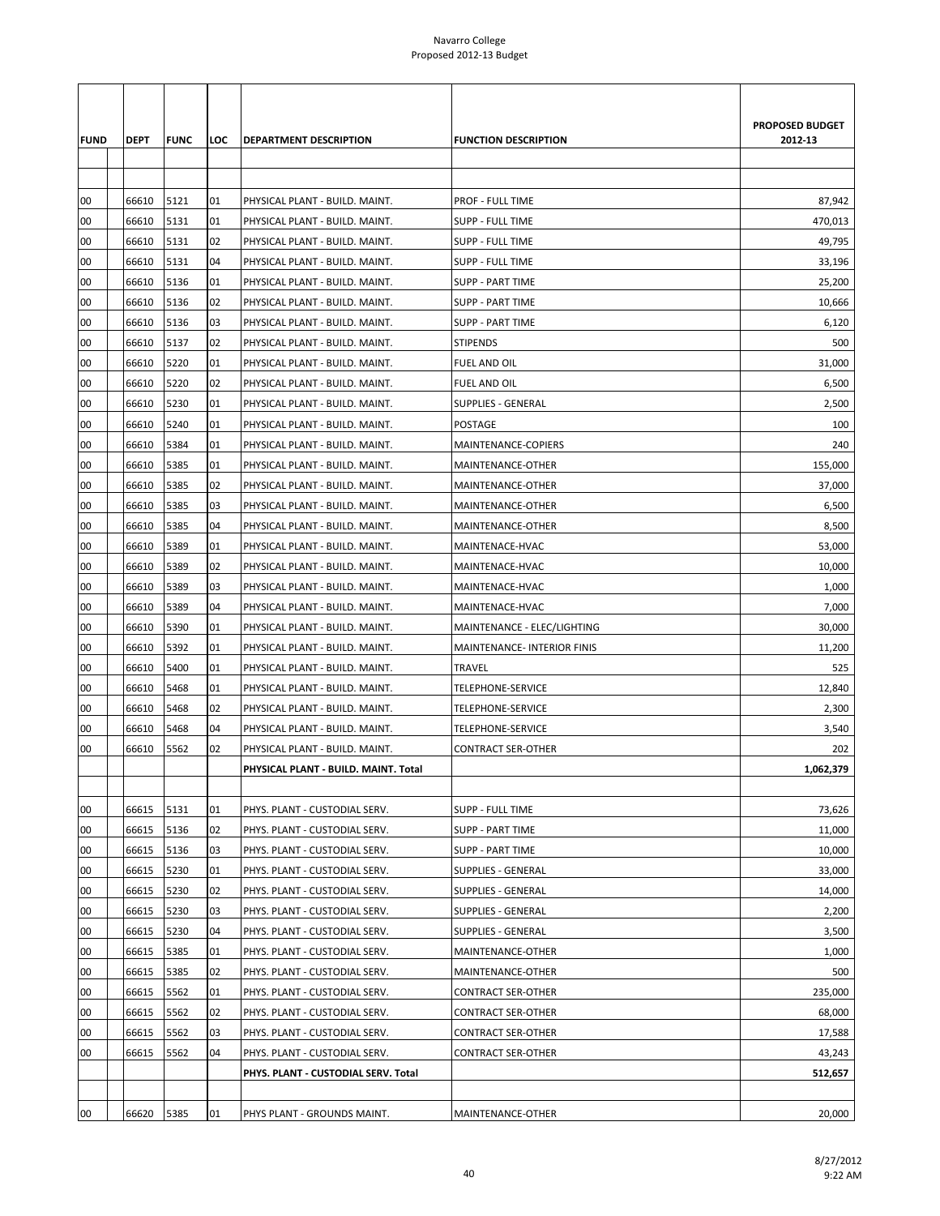Navarro College
Proposed 2012-13 Budget

| FUND | DEPT | FUNC | LOC | DEPARTMENT DESCRIPTION | FUNCTION DESCRIPTION | PROPOSED BUDGET 2012-13 |
|---|---|---|---|---|---|---|
| | | | | | | |
| 00 | 66610 | 5121 | 01 | PHYSICAL PLANT - BUILD. MAINT. | PROF - FULL TIME | 87,942 |
| 00 | 66610 | 5131 | 01 | PHYSICAL PLANT - BUILD. MAINT. | SUPP - FULL TIME | 470,013 |
| 00 | 66610 | 5131 | 02 | PHYSICAL PLANT - BUILD. MAINT. | SUPP - FULL TIME | 49,795 |
| 00 | 66610 | 5131 | 04 | PHYSICAL PLANT - BUILD. MAINT. | SUPP - FULL TIME | 33,196 |
| 00 | 66610 | 5136 | 01 | PHYSICAL PLANT - BUILD. MAINT. | SUPP - PART TIME | 25,200 |
| 00 | 66610 | 5136 | 02 | PHYSICAL PLANT - BUILD. MAINT. | SUPP - PART TIME | 10,666 |
| 00 | 66610 | 5136 | 03 | PHYSICAL PLANT - BUILD. MAINT. | SUPP - PART TIME | 6,120 |
| 00 | 66610 | 5137 | 02 | PHYSICAL PLANT - BUILD. MAINT. | STIPENDS | 500 |
| 00 | 66610 | 5220 | 01 | PHYSICAL PLANT - BUILD. MAINT. | FUEL AND OIL | 31,000 |
| 00 | 66610 | 5220 | 02 | PHYSICAL PLANT - BUILD. MAINT. | FUEL AND OIL | 6,500 |
| 00 | 66610 | 5230 | 01 | PHYSICAL PLANT - BUILD. MAINT. | SUPPLIES - GENERAL | 2,500 |
| 00 | 66610 | 5240 | 01 | PHYSICAL PLANT - BUILD. MAINT. | POSTAGE | 100 |
| 00 | 66610 | 5384 | 01 | PHYSICAL PLANT - BUILD. MAINT. | MAINTENANCE-COPIERS | 240 |
| 00 | 66610 | 5385 | 01 | PHYSICAL PLANT - BUILD. MAINT. | MAINTENANCE-OTHER | 155,000 |
| 00 | 66610 | 5385 | 02 | PHYSICAL PLANT - BUILD. MAINT. | MAINTENANCE-OTHER | 37,000 |
| 00 | 66610 | 5385 | 03 | PHYSICAL PLANT - BUILD. MAINT. | MAINTENANCE-OTHER | 6,500 |
| 00 | 66610 | 5385 | 04 | PHYSICAL PLANT - BUILD. MAINT. | MAINTENANCE-OTHER | 8,500 |
| 00 | 66610 | 5389 | 01 | PHYSICAL PLANT - BUILD. MAINT. | MAINTENACE-HVAC | 53,000 |
| 00 | 66610 | 5389 | 02 | PHYSICAL PLANT - BUILD. MAINT. | MAINTENACE-HVAC | 10,000 |
| 00 | 66610 | 5389 | 03 | PHYSICAL PLANT - BUILD. MAINT. | MAINTENACE-HVAC | 1,000 |
| 00 | 66610 | 5389 | 04 | PHYSICAL PLANT - BUILD. MAINT. | MAINTENACE-HVAC | 7,000 |
| 00 | 66610 | 5390 | 01 | PHYSICAL PLANT - BUILD. MAINT. | MAINTENANCE - ELEC/LIGHTING | 30,000 |
| 00 | 66610 | 5392 | 01 | PHYSICAL PLANT - BUILD. MAINT. | MAINTENANCE- INTERIOR FINIS | 11,200 |
| 00 | 66610 | 5400 | 01 | PHYSICAL PLANT - BUILD. MAINT. | TRAVEL | 525 |
| 00 | 66610 | 5468 | 01 | PHYSICAL PLANT - BUILD. MAINT. | TELEPHONE-SERVICE | 12,840 |
| 00 | 66610 | 5468 | 02 | PHYSICAL PLANT - BUILD. MAINT. | TELEPHONE-SERVICE | 2,300 |
| 00 | 66610 | 5468 | 04 | PHYSICAL PLANT - BUILD. MAINT. | TELEPHONE-SERVICE | 3,540 |
| 00 | 66610 | 5562 | 02 | PHYSICAL PLANT - BUILD. MAINT. | CONTRACT SER-OTHER | 202 |
| | | | | **PHYSICAL PLANT - BUILD. MAINT. Total** | | **1,062,379** |
| | | | | | | |
| 00 | 66615 | 5131 | 01 | PHYS. PLANT - CUSTODIAL SERV. | SUPP - FULL TIME | 73,626 |
| 00 | 66615 | 5136 | 02 | PHYS. PLANT - CUSTODIAL SERV. | SUPP - PART TIME | 11,000 |
| 00 | 66615 | 5136 | 03 | PHYS. PLANT - CUSTODIAL SERV. | SUPP - PART TIME | 10,000 |
| 00 | 66615 | 5230 | 01 | PHYS. PLANT - CUSTODIAL SERV. | SUPPLIES - GENERAL | 33,000 |
| 00 | 66615 | 5230 | 02 | PHYS. PLANT - CUSTODIAL SERV. | SUPPLIES - GENERAL | 14,000 |
| 00 | 66615 | 5230 | 03 | PHYS. PLANT - CUSTODIAL SERV. | SUPPLIES - GENERAL | 2,200 |
| 00 | 66615 | 5230 | 04 | PHYS. PLANT - CUSTODIAL SERV. | SUPPLIES - GENERAL | 3,500 |
| 00 | 66615 | 5385 | 01 | PHYS. PLANT - CUSTODIAL SERV. | MAINTENANCE-OTHER | 1,000 |
| 00 | 66615 | 5385 | 02 | PHYS. PLANT - CUSTODIAL SERV. | MAINTENANCE-OTHER | 500 |
| 00 | 66615 | 5562 | 01 | PHYS. PLANT - CUSTODIAL SERV. | CONTRACT SER-OTHER | 235,000 |
| 00 | 66615 | 5562 | 02 | PHYS. PLANT - CUSTODIAL SERV. | CONTRACT SER-OTHER | 68,000 |
| 00 | 66615 | 5562 | 03 | PHYS. PLANT - CUSTODIAL SERV. | CONTRACT SER-OTHER | 17,588 |
| 00 | 66615 | 5562 | 04 | PHYS. PLANT - CUSTODIAL SERV. | CONTRACT SER-OTHER | 43,243 |
| | | | | **PHYS. PLANT - CUSTODIAL SERV. Total** | | **512,657** |
| | | | | | | |
| 00 | 66620 | 5385 | 01 | PHYS PLANT - GROUNDS MAINT. | MAINTENANCE-OTHER | 20,000 |

8/27/2012
9:22 AM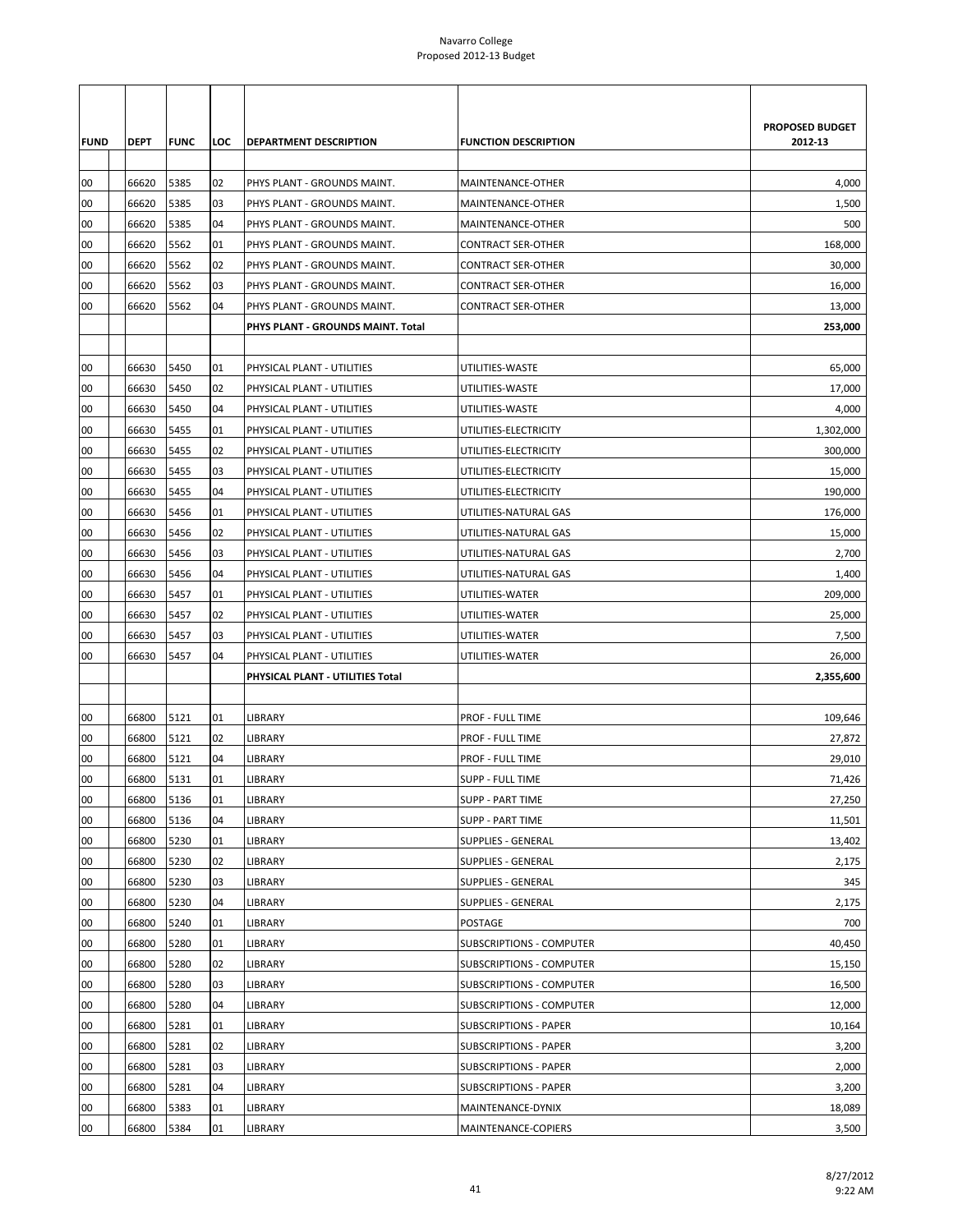| FUND | DEPT | FUNC | LOC | DEPARTMENT DESCRIPTION | FUNCTION DESCRIPTION | PROPOSED BUDGET 2012-13 |
|---|---|---|---|---|---|---|
| 00 | 66620 | 5385 | 02 | PHYS PLANT - GROUNDS MAINT. | MAINTENANCE-OTHER | 4,000 |
| 00 | 66620 | 5385 | 03 | PHYS PLANT - GROUNDS MAINT. | MAINTENANCE-OTHER | 1,500 |
| 00 | 66620 | 5385 | 04 | PHYS PLANT - GROUNDS MAINT. | MAINTENANCE-OTHER | 500 |
| 00 | 66620 | 5562 | 01 | PHYS PLANT - GROUNDS MAINT. | CONTRACT SER-OTHER | 168,000 |
| 00 | 66620 | 5562 | 02 | PHYS PLANT - GROUNDS MAINT. | CONTRACT SER-OTHER | 30,000 |
| 00 | 66620 | 5562 | 03 | PHYS PLANT - GROUNDS MAINT. | CONTRACT SER-OTHER | 16,000 |
| 00 | 66620 | 5562 | 04 | PHYS PLANT - GROUNDS MAINT. | CONTRACT SER-OTHER | 13,000 |
| | | | | **PHYS PLANT - GROUNDS MAINT. Total** | | **253,000** |
| | | | | | | |
| 00 | 66630 | 5450 | 01 | PHYSICAL PLANT - UTILITIES | UTILITIES-WASTE | 65,000 |
| 00 | 66630 | 5450 | 02 | PHYSICAL PLANT - UTILITIES | UTILITIES-WASTE | 17,000 |
| 00 | 66630 | 5450 | 04 | PHYSICAL PLANT - UTILITIES | UTILITIES-WASTE | 4,000 |
| 00 | 66630 | 5455 | 01 | PHYSICAL PLANT - UTILITIES | UTILITIES-ELECTRICITY | 1,302,000 |
| 00 | 66630 | 5455 | 02 | PHYSICAL PLANT - UTILITIES | UTILITIES-ELECTRICITY | 300,000 |
| 00 | 66630 | 5455 | 03 | PHYSICAL PLANT - UTILITIES | UTILITIES-ELECTRICITY | 15,000 |
| 00 | 66630 | 5455 | 04 | PHYSICAL PLANT - UTILITIES | UTILITIES-ELECTRICITY | 190,000 |
| 00 | 66630 | 5456 | 01 | PHYSICAL PLANT - UTILITIES | UTILITIES-NATURAL GAS | 176,000 |
| 00 | 66630 | 5456 | 02 | PHYSICAL PLANT - UTILITIES | UTILITIES-NATURAL GAS | 15,000 |
| 00 | 66630 | 5456 | 03 | PHYSICAL PLANT - UTILITIES | UTILITIES-NATURAL GAS | 2,700 |
| 00 | 66630 | 5456 | 04 | PHYSICAL PLANT - UTILITIES | UTILITIES-NATURAL GAS | 1,400 |
| 00 | 66630 | 5457 | 01 | PHYSICAL PLANT - UTILITIES | UTILITIES-WATER | 209,000 |
| 00 | 66630 | 5457 | 02 | PHYSICAL PLANT - UTILITIES | UTILITIES-WATER | 25,000 |
| 00 | 66630 | 5457 | 03 | PHYSICAL PLANT - UTILITIES | UTILITIES-WATER | 7,500 |
| 00 | 66630 | 5457 | 04 | PHYSICAL PLANT - UTILITIES | UTILITIES-WATER | 26,000 |
| | | | | **PHYSICAL PLANT - UTILITIES Total** | | **2,355,600** |
| | | | | | | |
| 00 | 66800 | 5121 | 01 | LIBRARY | PROF - FULL TIME | 109,646 |
| 00 | 66800 | 5121 | 02 | LIBRARY | PROF - FULL TIME | 27,872 |
| 00 | 66800 | 5121 | 04 | LIBRARY | PROF - FULL TIME | 29,010 |
| 00 | 66800 | 5131 | 01 | LIBRARY | SUPP - FULL TIME | 71,426 |
| 00 | 66800 | 5136 | 01 | LIBRARY | SUPP - PART TIME | 27,250 |
| 00 | 66800 | 5136 | 04 | LIBRARY | SUPP - PART TIME | 11,501 |
| 00 | 66800 | 5230 | 01 | LIBRARY | SUPPLIES - GENERAL | 13,402 |
| 00 | 66800 | 5230 | 02 | LIBRARY | SUPPLIES - GENERAL | 2,175 |
| 00 | 66800 | 5230 | 03 | LIBRARY | SUPPLIES - GENERAL | 345 |
| 00 | 66800 | 5230 | 04 | LIBRARY | SUPPLIES - GENERAL | 2,175 |
| 00 | 66800 | 5240 | 01 | LIBRARY | POSTAGE | 700 |
| 00 | 66800 | 5280 | 01 | LIBRARY | SUBSCRIPTIONS - COMPUTER | 40,450 |
| 00 | 66800 | 5280 | 02 | LIBRARY | SUBSCRIPTIONS - COMPUTER | 15,150 |
| 00 | 66800 | 5280 | 03 | LIBRARY | SUBSCRIPTIONS - COMPUTER | 16,500 |
| 00 | 66800 | 5280 | 04 | LIBRARY | SUBSCRIPTIONS - COMPUTER | 12,000 |
| 00 | 66800 | 5281 | 01 | LIBRARY | SUBSCRIPTIONS - PAPER | 10,164 |
| 00 | 66800 | 5281 | 02 | LIBRARY | SUBSCRIPTIONS - PAPER | 3,200 |
| 00 | 66800 | 5281 | 03 | LIBRARY | SUBSCRIPTIONS - PAPER | 2,000 |
| 00 | 66800 | 5281 | 04 | LIBRARY | SUBSCRIPTIONS - PAPER | 3,200 |
| 00 | 66800 | 5383 | 01 | LIBRARY | MAINTENANCE-DYNIX | 18,089 |
| 00 | 66800 | 5384 | 01 | LIBRARY | MAINTENANCE-COPIERS | 3,500 |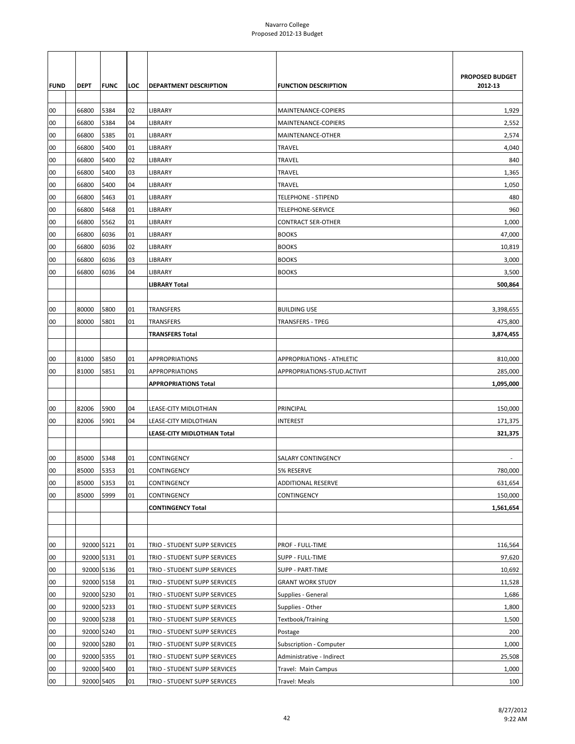| FUND | DEPT | FUNC | LOC | DEPARTMENT DESCRIPTION | FUNCTION DESCRIPTION | PROPOSED BUDGET 2012-13 |
|---|---|---|---|---|---|---|
| 00 | 66800 | 5384 | 02 | LIBRARY | MAINTENANCE-COPIERS | 1,929 |
| 00 | 66800 | 5384 | 04 | LIBRARY | MAINTENANCE-COPIERS | 2,552 |
| 00 | 66800 | 5385 | 01 | LIBRARY | MAINTENANCE-OTHER | 2,574 |
| 00 | 66800 | 5400 | 01 | LIBRARY | TRAVEL | 4,040 |
| 00 | 66800 | 5400 | 02 | LIBRARY | TRAVEL | 840 |
| 00 | 66800 | 5400 | 03 | LIBRARY | TRAVEL | 1,365 |
| 00 | 66800 | 5400 | 04 | LIBRARY | TRAVEL | 1,050 |
| 00 | 66800 | 5463 | 01 | LIBRARY | TELEPHONE - STIPEND | 480 |
| 00 | 66800 | 5468 | 01 | LIBRARY | TELEPHONE-SERVICE | 960 |
| 00 | 66800 | 5562 | 01 | LIBRARY | CONTRACT SER-OTHER | 1,000 |
| 00 | 66800 | 6036 | 01 | LIBRARY | BOOKS | 47,000 |
| 00 | 66800 | 6036 | 02 | LIBRARY | BOOKS | 10,819 |
| 00 | 66800 | 6036 | 03 | LIBRARY | BOOKS | 3,000 |
| 00 | 66800 | 6036 | 04 | LIBRARY | BOOKS | 3,500 |
| | | | | **LIBRARY Total** | | **500,864** |
| | | | | | | |
| 00 | 80000 | 5800 | 01 | TRANSFERS | BUILDING USE | 3,398,655 |
| 00 | 80000 | 5801 | 01 | TRANSFERS | TRANSFERS - TPEG | 475,800 |
| | | | | **TRANSFERS Total** | | **3,874,455** |
| | | | | | | |
| 00 | 81000 | 5850 | 01 | APPROPRIATIONS | APPROPRIATIONS - ATHLETIC | 810,000 |
| 00 | 81000 | 5851 | 01 | APPROPRIATIONS | APPROPRIATIONS-STUD.ACTIVIT | 285,000 |
| | | | | **APPROPRIATIONS Total** | | **1,095,000** |
| | | | | | | |
| 00 | 82006 | 5900 | 04 | LEASE-CITY MIDLOTHIAN | PRINCIPAL | 150,000 |
| 00 | 82006 | 5901 | 04 | LEASE-CITY MIDLOTHIAN | INTEREST | 171,375 |
| | | | | **LEASE-CITY MIDLOTHIAN Total** | | **321,375** |
| | | | | | | |
| 00 | 85000 | 5348 | 01 | CONTINGENCY | SALARY CONTINGENCY | - |
| 00 | 85000 | 5353 | 01 | CONTINGENCY | 5% RESERVE | 780,000 |
| 00 | 85000 | 5353 | 01 | CONTINGENCY | ADDITIONAL RESERVE | 631,654 |
| 00 | 85000 | 5999 | 01 | CONTINGENCY | CONTINGENCY | 150,000 |
| | | | | **CONTINGENCY Total** | | **1,561,654** |
| | | | | | | |
| | | | | | | |
| 00 | 92000 | 5121 | 01 | TRIO - STUDENT SUPP SERVICES | PROF - FULL-TIME | 116,564 |
| 00 | 92000 | 5131 | 01 | TRIO - STUDENT SUPP SERVICES | SUPP - FULL-TIME | 97,620 |
| 00 | 92000 | 5136 | 01 | TRIO - STUDENT SUPP SERVICES | SUPP - PART-TIME | 10,692 |
| 00 | 92000 | 5158 | 01 | TRIO - STUDENT SUPP SERVICES | GRANT WORK STUDY | 11,528 |
| 00 | 92000 | 5230 | 01 | TRIO - STUDENT SUPP SERVICES | Supplies - General | 1,686 |
| 00 | 92000 | 5233 | 01 | TRIO - STUDENT SUPP SERVICES | Supplies - Other | 1,800 |
| 00 | 92000 | 5238 | 01 | TRIO - STUDENT SUPP SERVICES | Textbook/Training | 1,500 |
| 00 | 92000 | 5240 | 01 | TRIO - STUDENT SUPP SERVICES | Postage | 200 |
| 00 | 92000 | 5280 | 01 | TRIO - STUDENT SUPP SERVICES | Subscription - Computer | 1,000 |
| 00 | 92000 | 5355 | 01 | TRIO - STUDENT SUPP SERVICES | Administrative - Indirect | 25,508 |
| 00 | 92000 | 5400 | 01 | TRIO - STUDENT SUPP SERVICES | Travel: Main Campus | 1,000 |
| 00 | 92000 | 5405 | 01 | TRIO - STUDENT SUPP SERVICES | Travel: Meals | 100 |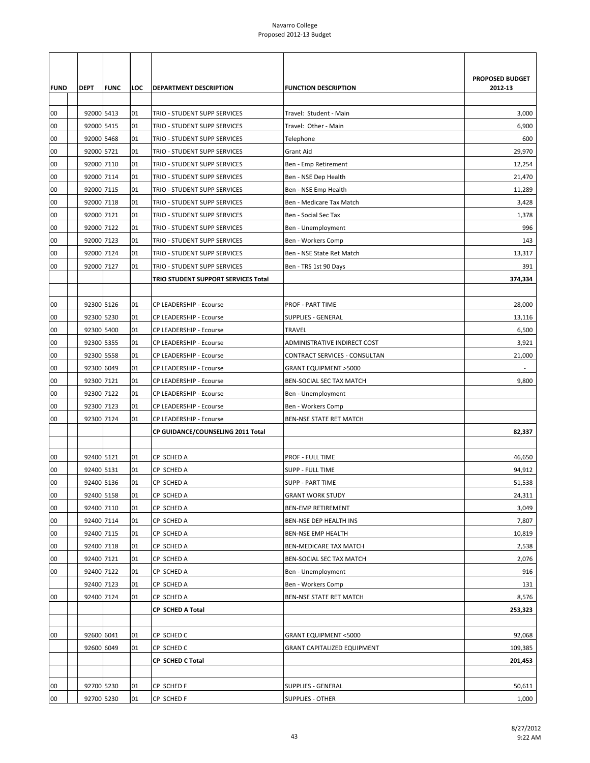| FUND | DEPT | FUNC | LOC | DEPARTMENT DESCRIPTION | FUNCTION DESCRIPTION | PROPOSED BUDGET 2012-13 |
|---|---|---|---|---|---|---|
| 00 | 92000 | 5413 | 01 | TRIO - STUDENT SUPP SERVICES | Travel: Student - Main | 3,000 |
| 00 | 92000 | 5415 | 01 | TRIO - STUDENT SUPP SERVICES | Travel: Other - Main | 6,900 |
| 00 | 92000 | 5468 | 01 | TRIO - STUDENT SUPP SERVICES | Telephone | 600 |
| 00 | 92000 | 5721 | 01 | TRIO - STUDENT SUPP SERVICES | Grant Aid | 29,970 |
| 00 | 92000 | 7110 | 01 | TRIO - STUDENT SUPP SERVICES | Ben - Emp Retirement | 12,254 |
| 00 | 92000 | 7114 | 01 | TRIO - STUDENT SUPP SERVICES | Ben - NSE Dep Health | 21,470 |
| 00 | 92000 | 7115 | 01 | TRIO - STUDENT SUPP SERVICES | Ben - NSE Emp Health | 11,289 |
| 00 | 92000 | 7118 | 01 | TRIO - STUDENT SUPP SERVICES | Ben - Medicare Tax Match | 3,428 |
| 00 | 92000 | 7121 | 01 | TRIO - STUDENT SUPP SERVICES | Ben - Social Sec Tax | 1,378 |
| 00 | 92000 | 7122 | 01 | TRIO - STUDENT SUPP SERVICES | Ben - Unemployment | 996 |
| 00 | 92000 | 7123 | 01 | TRIO - STUDENT SUPP SERVICES | Ben - Workers Comp | 143 |
| 00 | 92000 | 7124 | 01 | TRIO - STUDENT SUPP SERVICES | Ben - NSE State Ret Match | 13,317 |
| 00 | 92000 | 7127 | 01 | TRIO - STUDENT SUPP SERVICES | Ben - TRS 1st 90 Days | 391 |
| | | | | **TRIO STUDENT SUPPORT SERVICES Total** | | **374,334** |
| | | | | | | |
| 00 | 92300 | 5126 | 01 | CP LEADERSHIP - Ecourse | PROF - PART TIME | 28,000 |
| 00 | 92300 | 5230 | 01 | CP LEADERSHIP - Ecourse | SUPPLIES - GENERAL | 13,116 |
| 00 | 92300 | 5400 | 01 | CP LEADERSHIP - Ecourse | TRAVEL | 6,500 |
| 00 | 92300 | 5355 | 01 | CP LEADERSHIP - Ecourse | ADMINISTRATIVE INDIRECT COST | 3,921 |
| 00 | 92300 | 5558 | 01 | CP LEADERSHIP - Ecourse | CONTRACT SERVICES - CONSULTAN | 21,000 |
| 00 | 92300 | 6049 | 01 | CP LEADERSHIP - Ecourse | GRANT EQUIPMENT >5000 | - |
| 00 | 92300 | 7121 | 01 | CP LEADERSHIP - Ecourse | BEN-SOCIAL SEC TAX MATCH | 9,800 |
| 00 | 92300 | 7122 | 01 | CP LEADERSHIP - Ecourse | Ben - Unemployment | |
| 00 | 92300 | 7123 | 01 | CP LEADERSHIP - Ecourse | Ben - Workers Comp | |
| 00 | 92300 | 7124 | 01 | CP LEADERSHIP - Ecourse | BEN-NSE STATE RET MATCH | |
| | | | | **CP GUIDANCE/COUNSELING 2011 Total** | | **82,337** |
| | | | | | | |
| 00 | 92400 | 5121 | 01 | CP SCHED A | PROF - FULL TIME | 46,650 |
| 00 | 92400 | 5131 | 01 | CP SCHED A | SUPP - FULL TIME | 94,912 |
| 00 | 92400 | 5136 | 01 | CP SCHED A | SUPP - PART TIME | 51,538 |
| 00 | 92400 | 5158 | 01 | CP SCHED A | GRANT WORK STUDY | 24,311 |
| 00 | 92400 | 7110 | 01 | CP SCHED A | BEN-EMP RETIREMENT | 3,049 |
| 00 | 92400 | 7114 | 01 | CP SCHED A | BEN-NSE DEP HEALTH INS | 7,807 |
| 00 | 92400 | 7115 | 01 | CP SCHED A | BEN-NSE EMP HEALTH | 10,819 |
| 00 | 92400 | 7118 | 01 | CP SCHED A | BEN-MEDICARE TAX MATCH | 2,538 |
| 00 | 92400 | 7121 | 01 | CP SCHED A | BEN-SOCIAL SEC TAX MATCH | 2,076 |
| 00 | 92400 | 7122 | 01 | CP SCHED A | Ben - Unemployment | 916 |
| | 92400 | 7123 | 01 | CP SCHED A | Ben - Workers Comp | 131 |
| 00 | 92400 | 7124 | 01 | CP SCHED A | BEN-NSE STATE RET MATCH | 8,576 |
| | | | | **CP SCHED A Total** | | **253,323** |
| | | | | | | |
| 00 | 92600 | 6041 | 01 | CP SCHED C | GRANT EQUIPMENT <5000 | 92,068 |
| | 92600 | 6049 | 01 | CP SCHED C | GRANT CAPITALIZED EQUIPMENT | 109,385 |
| | | | | **CP SCHED C Total** | | **201,453** |
| | | | | | | |
| 00 | 92700 | 5230 | 01 | CP SCHED F | SUPPLIES - GENERAL | 50,611 |
| 00 | 92700 | 5230 | 01 | CP SCHED F | SUPPLIES - OTHER | 1,000 |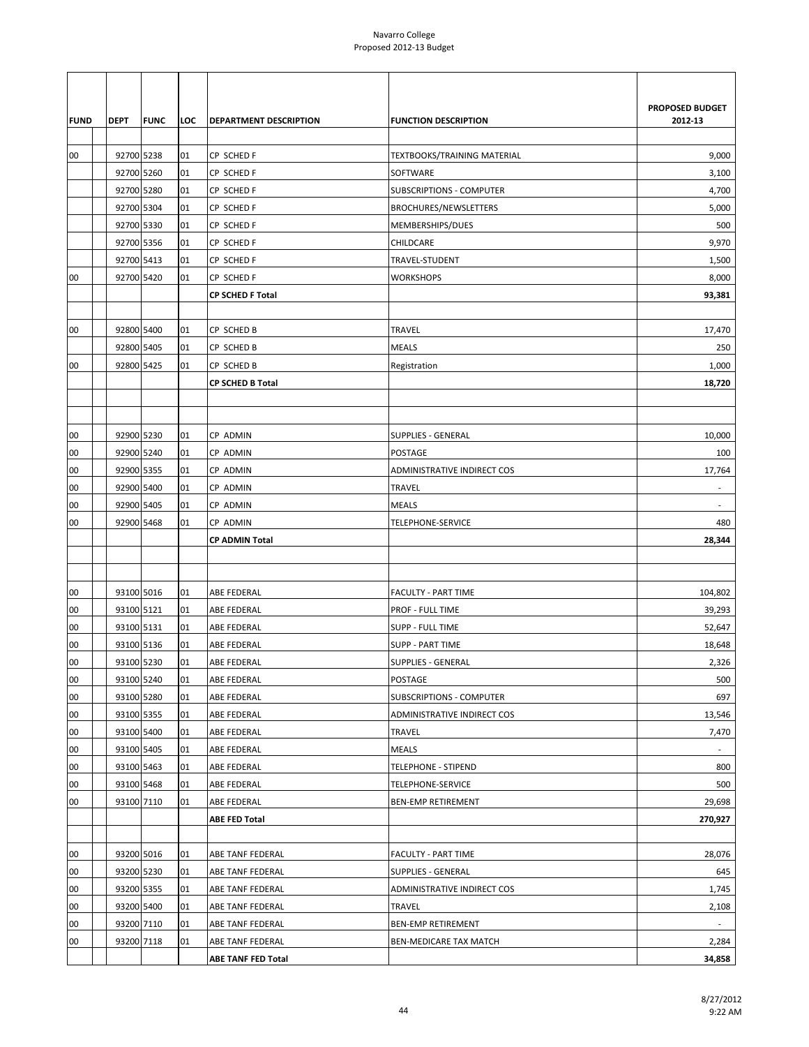Navarro College
Proposed 2012-13 Budget

| FUND | DEPT | FUNC | LOC | DEPARTMENT DESCRIPTION | FUNCTION DESCRIPTION | PROPOSED BUDGET 2012-13 |
|---|---|---|---|---|---|---|
| 00 | 92700 | 5238 | 01 | CP SCHED F | TEXTBOOKS/TRAINING MATERIAL | 9,000 |
| | 92700 | 5260 | 01 | CP SCHED F | SOFTWARE | 3,100 |
| | 92700 | 5280 | 01 | CP SCHED F | SUBSCRIPTIONS - COMPUTER | 4,700 |
| | 92700 | 5304 | 01 | CP SCHED F | BROCHURES/NEWSLETTERS | 5,000 |
| | 92700 | 5330 | 01 | CP SCHED F | MEMBERSHIPS/DUES | 500 |
| | 92700 | 5356 | 01 | CP SCHED F | CHILDCARE | 9,970 |
| | 92700 | 5413 | 01 | CP SCHED F | TRAVEL-STUDENT | 1,500 |
| 00 | 92700 | 5420 | 01 | CP SCHED F | WORKSHOPS | 8,000 |
| | | | | **CP SCHED F Total** | | **93,381** |
| | | | | | | |
| 00 | 92800 | 5400 | 01 | CP SCHED B | TRAVEL | 17,470 |
| | 92800 | 5405 | 01 | CP SCHED B | MEALS | 250 |
| 00 | 92800 | 5425 | 01 | CP SCHED B | Registration | 1,000 |
| | | | | **CP SCHED B Total** | | **18,720** |
| | | | | | | |
| | | | | | | |
| 00 | 92900 | 5230 | 01 | CP ADMIN | SUPPLIES - GENERAL | 10,000 |
| 00 | 92900 | 5240 | 01 | CP ADMIN | POSTAGE | 100 |
| 00 | 92900 | 5355 | 01 | CP ADMIN | ADMINISTRATIVE INDIRECT COS | 17,764 |
| 00 | 92900 | 5400 | 01 | CP ADMIN | TRAVEL | - |
| 00 | 92900 | 5405 | 01 | CP ADMIN | MEALS | - |
| 00 | 92900 | 5468 | 01 | CP ADMIN | TELEPHONE-SERVICE | 480 |
| | | | | **CP ADMIN Total** | | **28,344** |
| | | | | | | |
| | | | | | | |
| 00 | 93100 | 5016 | 01 | ABE FEDERAL | FACULTY - PART TIME | 104,802 |
| 00 | 93100 | 5121 | 01 | ABE FEDERAL | PROF - FULL TIME | 39,293 |
| 00 | 93100 | 5131 | 01 | ABE FEDERAL | SUPP - FULL TIME | 52,647 |
| 00 | 93100 | 5136 | 01 | ABE FEDERAL | SUPP - PART TIME | 18,648 |
| 00 | 93100 | 5230 | 01 | ABE FEDERAL | SUPPLIES - GENERAL | 2,326 |
| 00 | 93100 | 5240 | 01 | ABE FEDERAL | POSTAGE | 500 |
| 00 | 93100 | 5280 | 01 | ABE FEDERAL | SUBSCRIPTIONS - COMPUTER | 697 |
| 00 | 93100 | 5355 | 01 | ABE FEDERAL | ADMINISTRATIVE INDIRECT COS | 13,546 |
| 00 | 93100 | 5400 | 01 | ABE FEDERAL | TRAVEL | 7,470 |
| 00 | 93100 | 5405 | 01 | ABE FEDERAL | MEALS | - |
| 00 | 93100 | 5463 | 01 | ABE FEDERAL | TELEPHONE - STIPEND | 800 |
| 00 | 93100 | 5468 | 01 | ABE FEDERAL | TELEPHONE-SERVICE | 500 |
| 00 | 93100 | 7110 | 01 | ABE FEDERAL | BEN-EMP RETIREMENT | 29,698 |
| | | | | **ABE FED Total** | | **270,927** |
| | | | | | | |
| 00 | 93200 | 5016 | 01 | ABE TANF FEDERAL | FACULTY - PART TIME | 28,076 |
| 00 | 93200 | 5230 | 01 | ABE TANF FEDERAL | SUPPLIES - GENERAL | 645 |
| 00 | 93200 | 5355 | 01 | ABE TANF FEDERAL | ADMINISTRATIVE INDIRECT COS | 1,745 |
| 00 | 93200 | 5400 | 01 | ABE TANF FEDERAL | TRAVEL | 2,108 |
| 00 | 93200 | 7110 | 01 | ABE TANF FEDERAL | BEN-EMP RETIREMENT | - |
| 00 | 93200 | 7118 | 01 | ABE TANF FEDERAL | BEN-MEDICARE TAX MATCH | 2,284 |
| | | | | **ABE TANF FED Total** | | **34,858** |

8/27/2012
9:22 AM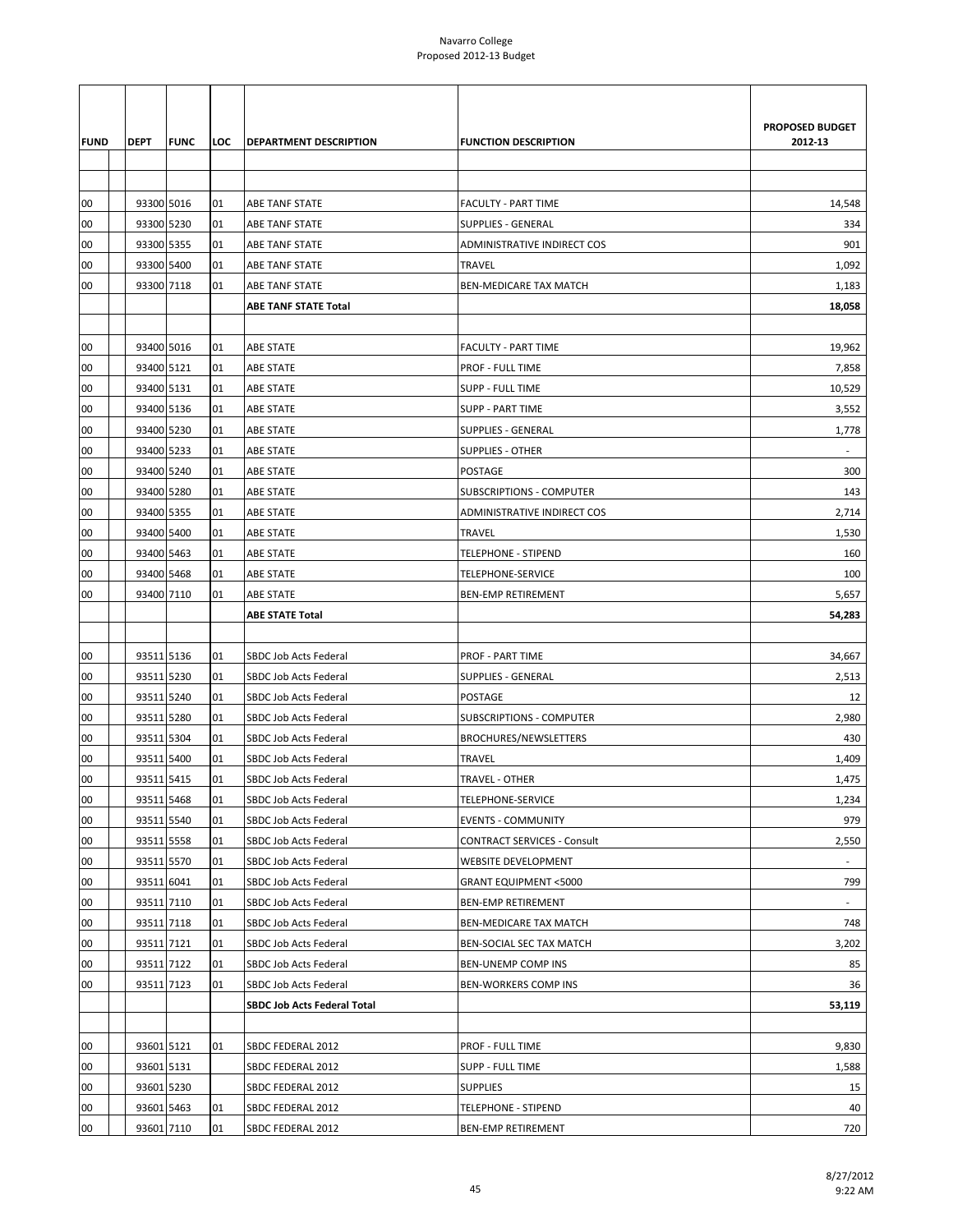# Navarro College
## Proposed 2012-13 Budget

| FUND | DEPT | FUNC | LOC | DEPARTMENT DESCRIPTION | FUNCTION DESCRIPTION | PROPOSED BUDGET 2012-13 |
|---|---|---|---|---|---|---|
| | | | | | | |
| 00 | 93300 | 5016 | 01 | ABE TANF STATE | FACULTY - PART TIME | 14,548 |
| 00 | 93300 | 5230 | 01 | ABE TANF STATE | SUPPLIES - GENERAL | 334 |
| 00 | 93300 | 5355 | 01 | ABE TANF STATE | ADMINISTRATIVE INDIRECT COS | 901 |
| 00 | 93300 | 5400 | 01 | ABE TANF STATE | TRAVEL | 1,092 |
| 00 | 93300 | 7118 | 01 | ABE TANF STATE | BEN-MEDICARE TAX MATCH | 1,183 |
| | | | | **ABE TANF STATE Total** | | **18,058** |
| | | | | | | |
| 00 | 93400 | 5016 | 01 | ABE STATE | FACULTY - PART TIME | 19,962 |
| 00 | 93400 | 5121 | 01 | ABE STATE | PROF - FULL TIME | 7,858 |
| 00 | 93400 | 5131 | 01 | ABE STATE | SUPP - FULL TIME | 10,529 |
| 00 | 93400 | 5136 | 01 | ABE STATE | SUPP - PART TIME | 3,552 |
| 00 | 93400 | 5230 | 01 | ABE STATE | SUPPLIES - GENERAL | 1,778 |
| 00 | 93400 | 5233 | 01 | ABE STATE | SUPPLIES - OTHER | - |
| 00 | 93400 | 5240 | 01 | ABE STATE | POSTAGE | 300 |
| 00 | 93400 | 5280 | 01 | ABE STATE | SUBSCRIPTIONS - COMPUTER | 143 |
| 00 | 93400 | 5355 | 01 | ABE STATE | ADMINISTRATIVE INDIRECT COS | 2,714 |
| 00 | 93400 | 5400 | 01 | ABE STATE | TRAVEL | 1,530 |
| 00 | 93400 | 5463 | 01 | ABE STATE | TELEPHONE - STIPEND | 160 |
| 00 | 93400 | 5468 | 01 | ABE STATE | TELEPHONE-SERVICE | 100 |
| 00 | 93400 | 7110 | 01 | ABE STATE | BEN-EMP RETIREMENT | 5,657 |
| | | | | **ABE STATE Total** | | **54,283** |
| | | | | | | |
| 00 | 93511 | 5136 | 01 | SBDC Job Acts Federal | PROF - PART TIME | 34,667 |
| 00 | 93511 | 5230 | 01 | SBDC Job Acts Federal | SUPPLIES - GENERAL | 2,513 |
| 00 | 93511 | 5240 | 01 | SBDC Job Acts Federal | POSTAGE | 12 |
| 00 | 93511 | 5280 | 01 | SBDC Job Acts Federal | SUBSCRIPTIONS - COMPUTER | 2,980 |
| 00 | 93511 | 5304 | 01 | SBDC Job Acts Federal | BROCHURES/NEWSLETTERS | 430 |
| 00 | 93511 | 5400 | 01 | SBDC Job Acts Federal | TRAVEL | 1,409 |
| 00 | 93511 | 5415 | 01 | SBDC Job Acts Federal | TRAVEL - OTHER | 1,475 |
| 00 | 93511 | 5468 | 01 | SBDC Job Acts Federal | TELEPHONE-SERVICE | 1,234 |
| 00 | 93511 | 5540 | 01 | SBDC Job Acts Federal | EVENTS - COMMUNITY | 979 |
| 00 | 93511 | 5558 | 01 | SBDC Job Acts Federal | CONTRACT SERVICES - Consult | 2,550 |
| 00 | 93511 | 5570 | 01 | SBDC Job Acts Federal | WEBSITE DEVELOPMENT | - |
| 00 | 93511 | 6041 | 01 | SBDC Job Acts Federal | GRANT EQUIPMENT <5000 | 799 |
| 00 | 93511 | 7110 | 01 | SBDC Job Acts Federal | BEN-EMP RETIREMENT | - |
| 00 | 93511 | 7118 | 01 | SBDC Job Acts Federal | BEN-MEDICARE TAX MATCH | 748 |
| 00 | 93511 | 7121 | 01 | SBDC Job Acts Federal | BEN-SOCIAL SEC TAX MATCH | 3,202 |
| 00 | 93511 | 7122 | 01 | SBDC Job Acts Federal | BEN-UNEMP COMP INS | 85 |
| 00 | 93511 | 7123 | 01 | SBDC Job Acts Federal | BEN-WORKERS COMP INS | 36 |
| | | | | **SBDC Job Acts Federal Total** | | **53,119** |
| | | | | | | |
| 00 | 93601 | 5121 | 01 | SBDC FEDERAL 2012 | PROF - FULL TIME | 9,830 |
| 00 | 93601 | 5131 | | SBDC FEDERAL 2012 | SUPP - FULL TIME | 1,588 |
| 00 | 93601 | 5230 | | SBDC FEDERAL 2012 | SUPPLIES | 15 |
| 00 | 93601 | 5463 | 01 | SBDC FEDERAL 2012 | TELEPHONE - STIPEND | 40 |
| 00 | 93601 | 7110 | 01 | SBDC FEDERAL 2012 | BEN-EMP RETIREMENT | 720 |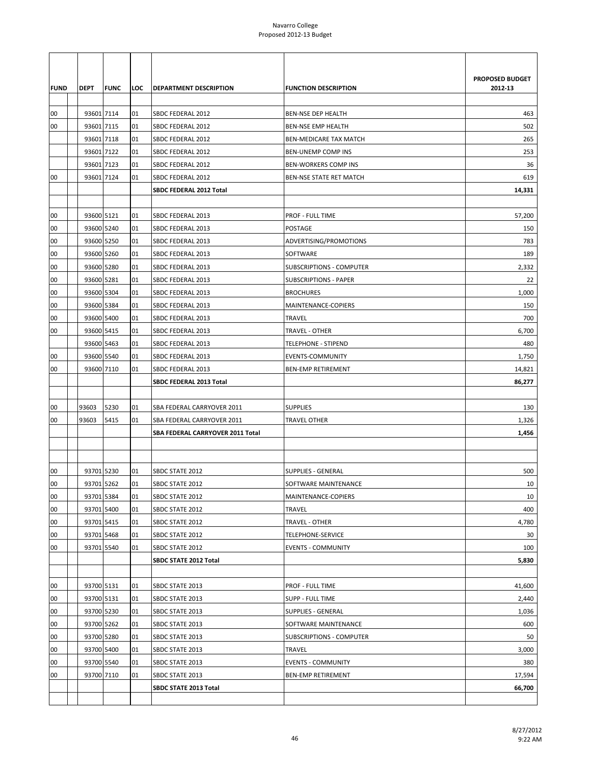Navarro College
Proposed 2012-13 Budget

| FUND | DEPT | FUNC | LOC | DEPARTMENT DESCRIPTION | FUNCTION DESCRIPTION | PROPOSED BUDGET 2012-13 |
|---|---|---|---|---|---|---|
| 00 | 93601 | 7114 | 01 | SBDC FEDERAL 2012 | BEN-NSE DEP HEALTH | 463 |
| 00 | 93601 | 7115 | 01 | SBDC FEDERAL 2012 | BEN-NSE EMP HEALTH | 502 |
| | 93601 | 7118 | 01 | SBDC FEDERAL 2012 | BEN-MEDICARE TAX MATCH | 265 |
| | 93601 | 7122 | 01 | SBDC FEDERAL 2012 | BEN-UNEMP COMP INS | 253 |
| | 93601 | 7123 | 01 | SBDC FEDERAL 2012 | BEN-WORKERS COMP INS | 36 |
| 00 | 93601 | 7124 | 01 | SBDC FEDERAL 2012 | BEN-NSE STATE RET MATCH | 619 |
| | | | | **SBDC FEDERAL 2012 Total** | | **14,331** |
| | | | | | | |
| 00 | 93600 | 5121 | 01 | SBDC FEDERAL 2013 | PROF - FULL TIME | 57,200 |
| 00 | 93600 | 5240 | 01 | SBDC FEDERAL 2013 | POSTAGE | 150 |
| 00 | 93600 | 5250 | 01 | SBDC FEDERAL 2013 | ADVERTISING/PROMOTIONS | 783 |
| 00 | 93600 | 5260 | 01 | SBDC FEDERAL 2013 | SOFTWARE | 189 |
| 00 | 93600 | 5280 | 01 | SBDC FEDERAL 2013 | SUBSCRIPTIONS - COMPUTER | 2,332 |
| 00 | 93600 | 5281 | 01 | SBDC FEDERAL 2013 | SUBSCRIPTIONS - PAPER | 22 |
| 00 | 93600 | 5304 | 01 | SBDC FEDERAL 2013 | BROCHURES | 1,000 |
| 00 | 93600 | 5384 | 01 | SBDC FEDERAL 2013 | MAINTENANCE-COPIERS | 150 |
| 00 | 93600 | 5400 | 01 | SBDC FEDERAL 2013 | TRAVEL | 700 |
| 00 | 93600 | 5415 | 01 | SBDC FEDERAL 2013 | TRAVEL - OTHER | 6,700 |
| | 93600 | 5463 | 01 | SBDC FEDERAL 2013 | TELEPHONE - STIPEND | 480 |
| 00 | 93600 | 5540 | 01 | SBDC FEDERAL 2013 | EVENTS-COMMUNITY | 1,750 |
| 00 | 93600 | 7110 | 01 | SBDC FEDERAL 2013 | BEN-EMP RETIREMENT | 14,821 |
| | | | | **SBDC FEDERAL 2013 Total** | | **86,277** |
| | | | | | | |
| 00 | 93603 | 5230 | 01 | SBA FEDERAL CARRYOVER 2011 | SUPPLIES | 130 |
| 00 | 93603 | 5415 | 01 | SBA FEDERAL CARRYOVER 2011 | TRAVEL OTHER | 1,326 |
| | | | | **SBA FEDERAL CARRYOVER 2011 Total** | | **1,456** |
| | | | | | | |
| | | | | | | |
| 00 | 93701 | 5230 | 01 | SBDC STATE 2012 | SUPPLIES - GENERAL | 500 |
| 00 | 93701 | 5262 | 01 | SBDC STATE 2012 | SOFTWARE MAINTENANCE | 10 |
| 00 | 93701 | 5384 | 01 | SBDC STATE 2012 | MAINTENANCE-COPIERS | 10 |
| 00 | 93701 | 5400 | 01 | SBDC STATE 2012 | TRAVEL | 400 |
| 00 | 93701 | 5415 | 01 | SBDC STATE 2012 | TRAVEL - OTHER | 4,780 |
| 00 | 93701 | 5468 | 01 | SBDC STATE 2012 | TELEPHONE-SERVICE | 30 |
| 00 | 93701 | 5540 | 01 | SBDC STATE 2012 | EVENTS - COMMUNITY | 100 |
| | | | | **SBDC STATE 2012 Total** | | **5,830** |
| | | | | | | |
| 00 | 93700 | 5131 | 01 | SBDC STATE 2013 | PROF - FULL TIME | 41,600 |
| 00 | 93700 | 5131 | 01 | SBDC STATE 2013 | SUPP - FULL TIME | 2,440 |
| 00 | 93700 | 5230 | 01 | SBDC STATE 2013 | SUPPLIES - GENERAL | 1,036 |
| 00 | 93700 | 5262 | 01 | SBDC STATE 2013 | SOFTWARE MAINTENANCE | 600 |
| 00 | 93700 | 5280 | 01 | SBDC STATE 2013 | SUBSCRIPTIONS - COMPUTER | 50 |
| 00 | 93700 | 5400 | 01 | SBDC STATE 2013 | TRAVEL | 3,000 |
| 00 | 93700 | 5540 | 01 | SBDC STATE 2013 | EVENTS - COMMUNITY | 380 |
| 00 | 93700 | 7110 | 01 | SBDC STATE 2013 | BEN-EMP RETIREMENT | 17,594 |
| | | | | **SBDC STATE 2013 Total** | | **66,700** |

8/27/2012
9:22 AM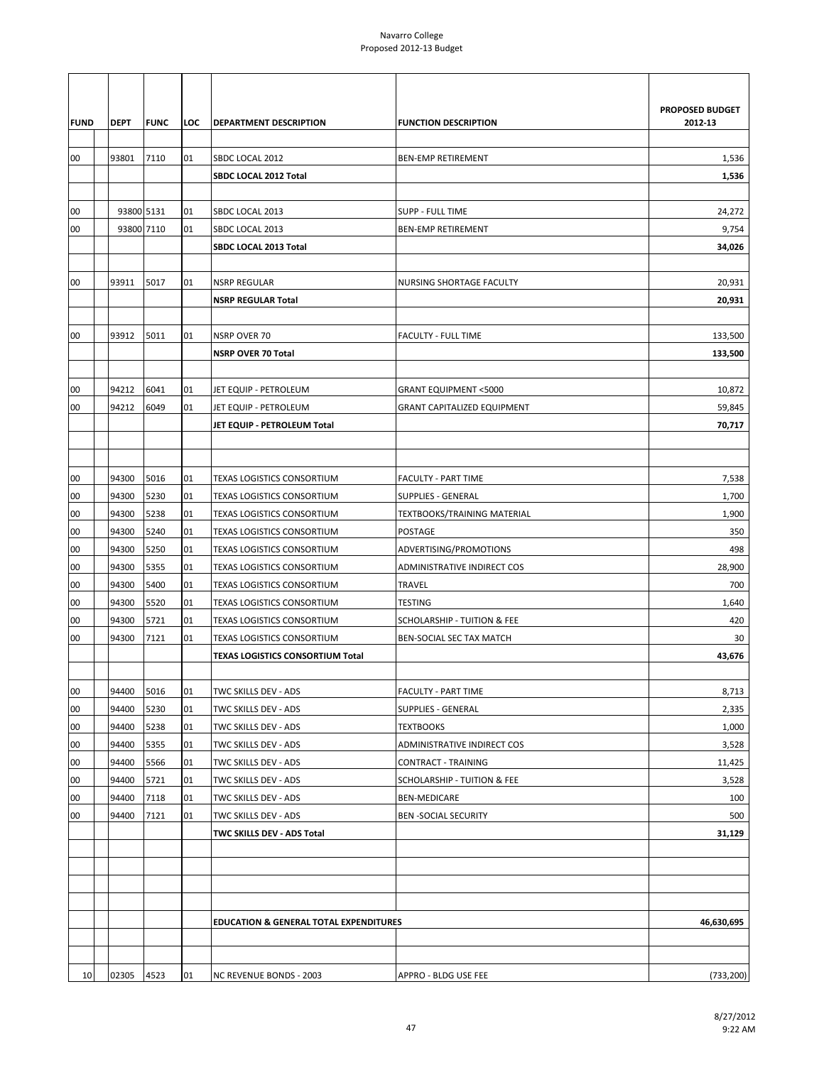# Navarro College
## Proposed 2012-13 Budget

| FUND | DEPT | FUNC | LOC | DEPARTMENT DESCRIPTION | FUNCTION DESCRIPTION | PROPOSED BUDGET 2012-13 |
|---|---|---|---|---|---|---|
| 00 | 93801 | 7110 | 01 | SBDC LOCAL 2012 | BEN-EMP RETIREMENT | 1,536 |
| | | | | **SBDC LOCAL 2012 Total** | | **1,536** |
| 00 | 93800 | 5131 | 01 | SBDC LOCAL 2013 | SUPP - FULL TIME | 24,272 |
| 00 | 93800 | 7110 | 01 | SBDC LOCAL 2013 | BEN-EMP RETIREMENT | 9,754 |
| | | | | **SBDC LOCAL 2013 Total** | | **34,026** |
| 00 | 93911 | 5017 | 01 | NSRP REGULAR | NURSING SHORTAGE FACULTY | 20,931 |
| | | | | **NSRP REGULAR Total** | | **20,931** |
| 00 | 93912 | 5011 | 01 | NSRP OVER 70 | FACULTY - FULL TIME | 133,500 |
| | | | | **NSRP OVER 70 Total** | | **133,500** |
| 00 | 94212 | 6041 | 01 | JET EQUIP - PETROLEUM | GRANT EQUIPMENT <5000 | 10,872 |
| 00 | 94212 | 6049 | 01 | JET EQUIP - PETROLEUM | GRANT CAPITALIZED EQUIPMENT | 59,845 |
| | | | | **JET EQUIP - PETROLEUM Total** | | **70,717** |
| 00 | 94300 | 5016 | 01 | TEXAS LOGISTICS CONSORTIUM | FACULTY - PART TIME | 7,538 |
| 00 | 94300 | 5230 | 01 | TEXAS LOGISTICS CONSORTIUM | SUPPLIES - GENERAL | 1,700 |
| 00 | 94300 | 5238 | 01 | TEXAS LOGISTICS CONSORTIUM | TEXTBOOKS/TRAINING MATERIAL | 1,900 |
| 00 | 94300 | 5240 | 01 | TEXAS LOGISTICS CONSORTIUM | POSTAGE | 350 |
| 00 | 94300 | 5250 | 01 | TEXAS LOGISTICS CONSORTIUM | ADVERTISING/PROMOTIONS | 498 |
| 00 | 94300 | 5355 | 01 | TEXAS LOGISTICS CONSORTIUM | ADMINISTRATIVE INDIRECT COS | 28,900 |
| 00 | 94300 | 5400 | 01 | TEXAS LOGISTICS CONSORTIUM | TRAVEL | 700 |
| 00 | 94300 | 5520 | 01 | TEXAS LOGISTICS CONSORTIUM | TESTING | 1,640 |
| 00 | 94300 | 5721 | 01 | TEXAS LOGISTICS CONSORTIUM | SCHOLARSHIP - TUITION & FEE | 420 |
| 00 | 94300 | 7121 | 01 | TEXAS LOGISTICS CONSORTIUM | BEN-SOCIAL SEC TAX MATCH | 30 |
| | | | | **TEXAS LOGISTICS CONSORTIUM Total** | | **43,676** |
| 00 | 94400 | 5016 | 01 | TWC SKILLS DEV - ADS | FACULTY - PART TIME | 8,713 |
| 00 | 94400 | 5230 | 01 | TWC SKILLS DEV - ADS | SUPPLIES - GENERAL | 2,335 |
| 00 | 94400 | 5238 | 01 | TWC SKILLS DEV - ADS | TEXTBOOKS | 1,000 |
| 00 | 94400 | 5355 | 01 | TWC SKILLS DEV - ADS | ADMINISTRATIVE INDIRECT COS | 3,528 |
| 00 | 94400 | 5566 | 01 | TWC SKILLS DEV - ADS | CONTRACT - TRAINING | 11,425 |
| 00 | 94400 | 5721 | 01 | TWC SKILLS DEV - ADS | SCHOLARSHIP - TUITION & FEE | 3,528 |
| 00 | 94400 | 7118 | 01 | TWC SKILLS DEV - ADS | BEN-MEDICARE | 100 |
| 00 | 94400 | 7121 | 01 | TWC SKILLS DEV - ADS | BEN -SOCIAL SECURITY | 500 |
| | | | | **TWC SKILLS DEV - ADS Total** | | **31,129** |
| | | | | **EDUCATION & GENERAL TOTAL EXPENDITURES** | | **46,630,695** |
| 10 | 02305 | 4523 | 01 | NC REVENUE BONDS - 2003 | APPRO - BLDG USE FEE | (733,200) |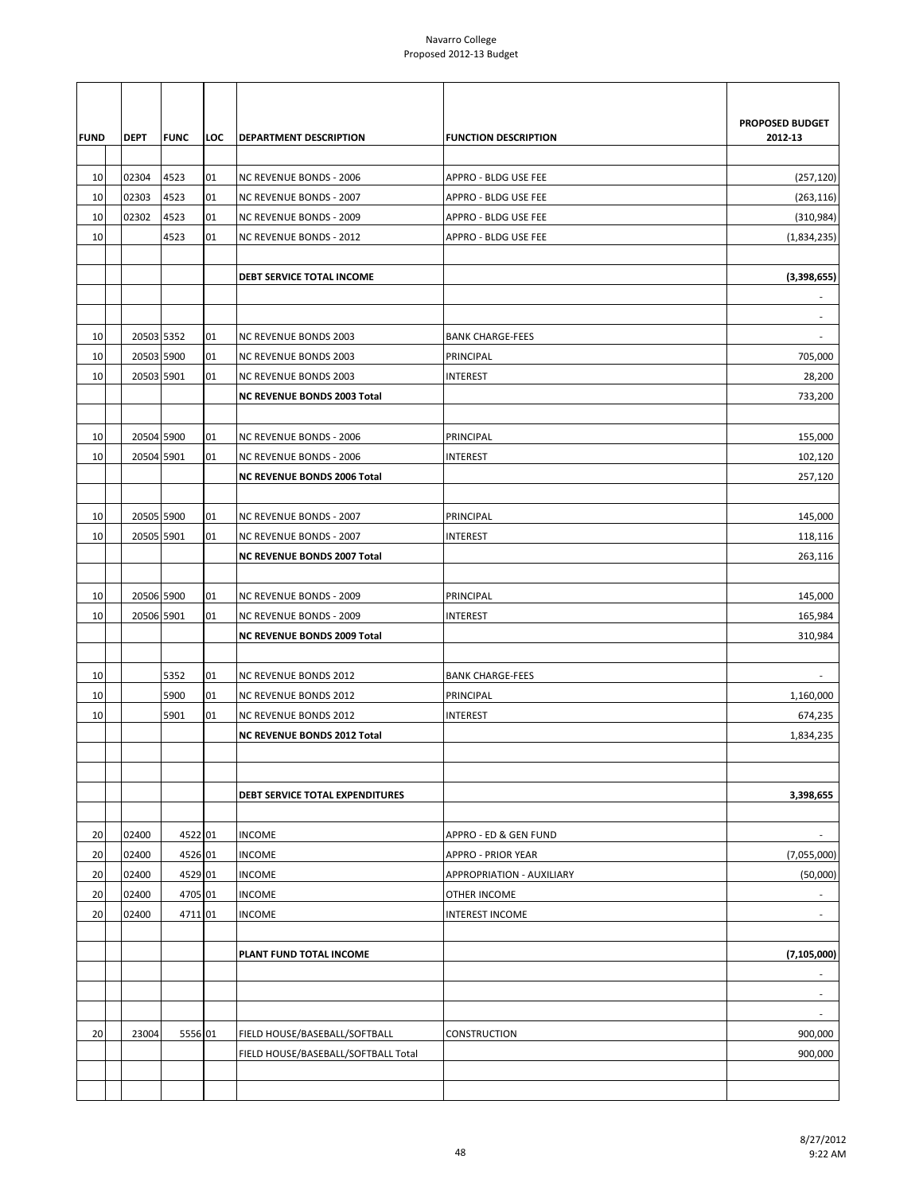Navarro College
Proposed 2012-13 Budget

| FUND | | DEPT | FUNC | LOC | DEPARTMENT DESCRIPTION | FUNCTION DESCRIPTION | PROPOSED BUDGET 2012-13 |
|---|---|---|---|---|---|---|---|
| 10 | | 02304 | 4523 | 01 | NC REVENUE BONDS - 2006 | APPRO - BLDG USE FEE | (257,120) |
| 10 | | 02303 | 4523 | 01 | NC REVENUE BONDS - 2007 | APPRO - BLDG USE FEE | (263,116) |
| 10 | | 02302 | 4523 | 01 | NC REVENUE BONDS - 2009 | APPRO - BLDG USE FEE | (310,984) |
| 10 | | | 4523 | 01 | NC REVENUE BONDS - 2012 | APPRO - BLDG USE FEE | (1,834,235) |
| | | | | | | | |
| | | | | | **DEBT SERVICE TOTAL INCOME** | | **(3,398,655)** |
| | | | | | | | - |
| | | | | | | | - |
| 10 | | 20503 | 5352 | 01 | NC REVENUE BONDS 2003 | BANK CHARGE-FEES | - |
| 10 | | 20503 | 5900 | 01 | NC REVENUE BONDS 2003 | PRINCIPAL | 705,000 |
| 10 | | 20503 | 5901 | 01 | NC REVENUE BONDS 2003 | INTEREST | 28,200 |
| | | | | | **NC REVENUE BONDS 2003 Total** | | 733,200 |
| | | | | | | | |
| 10 | | 20504 | 5900 | 01 | NC REVENUE BONDS - 2006 | PRINCIPAL | 155,000 |
| 10 | | 20504 | 5901 | 01 | NC REVENUE BONDS - 2006 | INTEREST | 102,120 |
| | | | | | **NC REVENUE BONDS 2006 Total** | | 257,120 |
| | | | | | | | |
| 10 | | 20505 | 5900 | 01 | NC REVENUE BONDS - 2007 | PRINCIPAL | 145,000 |
| 10 | | 20505 | 5901 | 01 | NC REVENUE BONDS - 2007 | INTEREST | 118,116 |
| | | | | | **NC REVENUE BONDS 2007 Total** | | 263,116 |
| | | | | | | | |
| 10 | | 20506 | 5900 | 01 | NC REVENUE BONDS - 2009 | PRINCIPAL | 145,000 |
| 10 | | 20506 | 5901 | 01 | NC REVENUE BONDS - 2009 | INTEREST | 165,984 |
| | | | | | **NC REVENUE BONDS 2009 Total** | | 310,984 |
| | | | | | | | |
| 10 | | | 5352 | 01 | NC REVENUE BONDS 2012 | BANK CHARGE-FEES | - |
| 10 | | | 5900 | 01 | NC REVENUE BONDS 2012 | PRINCIPAL | 1,160,000 |
| 10 | | | 5901 | 01 | NC REVENUE BONDS 2012 | INTEREST | 674,235 |
| | | | | | **NC REVENUE BONDS 2012 Total** | | 1,834,235 |
| | | | | | | | |
| | | | | | | | |
| | | | | | **DEBT SERVICE TOTAL EXPENDITURES** | | **3,398,655** |
| | | | | | | | |
| 20 | | 02400 | 4522 | 01 | INCOME | APPRO - ED & GEN FUND | - |
| 20 | | 02400 | 4526 | 01 | INCOME | APPRO - PRIOR YEAR | (7,055,000) |
| 20 | | 02400 | 4529 | 01 | INCOME | APPROPRIATION - AUXILIARY | (50,000) |
| 20 | | 02400 | 4705 | 01 | INCOME | OTHER INCOME | - |
| 20 | | 02400 | 4711 | 01 | INCOME | INTEREST INCOME | - |
| | | | | | | | |
| | | | | | **PLANT FUND TOTAL INCOME** | | **(7,105,000)** |
| | | | | | | | - |
| | | | | | | | - |
| | | | | | | | - |
| 20 | | 23004 | 5556 | 01 | FIELD HOUSE/BASEBALL/SOFTBALL | CONSTRUCTION | 900,000 |
| | | | | | FIELD HOUSE/BASEBALL/SOFTBALL Total | | 900,000 |
| | | | | | | | |
| | | | | | | | |

8/27/2012
9:22 AM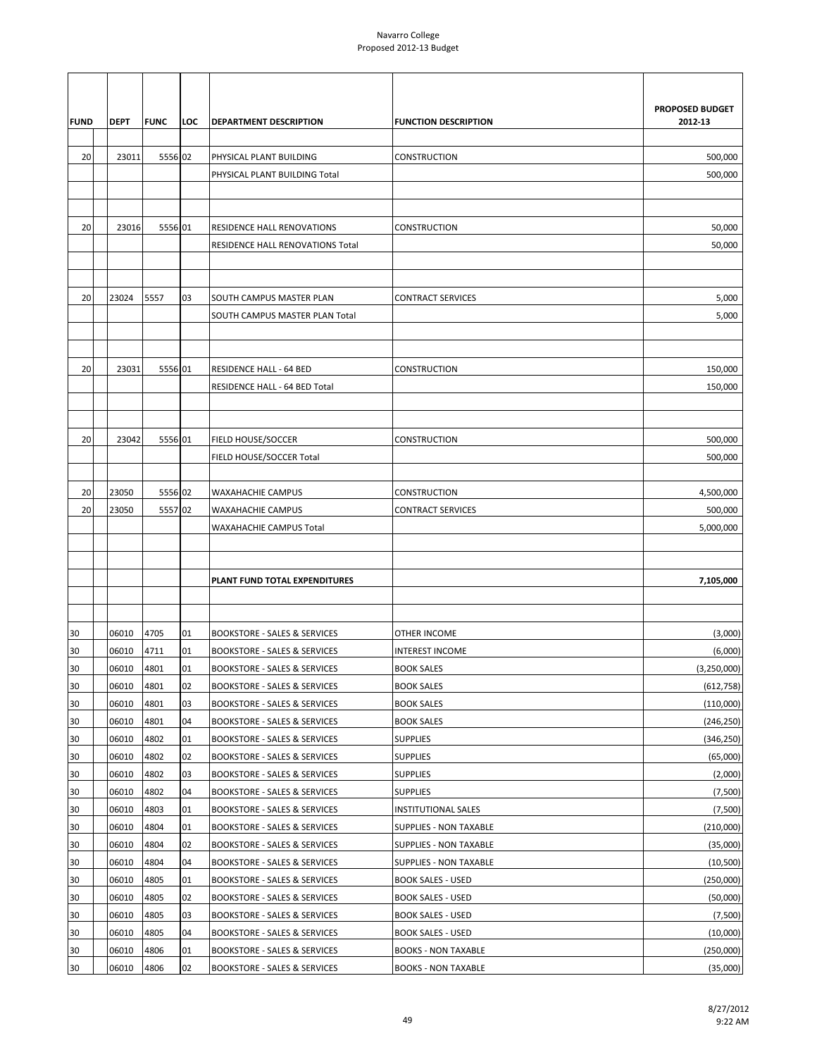# Navarro College
## Proposed 2012-13 Budget

| FUND | DEPT | FUNC | LOC | DEPARTMENT DESCRIPTION | FUNCTION DESCRIPTION | PROPOSED BUDGET 2012-13 |
|---|---|---|---|---|---|---|
| 20 | 23011 | 5556 | 02 | PHYSICAL PLANT BUILDING | CONSTRUCTION | 500,000 |
| | | | | PHYSICAL PLANT BUILDING Total | | 500,000 |
| | | | | | | |
| | | | | | | |
| 20 | 23016 | 5556 | 01 | RESIDENCE HALL RENOVATIONS | CONSTRUCTION | 50,000 |
| | | | | RESIDENCE HALL RENOVATIONS Total | | 50,000 |
| | | | | | | |
| | | | | | | |
| 20 | 23024 | 5557 | 03 | SOUTH CAMPUS MASTER PLAN | CONTRACT SERVICES | 5,000 |
| | | | | SOUTH CAMPUS MASTER PLAN Total | | 5,000 |
| | | | | | | |
| | | | | | | |
| 20 | 23031 | 5556 | 01 | RESIDENCE HALL - 64 BED | CONSTRUCTION | 150,000 |
| | | | | RESIDENCE HALL - 64 BED Total | | 150,000 |
| | | | | | | |
| | | | | | | |
| 20 | 23042 | 5556 | 01 | FIELD HOUSE/SOCCER | CONSTRUCTION | 500,000 |
| | | | | FIELD HOUSE/SOCCER Total | | 500,000 |
| | | | | | | |
| 20 | 23050 | 5556 | 02 | WAXAHACHIE CAMPUS | CONSTRUCTION | 4,500,000 |
| 20 | 23050 | 5557 | 02 | WAXAHACHIE CAMPUS | CONTRACT SERVICES | 500,000 |
| | | | | WAXAHACHIE CAMPUS Total | | 5,000,000 |
| | | | | | | |
| | | | | | | |
| | | | | **PLANT FUND TOTAL EXPENDITURES** | | **7,105,000** |
| | | | | | | |
| | | | | | | |
| 30 | 06010 | 4705 | 01 | BOOKSTORE - SALES & SERVICES | OTHER INCOME | (3,000) |
| 30 | 06010 | 4711 | 01 | BOOKSTORE - SALES & SERVICES | INTEREST INCOME | (6,000) |
| 30 | 06010 | 4801 | 01 | BOOKSTORE - SALES & SERVICES | BOOK SALES | (3,250,000) |
| 30 | 06010 | 4801 | 02 | BOOKSTORE - SALES & SERVICES | BOOK SALES | (612,758) |
| 30 | 06010 | 4801 | 03 | BOOKSTORE - SALES & SERVICES | BOOK SALES | (110,000) |
| 30 | 06010 | 4801 | 04 | BOOKSTORE - SALES & SERVICES | BOOK SALES | (246,250) |
| 30 | 06010 | 4802 | 01 | BOOKSTORE - SALES & SERVICES | SUPPLIES | (346,250) |
| 30 | 06010 | 4802 | 02 | BOOKSTORE - SALES & SERVICES | SUPPLIES | (65,000) |
| 30 | 06010 | 4802 | 03 | BOOKSTORE - SALES & SERVICES | SUPPLIES | (2,000) |
| 30 | 06010 | 4802 | 04 | BOOKSTORE - SALES & SERVICES | SUPPLIES | (7,500) |
| 30 | 06010 | 4803 | 01 | BOOKSTORE - SALES & SERVICES | INSTITUTIONAL SALES | (7,500) |
| 30 | 06010 | 4804 | 01 | BOOKSTORE - SALES & SERVICES | SUPPLIES - NON TAXABLE | (210,000) |
| 30 | 06010 | 4804 | 02 | BOOKSTORE - SALES & SERVICES | SUPPLIES - NON TAXABLE | (35,000) |
| 30 | 06010 | 4804 | 04 | BOOKSTORE - SALES & SERVICES | SUPPLIES - NON TAXABLE | (10,500) |
| 30 | 06010 | 4805 | 01 | BOOKSTORE - SALES & SERVICES | BOOK SALES - USED | (250,000) |
| 30 | 06010 | 4805 | 02 | BOOKSTORE - SALES & SERVICES | BOOK SALES - USED | (50,000) |
| 30 | 06010 | 4805 | 03 | BOOKSTORE - SALES & SERVICES | BOOK SALES - USED | (7,500) |
| 30 | 06010 | 4805 | 04 | BOOKSTORE - SALES & SERVICES | BOOK SALES - USED | (10,000) |
| 30 | 06010 | 4806 | 01 | BOOKSTORE - SALES & SERVICES | BOOKS - NON TAXABLE | (250,000) |
| 30 | 06010 | 4806 | 02 | BOOKSTORE - SALES & SERVICES | BOOKS - NON TAXABLE | (35,000) |

8/27/2012 9:22 AM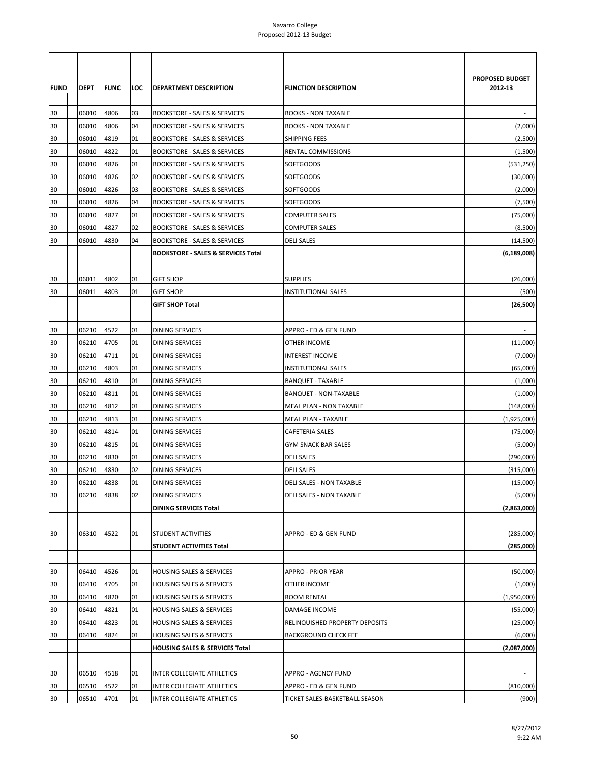# Navarro College
## Proposed 2012-13 Budget

| FUND | DEPT | FUNC | LOC | DEPARTMENT DESCRIPTION | FUNCTION DESCRIPTION | PROPOSED BUDGET 2012-13 |
|---|---|---|---|---|---|---|
| 30 | 06010 | 4806 | 03 | BOOKSTORE - SALES & SERVICES | BOOKS - NON TAXABLE | - |
| 30 | 06010 | 4806 | 04 | BOOKSTORE - SALES & SERVICES | BOOKS - NON TAXABLE | (2,000) |
| 30 | 06010 | 4819 | 01 | BOOKSTORE - SALES & SERVICES | SHIPPING FEES | (2,500) |
| 30 | 06010 | 4822 | 01 | BOOKSTORE - SALES & SERVICES | RENTAL COMMISSIONS | (1,500) |
| 30 | 06010 | 4826 | 01 | BOOKSTORE - SALES & SERVICES | SOFTGOODS | (531,250) |
| 30 | 06010 | 4826 | 02 | BOOKSTORE - SALES & SERVICES | SOFTGOODS | (30,000) |
| 30 | 06010 | 4826 | 03 | BOOKSTORE - SALES & SERVICES | SOFTGOODS | (2,000) |
| 30 | 06010 | 4826 | 04 | BOOKSTORE - SALES & SERVICES | SOFTGOODS | (7,500) |
| 30 | 06010 | 4827 | 01 | BOOKSTORE - SALES & SERVICES | COMPUTER SALES | (75,000) |
| 30 | 06010 | 4827 | 02 | BOOKSTORE - SALES & SERVICES | COMPUTER SALES | (8,500) |
| 30 | 06010 | 4830 | 04 | BOOKSTORE - SALES & SERVICES | DELI SALES | (14,500) |
| | | | | **BOOKSTORE - SALES & SERVICES Total** | | **(6,189,008)** |
| | | | | | | |
| 30 | 06011 | 4802 | 01 | GIFT SHOP | SUPPLIES | (26,000) |
| 30 | 06011 | 4803 | 01 | GIFT SHOP | INSTITUTIONAL SALES | (500) |
| | | | | **GIFT SHOP Total** | | **(26,500)** |
| | | | | | | |
| 30 | 06210 | 4522 | 01 | DINING SERVICES | APPRO - ED & GEN FUND | - |
| 30 | 06210 | 4705 | 01 | DINING SERVICES | OTHER INCOME | (11,000) |
| 30 | 06210 | 4711 | 01 | DINING SERVICES | INTEREST INCOME | (7,000) |
| 30 | 06210 | 4803 | 01 | DINING SERVICES | INSTITUTIONAL SALES | (65,000) |
| 30 | 06210 | 4810 | 01 | DINING SERVICES | BANQUET - TAXABLE | (1,000) |
| 30 | 06210 | 4811 | 01 | DINING SERVICES | BANQUET - NON-TAXABLE | (1,000) |
| 30 | 06210 | 4812 | 01 | DINING SERVICES | MEAL PLAN - NON TAXABLE | (148,000) |
| 30 | 06210 | 4813 | 01 | DINING SERVICES | MEAL PLAN - TAXABLE | (1,925,000) |
| 30 | 06210 | 4814 | 01 | DINING SERVICES | CAFETERIA SALES | (75,000) |
| 30 | 06210 | 4815 | 01 | DINING SERVICES | GYM SNACK BAR SALES | (5,000) |
| 30 | 06210 | 4830 | 01 | DINING SERVICES | DELI SALES | (290,000) |
| 30 | 06210 | 4830 | 02 | DINING SERVICES | DELI SALES | (315,000) |
| 30 | 06210 | 4838 | 01 | DINING SERVICES | DELI SALES - NON TAXABLE | (15,000) |
| 30 | 06210 | 4838 | 02 | DINING SERVICES | DELI SALES - NON TAXABLE | (5,000) |
| | | | | **DINING SERVICES Total** | | **(2,863,000)** |
| | | | | | | |
| 30 | 06310 | 4522 | 01 | STUDENT ACTIVITIES | APPRO - ED & GEN FUND | (285,000) |
| | | | | **STUDENT ACTIVITIES Total** | | **(285,000)** |
| | | | | | | |
| 30 | 06410 | 4526 | 01 | HOUSING SALES & SERVICES | APPRO - PRIOR YEAR | (50,000) |
| 30 | 06410 | 4705 | 01 | HOUSING SALES & SERVICES | OTHER INCOME | (1,000) |
| 30 | 06410 | 4820 | 01 | HOUSING SALES & SERVICES | ROOM RENTAL | (1,950,000) |
| 30 | 06410 | 4821 | 01 | HOUSING SALES & SERVICES | DAMAGE INCOME | (55,000) |
| 30 | 06410 | 4823 | 01 | HOUSING SALES & SERVICES | RELINQUISHED PROPERTY DEPOSITS | (25,000) |
| 30 | 06410 | 4824 | 01 | HOUSING SALES & SERVICES | BACKGROUND CHECK FEE | (6,000) |
| | | | | **HOUSING SALES & SERVICES Total** | | **(2,087,000)** |
| | | | | | | |
| 30 | 06510 | 4518 | 01 | INTER COLLEGIATE ATHLETICS | APPRO - AGENCY FUND | - |
| 30 | 06510 | 4522 | 01 | INTER COLLEGIATE ATHLETICS | APPRO - ED & GEN FUND | (810,000) |
| 30 | 06510 | 4701 | 01 | INTER COLLEGIATE ATHLETICS | TICKET SALES-BASKETBALL SEASON | (900) |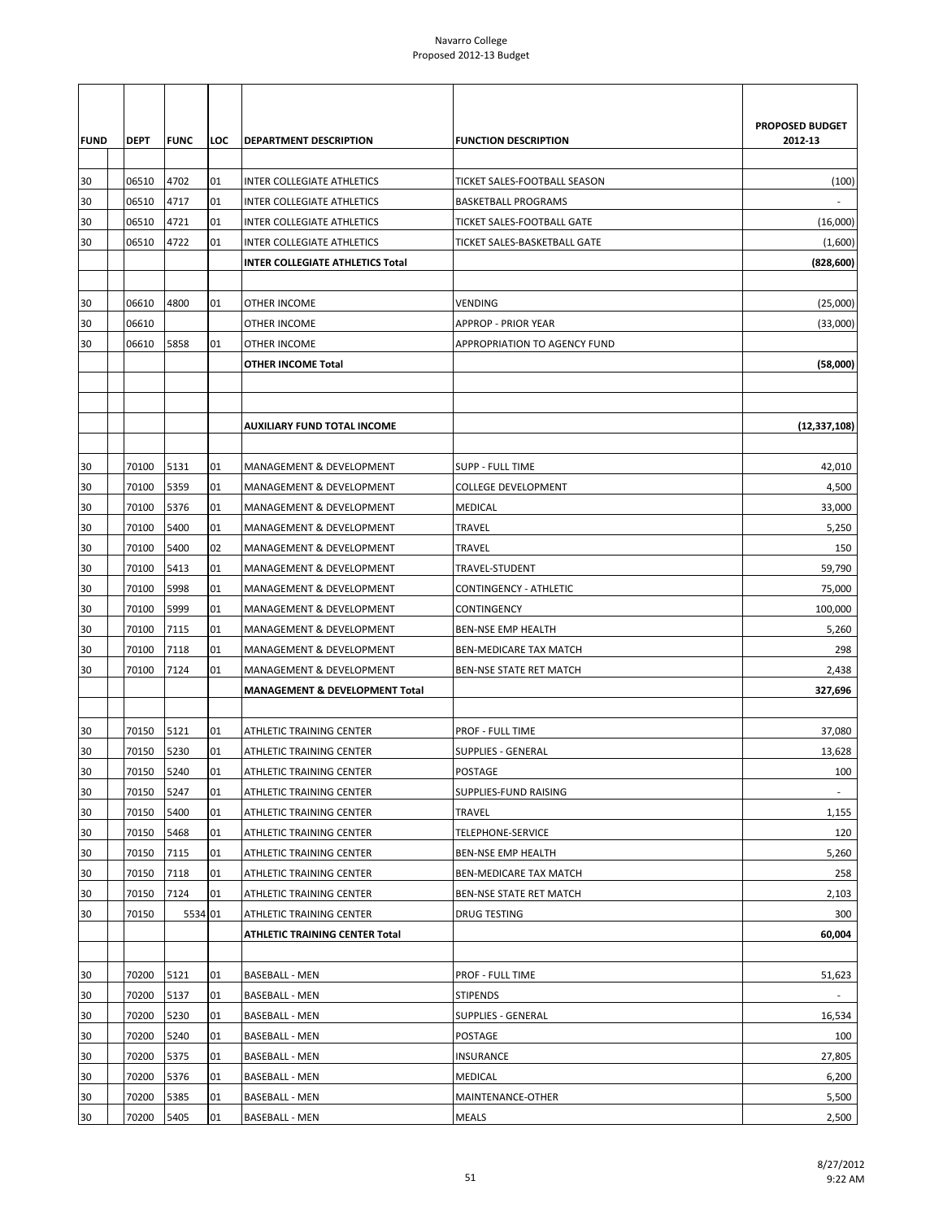Navarro College
Proposed 2012-13 Budget

| FUND | DEPT | FUNC | LOC | DEPARTMENT DESCRIPTION | FUNCTION DESCRIPTION | PROPOSED BUDGET 2012-13 |
|---|---|---|---|---|---|---|
| 30 | 06510 | 4702 | 01 | INTER COLLEGIATE ATHLETICS | TICKET SALES-FOOTBALL SEASON | (100) |
| 30 | 06510 | 4717 | 01 | INTER COLLEGIATE ATHLETICS | BASKETBALL PROGRAMS | - |
| 30 | 06510 | 4721 | 01 | INTER COLLEGIATE ATHLETICS | TICKET SALES-FOOTBALL GATE | (16,000) |
| 30 | 06510 | 4722 | 01 | INTER COLLEGIATE ATHLETICS | TICKET SALES-BASKETBALL GATE | (1,600) |
| | | | | **INTER COLLEGIATE ATHLETICS Total** | | **(828,600)** |
| | | | | | | |
| 30 | 06610 | 4800 | 01 | OTHER INCOME | VENDING | (25,000) |
| 30 | 06610 | | | OTHER INCOME | APPROP - PRIOR YEAR | (33,000) |
| 30 | 06610 | 5858 | 01 | OTHER INCOME | APPROPRIATION TO AGENCY FUND | |
| | | | | **OTHER INCOME Total** | | **(58,000)** |
| | | | | | | |
| | | | | **AUXILIARY FUND TOTAL INCOME** | | **(12,337,108)** |
| | | | | | | |
| 30 | 70100 | 5131 | 01 | MANAGEMENT & DEVELOPMENT | SUPP - FULL TIME | 42,010 |
| 30 | 70100 | 5359 | 01 | MANAGEMENT & DEVELOPMENT | COLLEGE DEVELOPMENT | 4,500 |
| 30 | 70100 | 5376 | 01 | MANAGEMENT & DEVELOPMENT | MEDICAL | 33,000 |
| 30 | 70100 | 5400 | 01 | MANAGEMENT & DEVELOPMENT | TRAVEL | 5,250 |
| 30 | 70100 | 5400 | 02 | MANAGEMENT & DEVELOPMENT | TRAVEL | 150 |
| 30 | 70100 | 5413 | 01 | MANAGEMENT & DEVELOPMENT | TRAVEL-STUDENT | 59,790 |
| 30 | 70100 | 5998 | 01 | MANAGEMENT & DEVELOPMENT | CONTINGENCY - ATHLETIC | 75,000 |
| 30 | 70100 | 5999 | 01 | MANAGEMENT & DEVELOPMENT | CONTINGENCY | 100,000 |
| 30 | 70100 | 7115 | 01 | MANAGEMENT & DEVELOPMENT | BEN-NSE EMP HEALTH | 5,260 |
| 30 | 70100 | 7118 | 01 | MANAGEMENT & DEVELOPMENT | BEN-MEDICARE TAX MATCH | 298 |
| 30 | 70100 | 7124 | 01 | MANAGEMENT & DEVELOPMENT | BEN-NSE STATE RET MATCH | 2,438 |
| | | | | **MANAGEMENT & DEVELOPMENT Total** | | **327,696** |
| | | | | | | |
| 30 | 70150 | 5121 | 01 | ATHLETIC TRAINING CENTER | PROF - FULL TIME | 37,080 |
| 30 | 70150 | 5230 | 01 | ATHLETIC TRAINING CENTER | SUPPLIES - GENERAL | 13,628 |
| 30 | 70150 | 5240 | 01 | ATHLETIC TRAINING CENTER | POSTAGE | 100 |
| 30 | 70150 | 5247 | 01 | ATHLETIC TRAINING CENTER | SUPPLIES-FUND RAISING | - |
| 30 | 70150 | 5400 | 01 | ATHLETIC TRAINING CENTER | TRAVEL | 1,155 |
| 30 | 70150 | 5468 | 01 | ATHLETIC TRAINING CENTER | TELEPHONE-SERVICE | 120 |
| 30 | 70150 | 7115 | 01 | ATHLETIC TRAINING CENTER | BEN-NSE EMP HEALTH | 5,260 |
| 30 | 70150 | 7118 | 01 | ATHLETIC TRAINING CENTER | BEN-MEDICARE TAX MATCH | 258 |
| 30 | 70150 | 7124 | 01 | ATHLETIC TRAINING CENTER | BEN-NSE STATE RET MATCH | 2,103 |
| 30 | 70150 | 5534 | 01 | ATHLETIC TRAINING CENTER | DRUG TESTING | 300 |
| | | | | **ATHLETIC TRAINING CENTER Total** | | **60,004** |
| | | | | | | |
| 30 | 70200 | 5121 | 01 | BASEBALL - MEN | PROF - FULL TIME | 51,623 |
| 30 | 70200 | 5137 | 01 | BASEBALL - MEN | STIPENDS | - |
| 30 | 70200 | 5230 | 01 | BASEBALL - MEN | SUPPLIES - GENERAL | 16,534 |
| 30 | 70200 | 5240 | 01 | BASEBALL - MEN | POSTAGE | 100 |
| 30 | 70200 | 5375 | 01 | BASEBALL - MEN | INSURANCE | 27,805 |
| 30 | 70200 | 5376 | 01 | BASEBALL - MEN | MEDICAL | 6,200 |
| 30 | 70200 | 5385 | 01 | BASEBALL - MEN | MAINTENANCE-OTHER | 5,500 |
| 30 | 70200 | 5405 | 01 | BASEBALL - MEN | MEALS | 2,500 |

8/27/2012
9:22 AM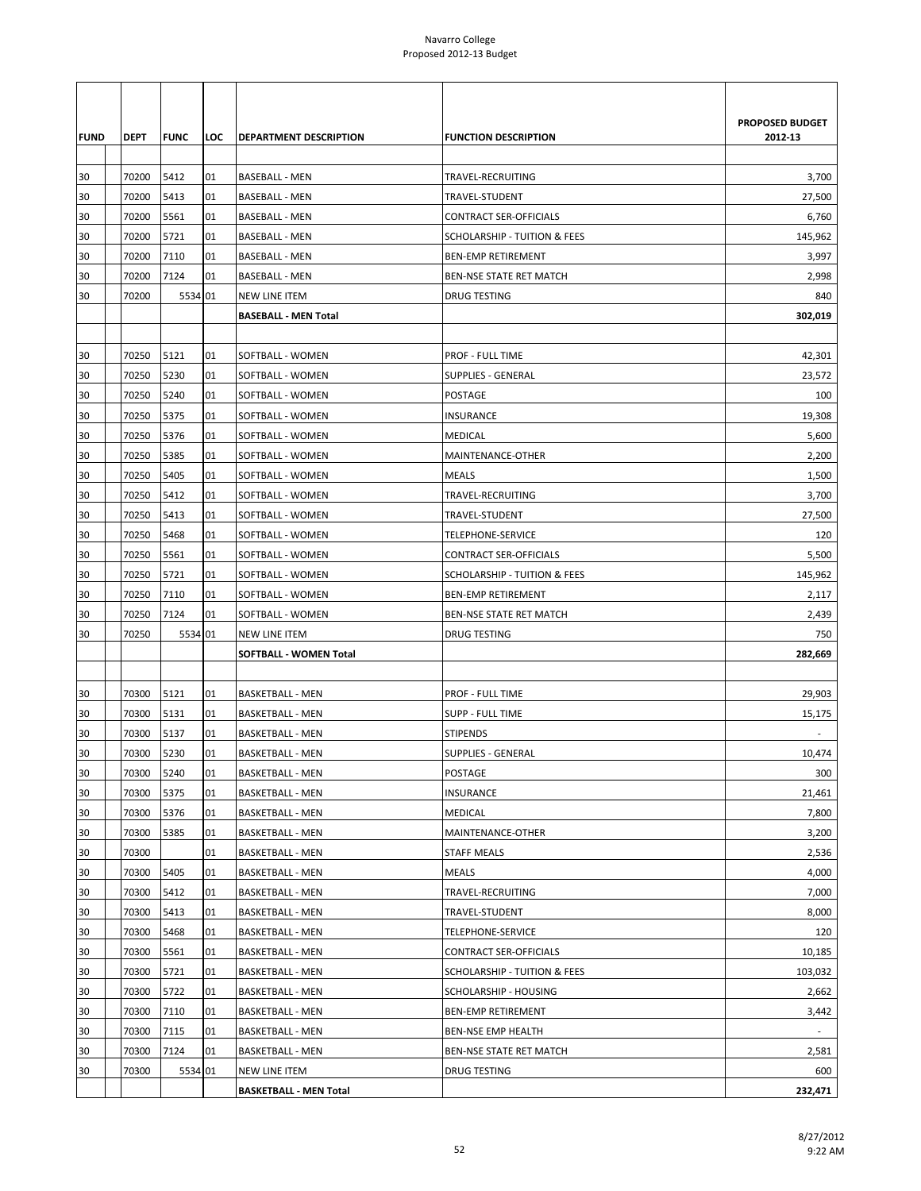| FUND | DEPT | FUNC | LOC | DEPARTMENT DESCRIPTION | FUNCTION DESCRIPTION | PROPOSED BUDGET 2012-13 |
|---|---|---|---|---|---|---|
| 30 | 70200 | 5412 | 01 | BASEBALL - MEN | TRAVEL-RECRUITING | 3,700 |
| 30 | 70200 | 5413 | 01 | BASEBALL - MEN | TRAVEL-STUDENT | 27,500 |
| 30 | 70200 | 5561 | 01 | BASEBALL - MEN | CONTRACT SER-OFFICIALS | 6,760 |
| 30 | 70200 | 5721 | 01 | BASEBALL - MEN | SCHOLARSHIP - TUITION & FEES | 145,962 |
| 30 | 70200 | 7110 | 01 | BASEBALL - MEN | BEN-EMP RETIREMENT | 3,997 |
| 30 | 70200 | 7124 | 01 | BASEBALL - MEN | BEN-NSE STATE RET MATCH | 2,998 |
| 30 | 70200 | 5534 | 01 | NEW LINE ITEM | DRUG TESTING | 840 |
| | | | | **BASEBALL - MEN Total** | | **302,019** |
| | | | | | | |
| 30 | 70250 | 5121 | 01 | SOFTBALL - WOMEN | PROF - FULL TIME | 42,301 |
| 30 | 70250 | 5230 | 01 | SOFTBALL - WOMEN | SUPPLIES - GENERAL | 23,572 |
| 30 | 70250 | 5240 | 01 | SOFTBALL - WOMEN | POSTAGE | 100 |
| 30 | 70250 | 5375 | 01 | SOFTBALL - WOMEN | INSURANCE | 19,308 |
| 30 | 70250 | 5376 | 01 | SOFTBALL - WOMEN | MEDICAL | 5,600 |
| 30 | 70250 | 5385 | 01 | SOFTBALL - WOMEN | MAINTENANCE-OTHER | 2,200 |
| 30 | 70250 | 5405 | 01 | SOFTBALL - WOMEN | MEALS | 1,500 |
| 30 | 70250 | 5412 | 01 | SOFTBALL - WOMEN | TRAVEL-RECRUITING | 3,700 |
| 30 | 70250 | 5413 | 01 | SOFTBALL - WOMEN | TRAVEL-STUDENT | 27,500 |
| 30 | 70250 | 5468 | 01 | SOFTBALL - WOMEN | TELEPHONE-SERVICE | 120 |
| 30 | 70250 | 5561 | 01 | SOFTBALL - WOMEN | CONTRACT SER-OFFICIALS | 5,500 |
| 30 | 70250 | 5721 | 01 | SOFTBALL - WOMEN | SCHOLARSHIP - TUITION & FEES | 145,962 |
| 30 | 70250 | 7110 | 01 | SOFTBALL - WOMEN | BEN-EMP RETIREMENT | 2,117 |
| 30 | 70250 | 7124 | 01 | SOFTBALL - WOMEN | BEN-NSE STATE RET MATCH | 2,439 |
| 30 | 70250 | 5534 | 01 | NEW LINE ITEM | DRUG TESTING | 750 |
| | | | | **SOFTBALL - WOMEN Total** | | **282,669** |
| | | | | | | |
| 30 | 70300 | 5121 | 01 | BASKETBALL - MEN | PROF - FULL TIME | 29,903 |
| 30 | 70300 | 5131 | 01 | BASKETBALL - MEN | SUPP - FULL TIME | 15,175 |
| 30 | 70300 | 5137 | 01 | BASKETBALL - MEN | STIPENDS | - |
| 30 | 70300 | 5230 | 01 | BASKETBALL - MEN | SUPPLIES - GENERAL | 10,474 |
| 30 | 70300 | 5240 | 01 | BASKETBALL - MEN | POSTAGE | 300 |
| 30 | 70300 | 5375 | 01 | BASKETBALL - MEN | INSURANCE | 21,461 |
| 30 | 70300 | 5376 | 01 | BASKETBALL - MEN | MEDICAL | 7,800 |
| 30 | 70300 | 5385 | 01 | BASKETBALL - MEN | MAINTENANCE-OTHER | 3,200 |
| 30 | 70300 | | 01 | BASKETBALL - MEN | STAFF MEALS | 2,536 |
| 30 | 70300 | 5405 | 01 | BASKETBALL - MEN | MEALS | 4,000 |
| 30 | 70300 | 5412 | 01 | BASKETBALL - MEN | TRAVEL-RECRUITING | 7,000 |
| 30 | 70300 | 5413 | 01 | BASKETBALL - MEN | TRAVEL-STUDENT | 8,000 |
| 30 | 70300 | 5468 | 01 | BASKETBALL - MEN | TELEPHONE-SERVICE | 120 |
| 30 | 70300 | 5561 | 01 | BASKETBALL - MEN | CONTRACT SER-OFFICIALS | 10,185 |
| 30 | 70300 | 5721 | 01 | BASKETBALL - MEN | SCHOLARSHIP - TUITION & FEES | 103,032 |
| 30 | 70300 | 5722 | 01 | BASKETBALL - MEN | SCHOLARSHIP - HOUSING | 2,662 |
| 30 | 70300 | 7110 | 01 | BASKETBALL - MEN | BEN-EMP RETIREMENT | 3,442 |
| 30 | 70300 | 7115 | 01 | BASKETBALL - MEN | BEN-NSE EMP HEALTH | - |
| 30 | 70300 | 7124 | 01 | BASKETBALL - MEN | BEN-NSE STATE RET MATCH | 2,581 |
| 30 | 70300 | 5534 | 01 | NEW LINE ITEM | DRUG TESTING | 600 |
| | | | | **BASKETBALL - MEN Total** | | **232,471** |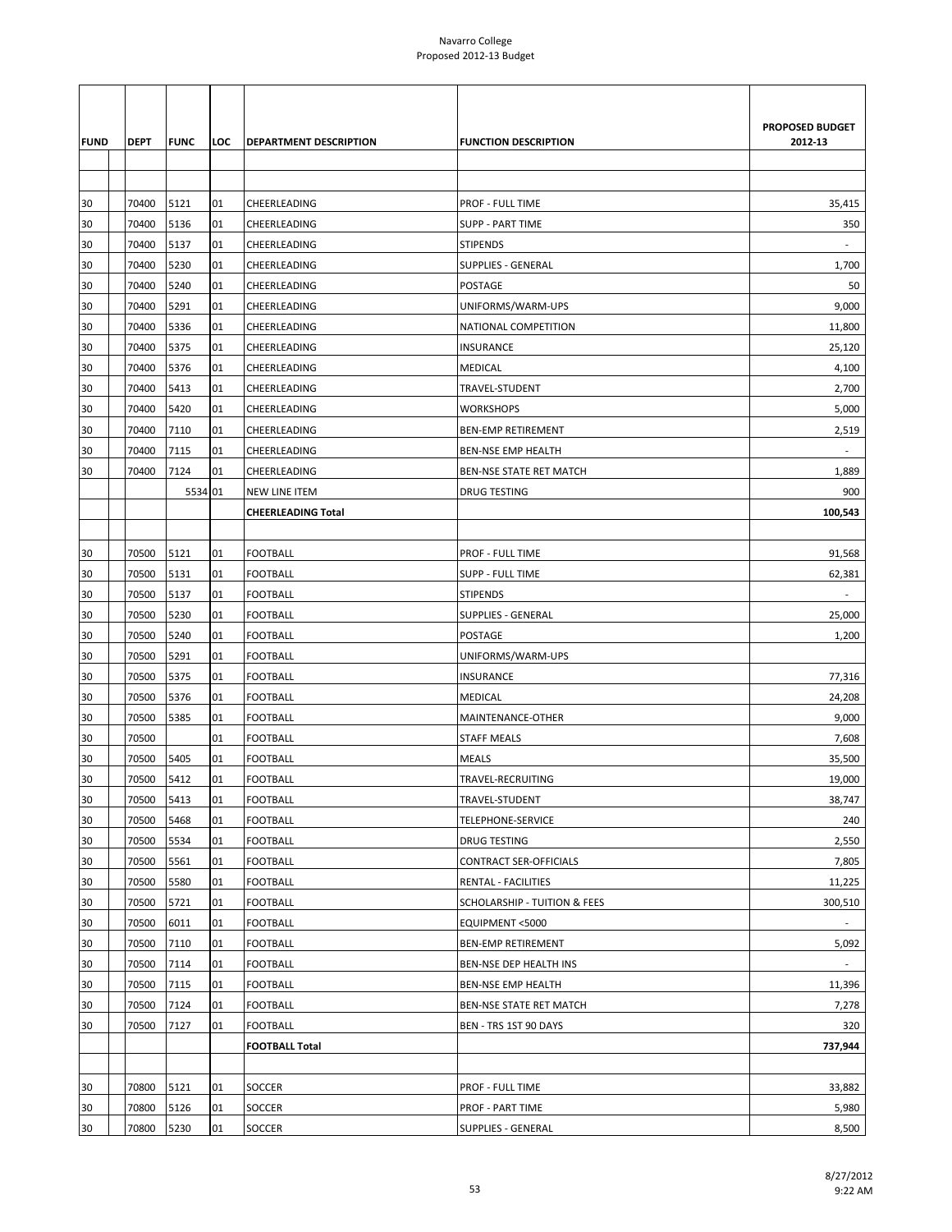# Navarro College
## Proposed 2012-13 Budget

| FUND | DEPT | FUNC | LOC | DEPARTMENT DESCRIPTION | FUNCTION DESCRIPTION | PROPOSED BUDGET 2012-13 |
|---|---|---|---|---|---|---|
| | | | | | | |
| 30 | 70400 | 5121 | 01 | CHEERLEADING | PROF - FULL TIME | 35,415 |
| 30 | 70400 | 5136 | 01 | CHEERLEADING | SUPP - PART TIME | 350 |
| 30 | 70400 | 5137 | 01 | CHEERLEADING | STIPENDS | - |
| 30 | 70400 | 5230 | 01 | CHEERLEADING | SUPPLIES - GENERAL | 1,700 |
| 30 | 70400 | 5240 | 01 | CHEERLEADING | POSTAGE | 50 |
| 30 | 70400 | 5291 | 01 | CHEERLEADING | UNIFORMS/WARM-UPS | 9,000 |
| 30 | 70400 | 5336 | 01 | CHEERLEADING | NATIONAL COMPETITION | 11,800 |
| 30 | 70400 | 5375 | 01 | CHEERLEADING | INSURANCE | 25,120 |
| 30 | 70400 | 5376 | 01 | CHEERLEADING | MEDICAL | 4,100 |
| 30 | 70400 | 5413 | 01 | CHEERLEADING | TRAVEL-STUDENT | 2,700 |
| 30 | 70400 | 5420 | 01 | CHEERLEADING | WORKSHOPS | 5,000 |
| 30 | 70400 | 7110 | 01 | CHEERLEADING | BEN-EMP RETIREMENT | 2,519 |
| 30 | 70400 | 7115 | 01 | CHEERLEADING | BEN-NSE EMP HEALTH | - |
| 30 | 70400 | 7124 | 01 | CHEERLEADING | BEN-NSE STATE RET MATCH | 1,889 |
| | | 5534 | 01 | NEW LINE ITEM | DRUG TESTING | 900 |
| | | | | **CHEERLEADING Total** | | **100,543** |
| | | | | | | |
| 30 | 70500 | 5121 | 01 | FOOTBALL | PROF - FULL TIME | 91,568 |
| 30 | 70500 | 5131 | 01 | FOOTBALL | SUPP - FULL TIME | 62,381 |
| 30 | 70500 | 5137 | 01 | FOOTBALL | STIPENDS | - |
| 30 | 70500 | 5230 | 01 | FOOTBALL | SUPPLIES - GENERAL | 25,000 |
| 30 | 70500 | 5240 | 01 | FOOTBALL | POSTAGE | 1,200 |
| 30 | 70500 | 5291 | 01 | FOOTBALL | UNIFORMS/WARM-UPS | |
| 30 | 70500 | 5375 | 01 | FOOTBALL | INSURANCE | 77,316 |
| 30 | 70500 | 5376 | 01 | FOOTBALL | MEDICAL | 24,208 |
| 30 | 70500 | 5385 | 01 | FOOTBALL | MAINTENANCE-OTHER | 9,000 |
| 30 | 70500 | | 01 | FOOTBALL | STAFF MEALS | 7,608 |
| 30 | 70500 | 5405 | 01 | FOOTBALL | MEALS | 35,500 |
| 30 | 70500 | 5412 | 01 | FOOTBALL | TRAVEL-RECRUITING | 19,000 |
| 30 | 70500 | 5413 | 01 | FOOTBALL | TRAVEL-STUDENT | 38,747 |
| 30 | 70500 | 5468 | 01 | FOOTBALL | TELEPHONE-SERVICE | 240 |
| 30 | 70500 | 5534 | 01 | FOOTBALL | DRUG TESTING | 2,550 |
| 30 | 70500 | 5561 | 01 | FOOTBALL | CONTRACT SER-OFFICIALS | 7,805 |
| 30 | 70500 | 5580 | 01 | FOOTBALL | RENTAL - FACILITIES | 11,225 |
| 30 | 70500 | 5721 | 01 | FOOTBALL | SCHOLARSHIP - TUITION & FEES | 300,510 |
| 30 | 70500 | 6011 | 01 | FOOTBALL | EQUIPMENT <5000 | - |
| 30 | 70500 | 7110 | 01 | FOOTBALL | BEN-EMP RETIREMENT | 5,092 |
| 30 | 70500 | 7114 | 01 | FOOTBALL | BEN-NSE DEP HEALTH INS | - |
| 30 | 70500 | 7115 | 01 | FOOTBALL | BEN-NSE EMP HEALTH | 11,396 |
| 30 | 70500 | 7124 | 01 | FOOTBALL | BEN-NSE STATE RET MATCH | 7,278 |
| 30 | 70500 | 7127 | 01 | FOOTBALL | BEN - TRS 1ST 90 DAYS | 320 |
| | | | | **FOOTBALL Total** | | **737,944** |
| | | | | | | |
| 30 | 70800 | 5121 | 01 | SOCCER | PROF - FULL TIME | 33,882 |
| 30 | 70800 | 5126 | 01 | SOCCER | PROF - PART TIME | 5,980 |
| 30 | 70800 | 5230 | 01 | SOCCER | SUPPLIES - GENERAL | 8,500 |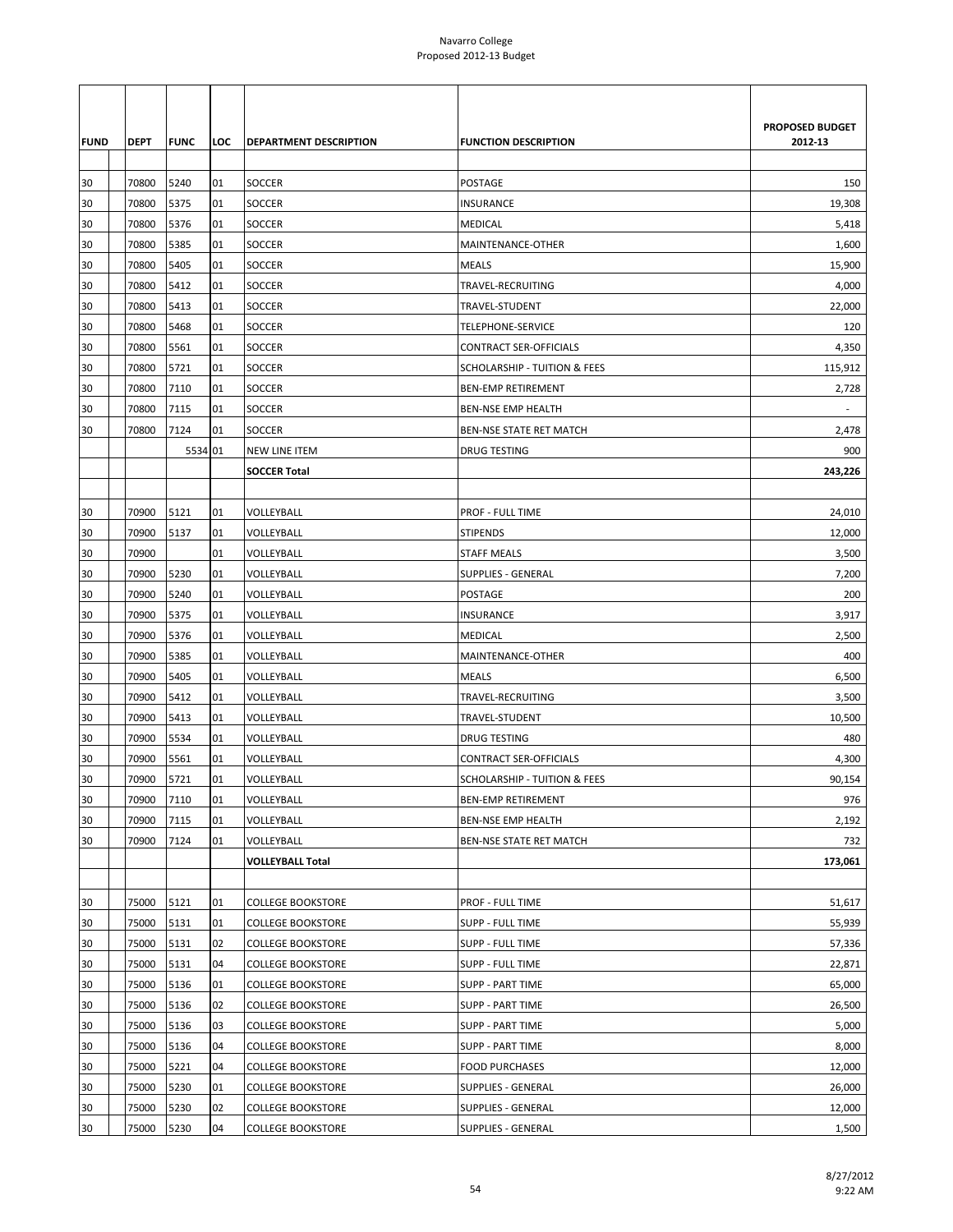| FUND | DEPT | FUNC | LOC | DEPARTMENT DESCRIPTION | FUNCTION DESCRIPTION | PROPOSED BUDGET 2012-13 |
|---|---|---|---|---|---|---|
| 30 | 70800 | 5240 | 01 | SOCCER | POSTAGE | 150 |
| 30 | 70800 | 5375 | 01 | SOCCER | INSURANCE | 19,308 |
| 30 | 70800 | 5376 | 01 | SOCCER | MEDICAL | 5,418 |
| 30 | 70800 | 5385 | 01 | SOCCER | MAINTENANCE-OTHER | 1,600 |
| 30 | 70800 | 5405 | 01 | SOCCER | MEALS | 15,900 |
| 30 | 70800 | 5412 | 01 | SOCCER | TRAVEL-RECRUITING | 4,000 |
| 30 | 70800 | 5413 | 01 | SOCCER | TRAVEL-STUDENT | 22,000 |
| 30 | 70800 | 5468 | 01 | SOCCER | TELEPHONE-SERVICE | 120 |
| 30 | 70800 | 5561 | 01 | SOCCER | CONTRACT SER-OFFICIALS | 4,350 |
| 30 | 70800 | 5721 | 01 | SOCCER | SCHOLARSHIP - TUITION & FEES | 115,912 |
| 30 | 70800 | 7110 | 01 | SOCCER | BEN-EMP RETIREMENT | 2,728 |
| 30 | 70800 | 7115 | 01 | SOCCER | BEN-NSE EMP HEALTH | - |
| 30 | 70800 | 7124 | 01 | SOCCER | BEN-NSE STATE RET MATCH | 2,478 |
| | | 5534 | 01 | NEW LINE ITEM | DRUG TESTING | 900 |
| | | | | **SOCCER Total** | | **243,226** |
| | | | | | | |
| 30 | 70900 | 5121 | 01 | VOLLEYBALL | PROF - FULL TIME | 24,010 |
| 30 | 70900 | 5137 | 01 | VOLLEYBALL | STIPENDS | 12,000 |
| 30 | 70900 | | 01 | VOLLEYBALL | STAFF MEALS | 3,500 |
| 30 | 70900 | 5230 | 01 | VOLLEYBALL | SUPPLIES - GENERAL | 7,200 |
| 30 | 70900 | 5240 | 01 | VOLLEYBALL | POSTAGE | 200 |
| 30 | 70900 | 5375 | 01 | VOLLEYBALL | INSURANCE | 3,917 |
| 30 | 70900 | 5376 | 01 | VOLLEYBALL | MEDICAL | 2,500 |
| 30 | 70900 | 5385 | 01 | VOLLEYBALL | MAINTENANCE-OTHER | 400 |
| 30 | 70900 | 5405 | 01 | VOLLEYBALL | MEALS | 6,500 |
| 30 | 70900 | 5412 | 01 | VOLLEYBALL | TRAVEL-RECRUITING | 3,500 |
| 30 | 70900 | 5413 | 01 | VOLLEYBALL | TRAVEL-STUDENT | 10,500 |
| 30 | 70900 | 5534 | 01 | VOLLEYBALL | DRUG TESTING | 480 |
| 30 | 70900 | 5561 | 01 | VOLLEYBALL | CONTRACT SER-OFFICIALS | 4,300 |
| 30 | 70900 | 5721 | 01 | VOLLEYBALL | SCHOLARSHIP - TUITION & FEES | 90,154 |
| 30 | 70900 | 7110 | 01 | VOLLEYBALL | BEN-EMP RETIREMENT | 976 |
| 30 | 70900 | 7115 | 01 | VOLLEYBALL | BEN-NSE EMP HEALTH | 2,192 |
| 30 | 70900 | 7124 | 01 | VOLLEYBALL | BEN-NSE STATE RET MATCH | 732 |
| | | | | **VOLLEYBALL Total** | | **173,061** |
| | | | | | | |
| 30 | 75000 | 5121 | 01 | COLLEGE BOOKSTORE | PROF - FULL TIME | 51,617 |
| 30 | 75000 | 5131 | 01 | COLLEGE BOOKSTORE | SUPP - FULL TIME | 55,939 |
| 30 | 75000 | 5131 | 02 | COLLEGE BOOKSTORE | SUPP - FULL TIME | 57,336 |
| 30 | 75000 | 5131 | 04 | COLLEGE BOOKSTORE | SUPP - FULL TIME | 22,871 |
| 30 | 75000 | 5136 | 01 | COLLEGE BOOKSTORE | SUPP - PART TIME | 65,000 |
| 30 | 75000 | 5136 | 02 | COLLEGE BOOKSTORE | SUPP - PART TIME | 26,500 |
| 30 | 75000 | 5136 | 03 | COLLEGE BOOKSTORE | SUPP - PART TIME | 5,000 |
| 30 | 75000 | 5136 | 04 | COLLEGE BOOKSTORE | SUPP - PART TIME | 8,000 |
| 30 | 75000 | 5221 | 04 | COLLEGE BOOKSTORE | FOOD PURCHASES | 12,000 |
| 30 | 75000 | 5230 | 01 | COLLEGE BOOKSTORE | SUPPLIES - GENERAL | 26,000 |
| 30 | 75000 | 5230 | 02 | COLLEGE BOOKSTORE | SUPPLIES - GENERAL | 12,000 |
| 30 | 75000 | 5230 | 04 | COLLEGE BOOKSTORE | SUPPLIES - GENERAL | 1,500 |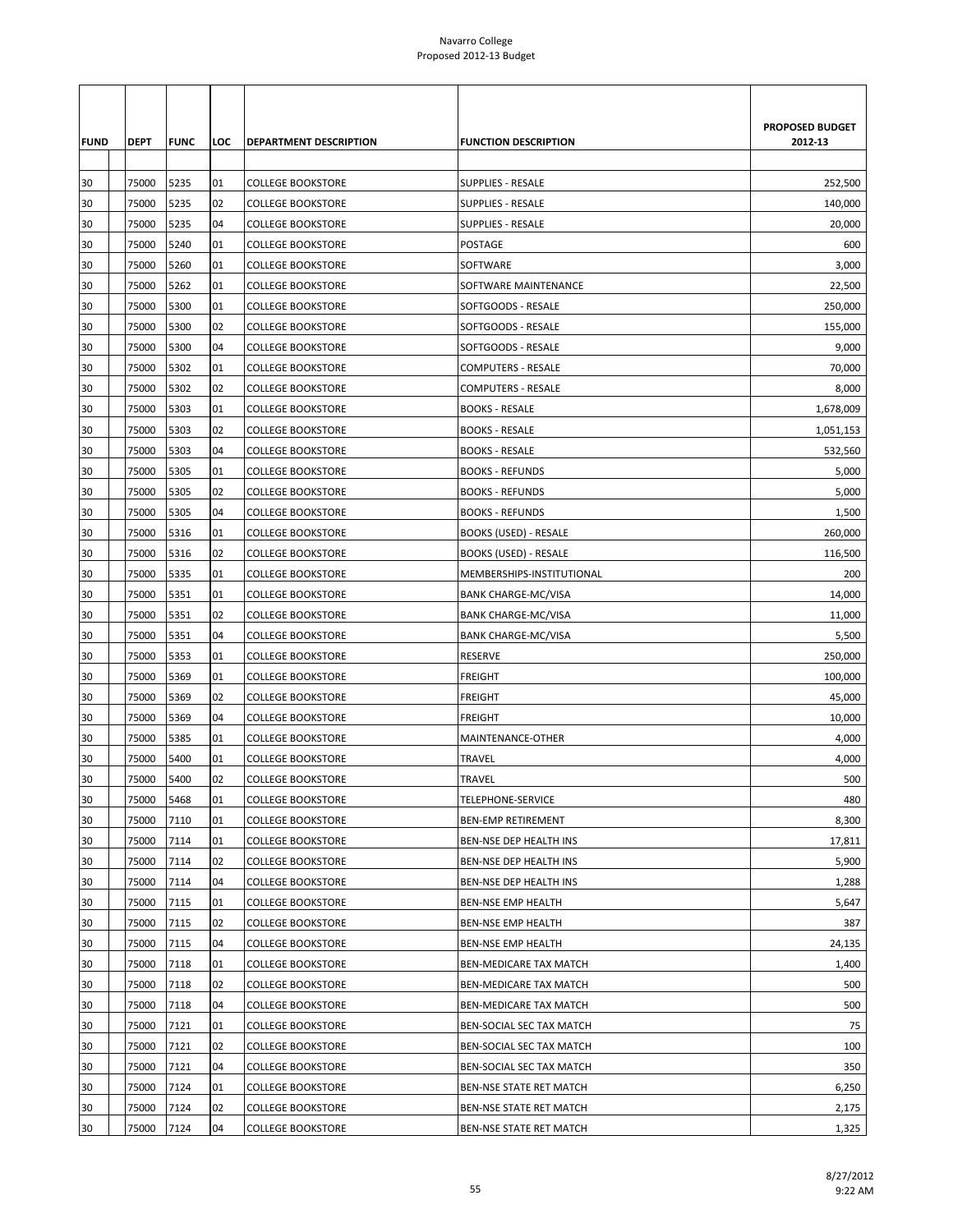| FUND | DEPT | FUNC | LOC | DEPARTMENT DESCRIPTION | FUNCTION DESCRIPTION | PROPOSED BUDGET 2012-13 |
|---|---|---|---|---|---|---|
| 30 | 75000 | 5235 | 01 | COLLEGE BOOKSTORE | SUPPLIES - RESALE | 252,500 |
| 30 | 75000 | 5235 | 02 | COLLEGE BOOKSTORE | SUPPLIES - RESALE | 140,000 |
| 30 | 75000 | 5235 | 04 | COLLEGE BOOKSTORE | SUPPLIES - RESALE | 20,000 |
| 30 | 75000 | 5240 | 01 | COLLEGE BOOKSTORE | POSTAGE | 600 |
| 30 | 75000 | 5260 | 01 | COLLEGE BOOKSTORE | SOFTWARE | 3,000 |
| 30 | 75000 | 5262 | 01 | COLLEGE BOOKSTORE | SOFTWARE MAINTENANCE | 22,500 |
| 30 | 75000 | 5300 | 01 | COLLEGE BOOKSTORE | SOFTGOODS - RESALE | 250,000 |
| 30 | 75000 | 5300 | 02 | COLLEGE BOOKSTORE | SOFTGOODS - RESALE | 155,000 |
| 30 | 75000 | 5300 | 04 | COLLEGE BOOKSTORE | SOFTGOODS - RESALE | 9,000 |
| 30 | 75000 | 5302 | 01 | COLLEGE BOOKSTORE | COMPUTERS - RESALE | 70,000 |
| 30 | 75000 | 5302 | 02 | COLLEGE BOOKSTORE | COMPUTERS - RESALE | 8,000 |
| 30 | 75000 | 5303 | 01 | COLLEGE BOOKSTORE | BOOKS - RESALE | 1,678,009 |
| 30 | 75000 | 5303 | 02 | COLLEGE BOOKSTORE | BOOKS - RESALE | 1,051,153 |
| 30 | 75000 | 5303 | 04 | COLLEGE BOOKSTORE | BOOKS - RESALE | 532,560 |
| 30 | 75000 | 5305 | 01 | COLLEGE BOOKSTORE | BOOKS - REFUNDS | 5,000 |
| 30 | 75000 | 5305 | 02 | COLLEGE BOOKSTORE | BOOKS - REFUNDS | 5,000 |
| 30 | 75000 | 5305 | 04 | COLLEGE BOOKSTORE | BOOKS - REFUNDS | 1,500 |
| 30 | 75000 | 5316 | 01 | COLLEGE BOOKSTORE | BOOKS (USED) - RESALE | 260,000 |
| 30 | 75000 | 5316 | 02 | COLLEGE BOOKSTORE | BOOKS (USED) - RESALE | 116,500 |
| 30 | 75000 | 5335 | 01 | COLLEGE BOOKSTORE | MEMBERSHIPS-INSTITUTIONAL | 200 |
| 30 | 75000 | 5351 | 01 | COLLEGE BOOKSTORE | BANK CHARGE-MC/VISA | 14,000 |
| 30 | 75000 | 5351 | 02 | COLLEGE BOOKSTORE | BANK CHARGE-MC/VISA | 11,000 |
| 30 | 75000 | 5351 | 04 | COLLEGE BOOKSTORE | BANK CHARGE-MC/VISA | 5,500 |
| 30 | 75000 | 5353 | 01 | COLLEGE BOOKSTORE | RESERVE | 250,000 |
| 30 | 75000 | 5369 | 01 | COLLEGE BOOKSTORE | FREIGHT | 100,000 |
| 30 | 75000 | 5369 | 02 | COLLEGE BOOKSTORE | FREIGHT | 45,000 |
| 30 | 75000 | 5369 | 04 | COLLEGE BOOKSTORE | FREIGHT | 10,000 |
| 30 | 75000 | 5385 | 01 | COLLEGE BOOKSTORE | MAINTENANCE-OTHER | 4,000 |
| 30 | 75000 | 5400 | 01 | COLLEGE BOOKSTORE | TRAVEL | 4,000 |
| 30 | 75000 | 5400 | 02 | COLLEGE BOOKSTORE | TRAVEL | 500 |
| 30 | 75000 | 5468 | 01 | COLLEGE BOOKSTORE | TELEPHONE-SERVICE | 480 |
| 30 | 75000 | 7110 | 01 | COLLEGE BOOKSTORE | BEN-EMP RETIREMENT | 8,300 |
| 30 | 75000 | 7114 | 01 | COLLEGE BOOKSTORE | BEN-NSE DEP HEALTH INS | 17,811 |
| 30 | 75000 | 7114 | 02 | COLLEGE BOOKSTORE | BEN-NSE DEP HEALTH INS | 5,900 |
| 30 | 75000 | 7114 | 04 | COLLEGE BOOKSTORE | BEN-NSE DEP HEALTH INS | 1,288 |
| 30 | 75000 | 7115 | 01 | COLLEGE BOOKSTORE | BEN-NSE EMP HEALTH | 5,647 |
| 30 | 75000 | 7115 | 02 | COLLEGE BOOKSTORE | BEN-NSE EMP HEALTH | 387 |
| 30 | 75000 | 7115 | 04 | COLLEGE BOOKSTORE | BEN-NSE EMP HEALTH | 24,135 |
| 30 | 75000 | 7118 | 01 | COLLEGE BOOKSTORE | BEN-MEDICARE TAX MATCH | 1,400 |
| 30 | 75000 | 7118 | 02 | COLLEGE BOOKSTORE | BEN-MEDICARE TAX MATCH | 500 |
| 30 | 75000 | 7118 | 04 | COLLEGE BOOKSTORE | BEN-MEDICARE TAX MATCH | 500 |
| 30 | 75000 | 7121 | 01 | COLLEGE BOOKSTORE | BEN-SOCIAL SEC TAX MATCH | 75 |
| 30 | 75000 | 7121 | 02 | COLLEGE BOOKSTORE | BEN-SOCIAL SEC TAX MATCH | 100 |
| 30 | 75000 | 7121 | 04 | COLLEGE BOOKSTORE | BEN-SOCIAL SEC TAX MATCH | 350 |
| 30 | 75000 | 7124 | 01 | COLLEGE BOOKSTORE | BEN-NSE STATE RET MATCH | 6,250 |
| 30 | 75000 | 7124 | 02 | COLLEGE BOOKSTORE | BEN-NSE STATE RET MATCH | 2,175 |
| 30 | 75000 | 7124 | 04 | COLLEGE BOOKSTORE | BEN-NSE STATE RET MATCH | 1,325 |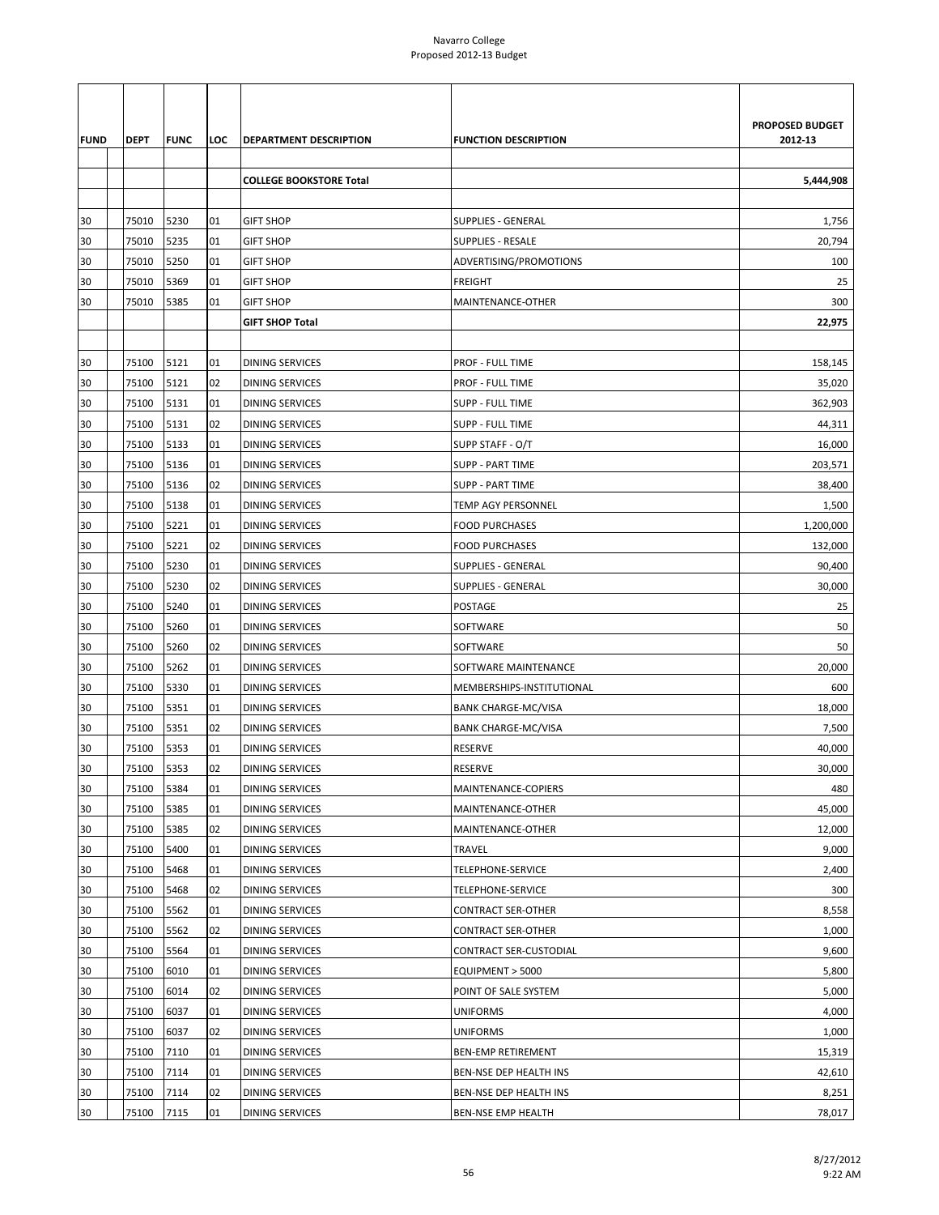| FUND | DEPT | FUNC | LOC | DEPARTMENT DESCRIPTION | FUNCTION DESCRIPTION | PROPOSED BUDGET 2012-13 |
|---|---|---|---|---|---|---|
| | | | | **COLLEGE BOOKSTORE Total** | | **5,444,908** |
| | | | | | | |
| 30 | 75010 | 5230 | 01 | GIFT SHOP | SUPPLIES - GENERAL | 1,756 |
| 30 | 75010 | 5235 | 01 | GIFT SHOP | SUPPLIES - RESALE | 20,794 |
| 30 | 75010 | 5250 | 01 | GIFT SHOP | ADVERTISING/PROMOTIONS | 100 |
| 30 | 75010 | 5369 | 01 | GIFT SHOP | FREIGHT | 25 |
| 30 | 75010 | 5385 | 01 | GIFT SHOP | MAINTENANCE-OTHER | 300 |
| | | | | **GIFT SHOP Total** | | **22,975** |
| | | | | | | |
| 30 | 75100 | 5121 | 01 | DINING SERVICES | PROF - FULL TIME | 158,145 |
| 30 | 75100 | 5121 | 02 | DINING SERVICES | PROF - FULL TIME | 35,020 |
| 30 | 75100 | 5131 | 01 | DINING SERVICES | SUPP - FULL TIME | 362,903 |
| 30 | 75100 | 5131 | 02 | DINING SERVICES | SUPP - FULL TIME | 44,311 |
| 30 | 75100 | 5133 | 01 | DINING SERVICES | SUPP STAFF - O/T | 16,000 |
| 30 | 75100 | 5136 | 01 | DINING SERVICES | SUPP - PART TIME | 203,571 |
| 30 | 75100 | 5136 | 02 | DINING SERVICES | SUPP - PART TIME | 38,400 |
| 30 | 75100 | 5138 | 01 | DINING SERVICES | TEMP AGY PERSONNEL | 1,500 |
| 30 | 75100 | 5221 | 01 | DINING SERVICES | FOOD PURCHASES | 1,200,000 |
| 30 | 75100 | 5221 | 02 | DINING SERVICES | FOOD PURCHASES | 132,000 |
| 30 | 75100 | 5230 | 01 | DINING SERVICES | SUPPLIES - GENERAL | 90,400 |
| 30 | 75100 | 5230 | 02 | DINING SERVICES | SUPPLIES - GENERAL | 30,000 |
| 30 | 75100 | 5240 | 01 | DINING SERVICES | POSTAGE | 25 |
| 30 | 75100 | 5260 | 01 | DINING SERVICES | SOFTWARE | 50 |
| 30 | 75100 | 5260 | 02 | DINING SERVICES | SOFTWARE | 50 |
| 30 | 75100 | 5262 | 01 | DINING SERVICES | SOFTWARE MAINTENANCE | 20,000 |
| 30 | 75100 | 5330 | 01 | DINING SERVICES | MEMBERSHIPS-INSTITUTIONAL | 600 |
| 30 | 75100 | 5351 | 01 | DINING SERVICES | BANK CHARGE-MC/VISA | 18,000 |
| 30 | 75100 | 5351 | 02 | DINING SERVICES | BANK CHARGE-MC/VISA | 7,500 |
| 30 | 75100 | 5353 | 01 | DINING SERVICES | RESERVE | 40,000 |
| 30 | 75100 | 5353 | 02 | DINING SERVICES | RESERVE | 30,000 |
| 30 | 75100 | 5384 | 01 | DINING SERVICES | MAINTENANCE-COPIERS | 480 |
| 30 | 75100 | 5385 | 01 | DINING SERVICES | MAINTENANCE-OTHER | 45,000 |
| 30 | 75100 | 5385 | 02 | DINING SERVICES | MAINTENANCE-OTHER | 12,000 |
| 30 | 75100 | 5400 | 01 | DINING SERVICES | TRAVEL | 9,000 |
| 30 | 75100 | 5468 | 01 | DINING SERVICES | TELEPHONE-SERVICE | 2,400 |
| 30 | 75100 | 5468 | 02 | DINING SERVICES | TELEPHONE-SERVICE | 300 |
| 30 | 75100 | 5562 | 01 | DINING SERVICES | CONTRACT SER-OTHER | 8,558 |
| 30 | 75100 | 5562 | 02 | DINING SERVICES | CONTRACT SER-OTHER | 1,000 |
| 30 | 75100 | 5564 | 01 | DINING SERVICES | CONTRACT SER-CUSTODIAL | 9,600 |
| 30 | 75100 | 6010 | 01 | DINING SERVICES | EQUIPMENT > 5000 | 5,800 |
| 30 | 75100 | 6014 | 02 | DINING SERVICES | POINT OF SALE SYSTEM | 5,000 |
| 30 | 75100 | 6037 | 01 | DINING SERVICES | UNIFORMS | 4,000 |
| 30 | 75100 | 6037 | 02 | DINING SERVICES | UNIFORMS | 1,000 |
| 30 | 75100 | 7110 | 01 | DINING SERVICES | BEN-EMP RETIREMENT | 15,319 |
| 30 | 75100 | 7114 | 01 | DINING SERVICES | BEN-NSE DEP HEALTH INS | 42,610 |
| 30 | 75100 | 7114 | 02 | DINING SERVICES | BEN-NSE DEP HEALTH INS | 8,251 |
| 30 | 75100 | 7115 | 01 | DINING SERVICES | BEN-NSE EMP HEALTH | 78,017 |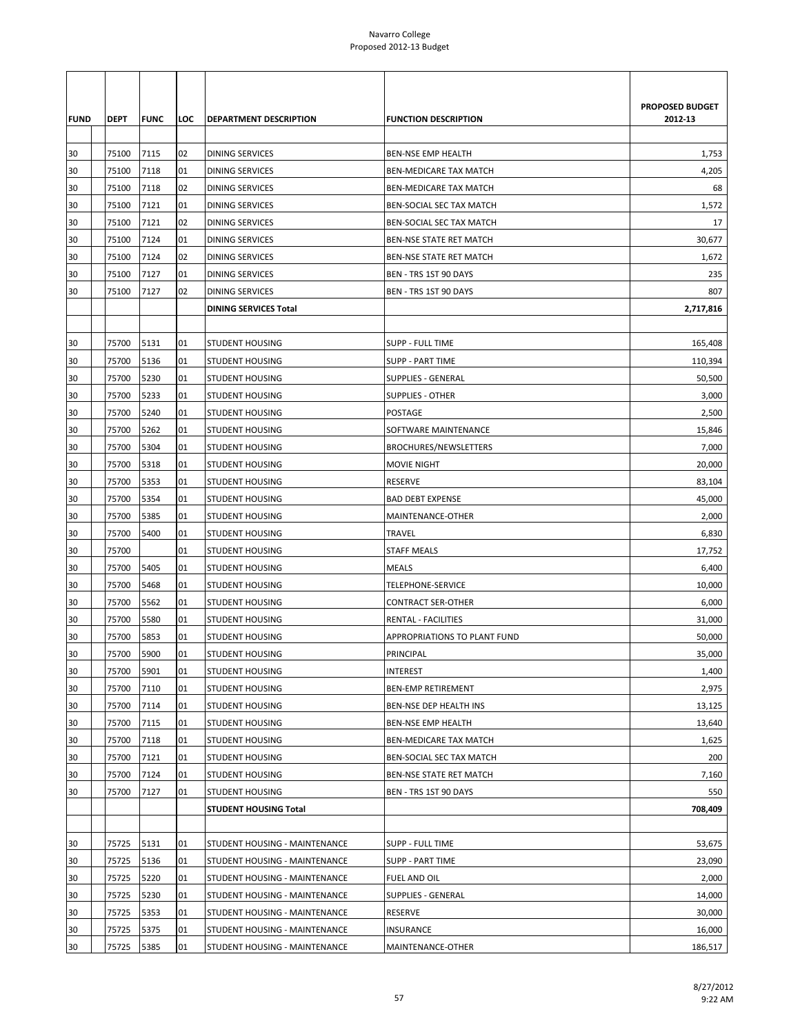| FUND | DEPT | FUNC | LOC | DEPARTMENT DESCRIPTION | FUNCTION DESCRIPTION | PROPOSED BUDGET 2012-13 |
|---|---|---|---|---|---|---|
| 30 | 75100 | 7115 | 02 | DINING SERVICES | BEN-NSE EMP HEALTH | 1,753 |
| 30 | 75100 | 7118 | 01 | DINING SERVICES | BEN-MEDICARE TAX MATCH | 4,205 |
| 30 | 75100 | 7118 | 02 | DINING SERVICES | BEN-MEDICARE TAX MATCH | 68 |
| 30 | 75100 | 7121 | 01 | DINING SERVICES | BEN-SOCIAL SEC TAX MATCH | 1,572 |
| 30 | 75100 | 7121 | 02 | DINING SERVICES | BEN-SOCIAL SEC TAX MATCH | 17 |
| 30 | 75100 | 7124 | 01 | DINING SERVICES | BEN-NSE STATE RET MATCH | 30,677 |
| 30 | 75100 | 7124 | 02 | DINING SERVICES | BEN-NSE STATE RET MATCH | 1,672 |
| 30 | 75100 | 7127 | 01 | DINING SERVICES | BEN - TRS 1ST 90 DAYS | 235 |
| 30 | 75100 | 7127 | 02 | DINING SERVICES | BEN - TRS 1ST 90 DAYS | 807 |
| | | | | **DINING SERVICES Total** | | **2,717,816** |
| | | | | | | |
| 30 | 75700 | 5131 | 01 | STUDENT HOUSING | SUPP - FULL TIME | 165,408 |
| 30 | 75700 | 5136 | 01 | STUDENT HOUSING | SUPP - PART TIME | 110,394 |
| 30 | 75700 | 5230 | 01 | STUDENT HOUSING | SUPPLIES - GENERAL | 50,500 |
| 30 | 75700 | 5233 | 01 | STUDENT HOUSING | SUPPLIES - OTHER | 3,000 |
| 30 | 75700 | 5240 | 01 | STUDENT HOUSING | POSTAGE | 2,500 |
| 30 | 75700 | 5262 | 01 | STUDENT HOUSING | SOFTWARE MAINTENANCE | 15,846 |
| 30 | 75700 | 5304 | 01 | STUDENT HOUSING | BROCHURES/NEWSLETTERS | 7,000 |
| 30 | 75700 | 5318 | 01 | STUDENT HOUSING | MOVIE NIGHT | 20,000 |
| 30 | 75700 | 5353 | 01 | STUDENT HOUSING | RESERVE | 83,104 |
| 30 | 75700 | 5354 | 01 | STUDENT HOUSING | BAD DEBT EXPENSE | 45,000 |
| 30 | 75700 | 5385 | 01 | STUDENT HOUSING | MAINTENANCE-OTHER | 2,000 |
| 30 | 75700 | 5400 | 01 | STUDENT HOUSING | TRAVEL | 6,830 |
| 30 | 75700 | | 01 | STUDENT HOUSING | STAFF MEALS | 17,752 |
| 30 | 75700 | 5405 | 01 | STUDENT HOUSING | MEALS | 6,400 |
| 30 | 75700 | 5468 | 01 | STUDENT HOUSING | TELEPHONE-SERVICE | 10,000 |
| 30 | 75700 | 5562 | 01 | STUDENT HOUSING | CONTRACT SER-OTHER | 6,000 |
| 30 | 75700 | 5580 | 01 | STUDENT HOUSING | RENTAL - FACILITIES | 31,000 |
| 30 | 75700 | 5853 | 01 | STUDENT HOUSING | APPROPRIATIONS TO PLANT FUND | 50,000 |
| 30 | 75700 | 5900 | 01 | STUDENT HOUSING | PRINCIPAL | 35,000 |
| 30 | 75700 | 5901 | 01 | STUDENT HOUSING | INTEREST | 1,400 |
| 30 | 75700 | 7110 | 01 | STUDENT HOUSING | BEN-EMP RETIREMENT | 2,975 |
| 30 | 75700 | 7114 | 01 | STUDENT HOUSING | BEN-NSE DEP HEALTH INS | 13,125 |
| 30 | 75700 | 7115 | 01 | STUDENT HOUSING | BEN-NSE EMP HEALTH | 13,640 |
| 30 | 75700 | 7118 | 01 | STUDENT HOUSING | BEN-MEDICARE TAX MATCH | 1,625 |
| 30 | 75700 | 7121 | 01 | STUDENT HOUSING | BEN-SOCIAL SEC TAX MATCH | 200 |
| 30 | 75700 | 7124 | 01 | STUDENT HOUSING | BEN-NSE STATE RET MATCH | 7,160 |
| 30 | 75700 | 7127 | 01 | STUDENT HOUSING | BEN - TRS 1ST 90 DAYS | 550 |
| | | | | **STUDENT HOUSING Total** | | **708,409** |
| | | | | | | |
| 30 | 75725 | 5131 | 01 | STUDENT HOUSING - MAINTENANCE | SUPP - FULL TIME | 53,675 |
| 30 | 75725 | 5136 | 01 | STUDENT HOUSING - MAINTENANCE | SUPP - PART TIME | 23,090 |
| 30 | 75725 | 5220 | 01 | STUDENT HOUSING - MAINTENANCE | FUEL AND OIL | 2,000 |
| 30 | 75725 | 5230 | 01 | STUDENT HOUSING - MAINTENANCE | SUPPLIES - GENERAL | 14,000 |
| 30 | 75725 | 5353 | 01 | STUDENT HOUSING - MAINTENANCE | RESERVE | 30,000 |
| 30 | 75725 | 5375 | 01 | STUDENT HOUSING - MAINTENANCE | INSURANCE | 16,000 |
| 30 | 75725 | 5385 | 01 | STUDENT HOUSING - MAINTENANCE | MAINTENANCE-OTHER | 186,517 |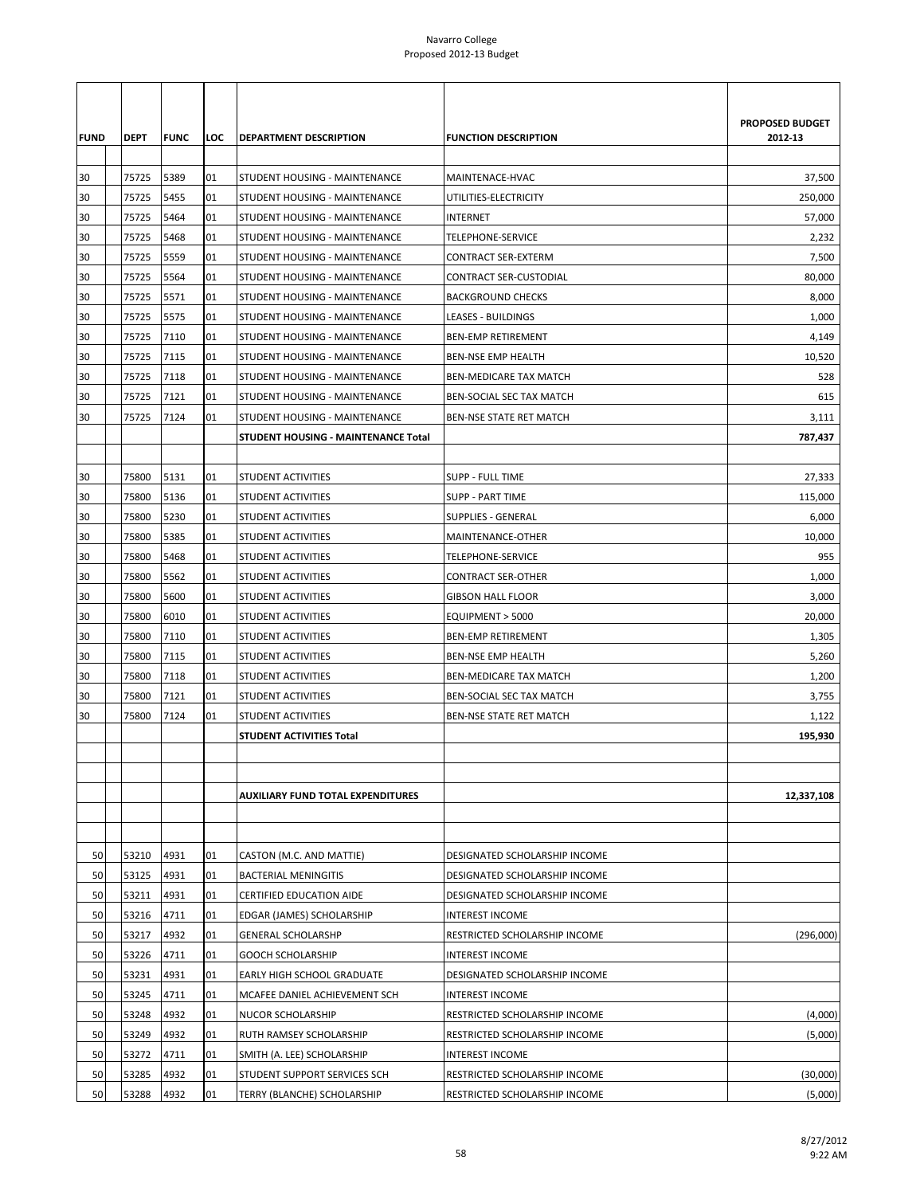| FUND | DEPT | FUNC | LOC | DEPARTMENT DESCRIPTION | FUNCTION DESCRIPTION | PROPOSED BUDGET 2012-13 |
|---|---|---|---|---|---|---|
| 30 | 75725 | 5389 | 01 | STUDENT HOUSING - MAINTENANCE | MAINTENACE-HVAC | 37,500 |
| 30 | 75725 | 5455 | 01 | STUDENT HOUSING - MAINTENANCE | UTILITIES-ELECTRICITY | 250,000 |
| 30 | 75725 | 5464 | 01 | STUDENT HOUSING - MAINTENANCE | INTERNET | 57,000 |
| 30 | 75725 | 5468 | 01 | STUDENT HOUSING - MAINTENANCE | TELEPHONE-SERVICE | 2,232 |
| 30 | 75725 | 5559 | 01 | STUDENT HOUSING - MAINTENANCE | CONTRACT SER-EXTERM | 7,500 |
| 30 | 75725 | 5564 | 01 | STUDENT HOUSING - MAINTENANCE | CONTRACT SER-CUSTODIAL | 80,000 |
| 30 | 75725 | 5571 | 01 | STUDENT HOUSING - MAINTENANCE | BACKGROUND CHECKS | 8,000 |
| 30 | 75725 | 5575 | 01 | STUDENT HOUSING - MAINTENANCE | LEASES - BUILDINGS | 1,000 |
| 30 | 75725 | 7110 | 01 | STUDENT HOUSING - MAINTENANCE | BEN-EMP RETIREMENT | 4,149 |
| 30 | 75725 | 7115 | 01 | STUDENT HOUSING - MAINTENANCE | BEN-NSE EMP HEALTH | 10,520 |
| 30 | 75725 | 7118 | 01 | STUDENT HOUSING - MAINTENANCE | BEN-MEDICARE TAX MATCH | 528 |
| 30 | 75725 | 7121 | 01 | STUDENT HOUSING - MAINTENANCE | BEN-SOCIAL SEC TAX MATCH | 615 |
| 30 | 75725 | 7124 | 01 | STUDENT HOUSING - MAINTENANCE | BEN-NSE STATE RET MATCH | 3,111 |
| | | | | **STUDENT HOUSING - MAINTENANCE Total** | | **787,437** |
| | | | | | | |
| 30 | 75800 | 5131 | 01 | STUDENT ACTIVITIES | SUPP - FULL TIME | 27,333 |
| 30 | 75800 | 5136 | 01 | STUDENT ACTIVITIES | SUPP - PART TIME | 115,000 |
| 30 | 75800 | 5230 | 01 | STUDENT ACTIVITIES | SUPPLIES - GENERAL | 6,000 |
| 30 | 75800 | 5385 | 01 | STUDENT ACTIVITIES | MAINTENANCE-OTHER | 10,000 |
| 30 | 75800 | 5468 | 01 | STUDENT ACTIVITIES | TELEPHONE-SERVICE | 955 |
| 30 | 75800 | 5562 | 01 | STUDENT ACTIVITIES | CONTRACT SER-OTHER | 1,000 |
| 30 | 75800 | 5600 | 01 | STUDENT ACTIVITIES | GIBSON HALL FLOOR | 3,000 |
| 30 | 75800 | 6010 | 01 | STUDENT ACTIVITIES | EQUIPMENT > 5000 | 20,000 |
| 30 | 75800 | 7110 | 01 | STUDENT ACTIVITIES | BEN-EMP RETIREMENT | 1,305 |
| 30 | 75800 | 7115 | 01 | STUDENT ACTIVITIES | BEN-NSE EMP HEALTH | 5,260 |
| 30 | 75800 | 7118 | 01 | STUDENT ACTIVITIES | BEN-MEDICARE TAX MATCH | 1,200 |
| 30 | 75800 | 7121 | 01 | STUDENT ACTIVITIES | BEN-SOCIAL SEC TAX MATCH | 3,755 |
| 30 | 75800 | 7124 | 01 | STUDENT ACTIVITIES | BEN-NSE STATE RET MATCH | 1,122 |
| | | | | **STUDENT ACTIVITIES Total** | | **195,930** |
| | | | | | | |
| | | | | | | |
| | | | | **AUXILIARY FUND TOTAL EXPENDITURES** | | **12,337,108** |
| | | | | | | |
| | | | | | | |
| 50 | 53210 | 4931 | 01 | CASTON (M.C. AND MATTIE) | DESIGNATED SCHOLARSHIP INCOME | |
| 50 | 53125 | 4931 | 01 | BACTERIAL MENINGITIS | DESIGNATED SCHOLARSHIP INCOME | |
| 50 | 53211 | 4931 | 01 | CERTIFIED EDUCATION AIDE | DESIGNATED SCHOLARSHIP INCOME | |
| 50 | 53216 | 4711 | 01 | EDGAR (JAMES) SCHOLARSHIP | INTEREST INCOME | |
| 50 | 53217 | 4932 | 01 | GENERAL SCHOLARSHP | RESTRICTED SCHOLARSHIP INCOME | (296,000) |
| 50 | 53226 | 4711 | 01 | GOOCH SCHOLARSHIP | INTEREST INCOME | |
| 50 | 53231 | 4931 | 01 | EARLY HIGH SCHOOL GRADUATE | DESIGNATED SCHOLARSHIP INCOME | |
| 50 | 53245 | 4711 | 01 | MCAFEE DANIEL ACHIEVEMENT SCH | INTEREST INCOME | |
| 50 | 53248 | 4932 | 01 | NUCOR SCHOLARSHIP | RESTRICTED SCHOLARSHIP INCOME | (4,000) |
| 50 | 53249 | 4932 | 01 | RUTH RAMSEY SCHOLARSHIP | RESTRICTED SCHOLARSHIP INCOME | (5,000) |
| 50 | 53272 | 4711 | 01 | SMITH (A. LEE) SCHOLARSHIP | INTEREST INCOME | |
| 50 | 53285 | 4932 | 01 | STUDENT SUPPORT SERVICES SCH | RESTRICTED SCHOLARSHIP INCOME | (30,000) |
| 50 | 53288 | 4932 | 01 | TERRY (BLANCHE) SCHOLARSHIP | RESTRICTED SCHOLARSHIP INCOME | (5,000) |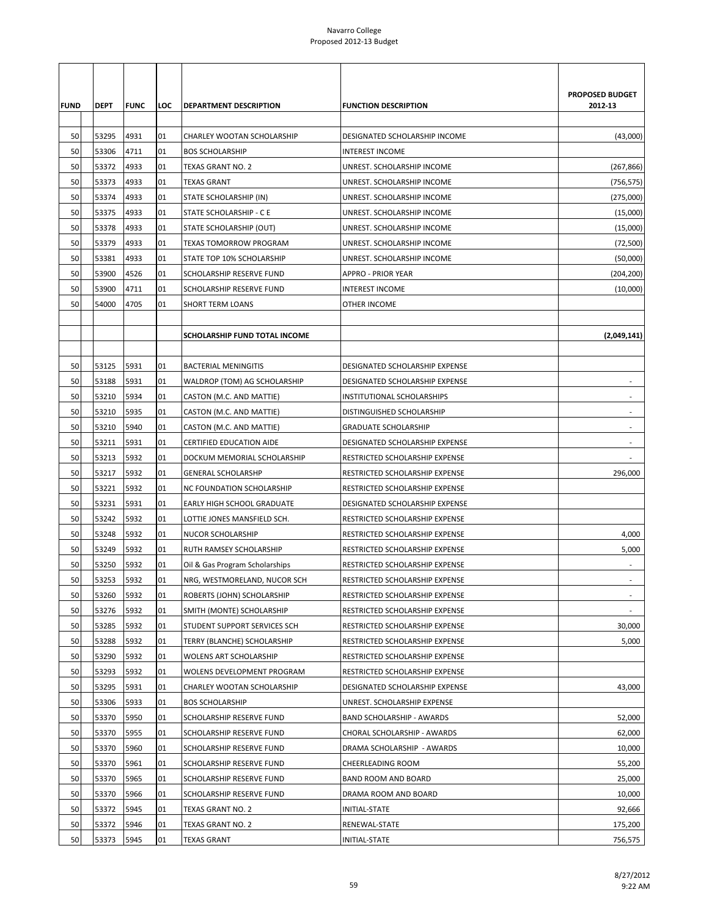Navarro College
Proposed 2012-13 Budget

| FUND | DEPT | FUNC | LOC | DEPARTMENT DESCRIPTION | FUNCTION DESCRIPTION | PROPOSED BUDGET 2012-13 |
|---|---|---|---|---|---|---|
| 50 | 53295 | 4931 | 01 | CHARLEY WOOTAN SCHOLARSHIP | DESIGNATED SCHOLARSHIP INCOME | (43,000) |
| 50 | 53306 | 4711 | 01 | BOS SCHOLARSHIP | INTEREST INCOME | |
| 50 | 53372 | 4933 | 01 | TEXAS GRANT NO. 2 | UNREST. SCHOLARSHIP INCOME | (267,866) |
| 50 | 53373 | 4933 | 01 | TEXAS GRANT | UNREST. SCHOLARSHIP INCOME | (756,575) |
| 50 | 53374 | 4933 | 01 | STATE SCHOLARSHIP (IN) | UNREST. SCHOLARSHIP INCOME | (275,000) |
| 50 | 53375 | 4933 | 01 | STATE SCHOLARSHIP - C E | UNREST. SCHOLARSHIP INCOME | (15,000) |
| 50 | 53378 | 4933 | 01 | STATE SCHOLARSHIP (OUT) | UNREST. SCHOLARSHIP INCOME | (15,000) |
| 50 | 53379 | 4933 | 01 | TEXAS TOMORROW PROGRAM | UNREST. SCHOLARSHIP INCOME | (72,500) |
| 50 | 53381 | 4933 | 01 | STATE TOP 10% SCHOLARSHIP | UNREST. SCHOLARSHIP INCOME | (50,000) |
| 50 | 53900 | 4526 | 01 | SCHOLARSHIP RESERVE FUND | APPRO - PRIOR YEAR | (204,200) |
| 50 | 53900 | 4711 | 01 | SCHOLARSHIP RESERVE FUND | INTEREST INCOME | (10,000) |
| 50 | 54000 | 4705 | 01 | SHORT TERM LOANS | OTHER INCOME | |
| | | | | | | |
| | | | | **SCHOLARSHIP FUND TOTAL INCOME** | | **(2,049,141)** |
| | | | | | | |
| 50 | 53125 | 5931 | 01 | BACTERIAL MENINGITIS | DESIGNATED SCHOLARSHIP EXPENSE | |
| 50 | 53188 | 5931 | 01 | WALDROP (TOM) AG SCHOLARSHIP | DESIGNATED SCHOLARSHIP EXPENSE | - |
| 50 | 53210 | 5934 | 01 | CASTON (M.C. AND MATTIE) | INSTITUTIONAL SCHOLARSHIPS | - |
| 50 | 53210 | 5935 | 01 | CASTON (M.C. AND MATTIE) | DISTINGUISHED SCHOLARSHIP | - |
| 50 | 53210 | 5940 | 01 | CASTON (M.C. AND MATTIE) | GRADUATE SCHOLARSHIP | - |
| 50 | 53211 | 5931 | 01 | CERTIFIED EDUCATION AIDE | DESIGNATED SCHOLARSHIP EXPENSE | - |
| 50 | 53213 | 5932 | 01 | DOCKUM MEMORIAL SCHOLARSHIP | RESTRICTED SCHOLARSHIP EXPENSE | - |
| 50 | 53217 | 5932 | 01 | GENERAL SCHOLARSHP | RESTRICTED SCHOLARSHIP EXPENSE | 296,000 |
| 50 | 53221 | 5932 | 01 | NC FOUNDATION SCHOLARSHIP | RESTRICTED SCHOLARSHIP EXPENSE | |
| 50 | 53231 | 5931 | 01 | EARLY HIGH SCHOOL GRADUATE | DESIGNATED SCHOLARSHIP EXPENSE | |
| 50 | 53242 | 5932 | 01 | LOTTIE JONES MANSFIELD SCH. | RESTRICTED SCHOLARSHIP EXPENSE | |
| 50 | 53248 | 5932 | 01 | NUCOR SCHOLARSHIP | RESTRICTED SCHOLARSHIP EXPENSE | 4,000 |
| 50 | 53249 | 5932 | 01 | RUTH RAMSEY SCHOLARSHIP | RESTRICTED SCHOLARSHIP EXPENSE | 5,000 |
| 50 | 53250 | 5932 | 01 | Oil & Gas Program Scholarships | RESTRICTED SCHOLARSHIP EXPENSE | - |
| 50 | 53253 | 5932 | 01 | NRG, WESTMORELAND, NUCOR SCH | RESTRICTED SCHOLARSHIP EXPENSE | - |
| 50 | 53260 | 5932 | 01 | ROBERTS (JOHN) SCHOLARSHIP | RESTRICTED SCHOLARSHIP EXPENSE | - |
| 50 | 53276 | 5932 | 01 | SMITH (MONTE) SCHOLARSHIP | RESTRICTED SCHOLARSHIP EXPENSE | - |
| 50 | 53285 | 5932 | 01 | STUDENT SUPPORT SERVICES SCH | RESTRICTED SCHOLARSHIP EXPENSE | 30,000 |
| 50 | 53288 | 5932 | 01 | TERRY (BLANCHE) SCHOLARSHIP | RESTRICTED SCHOLARSHIP EXPENSE | 5,000 |
| 50 | 53290 | 5932 | 01 | WOLENS ART SCHOLARSHIP | RESTRICTED SCHOLARSHIP EXPENSE | |
| 50 | 53293 | 5932 | 01 | WOLENS DEVELOPMENT PROGRAM | RESTRICTED SCHOLARSHIP EXPENSE | |
| 50 | 53295 | 5931 | 01 | CHARLEY WOOTAN SCHOLARSHIP | DESIGNATED SCHOLARSHIP EXPENSE | 43,000 |
| 50 | 53306 | 5933 | 01 | BOS SCHOLARSHIP | UNREST. SCHOLARSHIP EXPENSE | |
| 50 | 53370 | 5950 | 01 | SCHOLARSHIP RESERVE FUND | BAND SCHOLARSHIP - AWARDS | 52,000 |
| 50 | 53370 | 5955 | 01 | SCHOLARSHIP RESERVE FUND | CHORAL SCHOLARSHIP - AWARDS | 62,000 |
| 50 | 53370 | 5960 | 01 | SCHOLARSHIP RESERVE FUND | DRAMA SCHOLARSHIP - AWARDS | 10,000 |
| 50 | 53370 | 5961 | 01 | SCHOLARSHIP RESERVE FUND | CHEERLEADING ROOM | 55,200 |
| 50 | 53370 | 5965 | 01 | SCHOLARSHIP RESERVE FUND | BAND ROOM AND BOARD | 25,000 |
| 50 | 53370 | 5966 | 01 | SCHOLARSHIP RESERVE FUND | DRAMA ROOM AND BOARD | 10,000 |
| 50 | 53372 | 5945 | 01 | TEXAS GRANT NO. 2 | INITIAL-STATE | 92,666 |
| 50 | 53372 | 5946 | 01 | TEXAS GRANT NO. 2 | RENEWAL-STATE | 175,200 |
| 50 | 53373 | 5945 | 01 | TEXAS GRANT | INITIAL-STATE | 756,575 |

8/27/2012
9:22 AM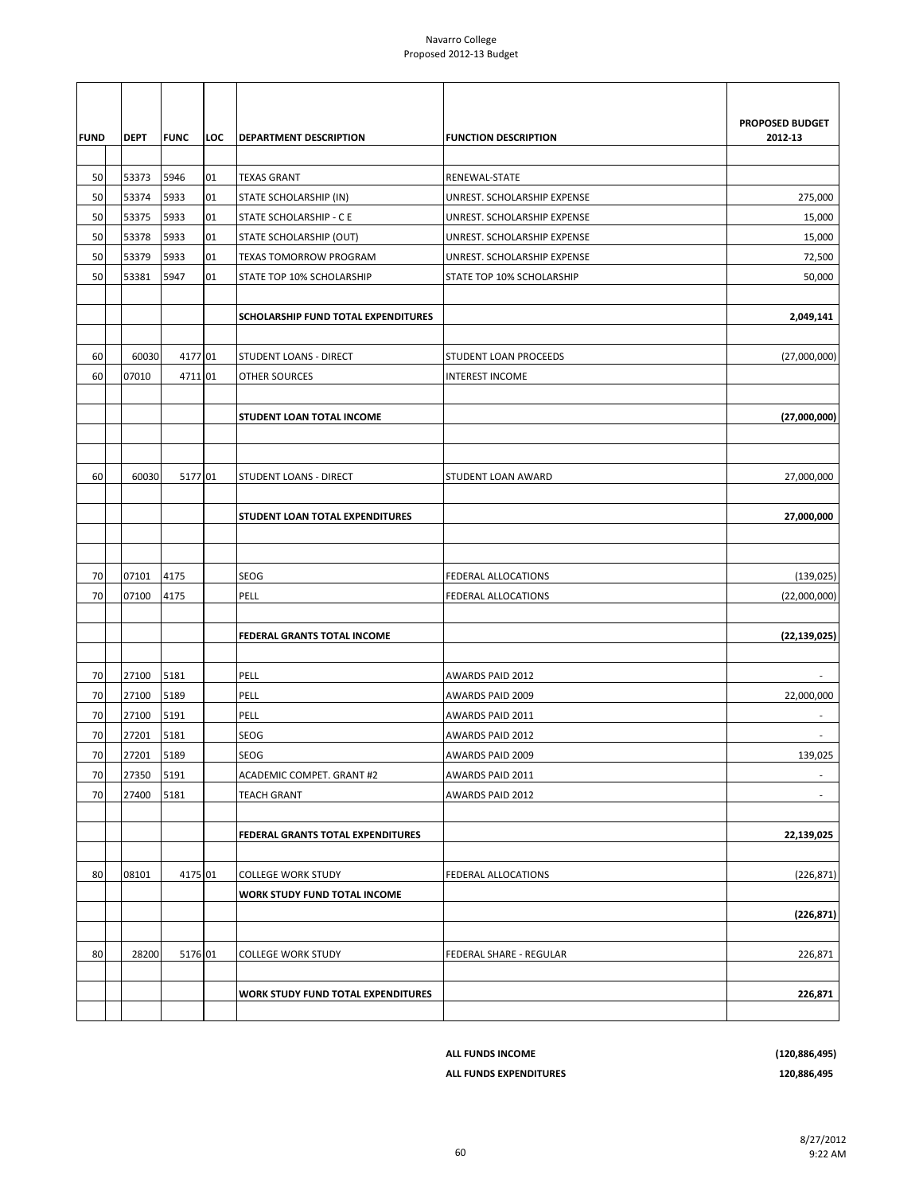Navarro College
Proposed 2012-13 Budget

| FUND | DEPT | FUNC | LOC | DEPARTMENT DESCRIPTION | FUNCTION DESCRIPTION | PROPOSED BUDGET 2012-13 |
|---|---|---|---|---|---|---|
| 50 | 53373 | 5946 | 01 | TEXAS GRANT | RENEWAL-STATE | |
| 50 | 53374 | 5933 | 01 | STATE SCHOLARSHIP (IN) | UNREST. SCHOLARSHIP EXPENSE | 275,000 |
| 50 | 53375 | 5933 | 01 | STATE SCHOLARSHIP - C E | UNREST. SCHOLARSHIP EXPENSE | 15,000 |
| 50 | 53378 | 5933 | 01 | STATE SCHOLARSHIP (OUT) | UNREST. SCHOLARSHIP EXPENSE | 15,000 |
| 50 | 53379 | 5933 | 01 | TEXAS TOMORROW PROGRAM | UNREST. SCHOLARSHIP EXPENSE | 72,500 |
| 50 | 53381 | 5947 | 01 | STATE TOP 10% SCHOLARSHIP | STATE TOP 10% SCHOLARSHIP | 50,000 |
| | | | | **SCHOLARSHIP FUND TOTAL EXPENDITURES** | | **2,049,141** |
| 60 | 60030 | 4177 | 01 | STUDENT LOANS - DIRECT | STUDENT LOAN PROCEEDS | (27,000,000) |
| 60 | 07010 | 4711 | 01 | OTHER SOURCES | INTEREST INCOME | |
| | | | | **STUDENT LOAN TOTAL INCOME** | | **(27,000,000)** |
| 60 | 60030 | 5177 | 01 | STUDENT LOANS - DIRECT | STUDENT LOAN AWARD | 27,000,000 |
| | | | | **STUDENT LOAN TOTAL EXPENDITURES** | | **27,000,000** |
| 70 | 07101 | 4175 | | SEOG | FEDERAL ALLOCATIONS | (139,025) |
| 70 | 07100 | 4175 | | PELL | FEDERAL ALLOCATIONS | (22,000,000) |
| | | | | **FEDERAL GRANTS TOTAL INCOME** | | **(22,139,025)** |
| 70 | 27100 | 5181 | | PELL | AWARDS PAID 2012 | - |
| 70 | 27100 | 5189 | | PELL | AWARDS PAID 2009 | 22,000,000 |
| 70 | 27100 | 5191 | | PELL | AWARDS PAID 2011 | - |
| 70 | 27201 | 5181 | | SEOG | AWARDS PAID 2012 | - |
| 70 | 27201 | 5189 | | SEOG | AWARDS PAID 2009 | 139,025 |
| 70 | 27350 | 5191 | | ACADEMIC COMPET. GRANT #2 | AWARDS PAID 2011 | - |
| 70 | 27400 | 5181 | | TEACH GRANT | AWARDS PAID 2012 | - |
| | | | | **FEDERAL GRANTS TOTAL EXPENDITURES** | | **22,139,025** |
| 80 | 08101 | 4175 | 01 | COLLEGE WORK STUDY | FEDERAL ALLOCATIONS | (226,871) |
| | | | | **WORK STUDY FUND TOTAL INCOME** | | |
| | | | | | | **(226,871)** |
| 80 | 28200 | 5176 | 01 | COLLEGE WORK STUDY | FEDERAL SHARE - REGULAR | 226,871 |
| | | | | **WORK STUDY FUND TOTAL EXPENDITURES** | | **226,871** |

| | |
|---|---|
| **ALL FUNDS INCOME** | **(120,886,495)** |
| **ALL FUNDS EXPENDITURES** | **120,886,495** |

8/27/2012
9:22 AM